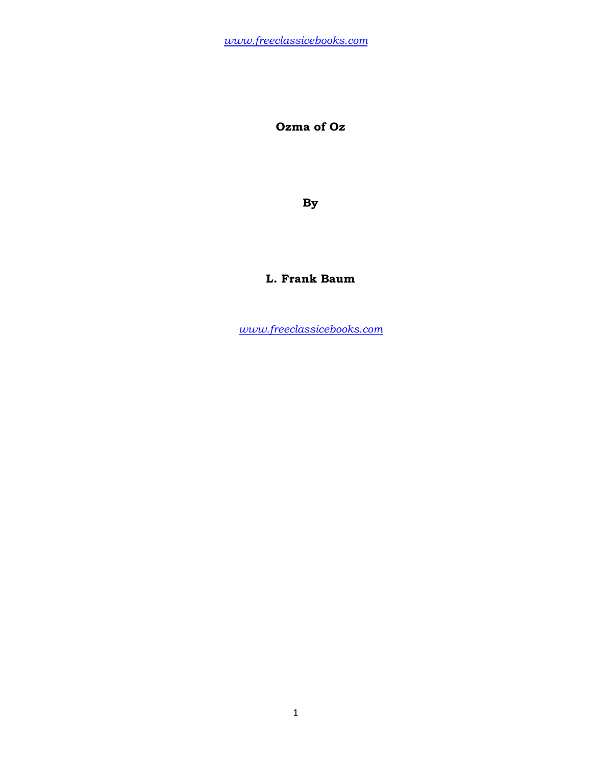www.freeclassicebooks.com

# Ozma of Oz

**By**

**L. Frank Baum**

www.freeclassicebooks.com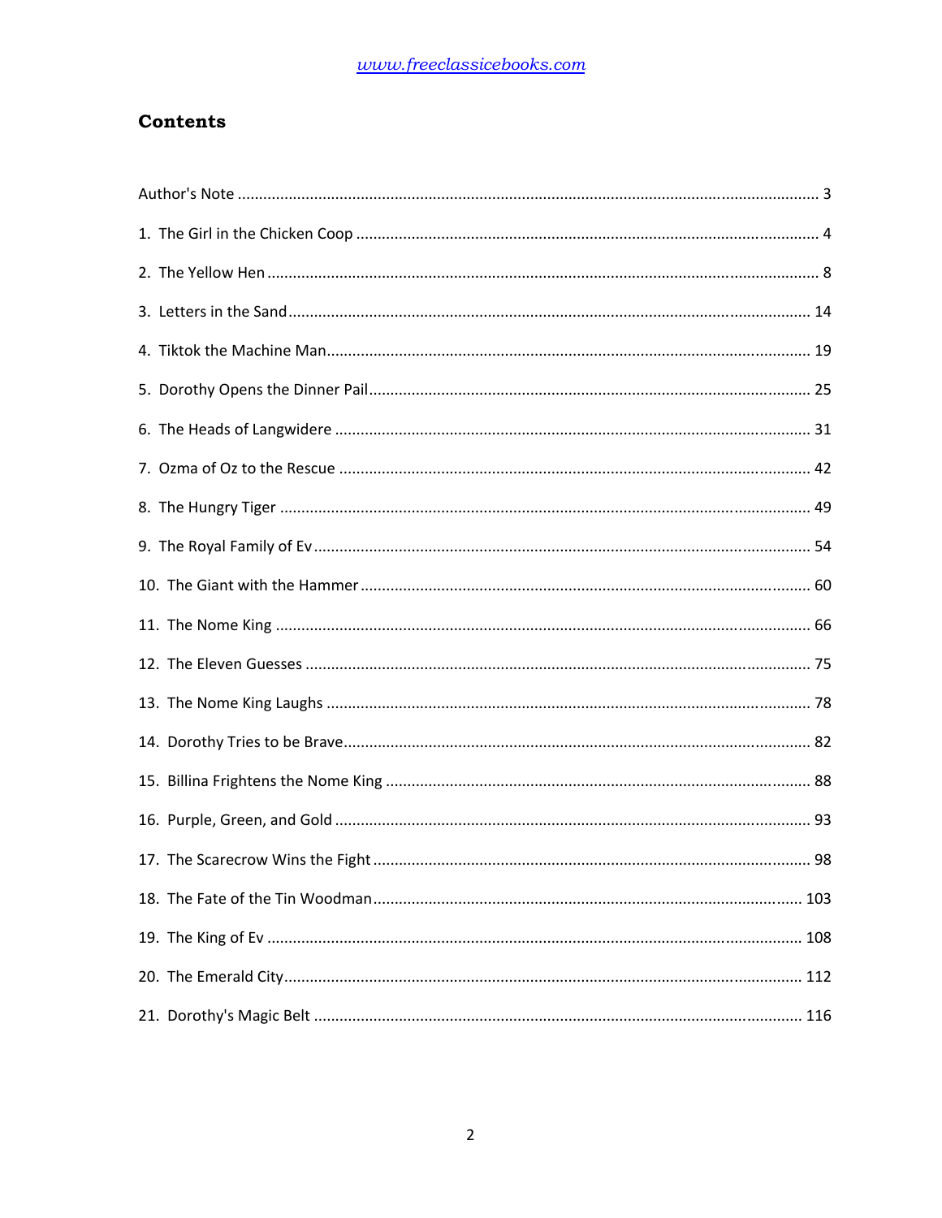## Contents

Author's Note ... 3

1. The Girl in the Chicken Coop ... 4
2. The Yellow Hen ... 8
3. Letters in the Sand ... 14
4. Tiktok the Machine Man ... 19
5. Dorothy Opens the Dinner Pail ... 25
6. The Heads of Langwidere ... 31
7. Ozma of Oz to the Rescue ... 42
8. The Hungry Tiger ... 49
9. The Royal Family of Ev ... 54
10. The Giant with the Hammer ... 60
11. The Nome King ... 66
12. The Eleven Guesses ... 75
13. The Nome King Laughs ... 78
14. Dorothy Tries to be Brave ... 82
15. Billina Frightens the Nome King ... 88
16. Purple, Green, and Gold ... 93
17. The Scarecrow Wins the Fight ... 98
18. The Fate of the Tin Woodman ... 103
19. The King of Ev ... 108
20. The Emerald City ... 112
21. Dorothy's Magic Belt ... 116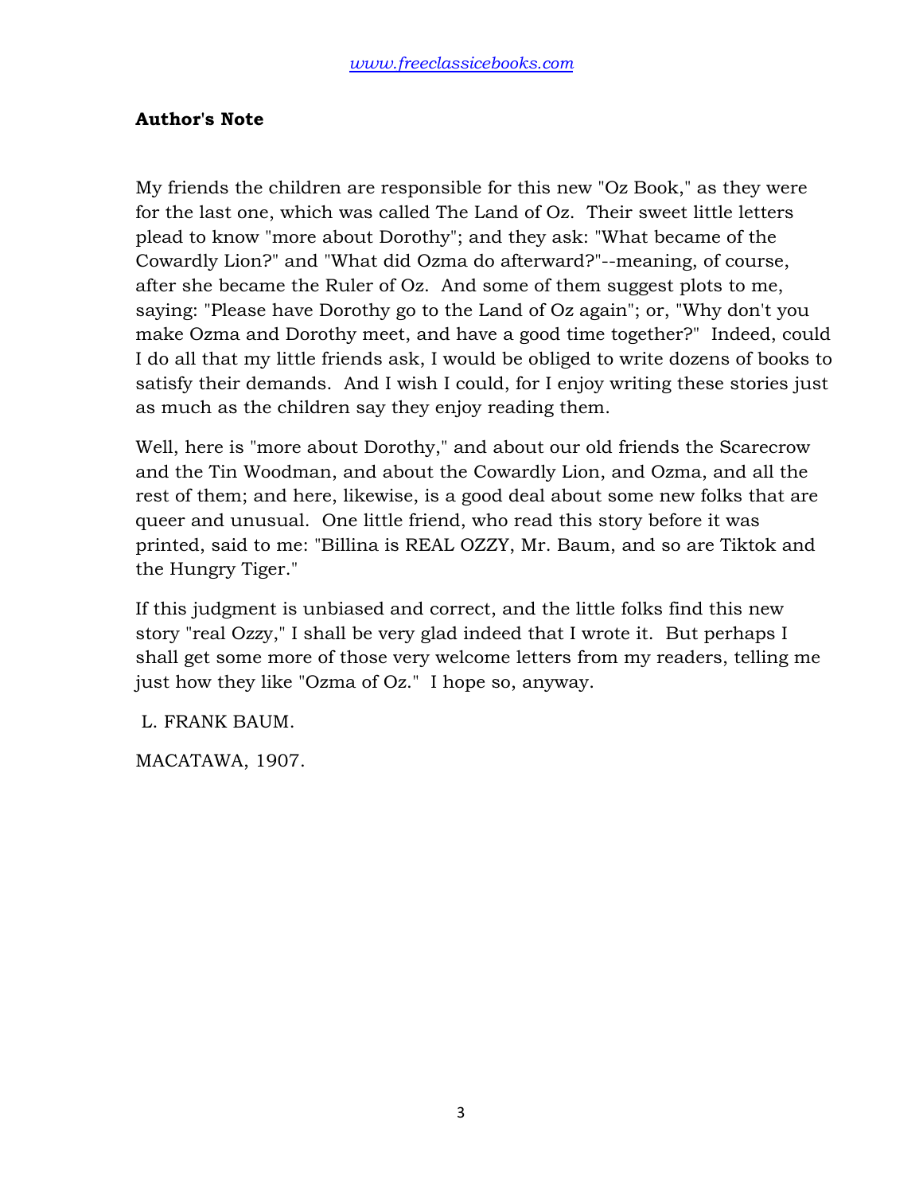## Author's Note

My friends the children are responsible for this new "Oz Book," as they were for the last one, which was called The Land of Oz. Their sweet little letters plead to know "more about Dorothy"; and they ask: "What became of the Cowardly Lion?" and "What did Ozma do afterward?"--meaning, of course, after she became the Ruler of Oz. And some of them suggest plots to me, saying: "Please have Dorothy go to the Land of Oz again"; or, "Why don't you make Ozma and Dorothy meet, and have a good time together?" Indeed, could I do all that my little friends ask, I would be obliged to write dozens of books to satisfy their demands. And I wish I could, for I enjoy writing these stories just as much as the children say they enjoy reading them.

Well, here is "more about Dorothy," and about our old friends the Scarecrow and the Tin Woodman, and about the Cowardly Lion, and Ozma, and all the rest of them; and here, likewise, is a good deal about some new folks that are queer and unusual. One little friend, who read this story before it was printed, said to me: "Billina is REAL OZZY, Mr. Baum, and so are Tiktok and the Hungry Tiger."

If this judgment is unbiased and correct, and the little folks find this new story "real Ozzy," I shall be very glad indeed that I wrote it. But perhaps I shall get some more of those very welcome letters from my readers, telling me just how they like "Ozma of Oz." I hope so, anyway.

L. FRANK BAUM.

MACATAWA, 1907.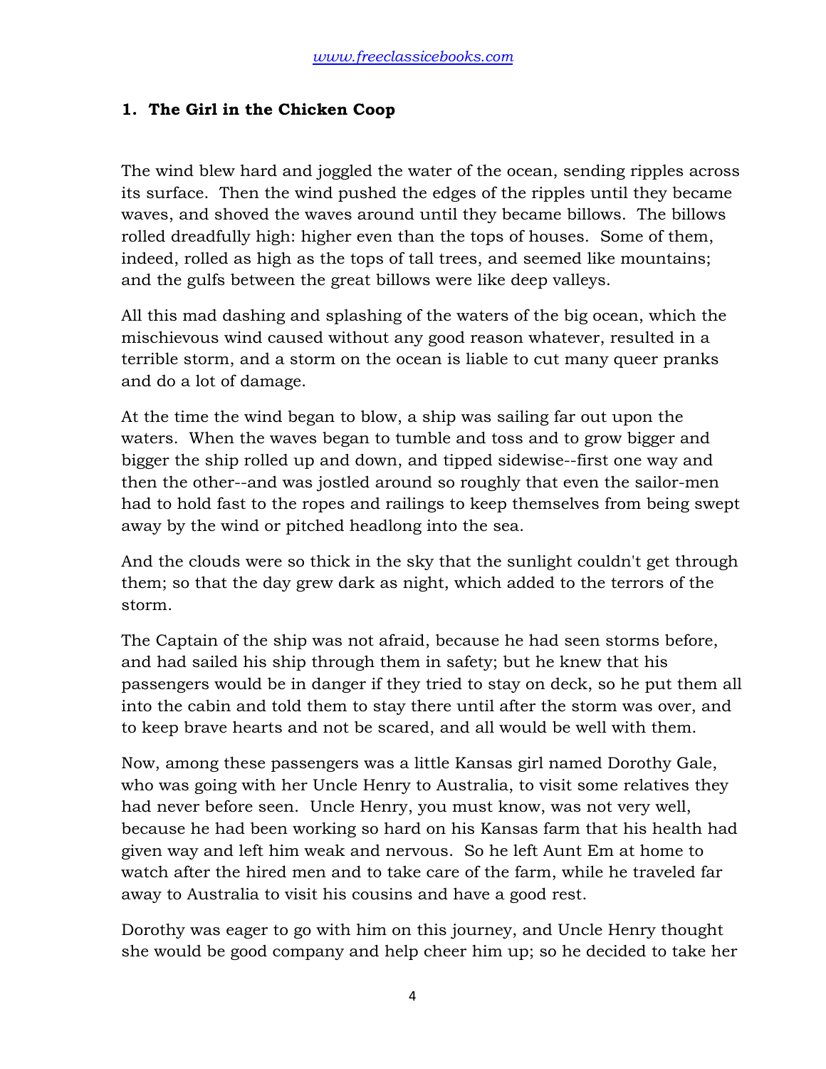### 1. The Girl in the Chicken Coop

The wind blew hard and joggled the water of the ocean, sending ripples across its surface. Then the wind pushed the edges of the ripples until they became waves, and shoved the waves around until they became billows. The billows rolled dreadfully high: higher even than the tops of houses. Some of them, indeed, rolled as high as the tops of tall trees, and seemed like mountains; and the gulfs between the great billows were like deep valleys.

All this mad dashing and splashing of the waters of the big ocean, which the mischievous wind caused without any good reason whatever, resulted in a terrible storm, and a storm on the ocean is liable to cut many queer pranks and do a lot of damage.

At the time the wind began to blow, a ship was sailing far out upon the waters. When the waves began to tumble and toss and to grow bigger and bigger the ship rolled up and down, and tipped sidewise--first one way and then the other--and was jostled around so roughly that even the sailor-men had to hold fast to the ropes and railings to keep themselves from being swept away by the wind or pitched headlong into the sea.

And the clouds were so thick in the sky that the sunlight couldn't get through them; so that the day grew dark as night, which added to the terrors of the storm.

The Captain of the ship was not afraid, because he had seen storms before, and had sailed his ship through them in safety; but he knew that his passengers would be in danger if they tried to stay on deck, so he put them all into the cabin and told them to stay there until after the storm was over, and to keep brave hearts and not be scared, and all would be well with them.

Now, among these passengers was a little Kansas girl named Dorothy Gale, who was going with her Uncle Henry to Australia, to visit some relatives they had never before seen. Uncle Henry, you must know, was not very well, because he had been working so hard on his Kansas farm that his health had given way and left him weak and nervous. So he left Aunt Em at home to watch after the hired men and to take care of the farm, while he traveled far away to Australia to visit his cousins and have a good rest.

Dorothy was eager to go with him on this journey, and Uncle Henry thought she would be good company and help cheer him up; so he decided to take her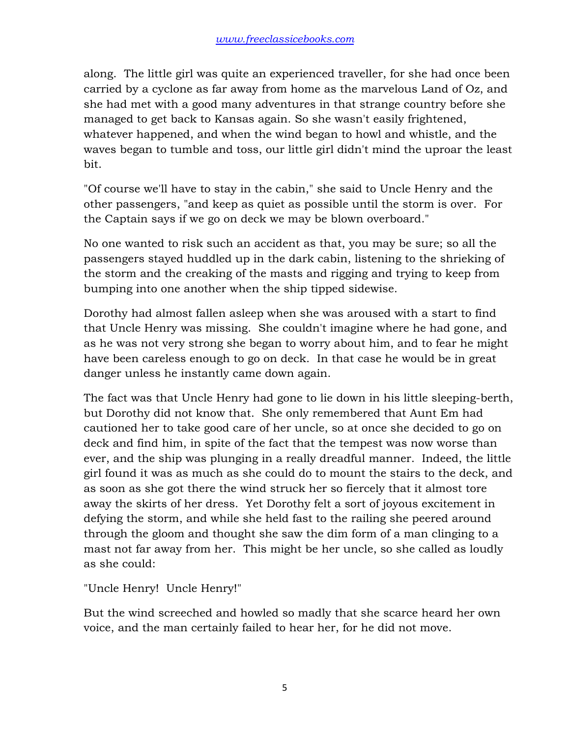along. The little girl was quite an experienced traveller, for she had once been carried by a cyclone as far away from home as the marvelous Land of Oz, and she had met with a good many adventures in that strange country before she managed to get back to Kansas again. So she wasn't easily frightened, whatever happened, and when the wind began to howl and whistle, and the waves began to tumble and toss, our little girl didn't mind the uproar the least bit.

"Of course we'll have to stay in the cabin," she said to Uncle Henry and the other passengers, "and keep as quiet as possible until the storm is over. For the Captain says if we go on deck we may be blown overboard."

No one wanted to risk such an accident as that, you may be sure; so all the passengers stayed huddled up in the dark cabin, listening to the shrieking of the storm and the creaking of the masts and rigging and trying to keep from bumping into one another when the ship tipped sidewise.

Dorothy had almost fallen asleep when she was aroused with a start to find that Uncle Henry was missing. She couldn't imagine where he had gone, and as he was not very strong she began to worry about him, and to fear he might have been careless enough to go on deck. In that case he would be in great danger unless he instantly came down again.

The fact was that Uncle Henry had gone to lie down in his little sleeping-berth, but Dorothy did not know that. She only remembered that Aunt Em had cautioned her to take good care of her uncle, so at once she decided to go on deck and find him, in spite of the fact that the tempest was now worse than ever, and the ship was plunging in a really dreadful manner. Indeed, the little girl found it was as much as she could do to mount the stairs to the deck, and as soon as she got there the wind struck her so fiercely that it almost tore away the skirts of her dress. Yet Dorothy felt a sort of joyous excitement in defying the storm, and while she held fast to the railing she peered around through the gloom and thought she saw the dim form of a man clinging to a mast not far away from her. This might be her uncle, so she called as loudly as she could:

"Uncle Henry! Uncle Henry!"

But the wind screeched and howled so madly that she scarce heard her own voice, and the man certainly failed to hear her, for he did not move.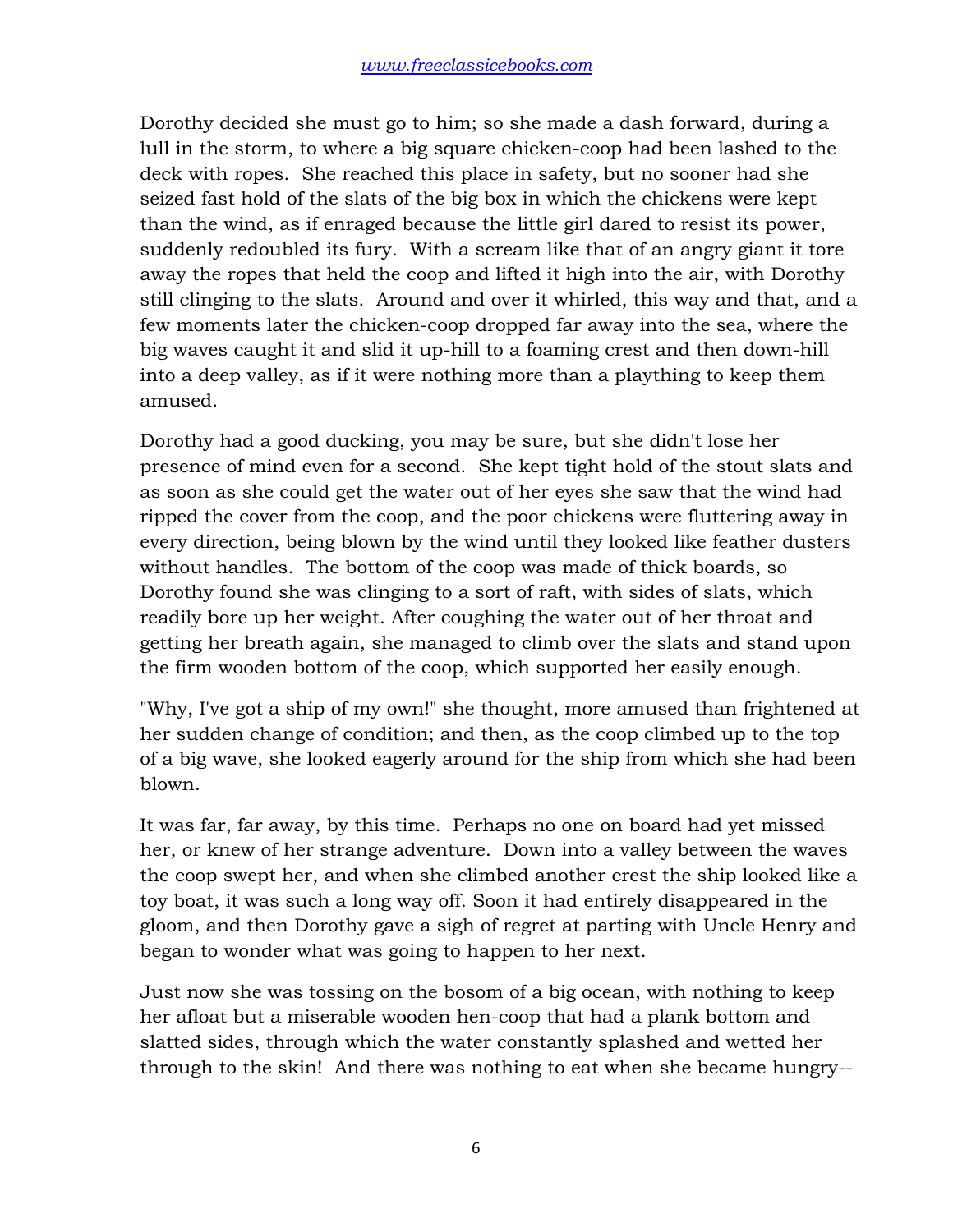Dorothy decided she must go to him; so she made a dash forward, during a lull in the storm, to where a big square chicken-coop had been lashed to the deck with ropes. She reached this place in safety, but no sooner had she seized fast hold of the slats of the big box in which the chickens were kept than the wind, as if enraged because the little girl dared to resist its power, suddenly redoubled its fury. With a scream like that of an angry giant it tore away the ropes that held the coop and lifted it high into the air, with Dorothy still clinging to the slats. Around and over it whirled, this way and that, and a few moments later the chicken-coop dropped far away into the sea, where the big waves caught it and slid it up-hill to a foaming crest and then down-hill into a deep valley, as if it were nothing more than a plaything to keep them amused.

Dorothy had a good ducking, you may be sure, but she didn't lose her presence of mind even for a second. She kept tight hold of the stout slats and as soon as she could get the water out of her eyes she saw that the wind had ripped the cover from the coop, and the poor chickens were fluttering away in every direction, being blown by the wind until they looked like feather dusters without handles. The bottom of the coop was made of thick boards, so Dorothy found she was clinging to a sort of raft, with sides of slats, which readily bore up her weight. After coughing the water out of her throat and getting her breath again, she managed to climb over the slats and stand upon the firm wooden bottom of the coop, which supported her easily enough.

"Why, I've got a ship of my own!" she thought, more amused than frightened at her sudden change of condition; and then, as the coop climbed up to the top of a big wave, she looked eagerly around for the ship from which she had been blown.

It was far, far away, by this time. Perhaps no one on board had yet missed her, or knew of her strange adventure. Down into a valley between the waves the coop swept her, and when she climbed another crest the ship looked like a toy boat, it was such a long way off. Soon it had entirely disappeared in the gloom, and then Dorothy gave a sigh of regret at parting with Uncle Henry and began to wonder what was going to happen to her next.

Just now she was tossing on the bosom of a big ocean, with nothing to keep her afloat but a miserable wooden hen-coop that had a plank bottom and slatted sides, through which the water constantly splashed and wetted her through to the skin! And there was nothing to eat when she became hungry--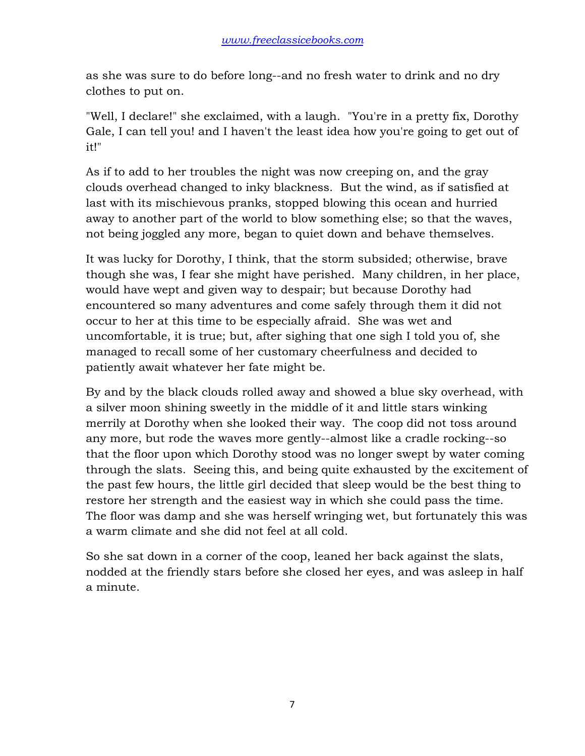as she was sure to do before long--and no fresh water to drink and no dry clothes to put on.

"Well, I declare!" she exclaimed, with a laugh. "You're in a pretty fix, Dorothy Gale, I can tell you! and I haven't the least idea how you're going to get out of it!"

As if to add to her troubles the night was now creeping on, and the gray clouds overhead changed to inky blackness. But the wind, as if satisfied at last with its mischievous pranks, stopped blowing this ocean and hurried away to another part of the world to blow something else; so that the waves, not being joggled any more, began to quiet down and behave themselves.

It was lucky for Dorothy, I think, that the storm subsided; otherwise, brave though she was, I fear she might have perished. Many children, in her place, would have wept and given way to despair; but because Dorothy had encountered so many adventures and come safely through them it did not occur to her at this time to be especially afraid. She was wet and uncomfortable, it is true; but, after sighing that one sigh I told you of, she managed to recall some of her customary cheerfulness and decided to patiently await whatever her fate might be.

By and by the black clouds rolled away and showed a blue sky overhead, with a silver moon shining sweetly in the middle of it and little stars winking merrily at Dorothy when she looked their way. The coop did not toss around any more, but rode the waves more gently--almost like a cradle rocking--so that the floor upon which Dorothy stood was no longer swept by water coming through the slats. Seeing this, and being quite exhausted by the excitement of the past few hours, the little girl decided that sleep would be the best thing to restore her strength and the easiest way in which she could pass the time. The floor was damp and she was herself wringing wet, but fortunately this was a warm climate and she did not feel at all cold.

So she sat down in a corner of the coop, leaned her back against the slats, nodded at the friendly stars before she closed her eyes, and was asleep in half a minute.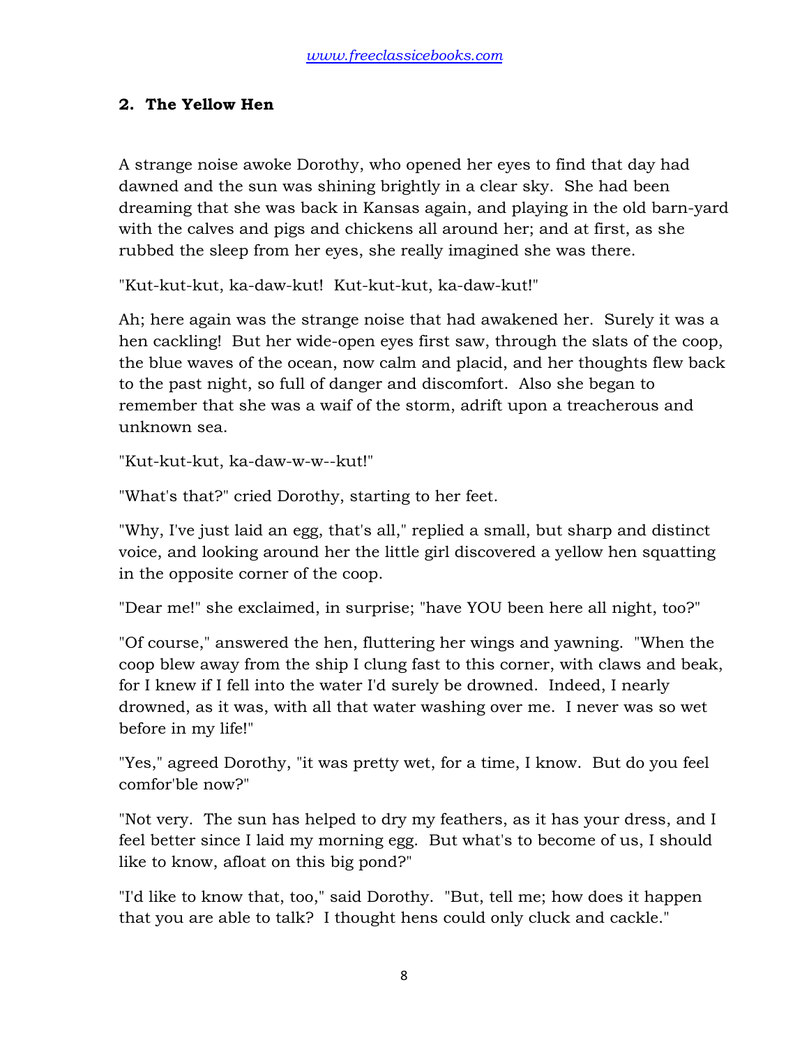## 2. The Yellow Hen

A strange noise awoke Dorothy, who opened her eyes to find that day had dawned and the sun was shining brightly in a clear sky. She had been dreaming that she was back in Kansas again, and playing in the old barn-yard with the calves and pigs and chickens all around her; and at first, as she rubbed the sleep from her eyes, she really imagined she was there.

"Kut-kut-kut, ka-daw-kut! Kut-kut-kut, ka-daw-kut!"

Ah; here again was the strange noise that had awakened her. Surely it was a hen cackling! But her wide-open eyes first saw, through the slats of the coop, the blue waves of the ocean, now calm and placid, and her thoughts flew back to the past night, so full of danger and discomfort. Also she began to remember that she was a waif of the storm, adrift upon a treacherous and unknown sea.

"Kut-kut-kut, ka-daw-w-w--kut!"

"What's that?" cried Dorothy, starting to her feet.

"Why, I've just laid an egg, that's all," replied a small, but sharp and distinct voice, and looking around her the little girl discovered a yellow hen squatting in the opposite corner of the coop.

"Dear me!" she exclaimed, in surprise; "have YOU been here all night, too?"

"Of course," answered the hen, fluttering her wings and yawning. "When the coop blew away from the ship I clung fast to this corner, with claws and beak, for I knew if I fell into the water I'd surely be drowned. Indeed, I nearly drowned, as it was, with all that water washing over me. I never was so wet before in my life!"

"Yes," agreed Dorothy, "it was pretty wet, for a time, I know. But do you feel comfor'ble now?"

"Not very. The sun has helped to dry my feathers, as it has your dress, and I feel better since I laid my morning egg. But what's to become of us, I should like to know, afloat on this big pond?"

"I'd like to know that, too," said Dorothy. "But, tell me; how does it happen that you are able to talk? I thought hens could only cluck and cackle."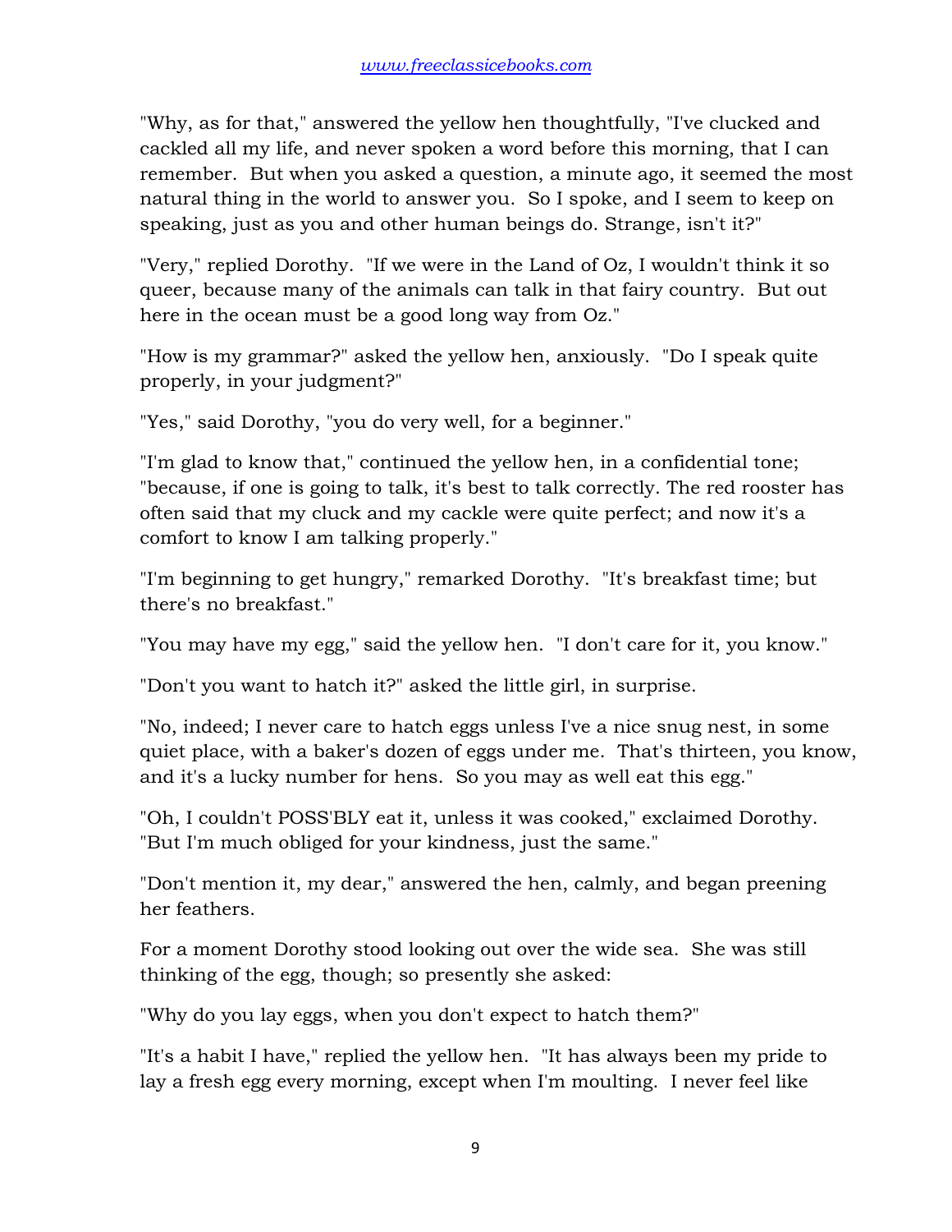"Why, as for that," answered the yellow hen thoughtfully, "I've clucked and cackled all my life, and never spoken a word before this morning, that I can remember. But when you asked a question, a minute ago, it seemed the most natural thing in the world to answer you. So I spoke, and I seem to keep on speaking, just as you and other human beings do. Strange, isn't it?"

"Very," replied Dorothy. "If we were in the Land of Oz, I wouldn't think it so queer, because many of the animals can talk in that fairy country. But out here in the ocean must be a good long way from Oz."

"How is my grammar?" asked the yellow hen, anxiously. "Do I speak quite properly, in your judgment?"

"Yes," said Dorothy, "you do very well, for a beginner."

"I'm glad to know that," continued the yellow hen, in a confidential tone; "because, if one is going to talk, it's best to talk correctly. The red rooster has often said that my cluck and my cackle were quite perfect; and now it's a comfort to know I am talking properly."

"I'm beginning to get hungry," remarked Dorothy. "It's breakfast time; but there's no breakfast."

"You may have my egg," said the yellow hen. "I don't care for it, you know."

"Don't you want to hatch it?" asked the little girl, in surprise.

"No, indeed; I never care to hatch eggs unless I've a nice snug nest, in some quiet place, with a baker's dozen of eggs under me. That's thirteen, you know, and it's a lucky number for hens. So you may as well eat this egg."

"Oh, I couldn't POSS'BLY eat it, unless it was cooked," exclaimed Dorothy. "But I'm much obliged for your kindness, just the same."

"Don't mention it, my dear," answered the hen, calmly, and began preening her feathers.

For a moment Dorothy stood looking out over the wide sea. She was still thinking of the egg, though; so presently she asked:

"Why do you lay eggs, when you don't expect to hatch them?"

"It's a habit I have," replied the yellow hen. "It has always been my pride to lay a fresh egg every morning, except when I'm moulting. I never feel like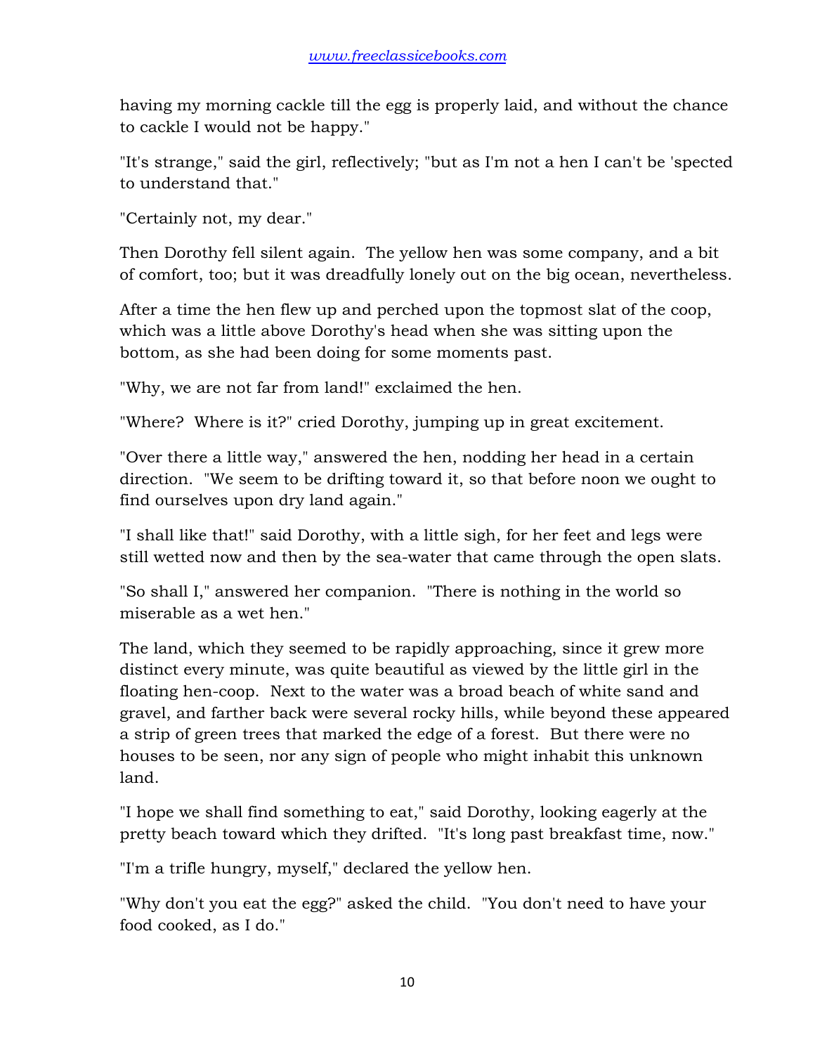having my morning cackle till the egg is properly laid, and without the chance to cackle I would not be happy."

"It's strange," said the girl, reflectively; "but as I'm not a hen I can't be 'spected to understand that."

"Certainly not, my dear."

Then Dorothy fell silent again. The yellow hen was some company, and a bit of comfort, too; but it was dreadfully lonely out on the big ocean, nevertheless.

After a time the hen flew up and perched upon the topmost slat of the coop, which was a little above Dorothy's head when she was sitting upon the bottom, as she had been doing for some moments past.

"Why, we are not far from land!" exclaimed the hen.

"Where? Where is it?" cried Dorothy, jumping up in great excitement.

"Over there a little way," answered the hen, nodding her head in a certain direction. "We seem to be drifting toward it, so that before noon we ought to find ourselves upon dry land again."

"I shall like that!" said Dorothy, with a little sigh, for her feet and legs were still wetted now and then by the sea-water that came through the open slats.

"So shall I," answered her companion. "There is nothing in the world so miserable as a wet hen."

The land, which they seemed to be rapidly approaching, since it grew more distinct every minute, was quite beautiful as viewed by the little girl in the floating hen-coop. Next to the water was a broad beach of white sand and gravel, and farther back were several rocky hills, while beyond these appeared a strip of green trees that marked the edge of a forest. But there were no houses to be seen, nor any sign of people who might inhabit this unknown land.

"I hope we shall find something to eat," said Dorothy, looking eagerly at the pretty beach toward which they drifted. "It's long past breakfast time, now."

"I'm a trifle hungry, myself," declared the yellow hen.

"Why don't you eat the egg?" asked the child. "You don't need to have your food cooked, as I do."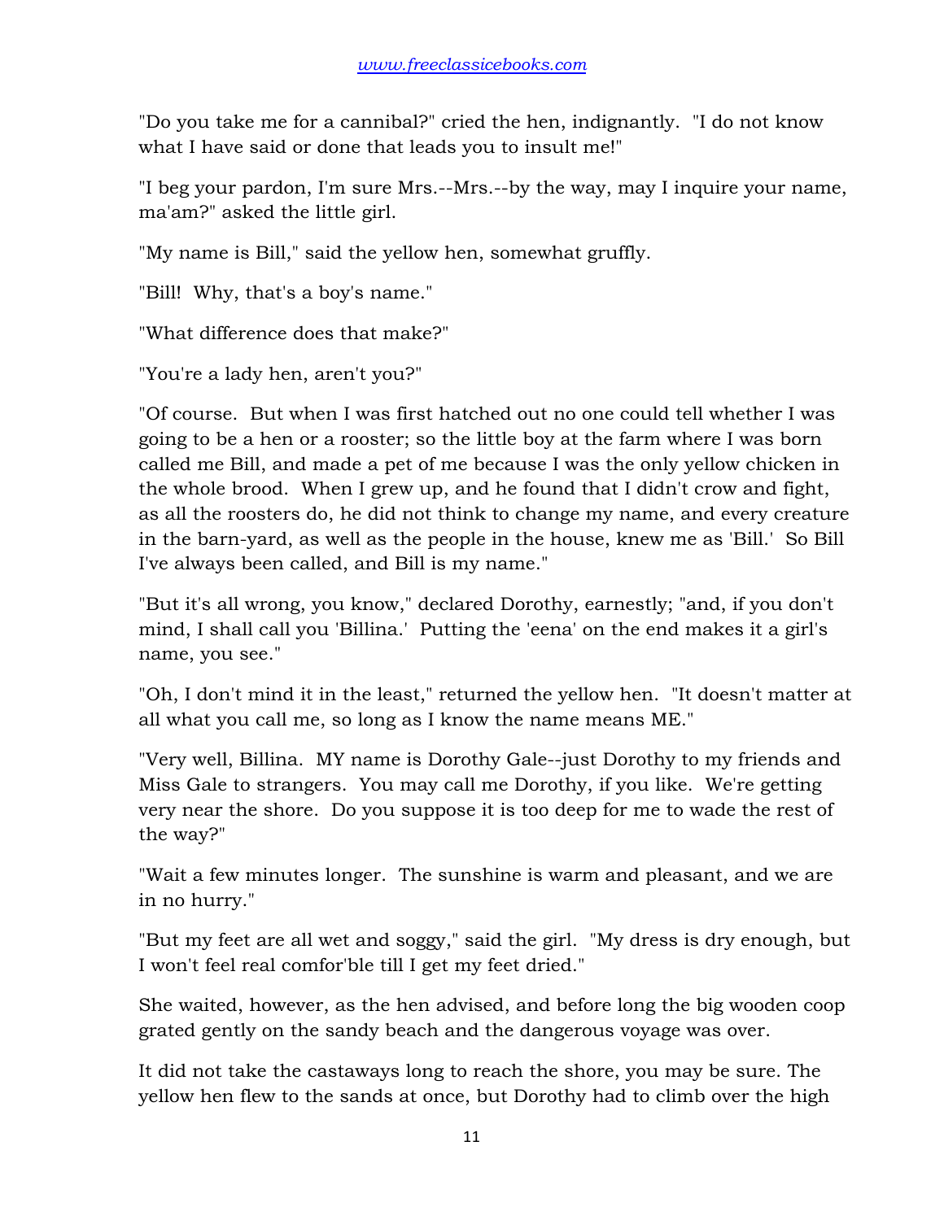"Do you take me for a cannibal?" cried the hen, indignantly. "I do not know what I have said or done that leads you to insult me!"

"I beg your pardon, I'm sure Mrs.--Mrs.--by the way, may I inquire your name, ma'am?" asked the little girl.

"My name is Bill," said the yellow hen, somewhat gruffly.

"Bill! Why, that's a boy's name."

"What difference does that make?"

"You're a lady hen, aren't you?"

"Of course. But when I was first hatched out no one could tell whether I was going to be a hen or a rooster; so the little boy at the farm where I was born called me Bill, and made a pet of me because I was the only yellow chicken in the whole brood. When I grew up, and he found that I didn't crow and fight, as all the roosters do, he did not think to change my name, and every creature in the barn-yard, as well as the people in the house, knew me as 'Bill.' So Bill I've always been called, and Bill is my name."

"But it's all wrong, you know," declared Dorothy, earnestly; "and, if you don't mind, I shall call you 'Billina.' Putting the 'eena' on the end makes it a girl's name, you see."

"Oh, I don't mind it in the least," returned the yellow hen. "It doesn't matter at all what you call me, so long as I know the name means ME."

"Very well, Billina. MY name is Dorothy Gale--just Dorothy to my friends and Miss Gale to strangers. You may call me Dorothy, if you like. We're getting very near the shore. Do you suppose it is too deep for me to wade the rest of the way?"

"Wait a few minutes longer. The sunshine is warm and pleasant, and we are in no hurry."

"But my feet are all wet and soggy," said the girl. "My dress is dry enough, but I won't feel real comfor'ble till I get my feet dried."

She waited, however, as the hen advised, and before long the big wooden coop grated gently on the sandy beach and the dangerous voyage was over.

It did not take the castaways long to reach the shore, you may be sure. The yellow hen flew to the sands at once, but Dorothy had to climb over the high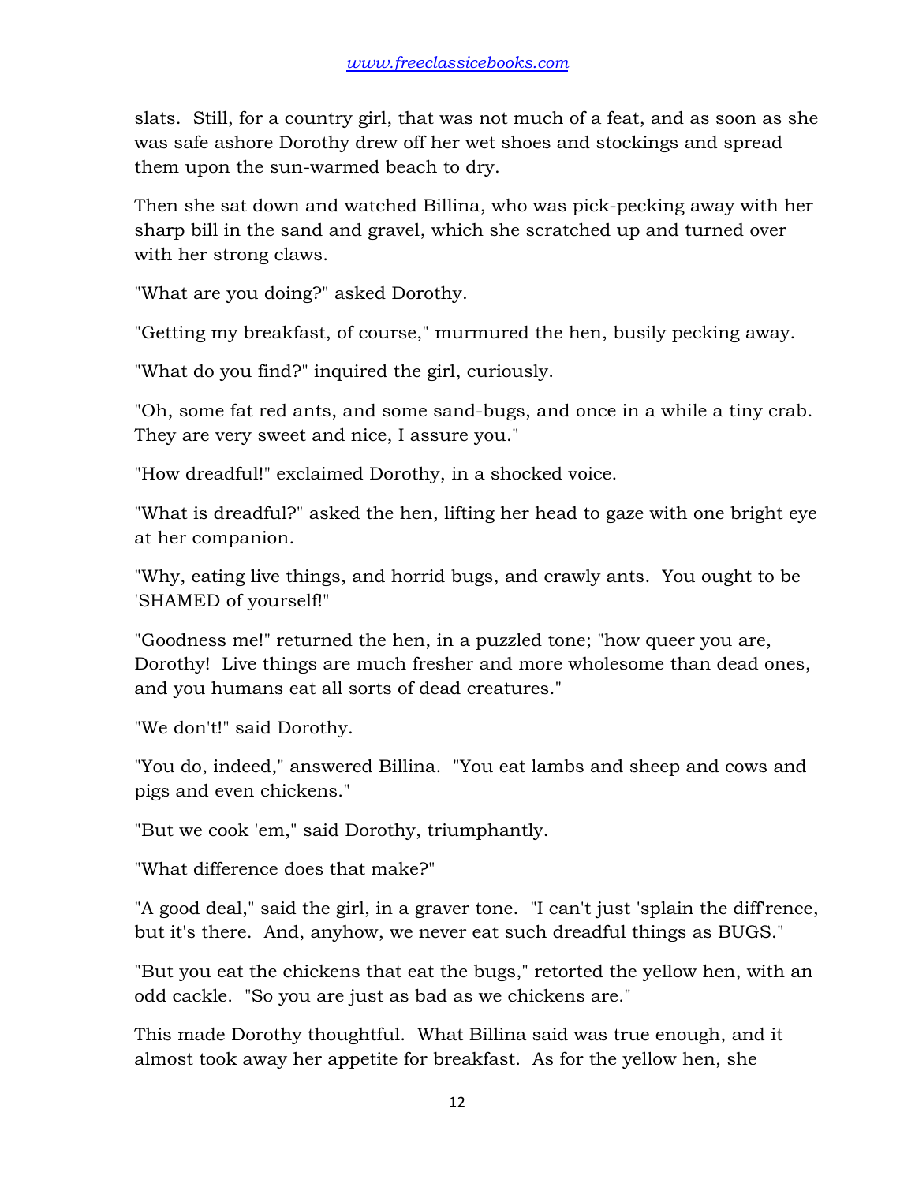slats. Still, for a country girl, that was not much of a feat, and as soon as she was safe ashore Dorothy drew off her wet shoes and stockings and spread them upon the sun-warmed beach to dry.

Then she sat down and watched Billina, who was pick-pecking away with her sharp bill in the sand and gravel, which she scratched up and turned over with her strong claws.

"What are you doing?" asked Dorothy.

"Getting my breakfast, of course," murmured the hen, busily pecking away.

"What do you find?" inquired the girl, curiously.

"Oh, some fat red ants, and some sand-bugs, and once in a while a tiny crab. They are very sweet and nice, I assure you."

"How dreadful!" exclaimed Dorothy, in a shocked voice.

"What is dreadful?" asked the hen, lifting her head to gaze with one bright eye at her companion.

"Why, eating live things, and horrid bugs, and crawly ants. You ought to be 'SHAMED of yourself!"

"Goodness me!" returned the hen, in a puzzled tone; "how queer you are, Dorothy! Live things are much fresher and more wholesome than dead ones, and you humans eat all sorts of dead creatures."

"We don't!" said Dorothy.

"You do, indeed," answered Billina. "You eat lambs and sheep and cows and pigs and even chickens."

"But we cook 'em," said Dorothy, triumphantly.

"What difference does that make?"

"A good deal," said the girl, in a graver tone. "I can't just 'splain the diff'rence, but it's there. And, anyhow, we never eat such dreadful things as BUGS."

"But you eat the chickens that eat the bugs," retorted the yellow hen, with an odd cackle. "So you are just as bad as we chickens are."

This made Dorothy thoughtful. What Billina said was true enough, and it almost took away her appetite for breakfast. As for the yellow hen, she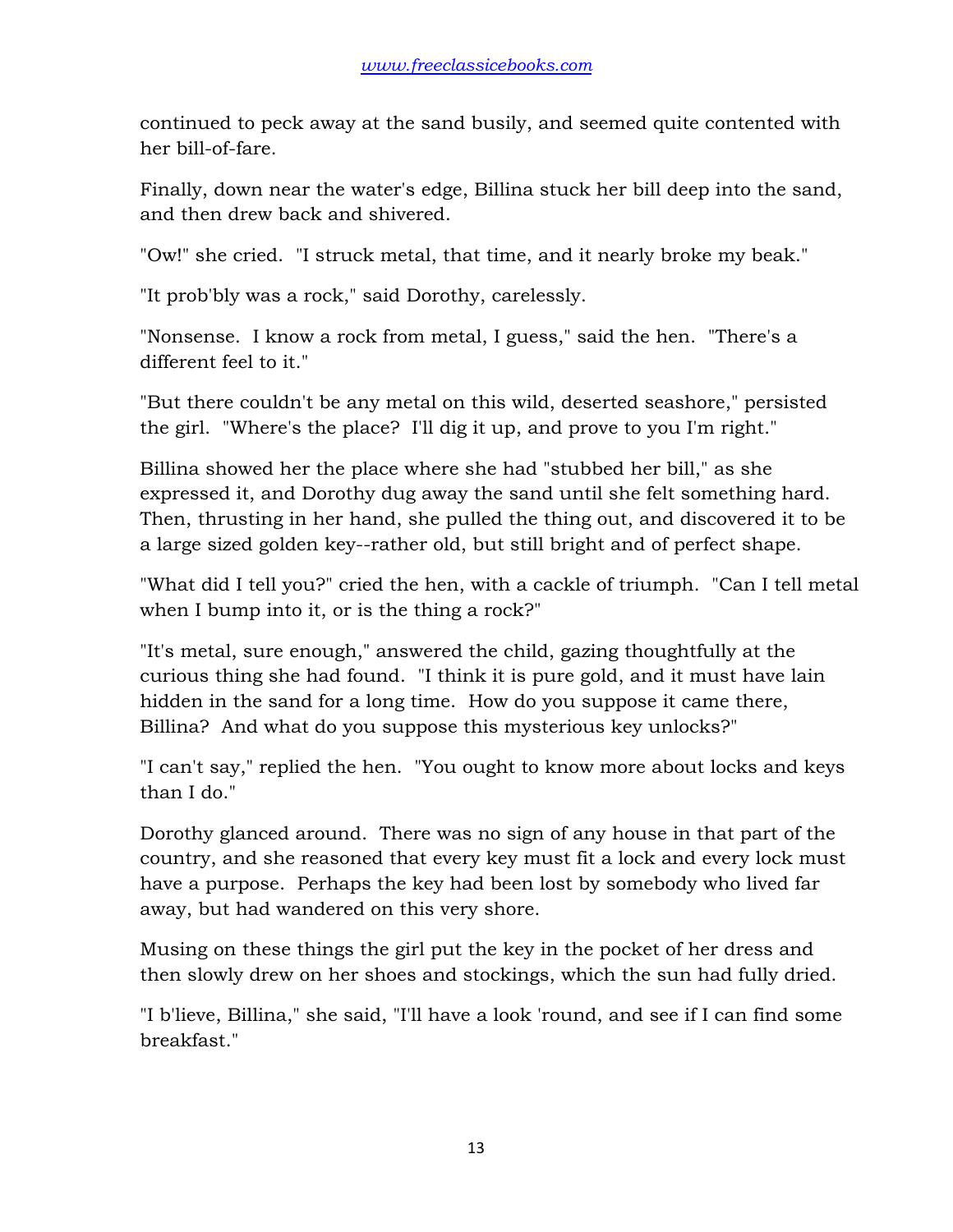continued to peck away at the sand busily, and seemed quite contented with her bill-of-fare.

Finally, down near the water's edge, Billina stuck her bill deep into the sand, and then drew back and shivered.

"Ow!" she cried. "I struck metal, that time, and it nearly broke my beak."

"It prob'bly was a rock," said Dorothy, carelessly.

"Nonsense. I know a rock from metal, I guess," said the hen. "There's a different feel to it."

"But there couldn't be any metal on this wild, deserted seashore," persisted the girl. "Where's the place? I'll dig it up, and prove to you I'm right."

Billina showed her the place where she had "stubbed her bill," as she expressed it, and Dorothy dug away the sand until she felt something hard. Then, thrusting in her hand, she pulled the thing out, and discovered it to be a large sized golden key--rather old, but still bright and of perfect shape.

"What did I tell you?" cried the hen, with a cackle of triumph. "Can I tell metal when I bump into it, or is the thing a rock?"

"It's metal, sure enough," answered the child, gazing thoughtfully at the curious thing she had found. "I think it is pure gold, and it must have lain hidden in the sand for a long time. How do you suppose it came there, Billina? And what do you suppose this mysterious key unlocks?"

"I can't say," replied the hen. "You ought to know more about locks and keys than I do."

Dorothy glanced around. There was no sign of any house in that part of the country, and she reasoned that every key must fit a lock and every lock must have a purpose. Perhaps the key had been lost by somebody who lived far away, but had wandered on this very shore.

Musing on these things the girl put the key in the pocket of her dress and then slowly drew on her shoes and stockings, which the sun had fully dried.

"I b'lieve, Billina," she said, "I'll have a look 'round, and see if I can find some breakfast."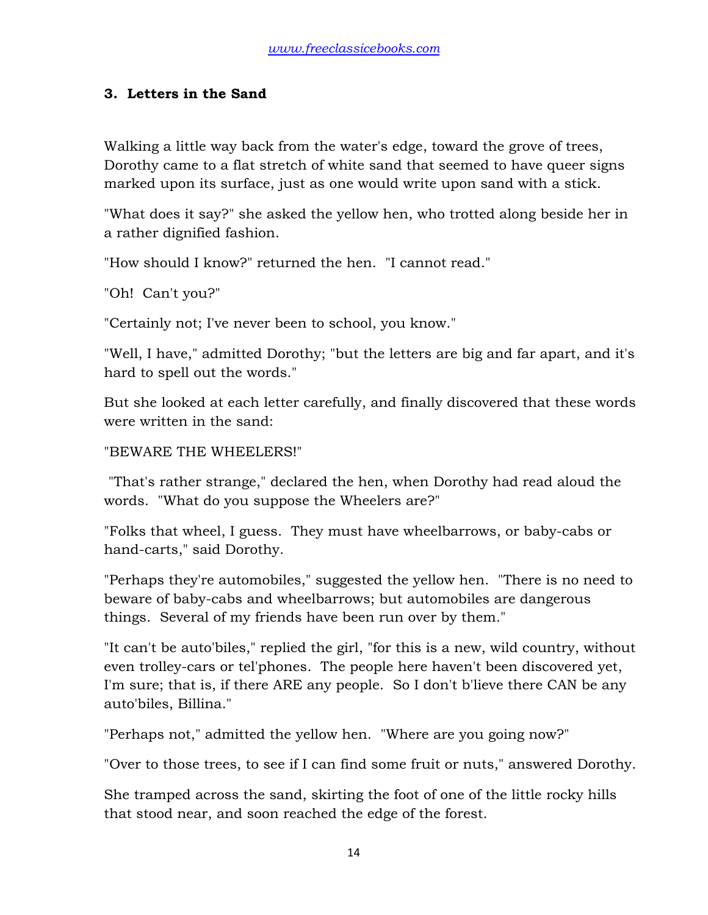### 3. Letters in the Sand

Walking a little way back from the water's edge, toward the grove of trees, Dorothy came to a flat stretch of white sand that seemed to have queer signs marked upon its surface, just as one would write upon sand with a stick.

"What does it say?" she asked the yellow hen, who trotted along beside her in a rather dignified fashion.

"How should I know?" returned the hen. "I cannot read."

"Oh! Can't you?"

"Certainly not; I've never been to school, you know."

"Well, I have," admitted Dorothy; "but the letters are big and far apart, and it's hard to spell out the words."

But she looked at each letter carefully, and finally discovered that these words were written in the sand:

"BEWARE THE WHEELERS!"

"That's rather strange," declared the hen, when Dorothy had read aloud the words. "What do you suppose the Wheelers are?"

"Folks that wheel, I guess. They must have wheelbarrows, or baby-cabs or hand-carts," said Dorothy.

"Perhaps they're automobiles," suggested the yellow hen. "There is no need to beware of baby-cabs and wheelbarrows; but automobiles are dangerous things. Several of my friends have been run over by them."

"It can't be auto'biles," replied the girl, "for this is a new, wild country, without even trolley-cars or tel'phones. The people here haven't been discovered yet, I'm sure; that is, if there ARE any people. So I don't b'lieve there CAN be any auto'biles, Billina."

"Perhaps not," admitted the yellow hen. "Where are you going now?"

"Over to those trees, to see if I can find some fruit or nuts," answered Dorothy.

She tramped across the sand, skirting the foot of one of the little rocky hills that stood near, and soon reached the edge of the forest.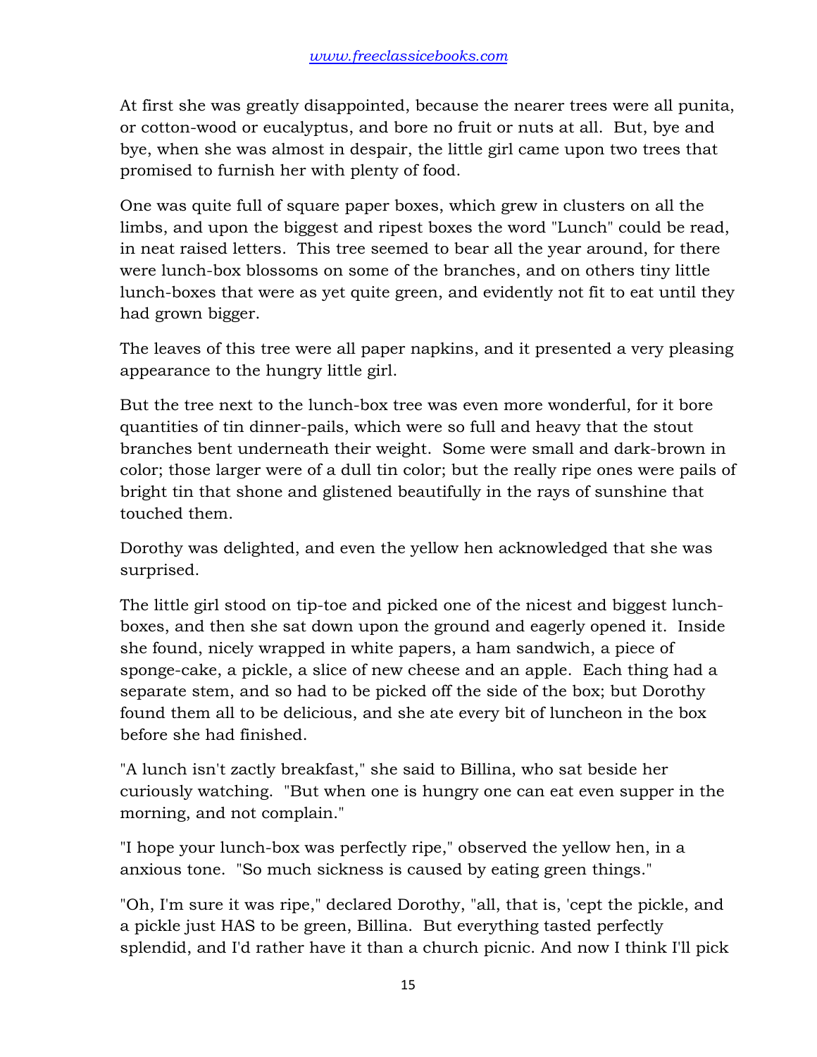At first she was greatly disappointed, because the nearer trees were all punita, or cotton-wood or eucalyptus, and bore no fruit or nuts at all. But, bye and bye, when she was almost in despair, the little girl came upon two trees that promised to furnish her with plenty of food.

One was quite full of square paper boxes, which grew in clusters on all the limbs, and upon the biggest and ripest boxes the word "Lunch" could be read, in neat raised letters. This tree seemed to bear all the year around, for there were lunch-box blossoms on some of the branches, and on others tiny little lunch-boxes that were as yet quite green, and evidently not fit to eat until they had grown bigger.

The leaves of this tree were all paper napkins, and it presented a very pleasing appearance to the hungry little girl.

But the tree next to the lunch-box tree was even more wonderful, for it bore quantities of tin dinner-pails, which were so full and heavy that the stout branches bent underneath their weight. Some were small and dark-brown in color; those larger were of a dull tin color; but the really ripe ones were pails of bright tin that shone and glistened beautifully in the rays of sunshine that touched them.

Dorothy was delighted, and even the yellow hen acknowledged that she was surprised.

The little girl stood on tip-toe and picked one of the nicest and biggest lunch-boxes, and then she sat down upon the ground and eagerly opened it. Inside she found, nicely wrapped in white papers, a ham sandwich, a piece of sponge-cake, a pickle, a slice of new cheese and an apple. Each thing had a separate stem, and so had to be picked off the side of the box; but Dorothy found them all to be delicious, and she ate every bit of luncheon in the box before she had finished.

"A lunch isn't zactly breakfast," she said to Billina, who sat beside her curiously watching. "But when one is hungry one can eat even supper in the morning, and not complain."

"I hope your lunch-box was perfectly ripe," observed the yellow hen, in a anxious tone. "So much sickness is caused by eating green things."

"Oh, I'm sure it was ripe," declared Dorothy, "all, that is, 'cept the pickle, and a pickle just HAS to be green, Billina. But everything tasted perfectly splendid, and I'd rather have it than a church picnic. And now I think I'll pick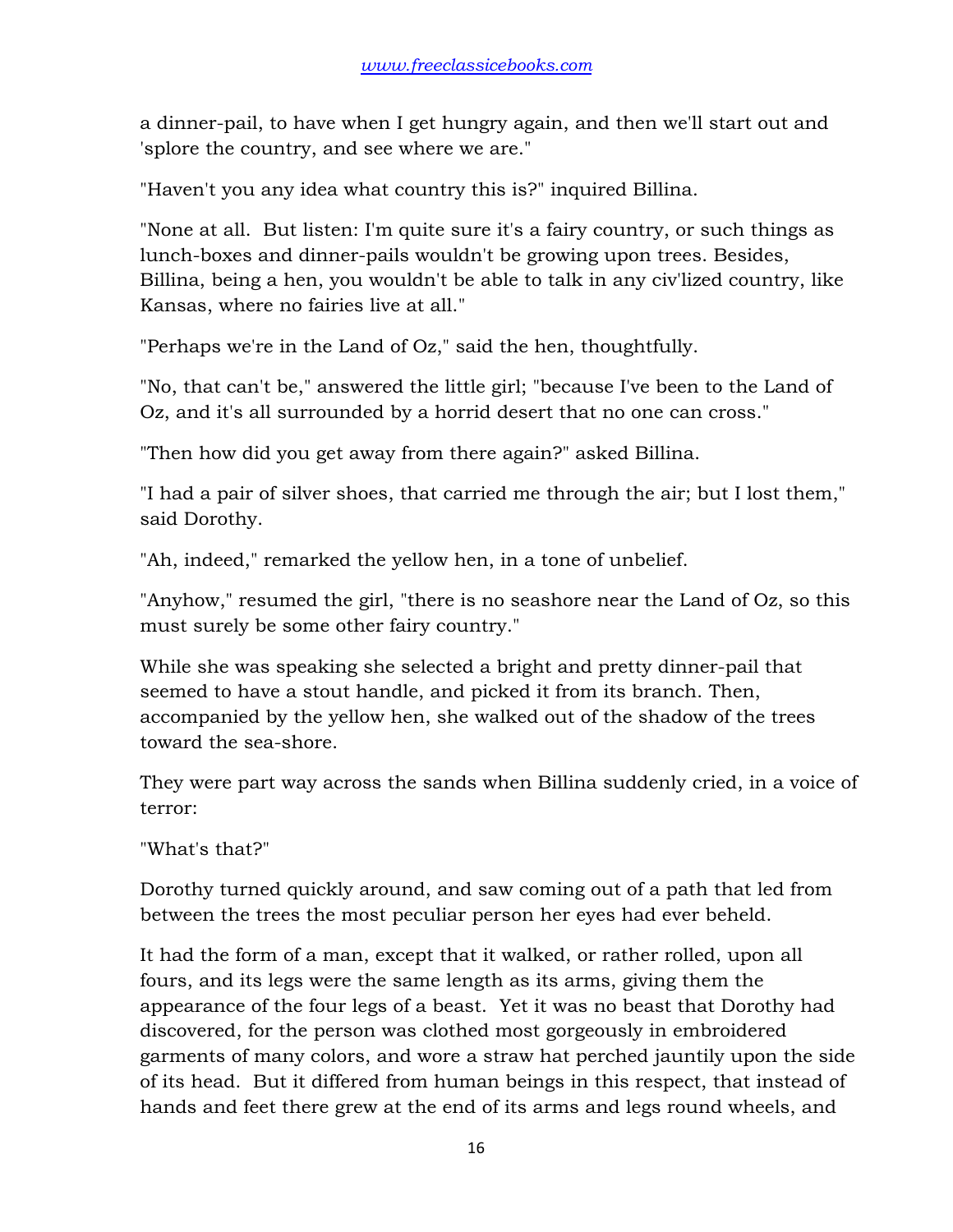a dinner-pail, to have when I get hungry again, and then we'll start out and 'splore the country, and see where we are."

"Haven't you any idea what country this is?" inquired Billina.

"None at all. But listen: I'm quite sure it's a fairy country, or such things as lunch-boxes and dinner-pails wouldn't be growing upon trees. Besides, Billina, being a hen, you wouldn't be able to talk in any civ'lized country, like Kansas, where no fairies live at all."

"Perhaps we're in the Land of Oz," said the hen, thoughtfully.

"No, that can't be," answered the little girl; "because I've been to the Land of Oz, and it's all surrounded by a horrid desert that no one can cross."

"Then how did you get away from there again?" asked Billina.

"I had a pair of silver shoes, that carried me through the air; but I lost them," said Dorothy.

"Ah, indeed," remarked the yellow hen, in a tone of unbelief.

"Anyhow," resumed the girl, "there is no seashore near the Land of Oz, so this must surely be some other fairy country."

While she was speaking she selected a bright and pretty dinner-pail that seemed to have a stout handle, and picked it from its branch. Then, accompanied by the yellow hen, she walked out of the shadow of the trees toward the sea-shore.

They were part way across the sands when Billina suddenly cried, in a voice of terror:

"What's that?"

Dorothy turned quickly around, and saw coming out of a path that led from between the trees the most peculiar person her eyes had ever beheld.

It had the form of a man, except that it walked, or rather rolled, upon all fours, and its legs were the same length as its arms, giving them the appearance of the four legs of a beast. Yet it was no beast that Dorothy had discovered, for the person was clothed most gorgeously in embroidered garments of many colors, and wore a straw hat perched jauntily upon the side of its head. But it differed from human beings in this respect, that instead of hands and feet there grew at the end of its arms and legs round wheels, and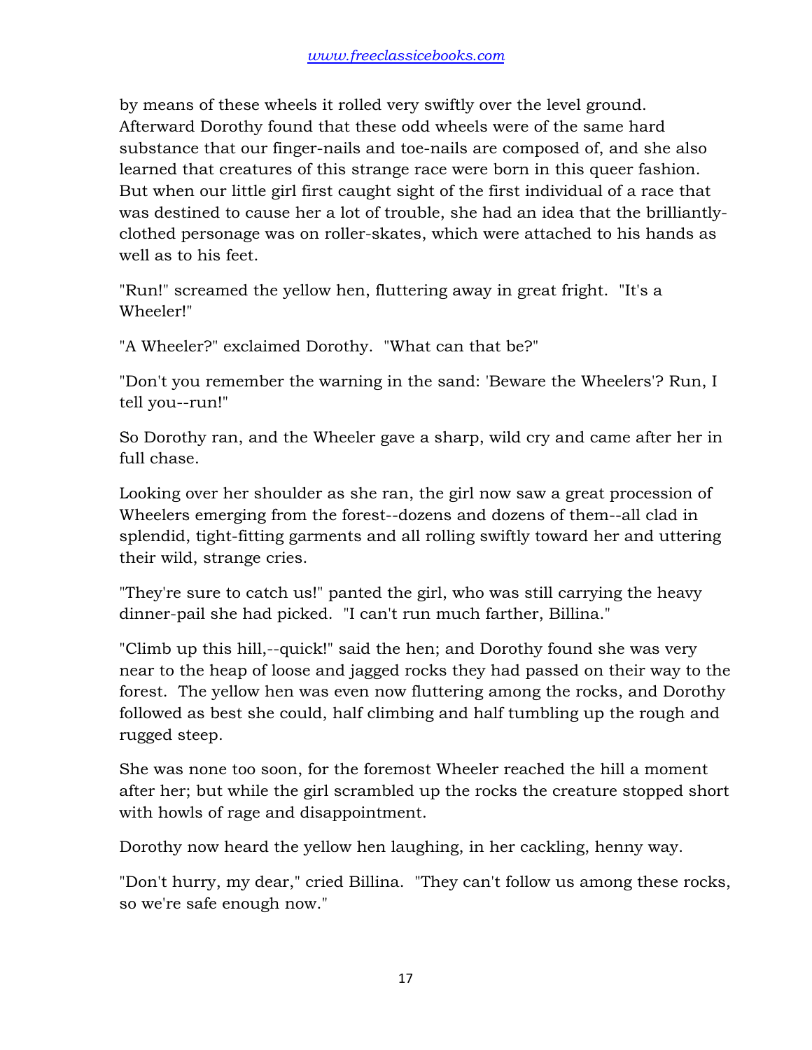by means of these wheels it rolled very swiftly over the level ground. Afterward Dorothy found that these odd wheels were of the same hard substance that our finger-nails and toe-nails are composed of, and she also learned that creatures of this strange race were born in this queer fashion. But when our little girl first caught sight of the first individual of a race that was destined to cause her a lot of trouble, she had an idea that the brilliantly-clothed personage was on roller-skates, which were attached to his hands as well as to his feet.

"Run!" screamed the yellow hen, fluttering away in great fright. "It's a Wheeler!"

"A Wheeler?" exclaimed Dorothy. "What can that be?"

"Don't you remember the warning in the sand: 'Beware the Wheelers'? Run, I tell you--run!"

So Dorothy ran, and the Wheeler gave a sharp, wild cry and came after her in full chase.

Looking over her shoulder as she ran, the girl now saw a great procession of Wheelers emerging from the forest--dozens and dozens of them--all clad in splendid, tight-fitting garments and all rolling swiftly toward her and uttering their wild, strange cries.

"They're sure to catch us!" panted the girl, who was still carrying the heavy dinner-pail she had picked. "I can't run much farther, Billina."

"Climb up this hill,--quick!" said the hen; and Dorothy found she was very near to the heap of loose and jagged rocks they had passed on their way to the forest. The yellow hen was even now fluttering among the rocks, and Dorothy followed as best she could, half climbing and half tumbling up the rough and rugged steep.

She was none too soon, for the foremost Wheeler reached the hill a moment after her; but while the girl scrambled up the rocks the creature stopped short with howls of rage and disappointment.

Dorothy now heard the yellow hen laughing, in her cackling, henny way.

"Don't hurry, my dear," cried Billina. "They can't follow us among these rocks, so we're safe enough now."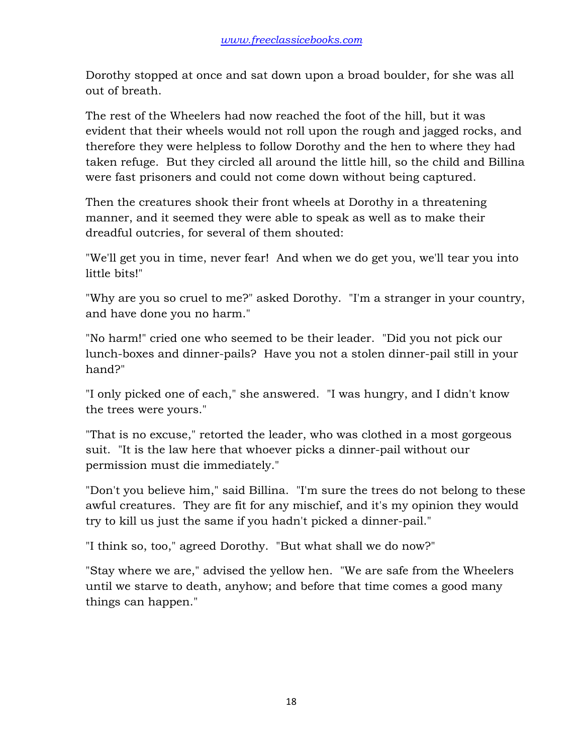Dorothy stopped at once and sat down upon a broad boulder, for she was all out of breath.

The rest of the Wheelers had now reached the foot of the hill, but it was evident that their wheels would not roll upon the rough and jagged rocks, and therefore they were helpless to follow Dorothy and the hen to where they had taken refuge. But they circled all around the little hill, so the child and Billina were fast prisoners and could not come down without being captured.

Then the creatures shook their front wheels at Dorothy in a threatening manner, and it seemed they were able to speak as well as to make their dreadful outcries, for several of them shouted:

"We'll get you in time, never fear! And when we do get you, we'll tear you into little bits!"

"Why are you so cruel to me?" asked Dorothy. "I'm a stranger in your country, and have done you no harm."

"No harm!" cried one who seemed to be their leader. "Did you not pick our lunch-boxes and dinner-pails? Have you not a stolen dinner-pail still in your hand?"

"I only picked one of each," she answered. "I was hungry, and I didn't know the trees were yours."

"That is no excuse," retorted the leader, who was clothed in a most gorgeous suit. "It is the law here that whoever picks a dinner-pail without our permission must die immediately."

"Don't you believe him," said Billina. "I'm sure the trees do not belong to these awful creatures. They are fit for any mischief, and it's my opinion they would try to kill us just the same if you hadn't picked a dinner-pail."

"I think so, too," agreed Dorothy. "But what shall we do now?"

"Stay where we are," advised the yellow hen. "We are safe from the Wheelers until we starve to death, anyhow; and before that time comes a good many things can happen."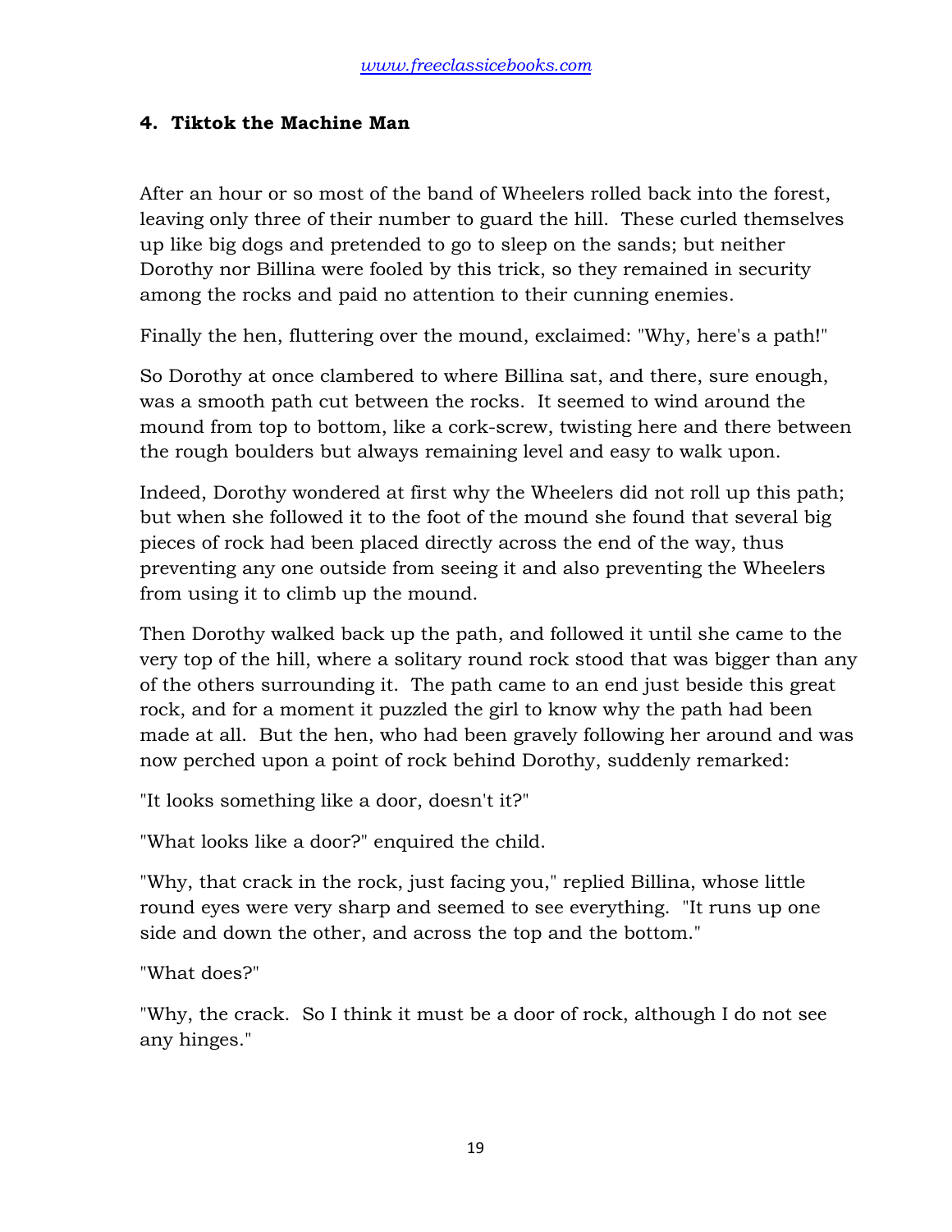### 4. Tiktok the Machine Man

After an hour or so most of the band of Wheelers rolled back into the forest, leaving only three of their number to guard the hill. These curled themselves up like big dogs and pretended to go to sleep on the sands; but neither Dorothy nor Billina were fooled by this trick, so they remained in security among the rocks and paid no attention to their cunning enemies.

Finally the hen, fluttering over the mound, exclaimed: "Why, here's a path!"

So Dorothy at once clambered to where Billina sat, and there, sure enough, was a smooth path cut between the rocks. It seemed to wind around the mound from top to bottom, like a cork-screw, twisting here and there between the rough boulders but always remaining level and easy to walk upon.

Indeed, Dorothy wondered at first why the Wheelers did not roll up this path; but when she followed it to the foot of the mound she found that several big pieces of rock had been placed directly across the end of the way, thus preventing any one outside from seeing it and also preventing the Wheelers from using it to climb up the mound.

Then Dorothy walked back up the path, and followed it until she came to the very top of the hill, where a solitary round rock stood that was bigger than any of the others surrounding it. The path came to an end just beside this great rock, and for a moment it puzzled the girl to know why the path had been made at all. But the hen, who had been gravely following her around and was now perched upon a point of rock behind Dorothy, suddenly remarked:

"It looks something like a door, doesn't it?"

"What looks like a door?" enquired the child.

"Why, that crack in the rock, just facing you," replied Billina, whose little round eyes were very sharp and seemed to see everything. "It runs up one side and down the other, and across the top and the bottom."

"What does?"

"Why, the crack. So I think it must be a door of rock, although I do not see any hinges."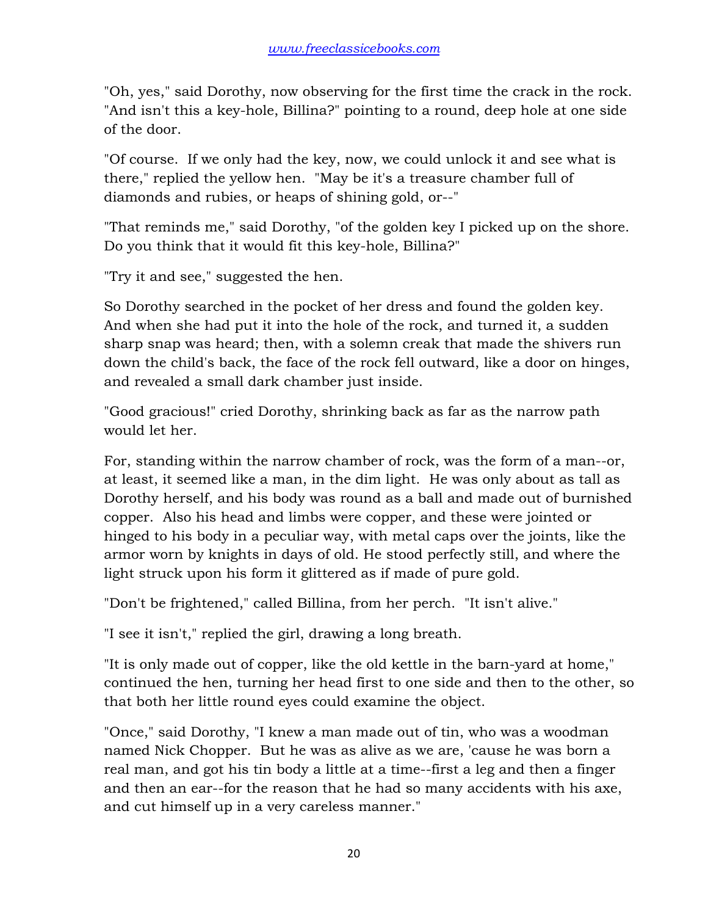"Oh, yes," said Dorothy, now observing for the first time the crack in the rock. "And isn't this a key-hole, Billina?" pointing to a round, deep hole at one side of the door.

"Of course. If we only had the key, now, we could unlock it and see what is there," replied the yellow hen. "May be it's a treasure chamber full of diamonds and rubies, or heaps of shining gold, or--"

"That reminds me," said Dorothy, "of the golden key I picked up on the shore. Do you think that it would fit this key-hole, Billina?"

"Try it and see," suggested the hen.

So Dorothy searched in the pocket of her dress and found the golden key. And when she had put it into the hole of the rock, and turned it, a sudden sharp snap was heard; then, with a solemn creak that made the shivers run down the child's back, the face of the rock fell outward, like a door on hinges, and revealed a small dark chamber just inside.

"Good gracious!" cried Dorothy, shrinking back as far as the narrow path would let her.

For, standing within the narrow chamber of rock, was the form of a man--or, at least, it seemed like a man, in the dim light. He was only about as tall as Dorothy herself, and his body was round as a ball and made out of burnished copper. Also his head and limbs were copper, and these were jointed or hinged to his body in a peculiar way, with metal caps over the joints, like the armor worn by knights in days of old. He stood perfectly still, and where the light struck upon his form it glittered as if made of pure gold.

"Don't be frightened," called Billina, from her perch. "It isn't alive."

"I see it isn't," replied the girl, drawing a long breath.

"It is only made out of copper, like the old kettle in the barn-yard at home," continued the hen, turning her head first to one side and then to the other, so that both her little round eyes could examine the object.

"Once," said Dorothy, "I knew a man made out of tin, who was a woodman named Nick Chopper. But he was as alive as we are, 'cause he was born a real man, and got his tin body a little at a time--first a leg and then a finger and then an ear--for the reason that he had so many accidents with his axe, and cut himself up in a very careless manner."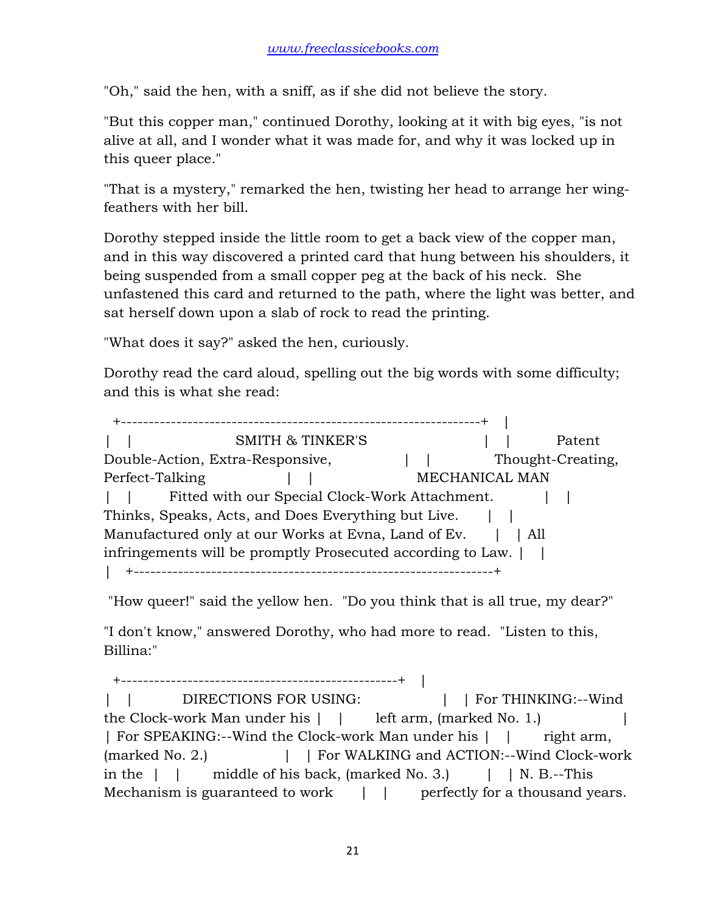"Oh," said the hen, with a sniff, as if she did not believe the story.

"But this copper man," continued Dorothy, looking at it with big eyes, "is not alive at all, and I wonder what it was made for, and why it was locked up in this queer place."

"That is a mystery," remarked the hen, twisting her head to arrange her wing-feathers with her bill.

Dorothy stepped inside the little room to get a back view of the copper man, and in this way discovered a printed card that hung between his shoulders, it being suspended from a small copper peg at the back of his neck. She unfastened this card and returned to the path, where the light was better, and sat herself down upon a slab of rock to read the printing.

"What does it say?" asked the hen, curiously.

Dorothy read the card aloud, spelling out the big words with some difficulty; and this is what she read:

```
+-----------------------------------------------------------------+
|                                                                 |
|                      SMITH & TINKER'S                            |
|                          Patent                                 |
|            Double-Action, Extra-Responsive,                     |
|                 Thought-Creating, Perfect-Talking               |
|                      MECHANICAL MAN                             |
|       Fitted with our Special Clock-Work Attachment.            |
|     Thinks, Speaks, Acts, and Does Everything but Live.         |
|     Manufactured only at our Works at Evna, Land of Ev.         |
| All infringements will be promptly Prosecuted according to Law. |
|                                                                 |
+-----------------------------------------------------------------+
```

"How queer!" said the yellow hen. "Do you think that is all true, my dear?"

"I don't know," answered Dorothy, who had more to read. "Listen to this, Billina:"

```
+-------------------------------------------------+
|                                                 |
|          DIRECTIONS FOR USING:                  |
| For THINKING:--Wind the Clock-work Man under his |
|       left arm, (marked No. 1.)                 |
| For SPEAKING:--Wind the Clock-work Man under his |
|       right arm, (marked No. 2.)                |
| For WALKING and ACTION:--Wind Clock-work in the |
|       middle of his back, (marked No. 3.)       |
| N. B.--This Mechanism is guaranteed to work     |
|       perfectly for a thousand years.           |
```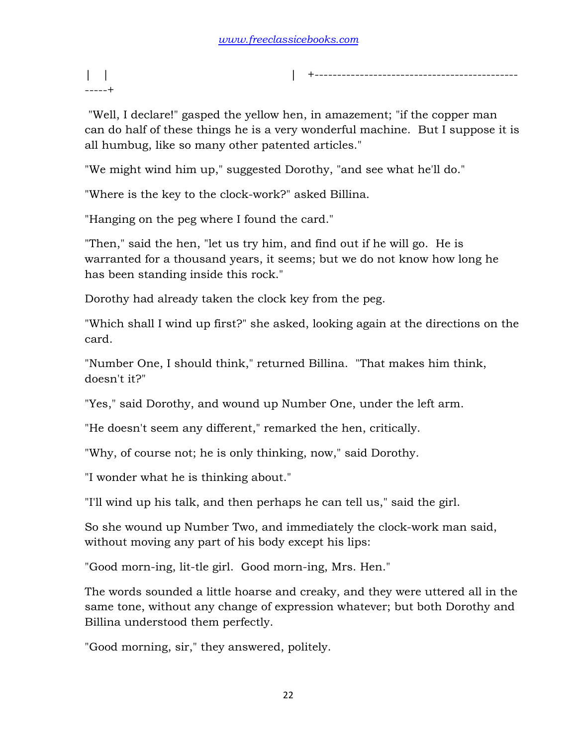|   |                                        |   +---------------------------------------------
-----+

"Well, I declare!" gasped the yellow hen, in amazement; "if the copper man can do half of these things he is a very wonderful machine. But I suppose it is all humbug, like so many other patented articles."

"We might wind him up," suggested Dorothy, "and see what he'll do."

"Where is the key to the clock-work?" asked Billina.

"Hanging on the peg where I found the card."

"Then," said the hen, "let us try him, and find out if he will go. He is warranted for a thousand years, it seems; but we do not know how long he has been standing inside this rock."

Dorothy had already taken the clock key from the peg.

"Which shall I wind up first?" she asked, looking again at the directions on the card.

"Number One, I should think," returned Billina. "That makes him think, doesn't it?"

"Yes," said Dorothy, and wound up Number One, under the left arm.

"He doesn't seem any different," remarked the hen, critically.

"Why, of course not; he is only thinking, now," said Dorothy.

"I wonder what he is thinking about."

"I'll wind up his talk, and then perhaps he can tell us," said the girl.

So she wound up Number Two, and immediately the clock-work man said, without moving any part of his body except his lips:

"Good morn-ing, lit-tle girl. Good morn-ing, Mrs. Hen."

The words sounded a little hoarse and creaky, and they were uttered all in the same tone, without any change of expression whatever; but both Dorothy and Billina understood them perfectly.

"Good morning, sir," they answered, politely.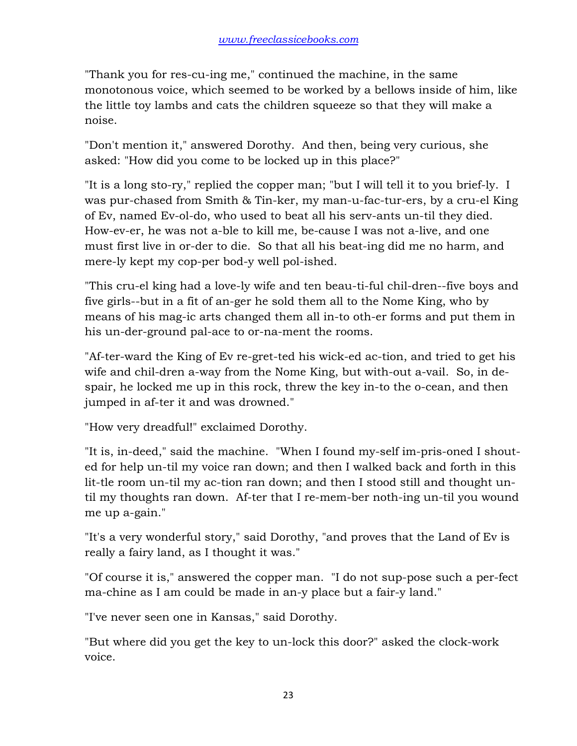"Thank you for res-cu-ing me," continued the machine, in the same monotonous voice, which seemed to be worked by a bellows inside of him, like the little toy lambs and cats the children squeeze so that they will make a noise.

"Don't mention it," answered Dorothy. And then, being very curious, she asked: "How did you come to be locked up in this place?"

"It is a long sto-ry," replied the copper man; "but I will tell it to you brief-ly. I was pur-chased from Smith & Tin-ker, my man-u-fac-tur-ers, by a cru-el King of Ev, named Ev-ol-do, who used to beat all his serv-ants un-til they died. How-ev-er, he was not a-ble to kill me, be-cause I was not a-live, and one must first live in or-der to die. So that all his beat-ing did me no harm, and mere-ly kept my cop-per bod-y well pol-ished.

"This cru-el king had a love-ly wife and ten beau-ti-ful chil-dren--five boys and five girls--but in a fit of an-ger he sold them all to the Nome King, who by means of his mag-ic arts changed them all in-to oth-er forms and put them in his un-der-ground pal-ace to or-na-ment the rooms.

"Af-ter-ward the King of Ev re-gret-ted his wick-ed ac-tion, and tried to get his wife and chil-dren a-way from the Nome King, but with-out a-vail. So, in de-spair, he locked me up in this rock, threw the key in-to the o-cean, and then jumped in af-ter it and was drowned."

"How very dreadful!" exclaimed Dorothy.

"It is, in-deed," said the machine. "When I found my-self im-pris-oned I shout-ed for help un-til my voice ran down; and then I walked back and forth in this lit-tle room un-til my ac-tion ran down; and then I stood still and thought un-til my thoughts ran down. Af-ter that I re-mem-ber noth-ing un-til you wound me up a-gain."

"It's a very wonderful story," said Dorothy, "and proves that the Land of Ev is really a fairy land, as I thought it was."

"Of course it is," answered the copper man. "I do not sup-pose such a per-fect ma-chine as I am could be made in an-y place but a fair-y land."

"I've never seen one in Kansas," said Dorothy.

"But where did you get the key to un-lock this door?" asked the clock-work voice.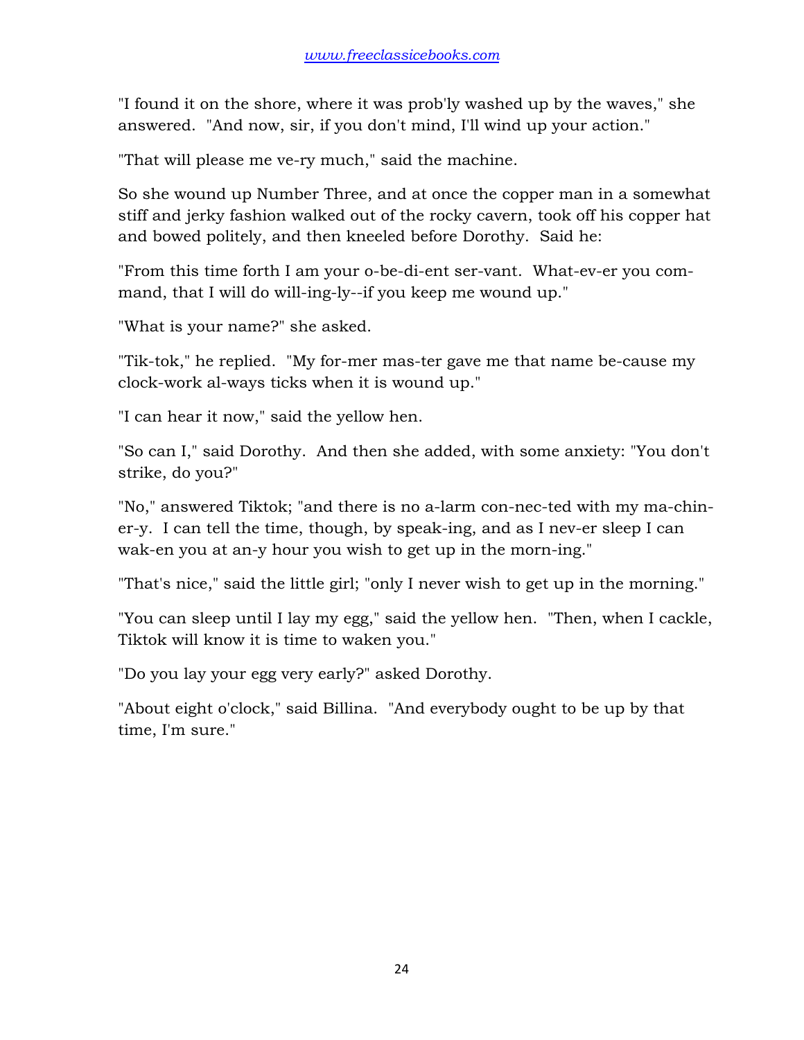"I found it on the shore, where it was prob'ly washed up by the waves," she answered. "And now, sir, if you don't mind, I'll wind up your action."

"That will please me ve-ry much," said the machine.

So she wound up Number Three, and at once the copper man in a somewhat stiff and jerky fashion walked out of the rocky cavern, took off his copper hat and bowed politely, and then kneeled before Dorothy. Said he:

"From this time forth I am your o-be-di-ent ser-vant. What-ev-er you com-mand, that I will do will-ing-ly--if you keep me wound up."

"What is your name?" she asked.

"Tik-tok," he replied. "My for-mer mas-ter gave me that name be-cause my clock-work al-ways ticks when it is wound up."

"I can hear it now," said the yellow hen.

"So can I," said Dorothy. And then she added, with some anxiety: "You don't strike, do you?"

"No," answered Tiktok; "and there is no a-larm con-nec-ted with my ma-chin-er-y. I can tell the time, though, by speak-ing, and as I nev-er sleep I can wak-en you at an-y hour you wish to get up in the morn-ing."

"That's nice," said the little girl; "only I never wish to get up in the morning."

"You can sleep until I lay my egg," said the yellow hen. "Then, when I cackle, Tiktok will know it is time to waken you."

"Do you lay your egg very early?" asked Dorothy.

"About eight o'clock," said Billina. "And everybody ought to be up by that time, I'm sure."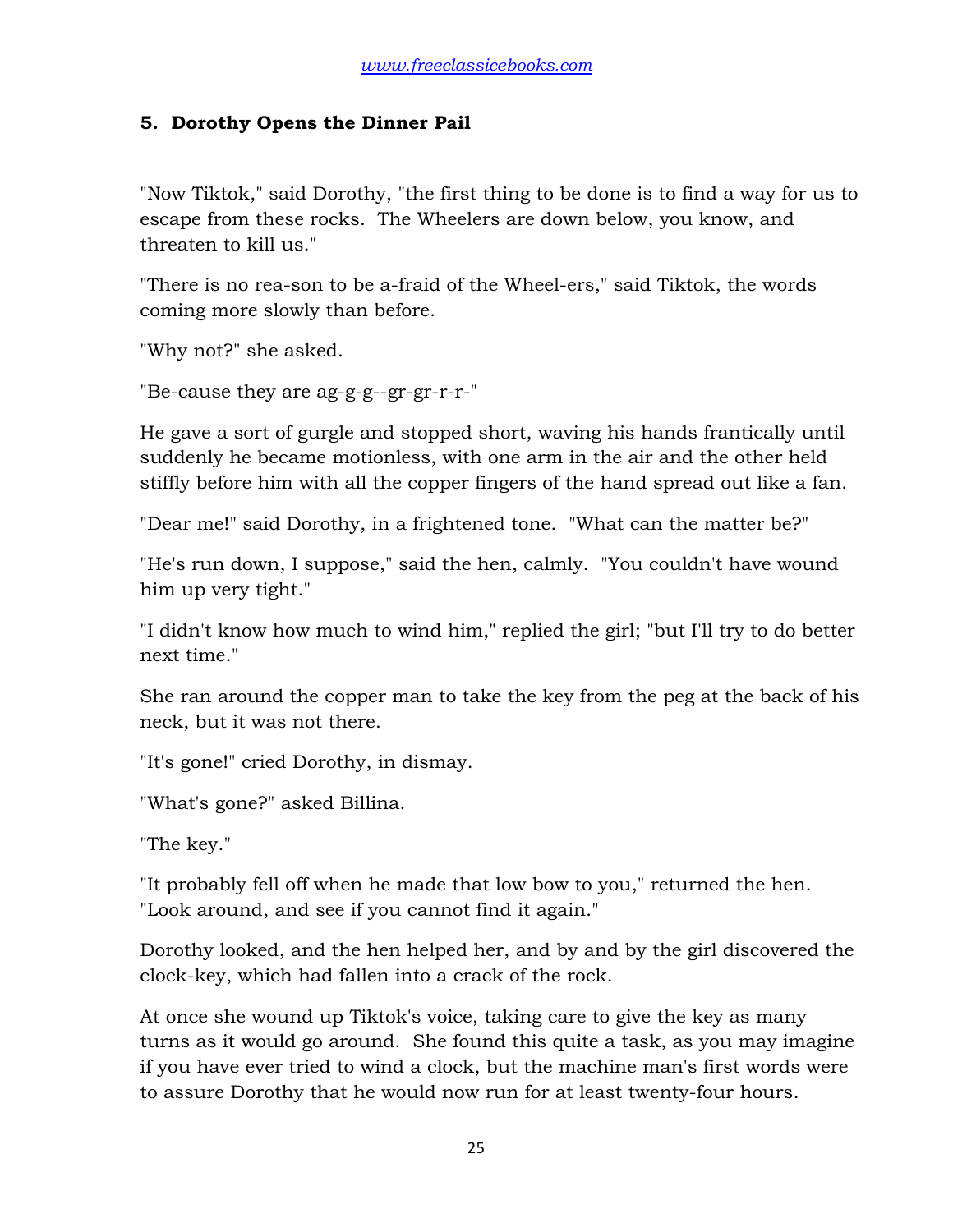### 5. Dorothy Opens the Dinner Pail

"Now Tiktok," said Dorothy, "the first thing to be done is to find a way for us to escape from these rocks. The Wheelers are down below, you know, and threaten to kill us."

"There is no rea-son to be a-fraid of the Wheel-ers," said Tiktok, the words coming more slowly than before.

"Why not?" she asked.

"Be-cause they are ag-g-g--gr-gr-r-r-"

He gave a sort of gurgle and stopped short, waving his hands frantically until suddenly he became motionless, with one arm in the air and the other held stiffly before him with all the copper fingers of the hand spread out like a fan.

"Dear me!" said Dorothy, in a frightened tone. "What can the matter be?"

"He's run down, I suppose," said the hen, calmly. "You couldn't have wound him up very tight."

"I didn't know how much to wind him," replied the girl; "but I'll try to do better next time."

She ran around the copper man to take the key from the peg at the back of his neck, but it was not there.

"It's gone!" cried Dorothy, in dismay.

"What's gone?" asked Billina.

"The key."

"It probably fell off when he made that low bow to you," returned the hen. "Look around, and see if you cannot find it again."

Dorothy looked, and the hen helped her, and by and by the girl discovered the clock-key, which had fallen into a crack of the rock.

At once she wound up Tiktok's voice, taking care to give the key as many turns as it would go around. She found this quite a task, as you may imagine if you have ever tried to wind a clock, but the machine man's first words were to assure Dorothy that he would now run for at least twenty-four hours.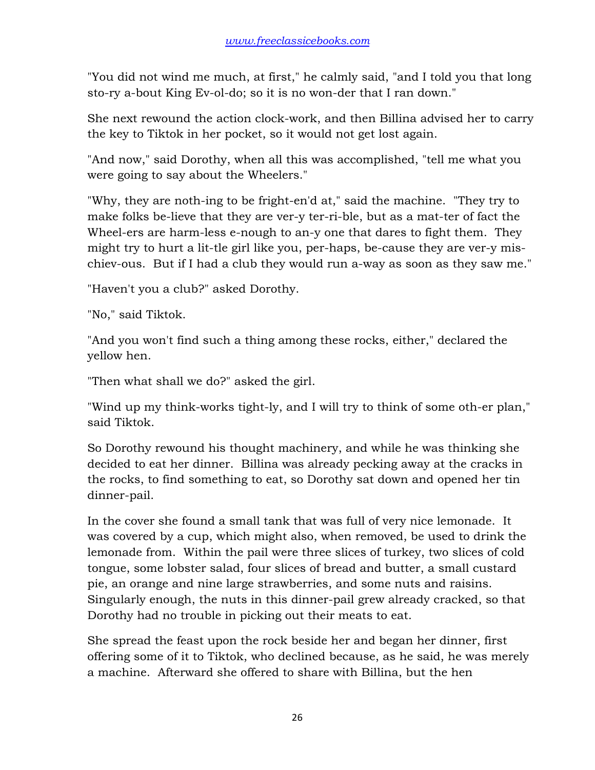"You did not wind me much, at first," he calmly said, "and I told you that long sto-ry a-bout King Ev-ol-do; so it is no won-der that I ran down."

She next rewound the action clock-work, and then Billina advised her to carry the key to Tiktok in her pocket, so it would not get lost again.

"And now," said Dorothy, when all this was accomplished, "tell me what you were going to say about the Wheelers."

"Why, they are noth-ing to be fright-en'd at," said the machine. "They try to make folks be-lieve that they are ver-y ter-ri-ble, but as a mat-ter of fact the Wheel-ers are harm-less e-nough to an-y one that dares to fight them. They might try to hurt a lit-tle girl like you, per-haps, be-cause they are ver-y mis-chiev-ous. But if I had a club they would run a-way as soon as they saw me."

"Haven't you a club?" asked Dorothy.

"No," said Tiktok.

"And you won't find such a thing among these rocks, either," declared the yellow hen.

"Then what shall we do?" asked the girl.

"Wind up my think-works tight-ly, and I will try to think of some oth-er plan," said Tiktok.

So Dorothy rewound his thought machinery, and while he was thinking she decided to eat her dinner. Billina was already pecking away at the cracks in the rocks, to find something to eat, so Dorothy sat down and opened her tin dinner-pail.

In the cover she found a small tank that was full of very nice lemonade. It was covered by a cup, which might also, when removed, be used to drink the lemonade from. Within the pail were three slices of turkey, two slices of cold tongue, some lobster salad, four slices of bread and butter, a small custard pie, an orange and nine large strawberries, and some nuts and raisins. Singularly enough, the nuts in this dinner-pail grew already cracked, so that Dorothy had no trouble in picking out their meats to eat.

She spread the feast upon the rock beside her and began her dinner, first offering some of it to Tiktok, who declined because, as he said, he was merely a machine. Afterward she offered to share with Billina, but the hen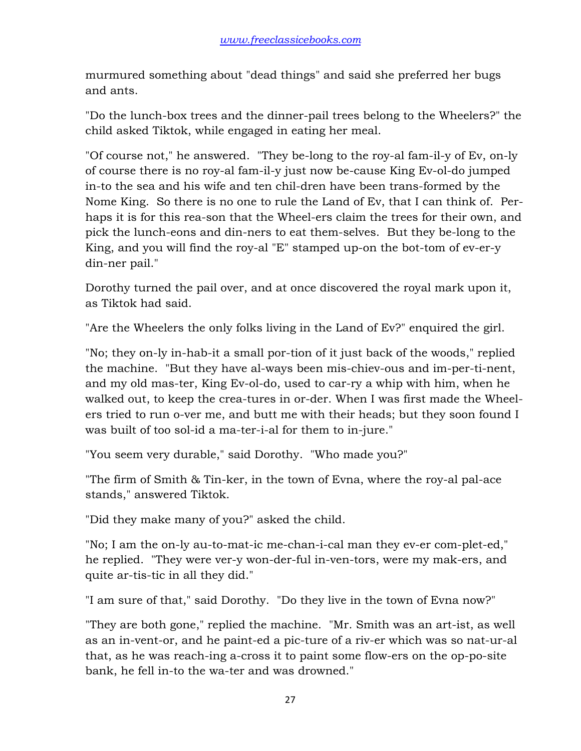murmured something about "dead things" and said she preferred her bugs and ants.

"Do the lunch-box trees and the dinner-pail trees belong to the Wheelers?" the child asked Tiktok, while engaged in eating her meal.

"Of course not," he answered. "They be-long to the roy-al fam-il-y of Ev, on-ly of course there is no roy-al fam-il-y just now be-cause King Ev-ol-do jumped in-to the sea and his wife and ten chil-dren have been trans-formed by the Nome King. So there is no one to rule the Land of Ev, that I can think of. Per-haps it is for this rea-son that the Wheel-ers claim the trees for their own, and pick the lunch-eons and din-ners to eat them-selves. But they be-long to the King, and you will find the roy-al "E" stamped up-on the bot-tom of ev-er-y din-ner pail."

Dorothy turned the pail over, and at once discovered the royal mark upon it, as Tiktok had said.

"Are the Wheelers the only folks living in the Land of Ev?" enquired the girl.

"No; they on-ly in-hab-it a small por-tion of it just back of the woods," replied the machine. "But they have al-ways been mis-chiev-ous and im-per-ti-nent, and my old mas-ter, King Ev-ol-do, used to car-ry a whip with him, when he walked out, to keep the crea-tures in or-der. When I was first made the Wheel-ers tried to run o-ver me, and butt me with their heads; but they soon found I was built of too sol-id a ma-ter-i-al for them to in-jure."

"You seem very durable," said Dorothy. "Who made you?"

"The firm of Smith & Tin-ker, in the town of Evna, where the roy-al pal-ace stands," answered Tiktok.

"Did they make many of you?" asked the child.

"No; I am the on-ly au-to-mat-ic me-chan-i-cal man they ev-er com-plet-ed," he replied. "They were ver-y won-der-ful in-ven-tors, were my mak-ers, and quite ar-tis-tic in all they did."

"I am sure of that," said Dorothy. "Do they live in the town of Evna now?"

"They are both gone," replied the machine. "Mr. Smith was an art-ist, as well as an in-vent-or, and he paint-ed a pic-ture of a riv-er which was so nat-ur-al that, as he was reach-ing a-cross it to paint some flow-ers on the op-po-site bank, he fell in-to the wa-ter and was drowned."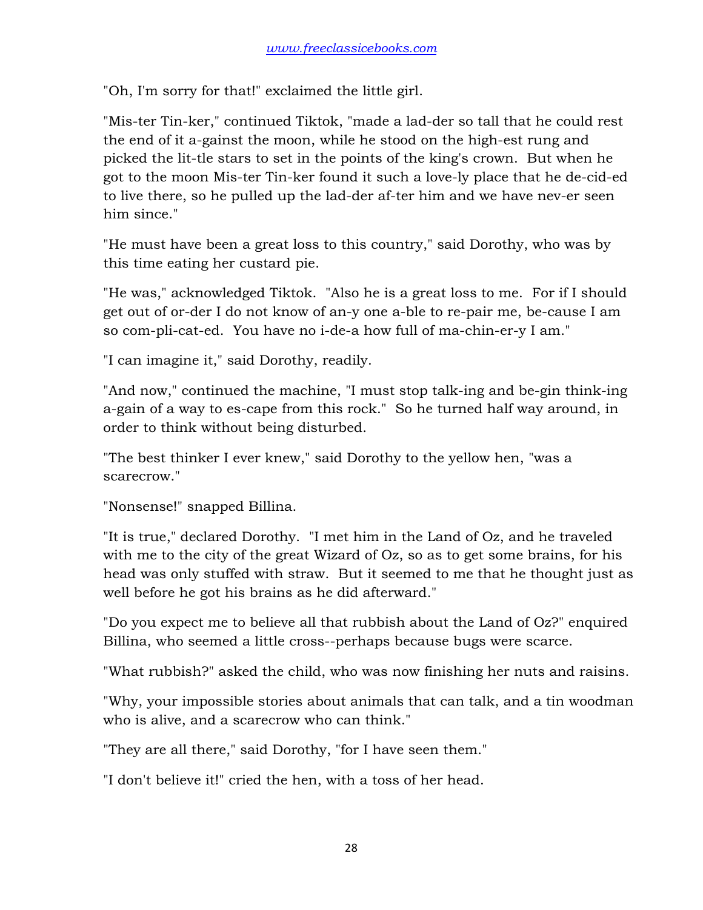"Oh, I'm sorry for that!" exclaimed the little girl.

"Mis-ter Tin-ker," continued Tiktok, "made a lad-der so tall that he could rest the end of it a-gainst the moon, while he stood on the high-est rung and picked the lit-tle stars to set in the points of the king's crown. But when he got to the moon Mis-ter Tin-ker found it such a love-ly place that he de-cid-ed to live there, so he pulled up the lad-der af-ter him and we have nev-er seen him since."

"He must have been a great loss to this country," said Dorothy, who was by this time eating her custard pie.

"He was," acknowledged Tiktok. "Also he is a great loss to me. For if I should get out of or-der I do not know of an-y one a-ble to re-pair me, be-cause I am so com-pli-cat-ed. You have no i-de-a how full of ma-chin-er-y I am."

"I can imagine it," said Dorothy, readily.

"And now," continued the machine, "I must stop talk-ing and be-gin think-ing a-gain of a way to es-cape from this rock." So he turned half way around, in order to think without being disturbed.

"The best thinker I ever knew," said Dorothy to the yellow hen, "was a scarecrow."

"Nonsense!" snapped Billina.

"It is true," declared Dorothy. "I met him in the Land of Oz, and he traveled with me to the city of the great Wizard of Oz, so as to get some brains, for his head was only stuffed with straw. But it seemed to me that he thought just as well before he got his brains as he did afterward."

"Do you expect me to believe all that rubbish about the Land of Oz?" enquired Billina, who seemed a little cross--perhaps because bugs were scarce.

"What rubbish?" asked the child, who was now finishing her nuts and raisins.

"Why, your impossible stories about animals that can talk, and a tin woodman who is alive, and a scarecrow who can think."

"They are all there," said Dorothy, "for I have seen them."

"I don't believe it!" cried the hen, with a toss of her head.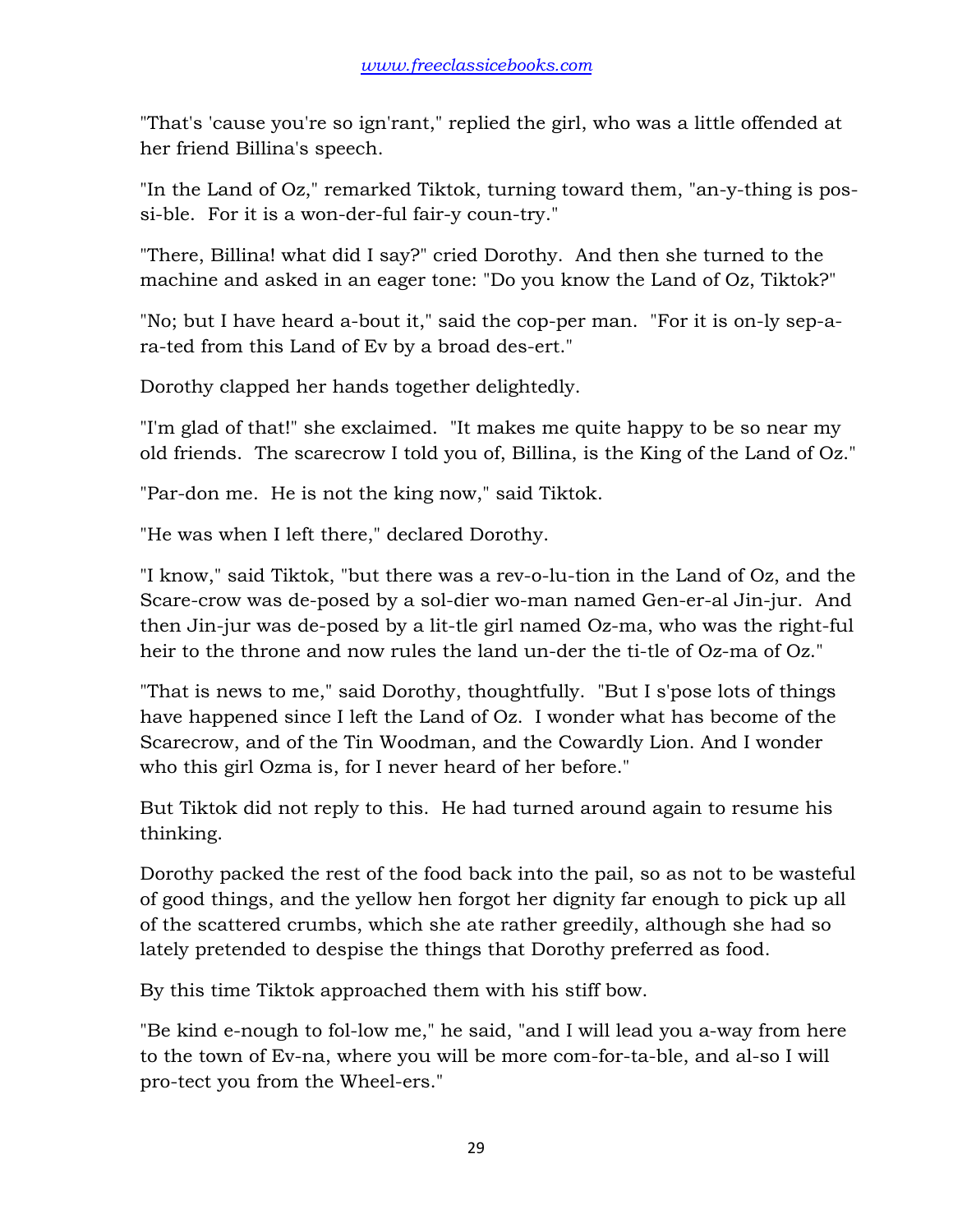"That's 'cause you're so ign'rant," replied the girl, who was a little offended at her friend Billina's speech.

"In the Land of Oz," remarked Tiktok, turning toward them, "an-y-thing is pos-si-ble. For it is a won-der-ful fair-y coun-try."

"There, Billina! what did I say?" cried Dorothy. And then she turned to the machine and asked in an eager tone: "Do you know the Land of Oz, Tiktok?"

"No; but I have heard a-bout it," said the cop-per man. "For it is on-ly sep-a-ra-ted from this Land of Ev by a broad des-ert."

Dorothy clapped her hands together delightedly.

"I'm glad of that!" she exclaimed. "It makes me quite happy to be so near my old friends. The scarecrow I told you of, Billina, is the King of the Land of Oz."

"Par-don me. He is not the king now," said Tiktok.

"He was when I left there," declared Dorothy.

"I know," said Tiktok, "but there was a rev-o-lu-tion in the Land of Oz, and the Scare-crow was de-posed by a sol-dier wo-man named Gen-er-al Jin-jur. And then Jin-jur was de-posed by a lit-tle girl named Oz-ma, who was the right-ful heir to the throne and now rules the land un-der the ti-tle of Oz-ma of Oz."

"That is news to me," said Dorothy, thoughtfully. "But I s'pose lots of things have happened since I left the Land of Oz. I wonder what has become of the Scarecrow, and of the Tin Woodman, and the Cowardly Lion. And I wonder who this girl Ozma is, for I never heard of her before."

But Tiktok did not reply to this. He had turned around again to resume his thinking.

Dorothy packed the rest of the food back into the pail, so as not to be wasteful of good things, and the yellow hen forgot her dignity far enough to pick up all of the scattered crumbs, which she ate rather greedily, although she had so lately pretended to despise the things that Dorothy preferred as food.

By this time Tiktok approached them with his stiff bow.

"Be kind e-nough to fol-low me," he said, "and I will lead you a-way from here to the town of Ev-na, where you will be more com-for-ta-ble, and al-so I will pro-tect you from the Wheel-ers."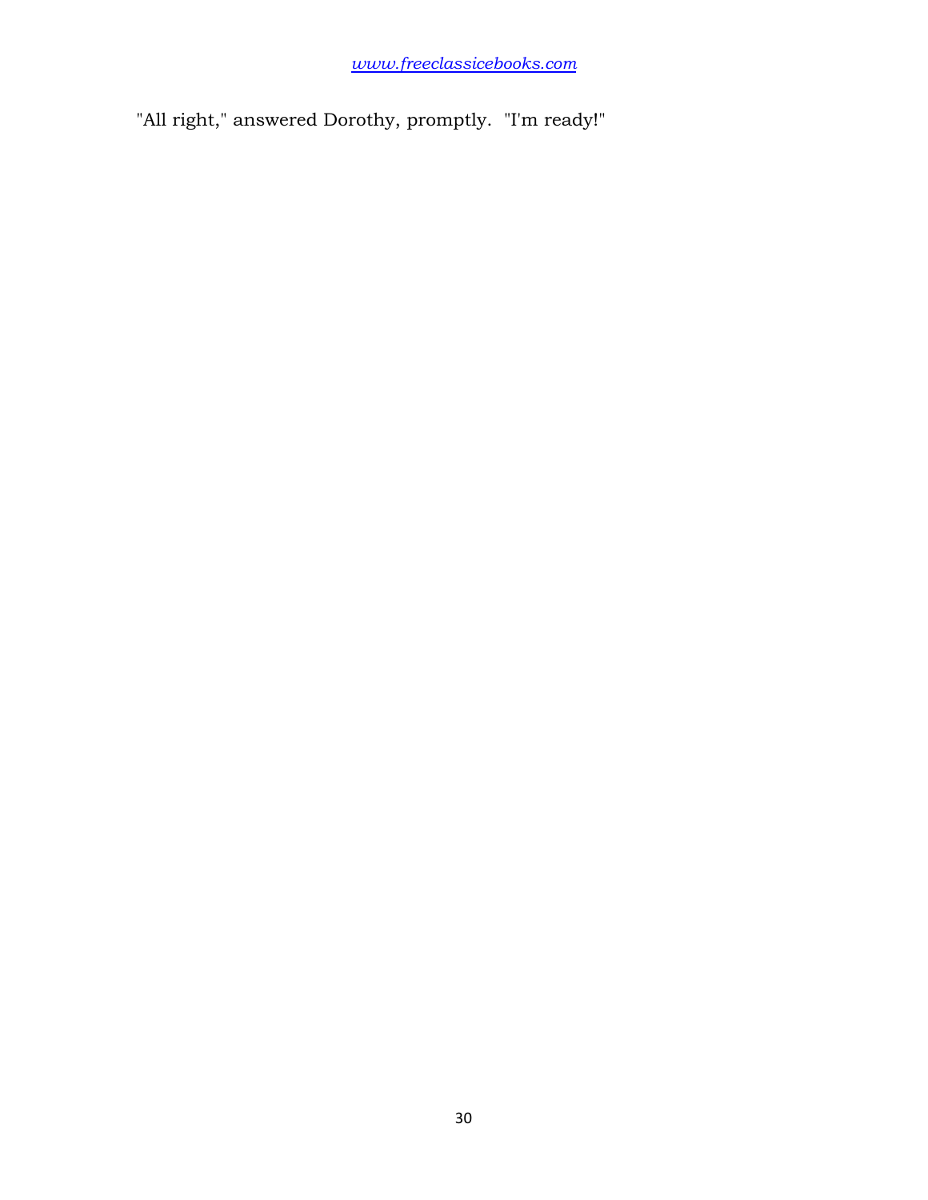"All right," answered Dorothy, promptly. "I'm ready!"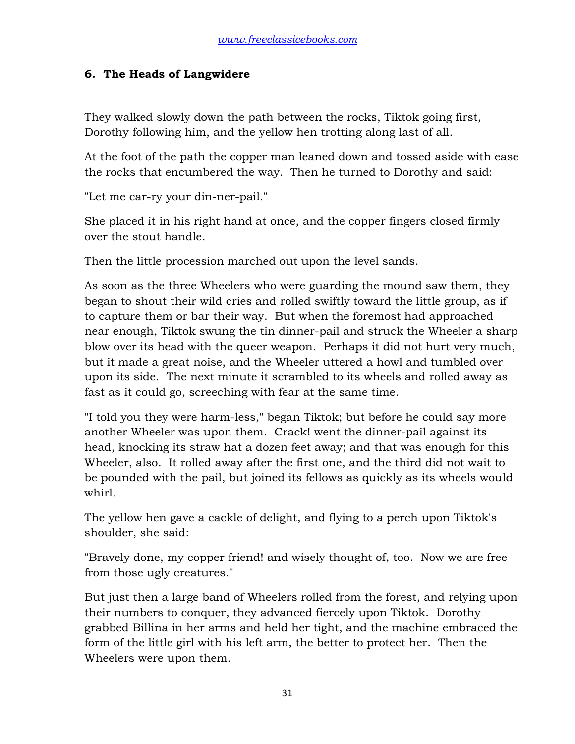## 6. The Heads of Langwidere

They walked slowly down the path between the rocks, Tiktok going first, Dorothy following him, and the yellow hen trotting along last of all.

At the foot of the path the copper man leaned down and tossed aside with ease the rocks that encumbered the way. Then he turned to Dorothy and said:

"Let me car-ry your din-ner-pail."

She placed it in his right hand at once, and the copper fingers closed firmly over the stout handle.

Then the little procession marched out upon the level sands.

As soon as the three Wheelers who were guarding the mound saw them, they began to shout their wild cries and rolled swiftly toward the little group, as if to capture them or bar their way. But when the foremost had approached near enough, Tiktok swung the tin dinner-pail and struck the Wheeler a sharp blow over its head with the queer weapon. Perhaps it did not hurt very much, but it made a great noise, and the Wheeler uttered a howl and tumbled over upon its side. The next minute it scrambled to its wheels and rolled away as fast as it could go, screeching with fear at the same time.

"I told you they were harm-less," began Tiktok; but before he could say more another Wheeler was upon them. Crack! went the dinner-pail against its head, knocking its straw hat a dozen feet away; and that was enough for this Wheeler, also. It rolled away after the first one, and the third did not wait to be pounded with the pail, but joined its fellows as quickly as its wheels would whirl.

The yellow hen gave a cackle of delight, and flying to a perch upon Tiktok's shoulder, she said:

"Bravely done, my copper friend! and wisely thought of, too. Now we are free from those ugly creatures."

But just then a large band of Wheelers rolled from the forest, and relying upon their numbers to conquer, they advanced fiercely upon Tiktok. Dorothy grabbed Billina in her arms and held her tight, and the machine embraced the form of the little girl with his left arm, the better to protect her. Then the Wheelers were upon them.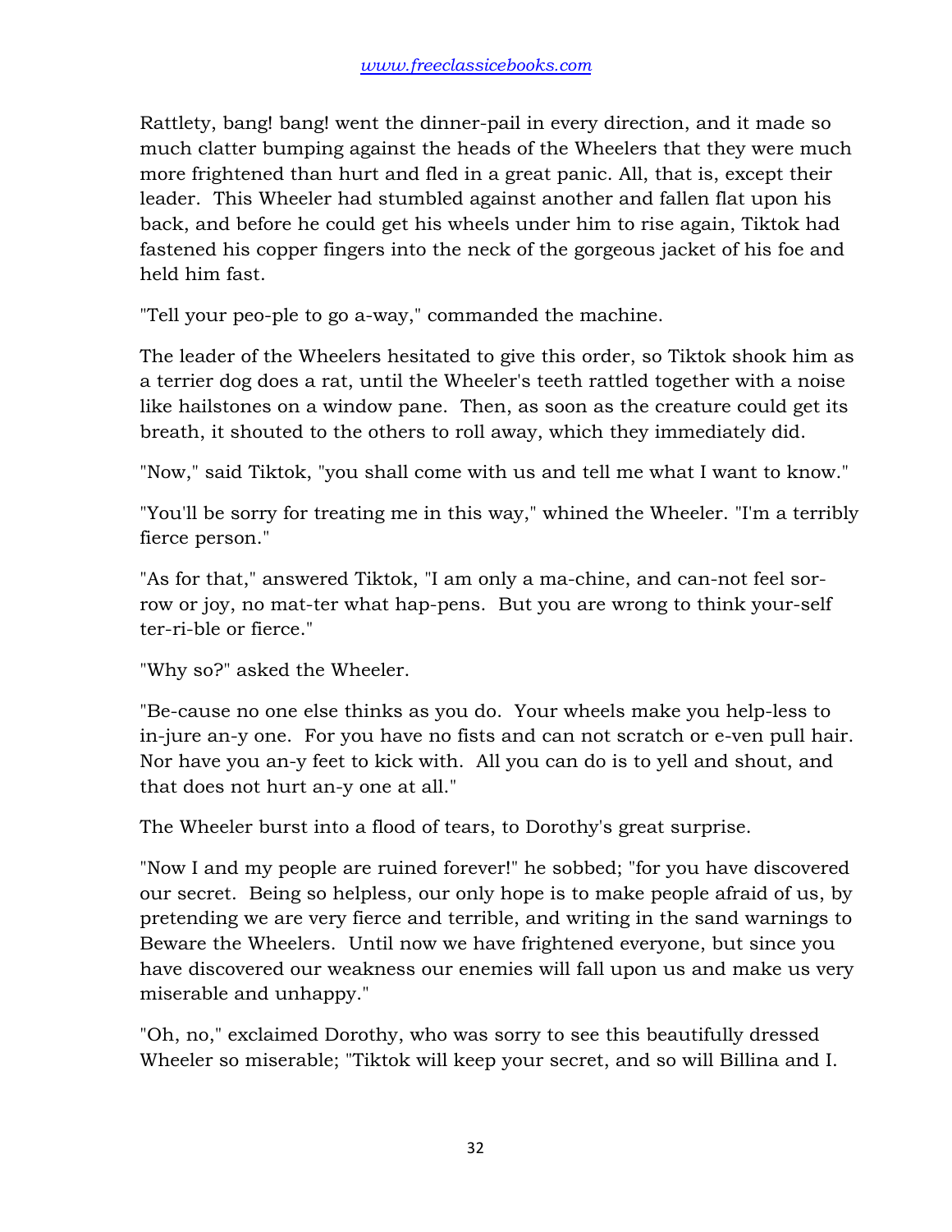Rattlety, bang! bang! went the dinner-pail in every direction, and it made so much clatter bumping against the heads of the Wheelers that they were much more frightened than hurt and fled in a great panic. All, that is, except their leader. This Wheeler had stumbled against another and fallen flat upon his back, and before he could get his wheels under him to rise again, Tiktok had fastened his copper fingers into the neck of the gorgeous jacket of his foe and held him fast.

"Tell your peo-ple to go a-way," commanded the machine.

The leader of the Wheelers hesitated to give this order, so Tiktok shook him as a terrier dog does a rat, until the Wheeler's teeth rattled together with a noise like hailstones on a window pane. Then, as soon as the creature could get its breath, it shouted to the others to roll away, which they immediately did.

"Now," said Tiktok, "you shall come with us and tell me what I want to know."

"You'll be sorry for treating me in this way," whined the Wheeler. "I'm a terribly fierce person."

"As for that," answered Tiktok, "I am only a ma-chine, and can-not feel sor-row or joy, no mat-ter what hap-pens. But you are wrong to think your-self ter-ri-ble or fierce."

"Why so?" asked the Wheeler.

"Be-cause no one else thinks as you do. Your wheels make you help-less to in-jure an-y one. For you have no fists and can not scratch or e-ven pull hair. Nor have you an-y feet to kick with. All you can do is to yell and shout, and that does not hurt an-y one at all."

The Wheeler burst into a flood of tears, to Dorothy's great surprise.

"Now I and my people are ruined forever!" he sobbed; "for you have discovered our secret. Being so helpless, our only hope is to make people afraid of us, by pretending we are very fierce and terrible, and writing in the sand warnings to Beware the Wheelers. Until now we have frightened everyone, but since you have discovered our weakness our enemies will fall upon us and make us very miserable and unhappy."

"Oh, no," exclaimed Dorothy, who was sorry to see this beautifully dressed Wheeler so miserable; "Tiktok will keep your secret, and so will Billina and I.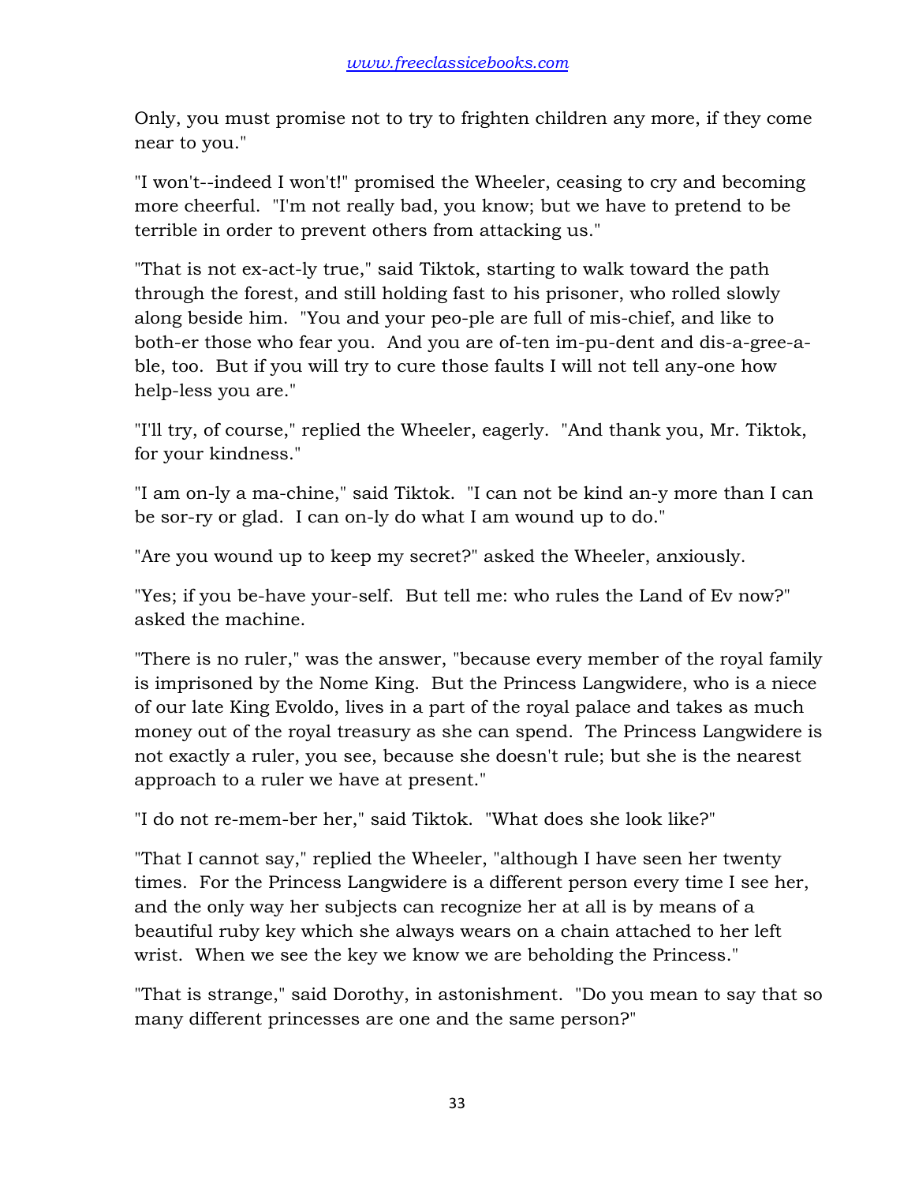Only, you must promise not to try to frighten children any more, if they come near to you."

"I won't--indeed I won't!" promised the Wheeler, ceasing to cry and becoming more cheerful. "I'm not really bad, you know; but we have to pretend to be terrible in order to prevent others from attacking us."

"That is not ex-act-ly true," said Tiktok, starting to walk toward the path through the forest, and still holding fast to his prisoner, who rolled slowly along beside him. "You and your peo-ple are full of mis-chief, and like to both-er those who fear you. And you are of-ten im-pu-dent and dis-a-gree-a-ble, too. But if you will try to cure those faults I will not tell any-one how help-less you are."

"I'll try, of course," replied the Wheeler, eagerly. "And thank you, Mr. Tiktok, for your kindness."

"I am on-ly a ma-chine," said Tiktok. "I can not be kind an-y more than I can be sor-ry or glad. I can on-ly do what I am wound up to do."

"Are you wound up to keep my secret?" asked the Wheeler, anxiously.

"Yes; if you be-have your-self. But tell me: who rules the Land of Ev now?" asked the machine.

"There is no ruler," was the answer, "because every member of the royal family is imprisoned by the Nome King. But the Princess Langwidere, who is a niece of our late King Evoldo, lives in a part of the royal palace and takes as much money out of the royal treasury as she can spend. The Princess Langwidere is not exactly a ruler, you see, because she doesn't rule; but she is the nearest approach to a ruler we have at present."

"I do not re-mem-ber her," said Tiktok. "What does she look like?"

"That I cannot say," replied the Wheeler, "although I have seen her twenty times. For the Princess Langwidere is a different person every time I see her, and the only way her subjects can recognize her at all is by means of a beautiful ruby key which she always wears on a chain attached to her left wrist. When we see the key we know we are beholding the Princess."

"That is strange," said Dorothy, in astonishment. "Do you mean to say that so many different princesses are one and the same person?"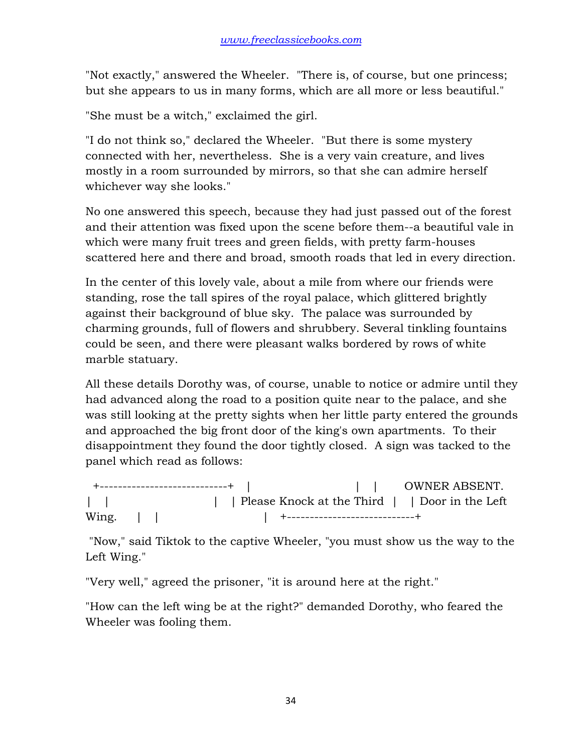"Not exactly," answered the Wheeler. "There is, of course, but one princess; but she appears to us in many forms, which are all more or less beautiful."

"She must be a witch," exclaimed the girl.

"I do not think so," declared the Wheeler. "But there is some mystery connected with her, nevertheless. She is a very vain creature, and lives mostly in a room surrounded by mirrors, so that she can admire herself whichever way she looks."

No one answered this speech, because they had just passed out of the forest and their attention was fixed upon the scene before them--a beautiful vale in which were many fruit trees and green fields, with pretty farm-houses scattered here and there and broad, smooth roads that led in every direction.

In the center of this lovely vale, about a mile from where our friends were standing, rose the tall spires of the royal palace, which glittered brightly against their background of blue sky. The palace was surrounded by charming grounds, full of flowers and shrubbery. Several tinkling fountains could be seen, and there were pleasant walks bordered by rows of white marble statuary.

All these details Dorothy was, of course, unable to notice or admire until they had advanced along the road to a position quite near to the palace, and she was still looking at the pretty sights when her little party entered the grounds and approached the big front door of the king's own apartments. To their disappointment they found the door tightly closed. A sign was tacked to the panel which read as follows:

```
+----------------------------+ |                            | |       OWNER ABSENT.
| |                            | | Please Knock at the Third | | Door in the Left
Wing.   | |                            | +----------------------------+
```

"Now," said Tiktok to the captive Wheeler, "you must show us the way to the Left Wing."

"Very well," agreed the prisoner, "it is around here at the right."

"How can the left wing be at the right?" demanded Dorothy, who feared the Wheeler was fooling them.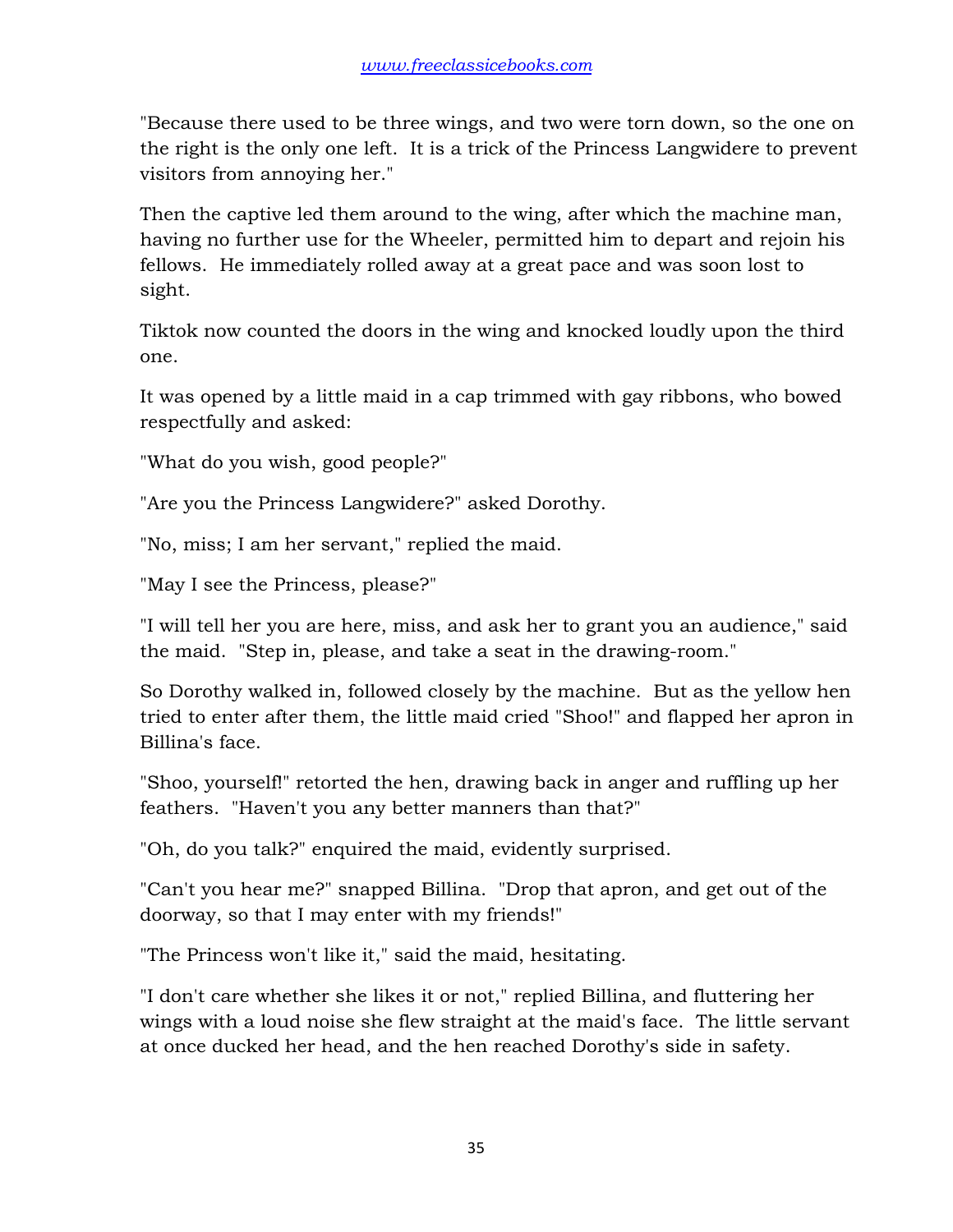"Because there used to be three wings, and two were torn down, so the one on the right is the only one left. It is a trick of the Princess Langwidere to prevent visitors from annoying her."

Then the captive led them around to the wing, after which the machine man, having no further use for the Wheeler, permitted him to depart and rejoin his fellows. He immediately rolled away at a great pace and was soon lost to sight.

Tiktok now counted the doors in the wing and knocked loudly upon the third one.

It was opened by a little maid in a cap trimmed with gay ribbons, who bowed respectfully and asked:

"What do you wish, good people?"

"Are you the Princess Langwidere?" asked Dorothy.

"No, miss; I am her servant," replied the maid.

"May I see the Princess, please?"

"I will tell her you are here, miss, and ask her to grant you an audience," said the maid. "Step in, please, and take a seat in the drawing-room."

So Dorothy walked in, followed closely by the machine. But as the yellow hen tried to enter after them, the little maid cried "Shoo!" and flapped her apron in Billina's face.

"Shoo, yourself!" retorted the hen, drawing back in anger and ruffling up her feathers. "Haven't you any better manners than that?"

"Oh, do you talk?" enquired the maid, evidently surprised.

"Can't you hear me?" snapped Billina. "Drop that apron, and get out of the doorway, so that I may enter with my friends!"

"The Princess won't like it," said the maid, hesitating.

"I don't care whether she likes it or not," replied Billina, and fluttering her wings with a loud noise she flew straight at the maid's face. The little servant at once ducked her head, and the hen reached Dorothy's side in safety.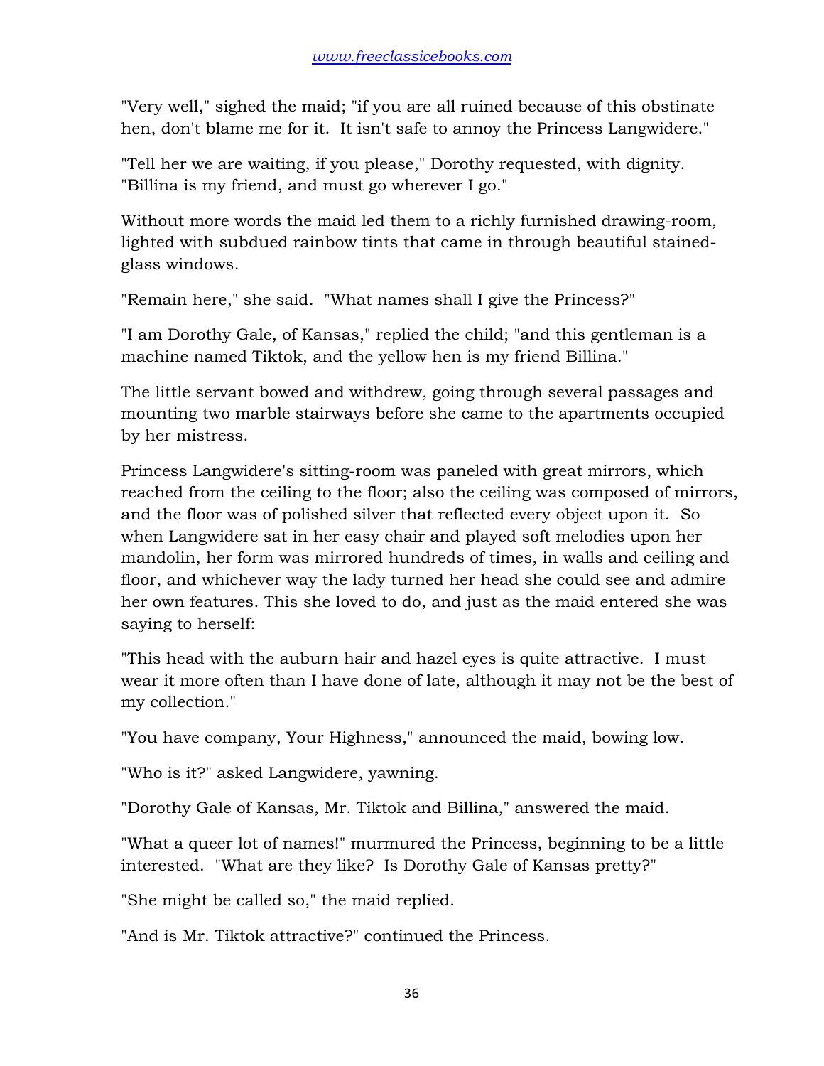"Very well," sighed the maid; "if you are all ruined because of this obstinate hen, don't blame me for it. It isn't safe to annoy the Princess Langwidere."

"Tell her we are waiting, if you please," Dorothy requested, with dignity. "Billina is my friend, and must go wherever I go."

Without more words the maid led them to a richly furnished drawing-room, lighted with subdued rainbow tints that came in through beautiful stained-glass windows.

"Remain here," she said. "What names shall I give the Princess?"

"I am Dorothy Gale, of Kansas," replied the child; "and this gentleman is a machine named Tiktok, and the yellow hen is my friend Billina."

The little servant bowed and withdrew, going through several passages and mounting two marble stairways before she came to the apartments occupied by her mistress.

Princess Langwidere's sitting-room was paneled with great mirrors, which reached from the ceiling to the floor; also the ceiling was composed of mirrors, and the floor was of polished silver that reflected every object upon it. So when Langwidere sat in her easy chair and played soft melodies upon her mandolin, her form was mirrored hundreds of times, in walls and ceiling and floor, and whichever way the lady turned her head she could see and admire her own features. This she loved to do, and just as the maid entered she was saying to herself:

"This head with the auburn hair and hazel eyes is quite attractive. I must wear it more often than I have done of late, although it may not be the best of my collection."

"You have company, Your Highness," announced the maid, bowing low.

"Who is it?" asked Langwidere, yawning.

"Dorothy Gale of Kansas, Mr. Tiktok and Billina," answered the maid.

"What a queer lot of names!" murmured the Princess, beginning to be a little interested. "What are they like? Is Dorothy Gale of Kansas pretty?"

"She might be called so," the maid replied.

"And is Mr. Tiktok attractive?" continued the Princess.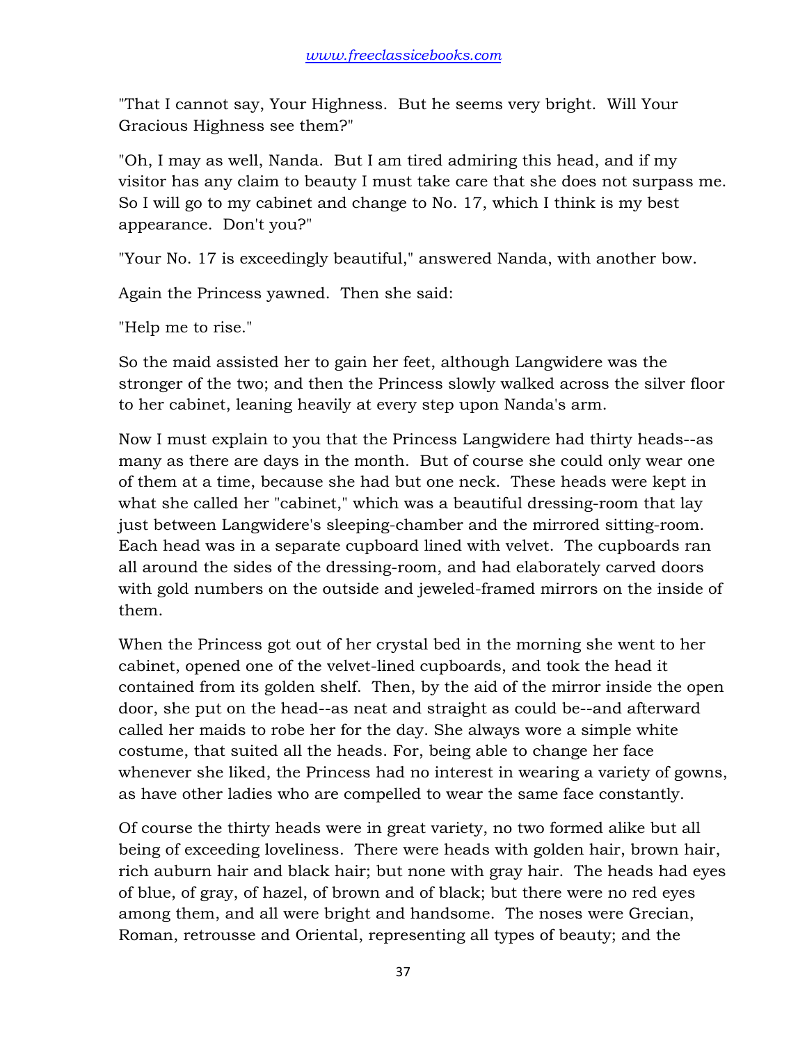"That I cannot say, Your Highness. But he seems very bright. Will Your Gracious Highness see them?"

"Oh, I may as well, Nanda. But I am tired admiring this head, and if my visitor has any claim to beauty I must take care that she does not surpass me. So I will go to my cabinet and change to No. 17, which I think is my best appearance. Don't you?"

"Your No. 17 is exceedingly beautiful," answered Nanda, with another bow.

Again the Princess yawned. Then she said:

"Help me to rise."

So the maid assisted her to gain her feet, although Langwidere was the stronger of the two; and then the Princess slowly walked across the silver floor to her cabinet, leaning heavily at every step upon Nanda's arm.

Now I must explain to you that the Princess Langwidere had thirty heads--as many as there are days in the month. But of course she could only wear one of them at a time, because she had but one neck. These heads were kept in what she called her "cabinet," which was a beautiful dressing-room that lay just between Langwidere's sleeping-chamber and the mirrored sitting-room. Each head was in a separate cupboard lined with velvet. The cupboards ran all around the sides of the dressing-room, and had elaborately carved doors with gold numbers on the outside and jeweled-framed mirrors on the inside of them.

When the Princess got out of her crystal bed in the morning she went to her cabinet, opened one of the velvet-lined cupboards, and took the head it contained from its golden shelf. Then, by the aid of the mirror inside the open door, she put on the head--as neat and straight as could be--and afterward called her maids to robe her for the day. She always wore a simple white costume, that suited all the heads. For, being able to change her face whenever she liked, the Princess had no interest in wearing a variety of gowns, as have other ladies who are compelled to wear the same face constantly.

Of course the thirty heads were in great variety, no two formed alike but all being of exceeding loveliness. There were heads with golden hair, brown hair, rich auburn hair and black hair; but none with gray hair. The heads had eyes of blue, of gray, of hazel, of brown and of black; but there were no red eyes among them, and all were bright and handsome. The noses were Grecian, Roman, retrousse and Oriental, representing all types of beauty; and the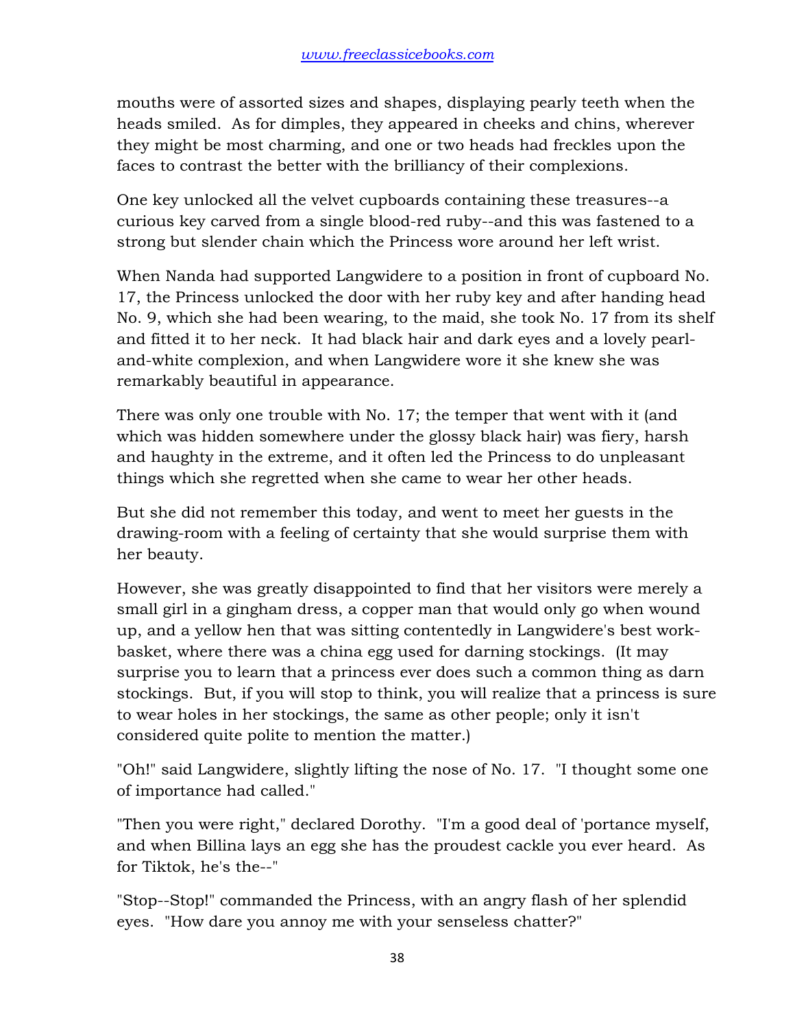mouths were of assorted sizes and shapes, displaying pearly teeth when the heads smiled. As for dimples, they appeared in cheeks and chins, wherever they might be most charming, and one or two heads had freckles upon the faces to contrast the better with the brilliancy of their complexions.

One key unlocked all the velvet cupboards containing these treasures--a curious key carved from a single blood-red ruby--and this was fastened to a strong but slender chain which the Princess wore around her left wrist.

When Nanda had supported Langwidere to a position in front of cupboard No. 17, the Princess unlocked the door with her ruby key and after handing head No. 9, which she had been wearing, to the maid, she took No. 17 from its shelf and fitted it to her neck. It had black hair and dark eyes and a lovely pearl-and-white complexion, and when Langwidere wore it she knew she was remarkably beautiful in appearance.

There was only one trouble with No. 17; the temper that went with it (and which was hidden somewhere under the glossy black hair) was fiery, harsh and haughty in the extreme, and it often led the Princess to do unpleasant things which she regretted when she came to wear her other heads.

But she did not remember this today, and went to meet her guests in the drawing-room with a feeling of certainty that she would surprise them with her beauty.

However, she was greatly disappointed to find that her visitors were merely a small girl in a gingham dress, a copper man that would only go when wound up, and a yellow hen that was sitting contentedly in Langwidere's best work-basket, where there was a china egg used for darning stockings. (It may surprise you to learn that a princess ever does such a common thing as darn stockings. But, if you will stop to think, you will realize that a princess is sure to wear holes in her stockings, the same as other people; only it isn't considered quite polite to mention the matter.)

"Oh!" said Langwidere, slightly lifting the nose of No. 17. "I thought some one of importance had called."

"Then you were right," declared Dorothy. "I'm a good deal of 'portance myself, and when Billina lays an egg she has the proudest cackle you ever heard. As for Tiktok, he's the--"

"Stop--Stop!" commanded the Princess, with an angry flash of her splendid eyes. "How dare you annoy me with your senseless chatter?"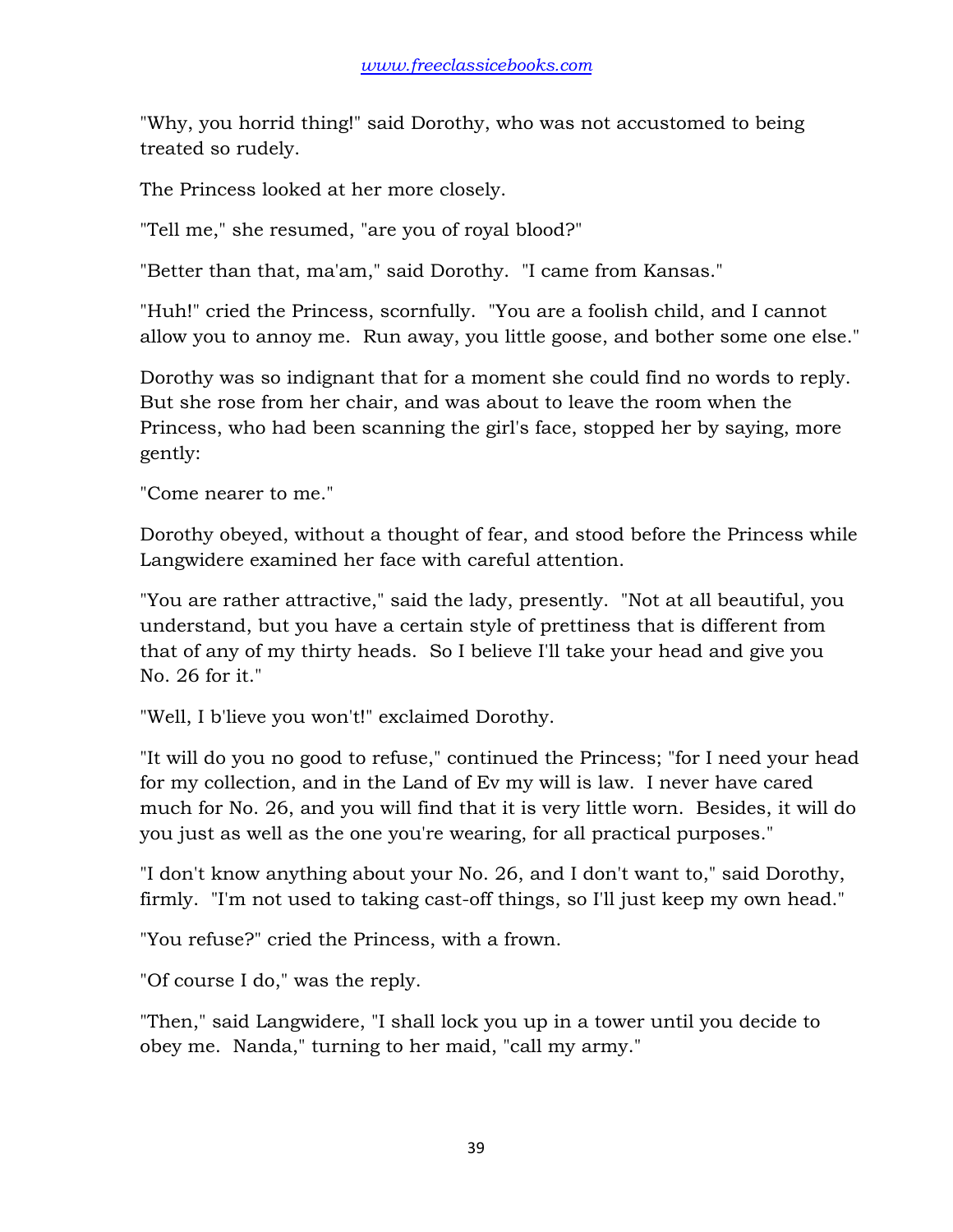"Why, you horrid thing!" said Dorothy, who was not accustomed to being treated so rudely.

The Princess looked at her more closely.

"Tell me," she resumed, "are you of royal blood?"

"Better than that, ma'am," said Dorothy. "I came from Kansas."

"Huh!" cried the Princess, scornfully. "You are a foolish child, and I cannot allow you to annoy me. Run away, you little goose, and bother some one else."

Dorothy was so indignant that for a moment she could find no words to reply. But she rose from her chair, and was about to leave the room when the Princess, who had been scanning the girl's face, stopped her by saying, more gently:

"Come nearer to me."

Dorothy obeyed, without a thought of fear, and stood before the Princess while Langwidere examined her face with careful attention.

"You are rather attractive," said the lady, presently. "Not at all beautiful, you understand, but you have a certain style of prettiness that is different from that of any of my thirty heads. So I believe I'll take your head and give you No. 26 for it."

"Well, I b'lieve you won't!" exclaimed Dorothy.

"It will do you no good to refuse," continued the Princess; "for I need your head for my collection, and in the Land of Ev my will is law. I never have cared much for No. 26, and you will find that it is very little worn. Besides, it will do you just as well as the one you're wearing, for all practical purposes."

"I don't know anything about your No. 26, and I don't want to," said Dorothy, firmly. "I'm not used to taking cast-off things, so I'll just keep my own head."

"You refuse?" cried the Princess, with a frown.

"Of course I do," was the reply.

"Then," said Langwidere, "I shall lock you up in a tower until you decide to obey me. Nanda," turning to her maid, "call my army."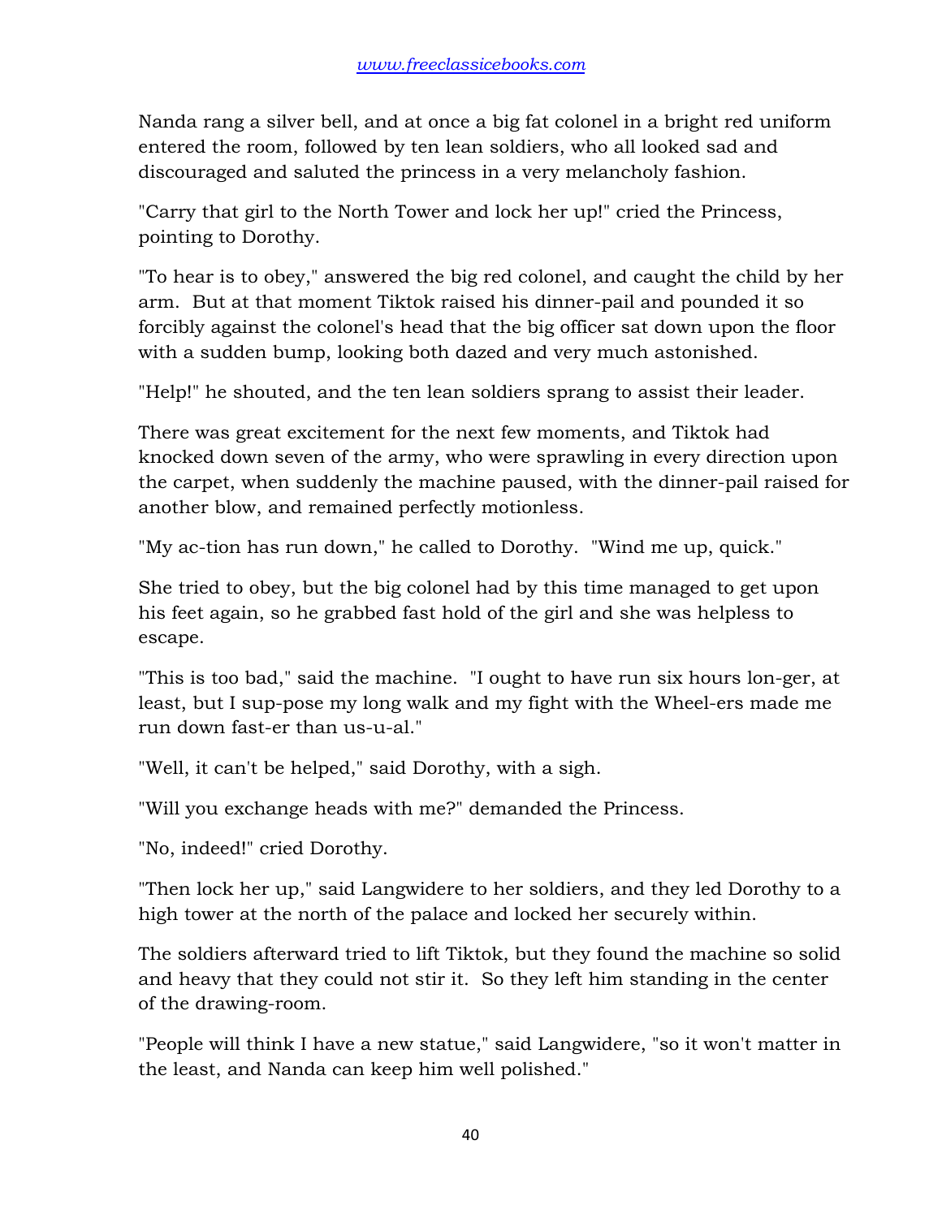Nanda rang a silver bell, and at once a big fat colonel in a bright red uniform entered the room, followed by ten lean soldiers, who all looked sad and discouraged and saluted the princess in a very melancholy fashion.

"Carry that girl to the North Tower and lock her up!" cried the Princess, pointing to Dorothy.

"To hear is to obey," answered the big red colonel, and caught the child by her arm. But at that moment Tiktok raised his dinner-pail and pounded it so forcibly against the colonel's head that the big officer sat down upon the floor with a sudden bump, looking both dazed and very much astonished.

"Help!" he shouted, and the ten lean soldiers sprang to assist their leader.

There was great excitement for the next few moments, and Tiktok had knocked down seven of the army, who were sprawling in every direction upon the carpet, when suddenly the machine paused, with the dinner-pail raised for another blow, and remained perfectly motionless.

"My ac-tion has run down," he called to Dorothy. "Wind me up, quick."

She tried to obey, but the big colonel had by this time managed to get upon his feet again, so he grabbed fast hold of the girl and she was helpless to escape.

"This is too bad," said the machine. "I ought to have run six hours lon-ger, at least, but I sup-pose my long walk and my fight with the Wheel-ers made me run down fast-er than us-u-al."

"Well, it can't be helped," said Dorothy, with a sigh.

"Will you exchange heads with me?" demanded the Princess.

"No, indeed!" cried Dorothy.

"Then lock her up," said Langwidere to her soldiers, and they led Dorothy to a high tower at the north of the palace and locked her securely within.

The soldiers afterward tried to lift Tiktok, but they found the machine so solid and heavy that they could not stir it. So they left him standing in the center of the drawing-room.

"People will think I have a new statue," said Langwidere, "so it won't matter in the least, and Nanda can keep him well polished."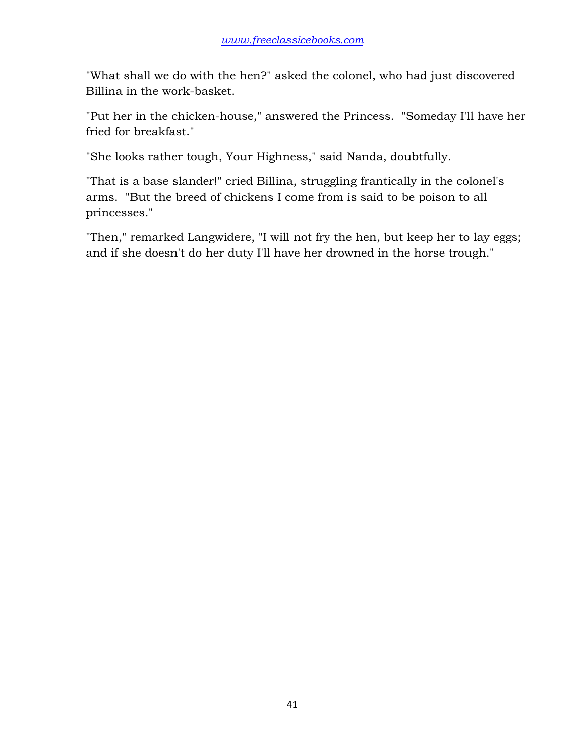"What shall we do with the hen?" asked the colonel, who had just discovered Billina in the work-basket.

"Put her in the chicken-house," answered the Princess. "Someday I'll have her fried for breakfast."

"She looks rather tough, Your Highness," said Nanda, doubtfully.

"That is a base slander!" cried Billina, struggling frantically in the colonel's arms. "But the breed of chickens I come from is said to be poison to all princesses."

"Then," remarked Langwidere, "I will not fry the hen, but keep her to lay eggs; and if she doesn't do her duty I'll have her drowned in the horse trough."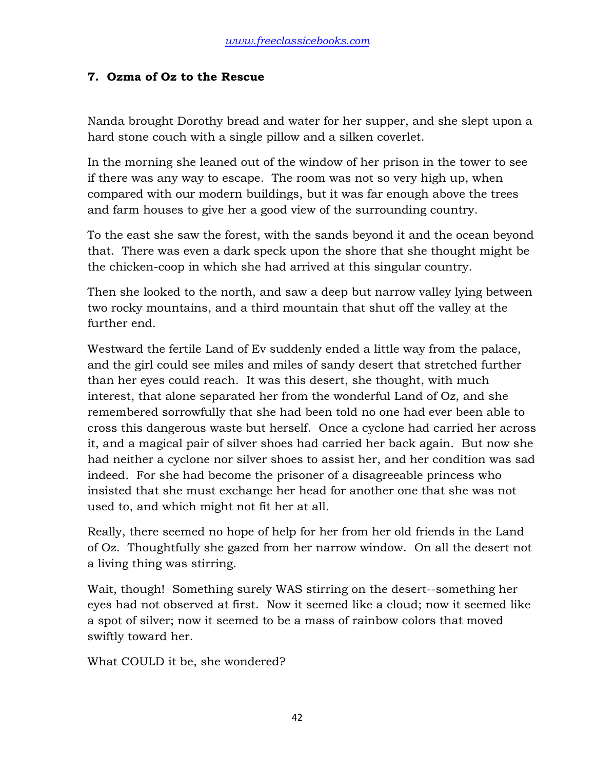## 7. Ozma of Oz to the Rescue

Nanda brought Dorothy bread and water for her supper, and she slept upon a hard stone couch with a single pillow and a silken coverlet.

In the morning she leaned out of the window of her prison in the tower to see if there was any way to escape. The room was not so very high up, when compared with our modern buildings, but it was far enough above the trees and farm houses to give her a good view of the surrounding country.

To the east she saw the forest, with the sands beyond it and the ocean beyond that. There was even a dark speck upon the shore that she thought might be the chicken-coop in which she had arrived at this singular country.

Then she looked to the north, and saw a deep but narrow valley lying between two rocky mountains, and a third mountain that shut off the valley at the further end.

Westward the fertile Land of Ev suddenly ended a little way from the palace, and the girl could see miles and miles of sandy desert that stretched further than her eyes could reach. It was this desert, she thought, with much interest, that alone separated her from the wonderful Land of Oz, and she remembered sorrowfully that she had been told no one had ever been able to cross this dangerous waste but herself. Once a cyclone had carried her across it, and a magical pair of silver shoes had carried her back again. But now she had neither a cyclone nor silver shoes to assist her, and her condition was sad indeed. For she had become the prisoner of a disagreeable princess who insisted that she must exchange her head for another one that she was not used to, and which might not fit her at all.

Really, there seemed no hope of help for her from her old friends in the Land of Oz. Thoughtfully she gazed from her narrow window. On all the desert not a living thing was stirring.

Wait, though! Something surely WAS stirring on the desert--something her eyes had not observed at first. Now it seemed like a cloud; now it seemed like a spot of silver; now it seemed to be a mass of rainbow colors that moved swiftly toward her.

What COULD it be, she wondered?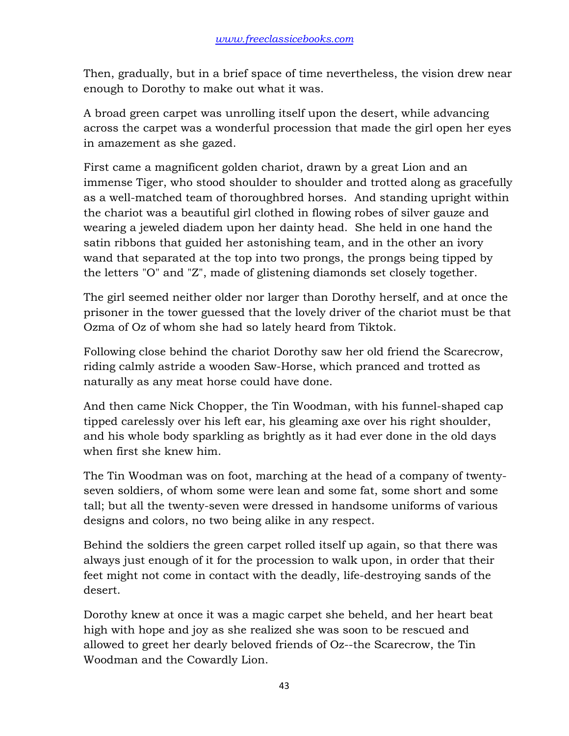Then, gradually, but in a brief space of time nevertheless, the vision drew near enough to Dorothy to make out what it was.

A broad green carpet was unrolling itself upon the desert, while advancing across the carpet was a wonderful procession that made the girl open her eyes in amazement as she gazed.

First came a magnificent golden chariot, drawn by a great Lion and an immense Tiger, who stood shoulder to shoulder and trotted along as gracefully as a well-matched team of thoroughbred horses. And standing upright within the chariot was a beautiful girl clothed in flowing robes of silver gauze and wearing a jeweled diadem upon her dainty head. She held in one hand the satin ribbons that guided her astonishing team, and in the other an ivory wand that separated at the top into two prongs, the prongs being tipped by the letters "O" and "Z", made of glistening diamonds set closely together.

The girl seemed neither older nor larger than Dorothy herself, and at once the prisoner in the tower guessed that the lovely driver of the chariot must be that Ozma of Oz of whom she had so lately heard from Tiktok.

Following close behind the chariot Dorothy saw her old friend the Scarecrow, riding calmly astride a wooden Saw-Horse, which pranced and trotted as naturally as any meat horse could have done.

And then came Nick Chopper, the Tin Woodman, with his funnel-shaped cap tipped carelessly over his left ear, his gleaming axe over his right shoulder, and his whole body sparkling as brightly as it had ever done in the old days when first she knew him.

The Tin Woodman was on foot, marching at the head of a company of twenty-seven soldiers, of whom some were lean and some fat, some short and some tall; but all the twenty-seven were dressed in handsome uniforms of various designs and colors, no two being alike in any respect.

Behind the soldiers the green carpet rolled itself up again, so that there was always just enough of it for the procession to walk upon, in order that their feet might not come in contact with the deadly, life-destroying sands of the desert.

Dorothy knew at once it was a magic carpet she beheld, and her heart beat high with hope and joy as she realized she was soon to be rescued and allowed to greet her dearly beloved friends of Oz--the Scarecrow, the Tin Woodman and the Cowardly Lion.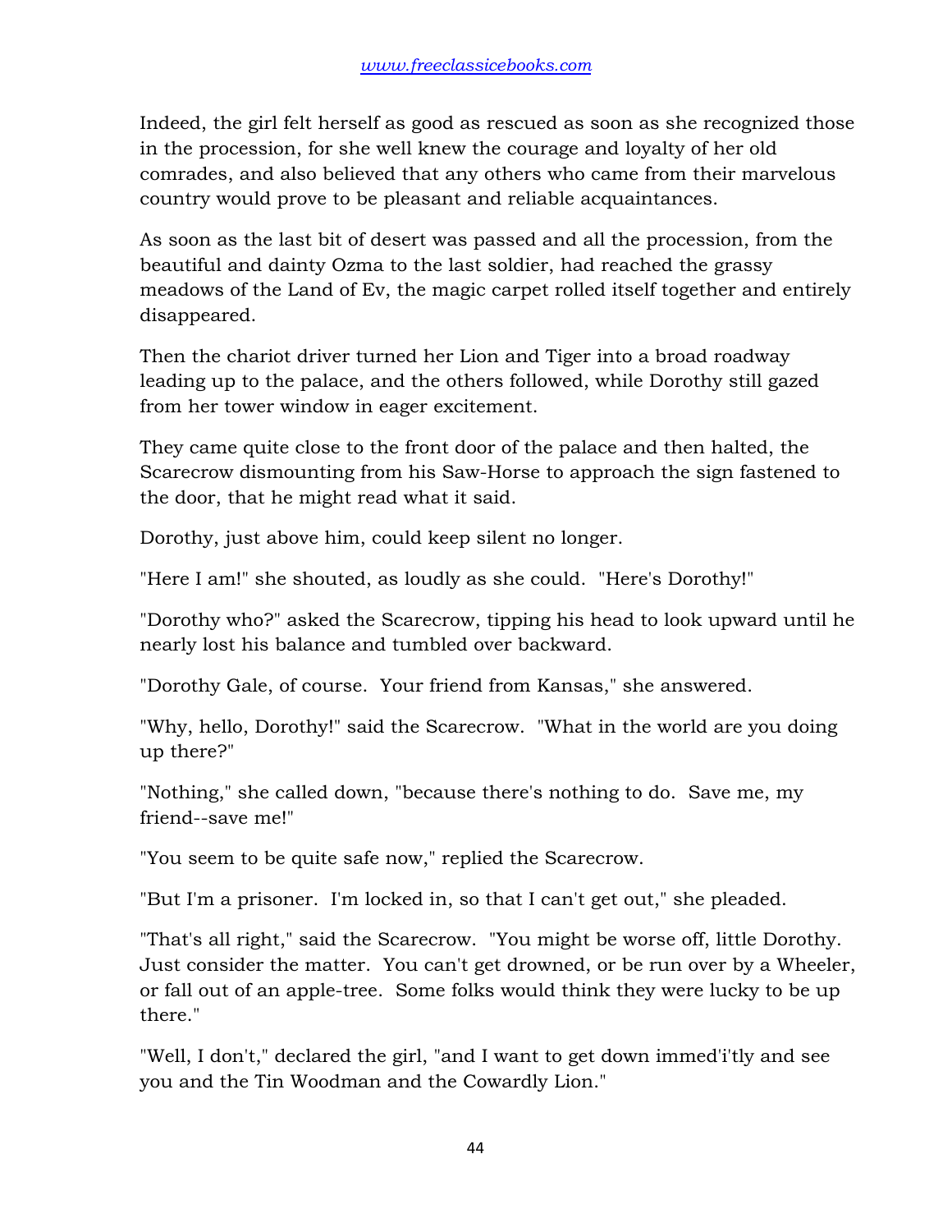Indeed, the girl felt herself as good as rescued as soon as she recognized those in the procession, for she well knew the courage and loyalty of her old comrades, and also believed that any others who came from their marvelous country would prove to be pleasant and reliable acquaintances.

As soon as the last bit of desert was passed and all the procession, from the beautiful and dainty Ozma to the last soldier, had reached the grassy meadows of the Land of Ev, the magic carpet rolled itself together and entirely disappeared.

Then the chariot driver turned her Lion and Tiger into a broad roadway leading up to the palace, and the others followed, while Dorothy still gazed from her tower window in eager excitement.

They came quite close to the front door of the palace and then halted, the Scarecrow dismounting from his Saw-Horse to approach the sign fastened to the door, that he might read what it said.

Dorothy, just above him, could keep silent no longer.

"Here I am!" she shouted, as loudly as she could. "Here's Dorothy!"

"Dorothy who?" asked the Scarecrow, tipping his head to look upward until he nearly lost his balance and tumbled over backward.

"Dorothy Gale, of course. Your friend from Kansas," she answered.

"Why, hello, Dorothy!" said the Scarecrow. "What in the world are you doing up there?"

"Nothing," she called down, "because there's nothing to do. Save me, my friend--save me!"

"You seem to be quite safe now," replied the Scarecrow.

"But I'm a prisoner. I'm locked in, so that I can't get out," she pleaded.

"That's all right," said the Scarecrow. "You might be worse off, little Dorothy. Just consider the matter. You can't get drowned, or be run over by a Wheeler, or fall out of an apple-tree. Some folks would think they were lucky to be up there."

"Well, I don't," declared the girl, "and I want to get down immed'i'tly and see you and the Tin Woodman and the Cowardly Lion."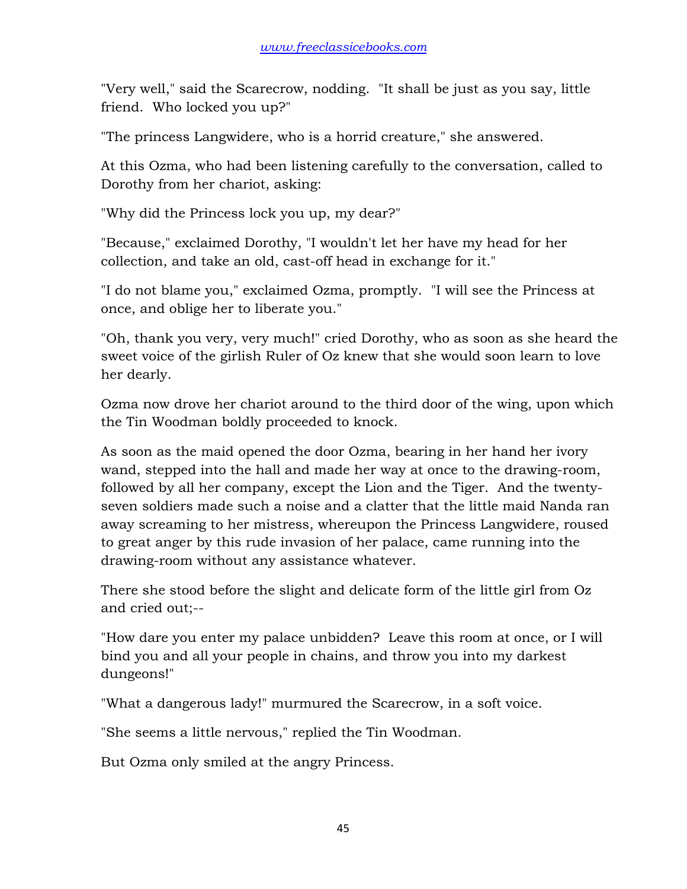"Very well," said the Scarecrow, nodding. "It shall be just as you say, little friend. Who locked you up?"

"The princess Langwidere, who is a horrid creature," she answered.

At this Ozma, who had been listening carefully to the conversation, called to Dorothy from her chariot, asking:

"Why did the Princess lock you up, my dear?"

"Because," exclaimed Dorothy, "I wouldn't let her have my head for her collection, and take an old, cast-off head in exchange for it."

"I do not blame you," exclaimed Ozma, promptly. "I will see the Princess at once, and oblige her to liberate you."

"Oh, thank you very, very much!" cried Dorothy, who as soon as she heard the sweet voice of the girlish Ruler of Oz knew that she would soon learn to love her dearly.

Ozma now drove her chariot around to the third door of the wing, upon which the Tin Woodman boldly proceeded to knock.

As soon as the maid opened the door Ozma, bearing in her hand her ivory wand, stepped into the hall and made her way at once to the drawing-room, followed by all her company, except the Lion and the Tiger. And the twenty-seven soldiers made such a noise and a clatter that the little maid Nanda ran away screaming to her mistress, whereupon the Princess Langwidere, roused to great anger by this rude invasion of her palace, came running into the drawing-room without any assistance whatever.

There she stood before the slight and delicate form of the little girl from Oz and cried out;--

"How dare you enter my palace unbidden? Leave this room at once, or I will bind you and all your people in chains, and throw you into my darkest dungeons!"

"What a dangerous lady!" murmured the Scarecrow, in a soft voice.

"She seems a little nervous," replied the Tin Woodman.

But Ozma only smiled at the angry Princess.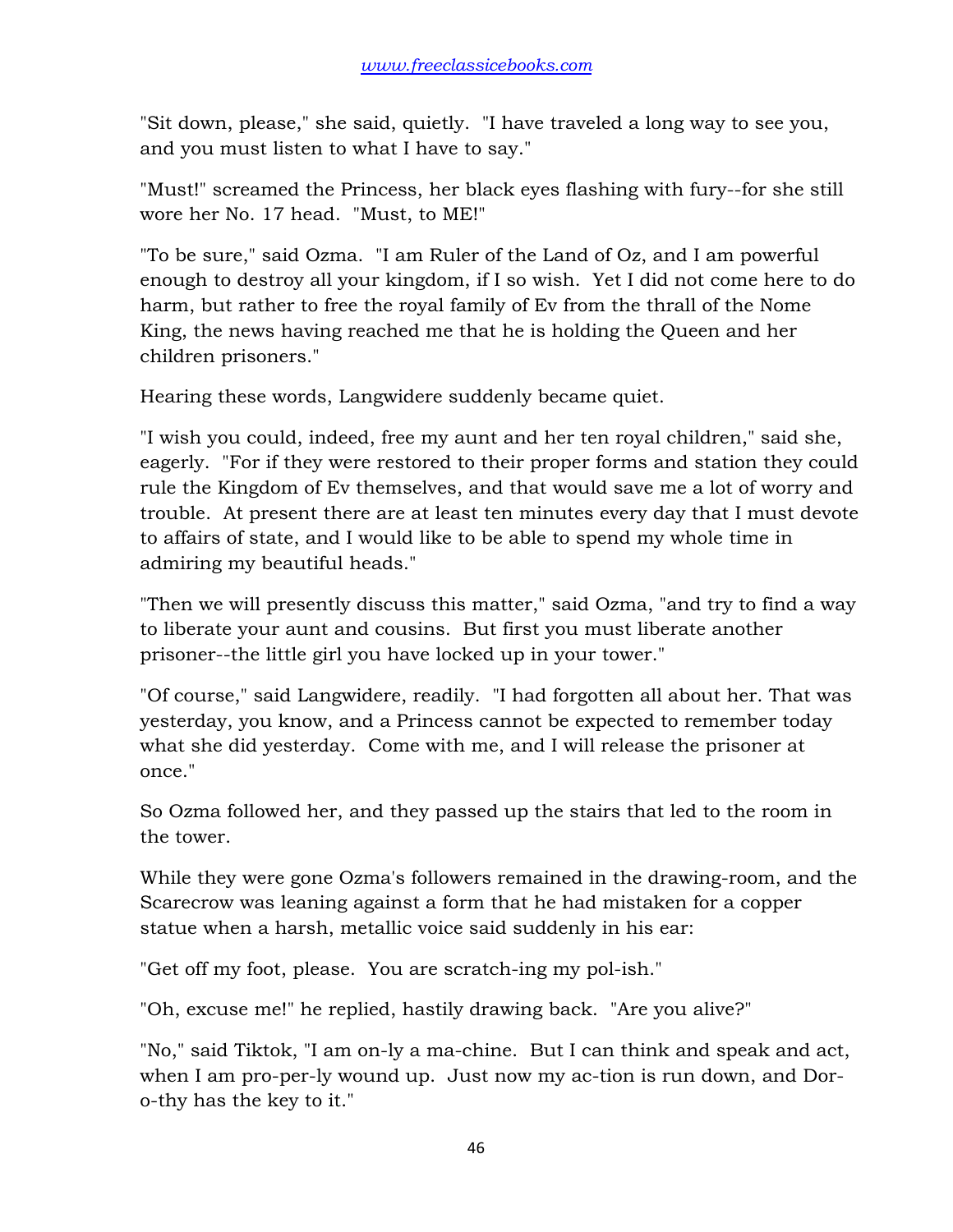"Sit down, please," she said, quietly. "I have traveled a long way to see you, and you must listen to what I have to say."

"Must!" screamed the Princess, her black eyes flashing with fury--for she still wore her No. 17 head. "Must, to ME!"

"To be sure," said Ozma. "I am Ruler of the Land of Oz, and I am powerful enough to destroy all your kingdom, if I so wish. Yet I did not come here to do harm, but rather to free the royal family of Ev from the thrall of the Nome King, the news having reached me that he is holding the Queen and her children prisoners."

Hearing these words, Langwidere suddenly became quiet.

"I wish you could, indeed, free my aunt and her ten royal children," said she, eagerly. "For if they were restored to their proper forms and station they could rule the Kingdom of Ev themselves, and that would save me a lot of worry and trouble. At present there are at least ten minutes every day that I must devote to affairs of state, and I would like to be able to spend my whole time in admiring my beautiful heads."

"Then we will presently discuss this matter," said Ozma, "and try to find a way to liberate your aunt and cousins. But first you must liberate another prisoner--the little girl you have locked up in your tower."

"Of course," said Langwidere, readily. "I had forgotten all about her. That was yesterday, you know, and a Princess cannot be expected to remember today what she did yesterday. Come with me, and I will release the prisoner at once."

So Ozma followed her, and they passed up the stairs that led to the room in the tower.

While they were gone Ozma's followers remained in the drawing-room, and the Scarecrow was leaning against a form that he had mistaken for a copper statue when a harsh, metallic voice said suddenly in his ear:

"Get off my foot, please. You are scratch-ing my pol-ish."

"Oh, excuse me!" he replied, hastily drawing back. "Are you alive?"

"No," said Tiktok, "I am on-ly a ma-chine. But I can think and speak and act, when I am pro-per-ly wound up. Just now my ac-tion is run down, and Dor-o-thy has the key to it."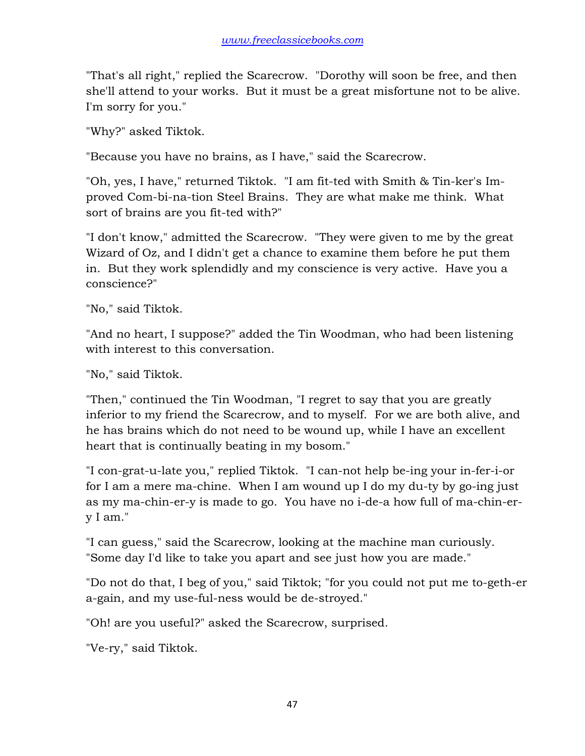"That's all right," replied the Scarecrow. "Dorothy will soon be free, and then she'll attend to your works. But it must be a great misfortune not to be alive. I'm sorry for you."

"Why?" asked Tiktok.

"Because you have no brains, as I have," said the Scarecrow.

"Oh, yes, I have," returned Tiktok. "I am fit-ted with Smith & Tin-ker's Im-proved Com-bi-na-tion Steel Brains. They are what make me think. What sort of brains are you fit-ted with?"

"I don't know," admitted the Scarecrow. "They were given to me by the great Wizard of Oz, and I didn't get a chance to examine them before he put them in. But they work splendidly and my conscience is very active. Have you a conscience?"

"No," said Tiktok.

"And no heart, I suppose?" added the Tin Woodman, who had been listening with interest to this conversation.

"No," said Tiktok.

"Then," continued the Tin Woodman, "I regret to say that you are greatly inferior to my friend the Scarecrow, and to myself. For we are both alive, and he has brains which do not need to be wound up, while I have an excellent heart that is continually beating in my bosom."

"I con-grat-u-late you," replied Tiktok. "I can-not help be-ing your in-fer-i-or for I am a mere ma-chine. When I am wound up I do my du-ty by go-ing just as my ma-chin-er-y is made to go. You have no i-de-a how full of ma-chin-er-y I am."

"I can guess," said the Scarecrow, looking at the machine man curiously. "Some day I'd like to take you apart and see just how you are made."

"Do not do that, I beg of you," said Tiktok; "for you could not put me to-geth-er a-gain, and my use-ful-ness would be de-stroyed."

"Oh! are you useful?" asked the Scarecrow, surprised.

"Ve-ry," said Tiktok.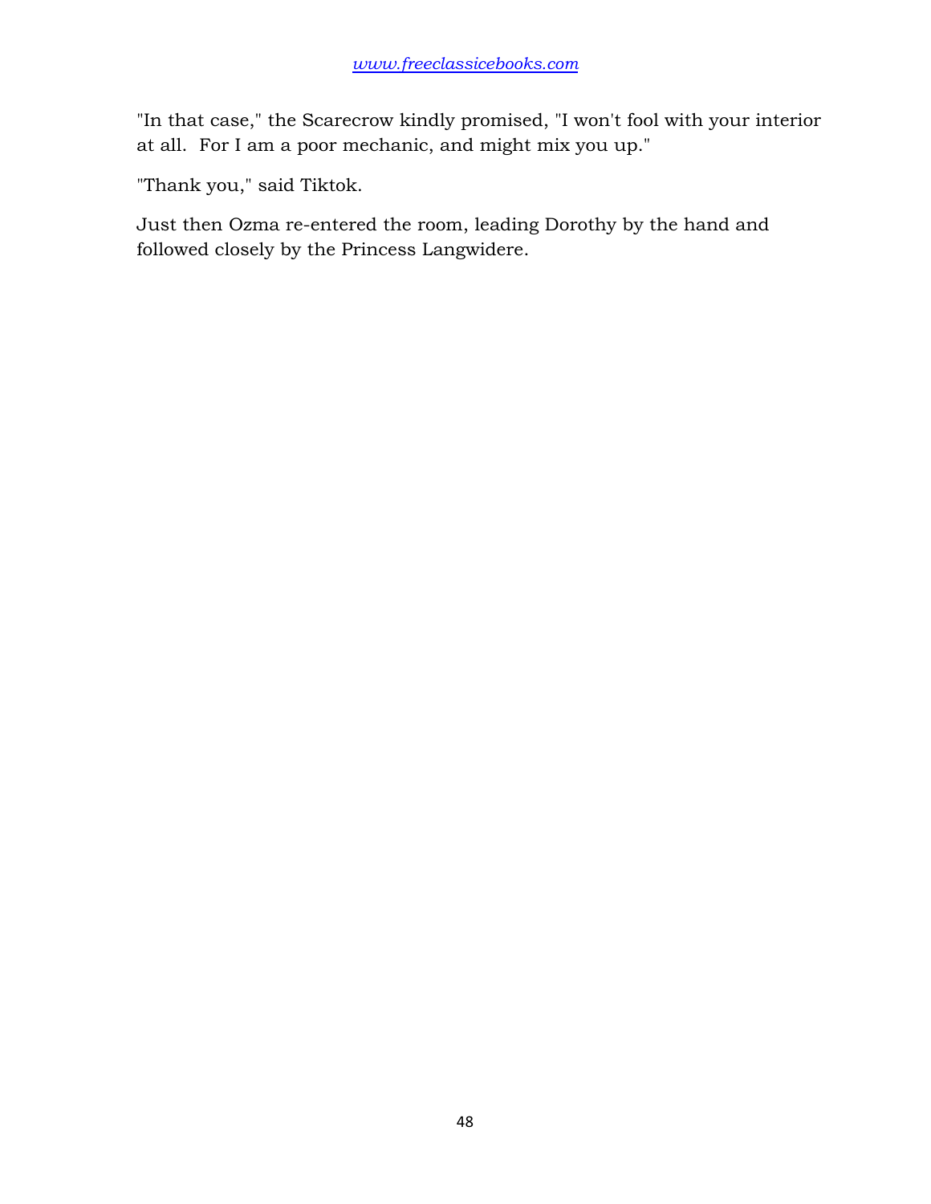"In that case," the Scarecrow kindly promised, "I won't fool with your interior at all. For I am a poor mechanic, and might mix you up."

"Thank you," said Tiktok.

Just then Ozma re-entered the room, leading Dorothy by the hand and followed closely by the Princess Langwidere.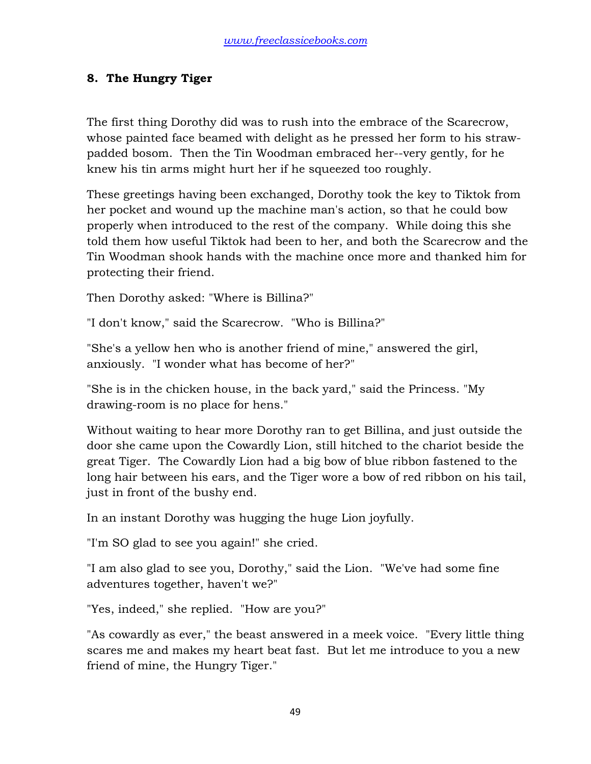## 8. The Hungry Tiger

The first thing Dorothy did was to rush into the embrace of the Scarecrow, whose painted face beamed with delight as he pressed her form to his straw-padded bosom. Then the Tin Woodman embraced her--very gently, for he knew his tin arms might hurt her if he squeezed too roughly.

These greetings having been exchanged, Dorothy took the key to Tiktok from her pocket and wound up the machine man's action, so that he could bow properly when introduced to the rest of the company. While doing this she told them how useful Tiktok had been to her, and both the Scarecrow and the Tin Woodman shook hands with the machine once more and thanked him for protecting their friend.

Then Dorothy asked: "Where is Billina?"

"I don't know," said the Scarecrow. "Who is Billina?"

"She's a yellow hen who is another friend of mine," answered the girl, anxiously. "I wonder what has become of her?"

"She is in the chicken house, in the back yard," said the Princess. "My drawing-room is no place for hens."

Without waiting to hear more Dorothy ran to get Billina, and just outside the door she came upon the Cowardly Lion, still hitched to the chariot beside the great Tiger. The Cowardly Lion had a big bow of blue ribbon fastened to the long hair between his ears, and the Tiger wore a bow of red ribbon on his tail, just in front of the bushy end.

In an instant Dorothy was hugging the huge Lion joyfully.

"I'm SO glad to see you again!" she cried.

"I am also glad to see you, Dorothy," said the Lion. "We've had some fine adventures together, haven't we?"

"Yes, indeed," she replied. "How are you?"

"As cowardly as ever," the beast answered in a meek voice. "Every little thing scares me and makes my heart beat fast. But let me introduce to you a new friend of mine, the Hungry Tiger."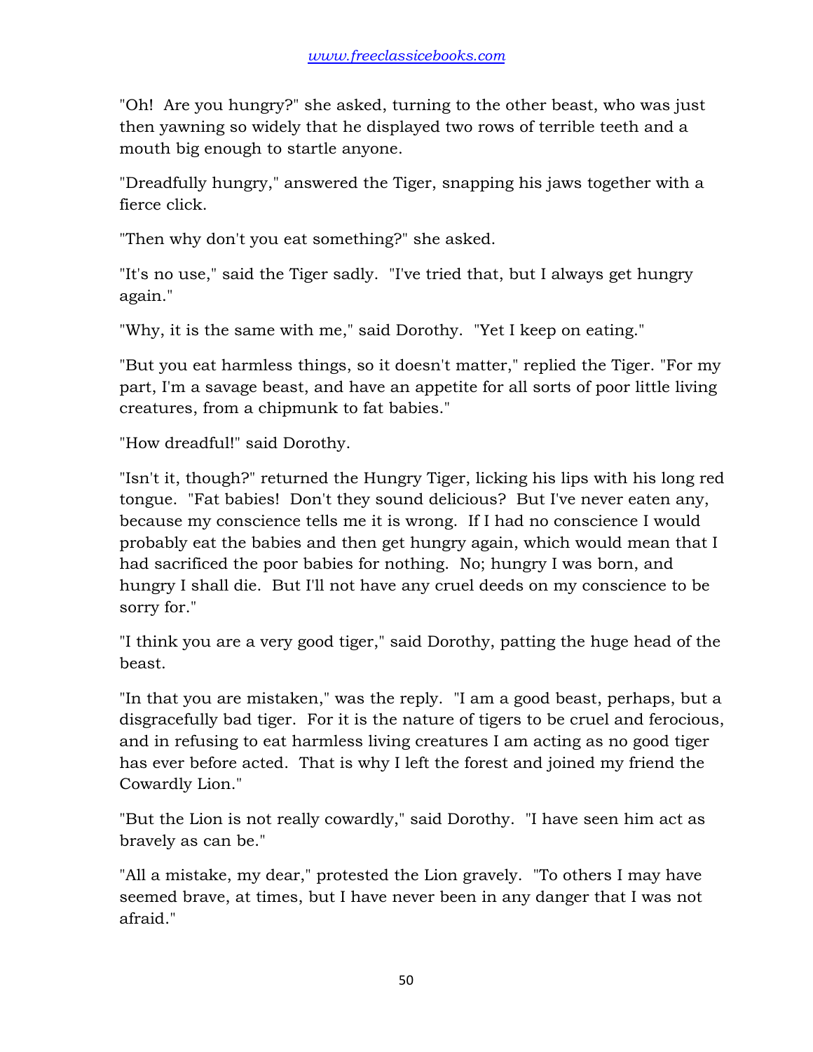"Oh! Are you hungry?" she asked, turning to the other beast, who was just then yawning so widely that he displayed two rows of terrible teeth and a mouth big enough to startle anyone.

"Dreadfully hungry," answered the Tiger, snapping his jaws together with a fierce click.

"Then why don't you eat something?" she asked.

"It's no use," said the Tiger sadly. "I've tried that, but I always get hungry again."

"Why, it is the same with me," said Dorothy. "Yet I keep on eating."

"But you eat harmless things, so it doesn't matter," replied the Tiger. "For my part, I'm a savage beast, and have an appetite for all sorts of poor little living creatures, from a chipmunk to fat babies."

"How dreadful!" said Dorothy.

"Isn't it, though?" returned the Hungry Tiger, licking his lips with his long red tongue. "Fat babies! Don't they sound delicious? But I've never eaten any, because my conscience tells me it is wrong. If I had no conscience I would probably eat the babies and then get hungry again, which would mean that I had sacrificed the poor babies for nothing. No; hungry I was born, and hungry I shall die. But I'll not have any cruel deeds on my conscience to be sorry for."

"I think you are a very good tiger," said Dorothy, patting the huge head of the beast.

"In that you are mistaken," was the reply. "I am a good beast, perhaps, but a disgracefully bad tiger. For it is the nature of tigers to be cruel and ferocious, and in refusing to eat harmless living creatures I am acting as no good tiger has ever before acted. That is why I left the forest and joined my friend the Cowardly Lion."

"But the Lion is not really cowardly," said Dorothy. "I have seen him act as bravely as can be."

"All a mistake, my dear," protested the Lion gravely. "To others I may have seemed brave, at times, but I have never been in any danger that I was not afraid."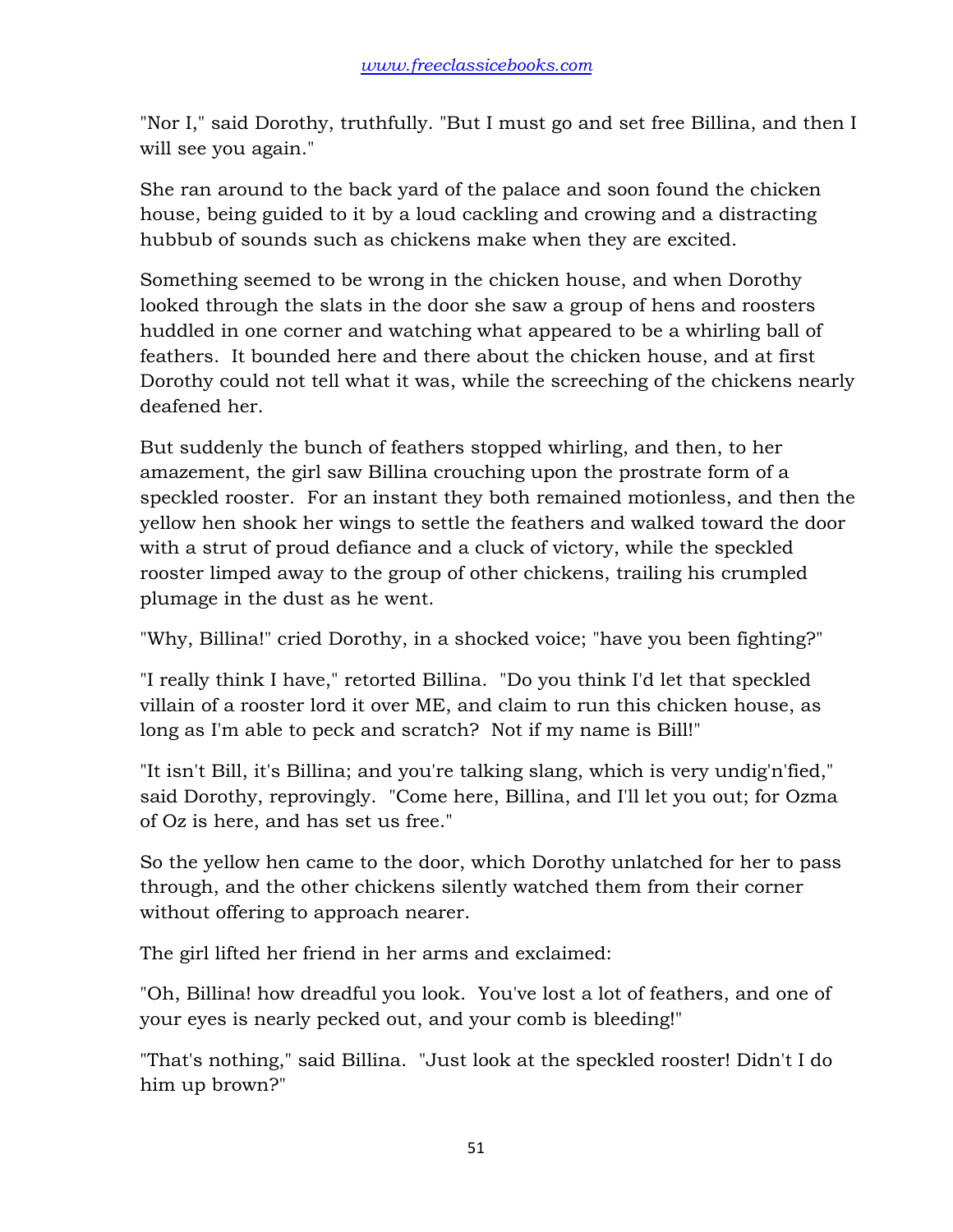"Nor I," said Dorothy, truthfully. "But I must go and set free Billina, and then I will see you again."

She ran around to the back yard of the palace and soon found the chicken house, being guided to it by a loud cackling and crowing and a distracting hubbub of sounds such as chickens make when they are excited.

Something seemed to be wrong in the chicken house, and when Dorothy looked through the slats in the door she saw a group of hens and roosters huddled in one corner and watching what appeared to be a whirling ball of feathers. It bounded here and there about the chicken house, and at first Dorothy could not tell what it was, while the screeching of the chickens nearly deafened her.

But suddenly the bunch of feathers stopped whirling, and then, to her amazement, the girl saw Billina crouching upon the prostrate form of a speckled rooster. For an instant they both remained motionless, and then the yellow hen shook her wings to settle the feathers and walked toward the door with a strut of proud defiance and a cluck of victory, while the speckled rooster limped away to the group of other chickens, trailing his crumpled plumage in the dust as he went.

"Why, Billina!" cried Dorothy, in a shocked voice; "have you been fighting?"

"I really think I have," retorted Billina. "Do you think I'd let that speckled villain of a rooster lord it over ME, and claim to run this chicken house, as long as I'm able to peck and scratch? Not if my name is Bill!"

"It isn't Bill, it's Billina; and you're talking slang, which is very undig'n'fied," said Dorothy, reprovingly. "Come here, Billina, and I'll let you out; for Ozma of Oz is here, and has set us free."

So the yellow hen came to the door, which Dorothy unlatched for her to pass through, and the other chickens silently watched them from their corner without offering to approach nearer.

The girl lifted her friend in her arms and exclaimed:

"Oh, Billina! how dreadful you look. You've lost a lot of feathers, and one of your eyes is nearly pecked out, and your comb is bleeding!"

"That's nothing," said Billina. "Just look at the speckled rooster! Didn't I do him up brown?"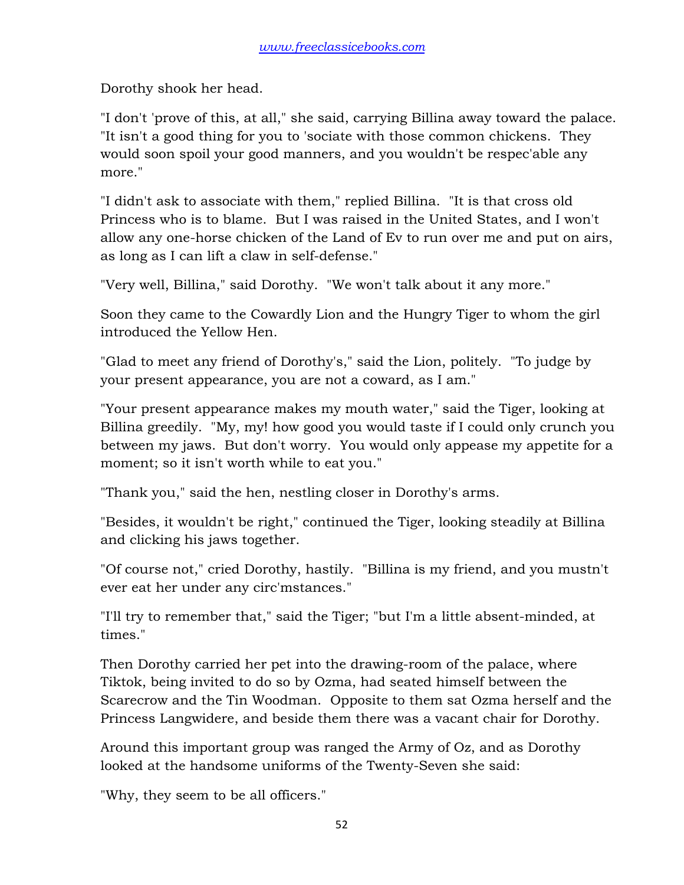Dorothy shook her head.

"I don't 'prove of this, at all," she said, carrying Billina away toward the palace. "It isn't a good thing for you to 'sociate with those common chickens. They would soon spoil your good manners, and you wouldn't be respec'able any more."

"I didn't ask to associate with them," replied Billina. "It is that cross old Princess who is to blame. But I was raised in the United States, and I won't allow any one-horse chicken of the Land of Ev to run over me and put on airs, as long as I can lift a claw in self-defense."

"Very well, Billina," said Dorothy. "We won't talk about it any more."

Soon they came to the Cowardly Lion and the Hungry Tiger to whom the girl introduced the Yellow Hen.

"Glad to meet any friend of Dorothy's," said the Lion, politely. "To judge by your present appearance, you are not a coward, as I am."

"Your present appearance makes my mouth water," said the Tiger, looking at Billina greedily. "My, my! how good you would taste if I could only crunch you between my jaws. But don't worry. You would only appease my appetite for a moment; so it isn't worth while to eat you."

"Thank you," said the hen, nestling closer in Dorothy's arms.

"Besides, it wouldn't be right," continued the Tiger, looking steadily at Billina and clicking his jaws together.

"Of course not," cried Dorothy, hastily. "Billina is my friend, and you mustn't ever eat her under any circ'mstances."

"I'll try to remember that," said the Tiger; "but I'm a little absent-minded, at times."

Then Dorothy carried her pet into the drawing-room of the palace, where Tiktok, being invited to do so by Ozma, had seated himself between the Scarecrow and the Tin Woodman. Opposite to them sat Ozma herself and the Princess Langwidere, and beside them there was a vacant chair for Dorothy.

Around this important group was ranged the Army of Oz, and as Dorothy looked at the handsome uniforms of the Twenty-Seven she said:

"Why, they seem to be all officers."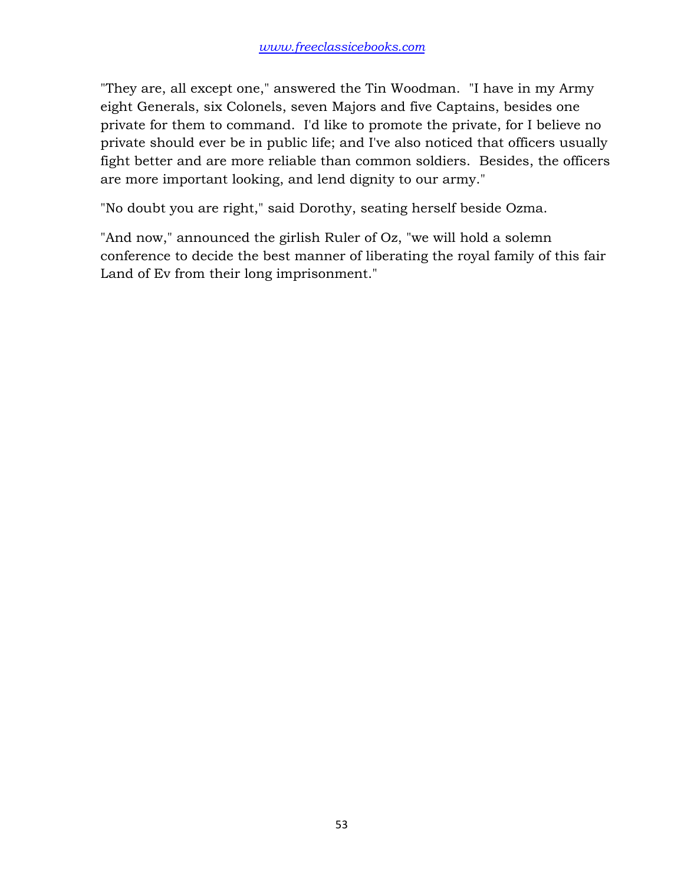"They are, all except one," answered the Tin Woodman. "I have in my Army eight Generals, six Colonels, seven Majors and five Captains, besides one private for them to command. I'd like to promote the private, for I believe no private should ever be in public life; and I've also noticed that officers usually fight better and are more reliable than common soldiers. Besides, the officers are more important looking, and lend dignity to our army."

"No doubt you are right," said Dorothy, seating herself beside Ozma.

"And now," announced the girlish Ruler of Oz, "we will hold a solemn conference to decide the best manner of liberating the royal family of this fair Land of Ev from their long imprisonment."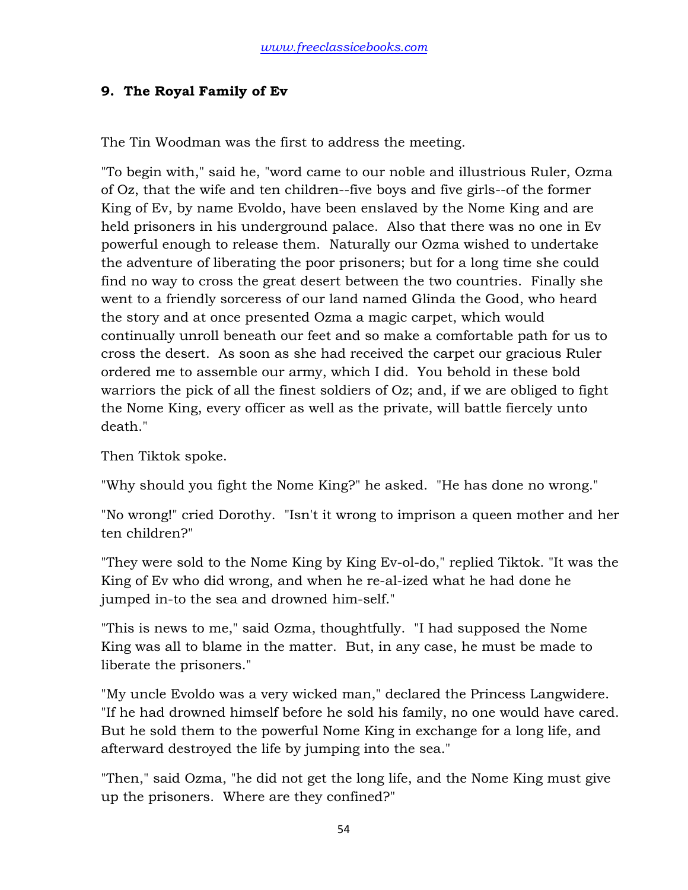## 9. The Royal Family of Ev

The Tin Woodman was the first to address the meeting.

"To begin with," said he, "word came to our noble and illustrious Ruler, Ozma of Oz, that the wife and ten children--five boys and five girls--of the former King of Ev, by name Evoldo, have been enslaved by the Nome King and are held prisoners in his underground palace. Also that there was no one in Ev powerful enough to release them. Naturally our Ozma wished to undertake the adventure of liberating the poor prisoners; but for a long time she could find no way to cross the great desert between the two countries. Finally she went to a friendly sorceress of our land named Glinda the Good, who heard the story and at once presented Ozma a magic carpet, which would continually unroll beneath our feet and so make a comfortable path for us to cross the desert. As soon as she had received the carpet our gracious Ruler ordered me to assemble our army, which I did. You behold in these bold warriors the pick of all the finest soldiers of Oz; and, if we are obliged to fight the Nome King, every officer as well as the private, will battle fiercely unto death."

Then Tiktok spoke.

"Why should you fight the Nome King?" he asked. "He has done no wrong."

"No wrong!" cried Dorothy. "Isn't it wrong to imprison a queen mother and her ten children?"

"They were sold to the Nome King by King Ev-ol-do," replied Tiktok. "It was the King of Ev who did wrong, and when he re-al-ized what he had done he jumped in-to the sea and drowned him-self."

"This is news to me," said Ozma, thoughtfully. "I had supposed the Nome King was all to blame in the matter. But, in any case, he must be made to liberate the prisoners."

"My uncle Evoldo was a very wicked man," declared the Princess Langwidere. "If he had drowned himself before he sold his family, no one would have cared. But he sold them to the powerful Nome King in exchange for a long life, and afterward destroyed the life by jumping into the sea."

"Then," said Ozma, "he did not get the long life, and the Nome King must give up the prisoners. Where are they confined?"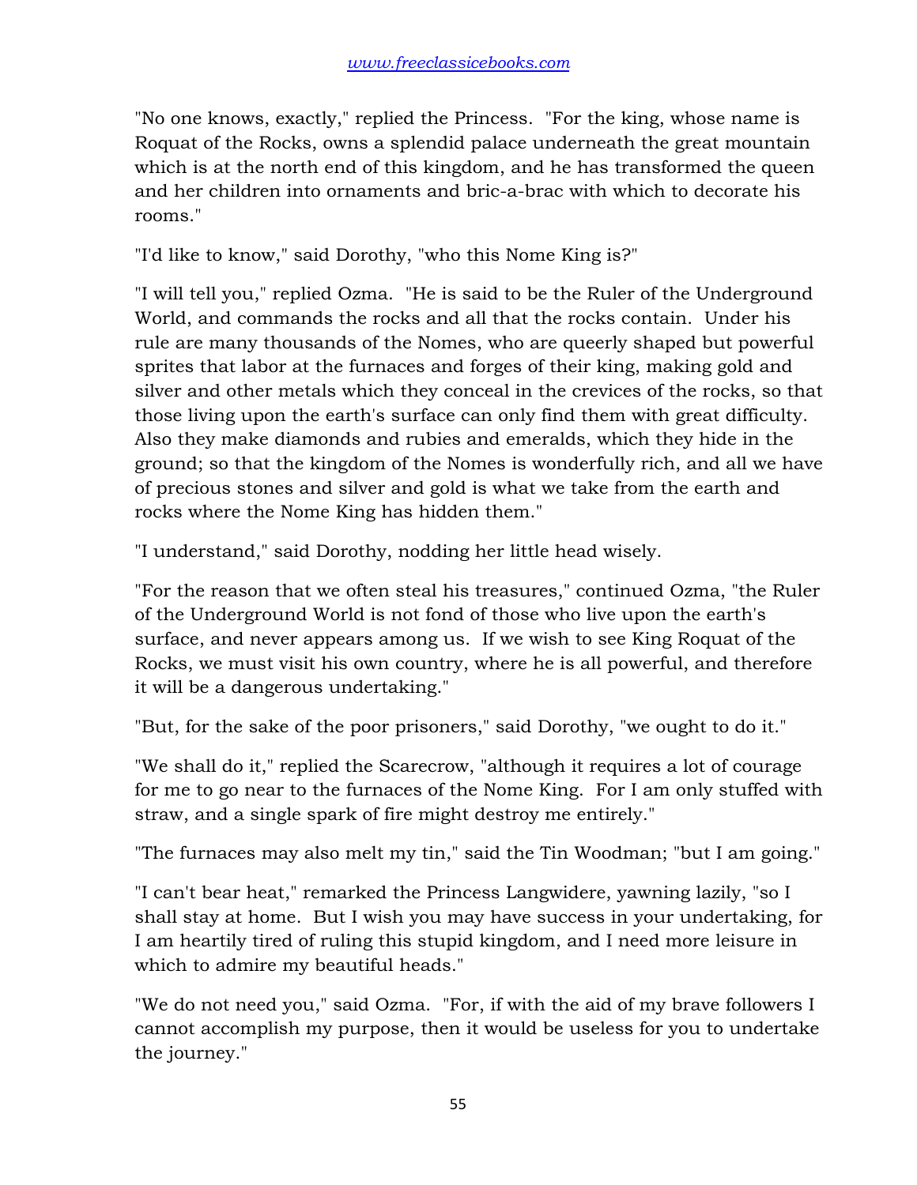"No one knows, exactly," replied the Princess. "For the king, whose name is Roquat of the Rocks, owns a splendid palace underneath the great mountain which is at the north end of this kingdom, and he has transformed the queen and her children into ornaments and bric-a-brac with which to decorate his rooms."

"I'd like to know," said Dorothy, "who this Nome King is?"

"I will tell you," replied Ozma. "He is said to be the Ruler of the Underground World, and commands the rocks and all that the rocks contain. Under his rule are many thousands of the Nomes, who are queerly shaped but powerful sprites that labor at the furnaces and forges of their king, making gold and silver and other metals which they conceal in the crevices of the rocks, so that those living upon the earth's surface can only find them with great difficulty. Also they make diamonds and rubies and emeralds, which they hide in the ground; so that the kingdom of the Nomes is wonderfully rich, and all we have of precious stones and silver and gold is what we take from the earth and rocks where the Nome King has hidden them."

"I understand," said Dorothy, nodding her little head wisely.

"For the reason that we often steal his treasures," continued Ozma, "the Ruler of the Underground World is not fond of those who live upon the earth's surface, and never appears among us. If we wish to see King Roquat of the Rocks, we must visit his own country, where he is all powerful, and therefore it will be a dangerous undertaking."

"But, for the sake of the poor prisoners," said Dorothy, "we ought to do it."

"We shall do it," replied the Scarecrow, "although it requires a lot of courage for me to go near to the furnaces of the Nome King. For I am only stuffed with straw, and a single spark of fire might destroy me entirely."

"The furnaces may also melt my tin," said the Tin Woodman; "but I am going."

"I can't bear heat," remarked the Princess Langwidere, yawning lazily, "so I shall stay at home. But I wish you may have success in your undertaking, for I am heartily tired of ruling this stupid kingdom, and I need more leisure in which to admire my beautiful heads."

"We do not need you," said Ozma. "For, if with the aid of my brave followers I cannot accomplish my purpose, then it would be useless for you to undertake the journey."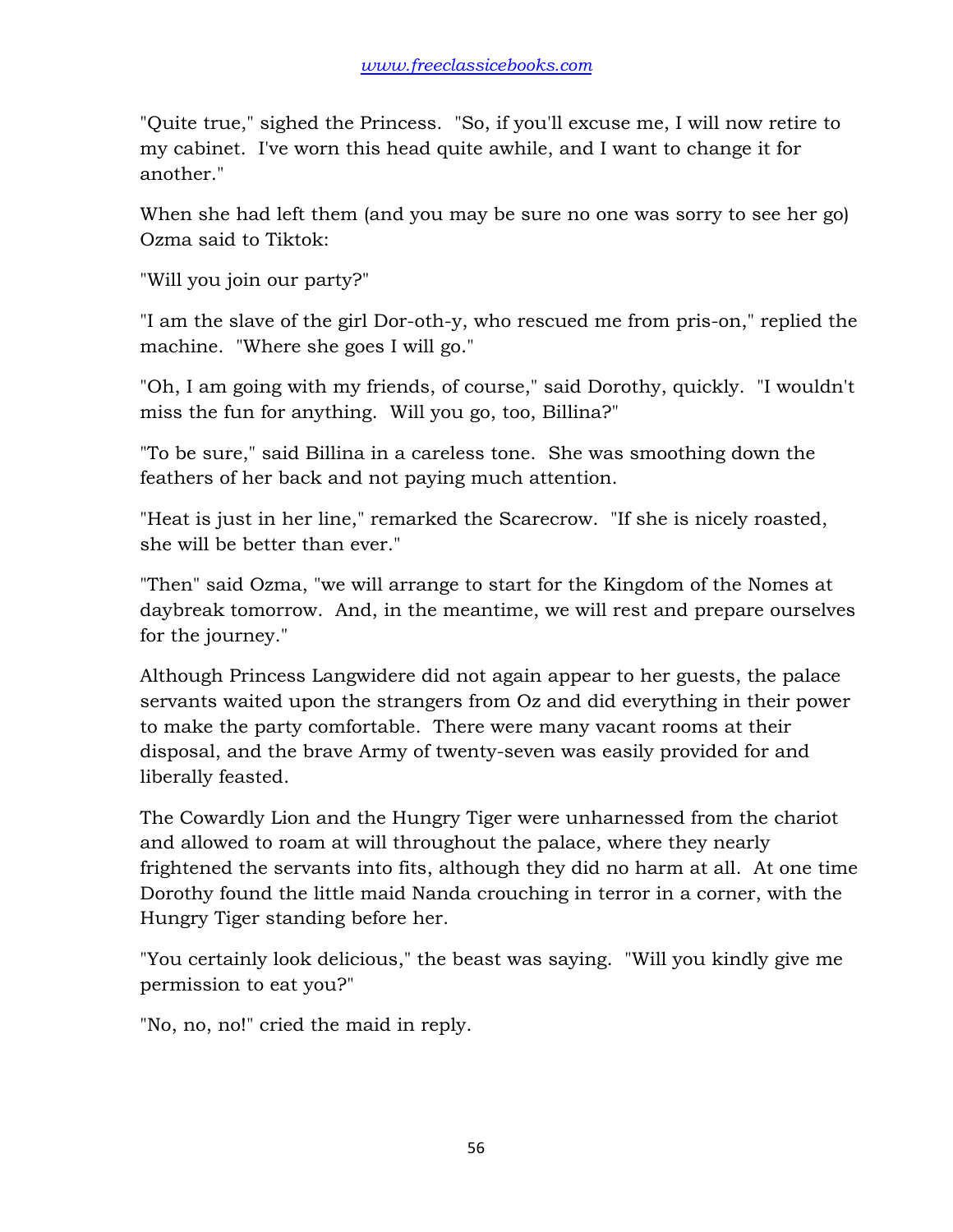"Quite true," sighed the Princess. "So, if you'll excuse me, I will now retire to my cabinet. I've worn this head quite awhile, and I want to change it for another."

When she had left them (and you may be sure no one was sorry to see her go) Ozma said to Tiktok:

"Will you join our party?"

"I am the slave of the girl Dor-oth-y, who rescued me from pris-on," replied the machine. "Where she goes I will go."

"Oh, I am going with my friends, of course," said Dorothy, quickly. "I wouldn't miss the fun for anything. Will you go, too, Billina?"

"To be sure," said Billina in a careless tone. She was smoothing down the feathers of her back and not paying much attention.

"Heat is just in her line," remarked the Scarecrow. "If she is nicely roasted, she will be better than ever."

"Then" said Ozma, "we will arrange to start for the Kingdom of the Nomes at daybreak tomorrow. And, in the meantime, we will rest and prepare ourselves for the journey."

Although Princess Langwidere did not again appear to her guests, the palace servants waited upon the strangers from Oz and did everything in their power to make the party comfortable. There were many vacant rooms at their disposal, and the brave Army of twenty-seven was easily provided for and liberally feasted.

The Cowardly Lion and the Hungry Tiger were unharnessed from the chariot and allowed to roam at will throughout the palace, where they nearly frightened the servants into fits, although they did no harm at all. At one time Dorothy found the little maid Nanda crouching in terror in a corner, with the Hungry Tiger standing before her.

"You certainly look delicious," the beast was saying. "Will you kindly give me permission to eat you?"

"No, no, no!" cried the maid in reply.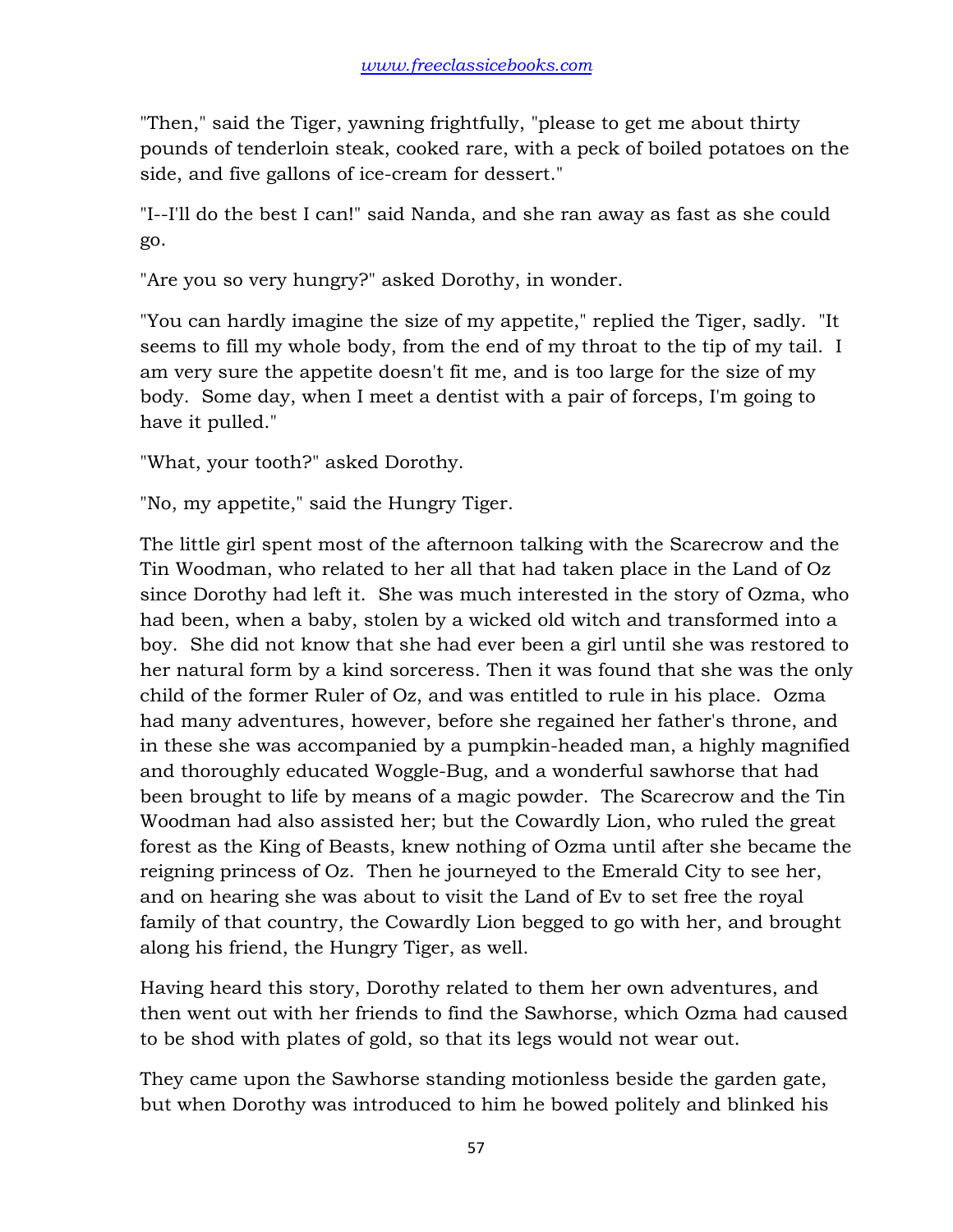"Then," said the Tiger, yawning frightfully, "please to get me about thirty pounds of tenderloin steak, cooked rare, with a peck of boiled potatoes on the side, and five gallons of ice-cream for dessert."

"I--I'll do the best I can!" said Nanda, and she ran away as fast as she could go.

"Are you so very hungry?" asked Dorothy, in wonder.

"You can hardly imagine the size of my appetite," replied the Tiger, sadly. "It seems to fill my whole body, from the end of my throat to the tip of my tail. I am very sure the appetite doesn't fit me, and is too large for the size of my body. Some day, when I meet a dentist with a pair of forceps, I'm going to have it pulled."

"What, your tooth?" asked Dorothy.

"No, my appetite," said the Hungry Tiger.

The little girl spent most of the afternoon talking with the Scarecrow and the Tin Woodman, who related to her all that had taken place in the Land of Oz since Dorothy had left it. She was much interested in the story of Ozma, who had been, when a baby, stolen by a wicked old witch and transformed into a boy. She did not know that she had ever been a girl until she was restored to her natural form by a kind sorceress. Then it was found that she was the only child of the former Ruler of Oz, and was entitled to rule in his place. Ozma had many adventures, however, before she regained her father's throne, and in these she was accompanied by a pumpkin-headed man, a highly magnified and thoroughly educated Woggle-Bug, and a wonderful sawhorse that had been brought to life by means of a magic powder. The Scarecrow and the Tin Woodman had also assisted her; but the Cowardly Lion, who ruled the great forest as the King of Beasts, knew nothing of Ozma until after she became the reigning princess of Oz. Then he journeyed to the Emerald City to see her, and on hearing she was about to visit the Land of Ev to set free the royal family of that country, the Cowardly Lion begged to go with her, and brought along his friend, the Hungry Tiger, as well.

Having heard this story, Dorothy related to them her own adventures, and then went out with her friends to find the Sawhorse, which Ozma had caused to be shod with plates of gold, so that its legs would not wear out.

They came upon the Sawhorse standing motionless beside the garden gate, but when Dorothy was introduced to him he bowed politely and blinked his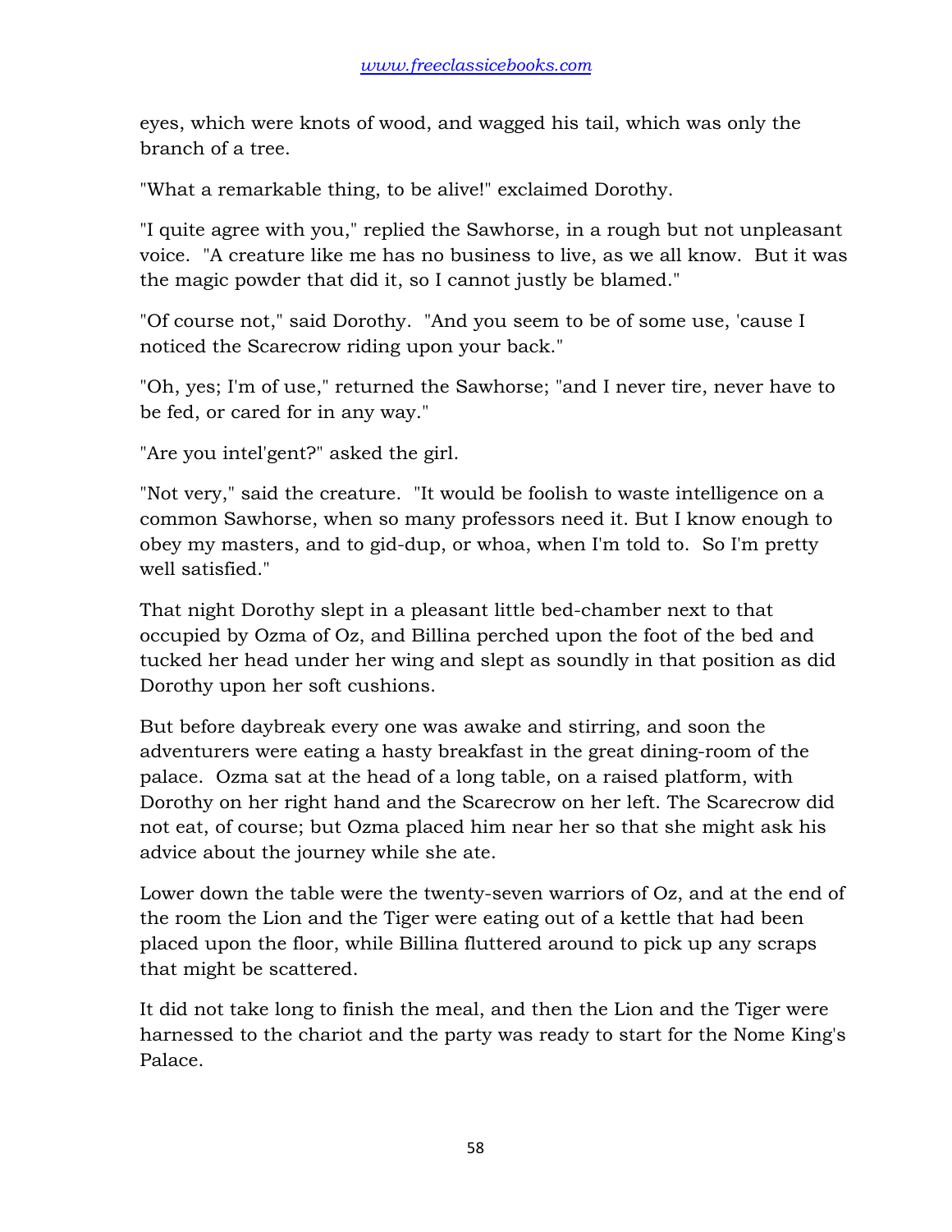eyes, which were knots of wood, and wagged his tail, which was only the branch of a tree.

"What a remarkable thing, to be alive!" exclaimed Dorothy.

"I quite agree with you," replied the Sawhorse, in a rough but not unpleasant voice. "A creature like me has no business to live, as we all know. But it was the magic powder that did it, so I cannot justly be blamed."

"Of course not," said Dorothy. "And you seem to be of some use, 'cause I noticed the Scarecrow riding upon your back."

"Oh, yes; I'm of use," returned the Sawhorse; "and I never tire, never have to be fed, or cared for in any way."

"Are you intel'gent?" asked the girl.

"Not very," said the creature. "It would be foolish to waste intelligence on a common Sawhorse, when so many professors need it. But I know enough to obey my masters, and to gid-dup, or whoa, when I'm told to. So I'm pretty well satisfied."

That night Dorothy slept in a pleasant little bed-chamber next to that occupied by Ozma of Oz, and Billina perched upon the foot of the bed and tucked her head under her wing and slept as soundly in that position as did Dorothy upon her soft cushions.

But before daybreak every one was awake and stirring, and soon the adventurers were eating a hasty breakfast in the great dining-room of the palace. Ozma sat at the head of a long table, on a raised platform, with Dorothy on her right hand and the Scarecrow on her left. The Scarecrow did not eat, of course; but Ozma placed him near her so that she might ask his advice about the journey while she ate.

Lower down the table were the twenty-seven warriors of Oz, and at the end of the room the Lion and the Tiger were eating out of a kettle that had been placed upon the floor, while Billina fluttered around to pick up any scraps that might be scattered.

It did not take long to finish the meal, and then the Lion and the Tiger were harnessed to the chariot and the party was ready to start for the Nome King's Palace.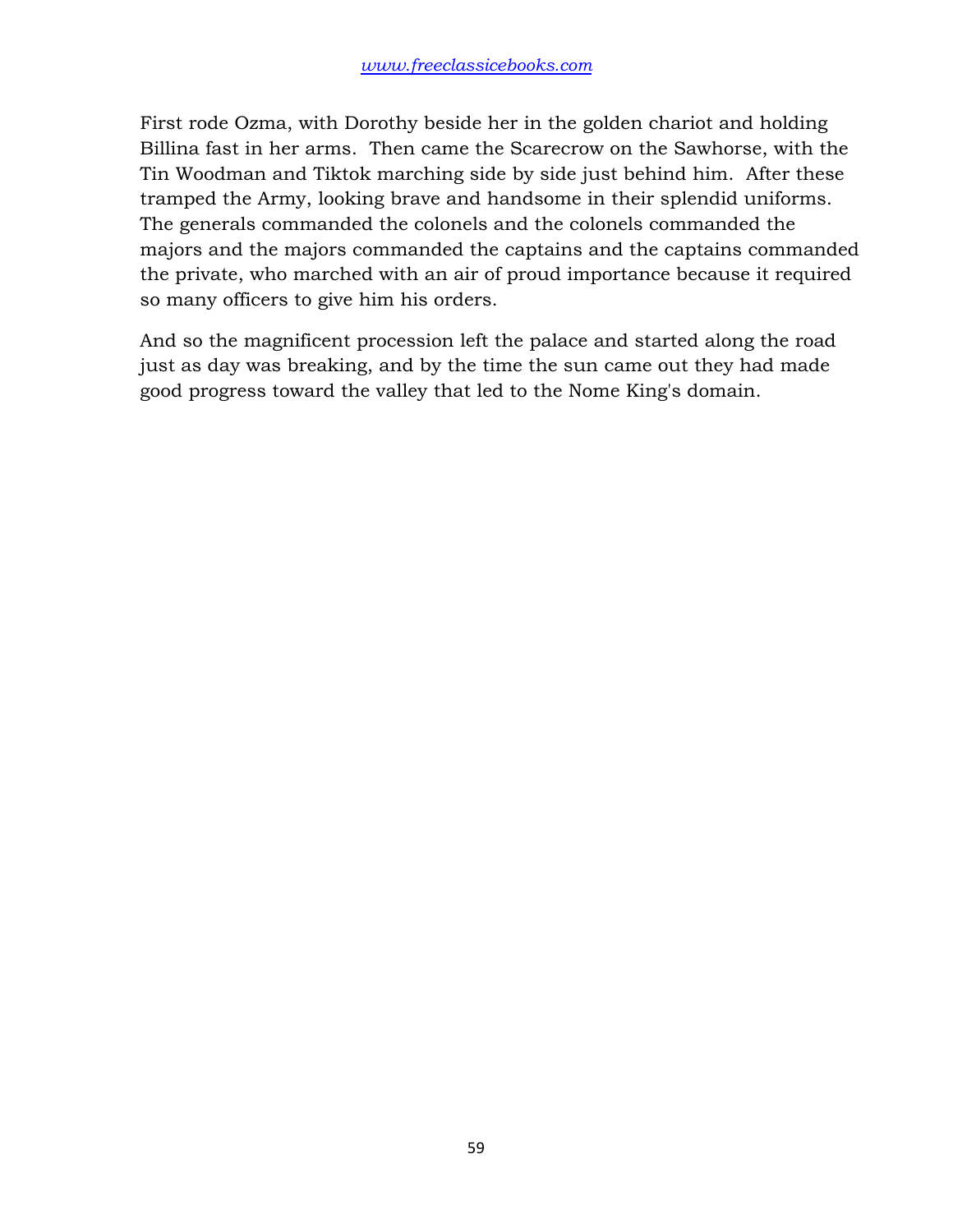First rode Ozma, with Dorothy beside her in the golden chariot and holding Billina fast in her arms. Then came the Scarecrow on the Sawhorse, with the Tin Woodman and Tiktok marching side by side just behind him. After these tramped the Army, looking brave and handsome in their splendid uniforms. The generals commanded the colonels and the colonels commanded the majors and the majors commanded the captains and the captains commanded the private, who marched with an air of proud importance because it required so many officers to give him his orders.

And so the magnificent procession left the palace and started along the road just as day was breaking, and by the time the sun came out they had made good progress toward the valley that led to the Nome King's domain.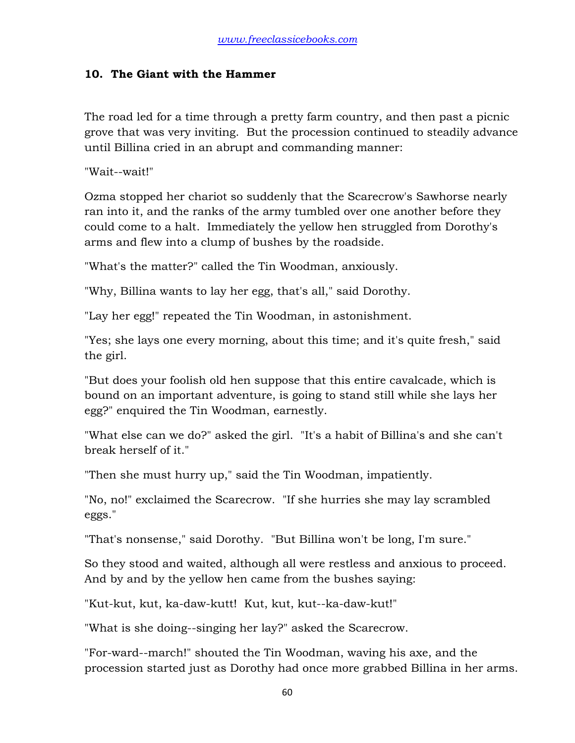## 10. The Giant with the Hammer

The road led for a time through a pretty farm country, and then past a picnic grove that was very inviting. But the procession continued to steadily advance until Billina cried in an abrupt and commanding manner:

"Wait--wait!"

Ozma stopped her chariot so suddenly that the Scarecrow's Sawhorse nearly ran into it, and the ranks of the army tumbled over one another before they could come to a halt. Immediately the yellow hen struggled from Dorothy's arms and flew into a clump of bushes by the roadside.

"What's the matter?" called the Tin Woodman, anxiously.

"Why, Billina wants to lay her egg, that's all," said Dorothy.

"Lay her egg!" repeated the Tin Woodman, in astonishment.

"Yes; she lays one every morning, about this time; and it's quite fresh," said the girl.

"But does your foolish old hen suppose that this entire cavalcade, which is bound on an important adventure, is going to stand still while she lays her egg?" enquired the Tin Woodman, earnestly.

"What else can we do?" asked the girl. "It's a habit of Billina's and she can't break herself of it."

"Then she must hurry up," said the Tin Woodman, impatiently.

"No, no!" exclaimed the Scarecrow. "If she hurries she may lay scrambled eggs."

"That's nonsense," said Dorothy. "But Billina won't be long, I'm sure."

So they stood and waited, although all were restless and anxious to proceed. And by and by the yellow hen came from the bushes saying:

"Kut-kut, kut, ka-daw-kutt! Kut, kut, kut--ka-daw-kut!"

"What is she doing--singing her lay?" asked the Scarecrow.

"For-ward--march!" shouted the Tin Woodman, waving his axe, and the procession started just as Dorothy had once more grabbed Billina in her arms.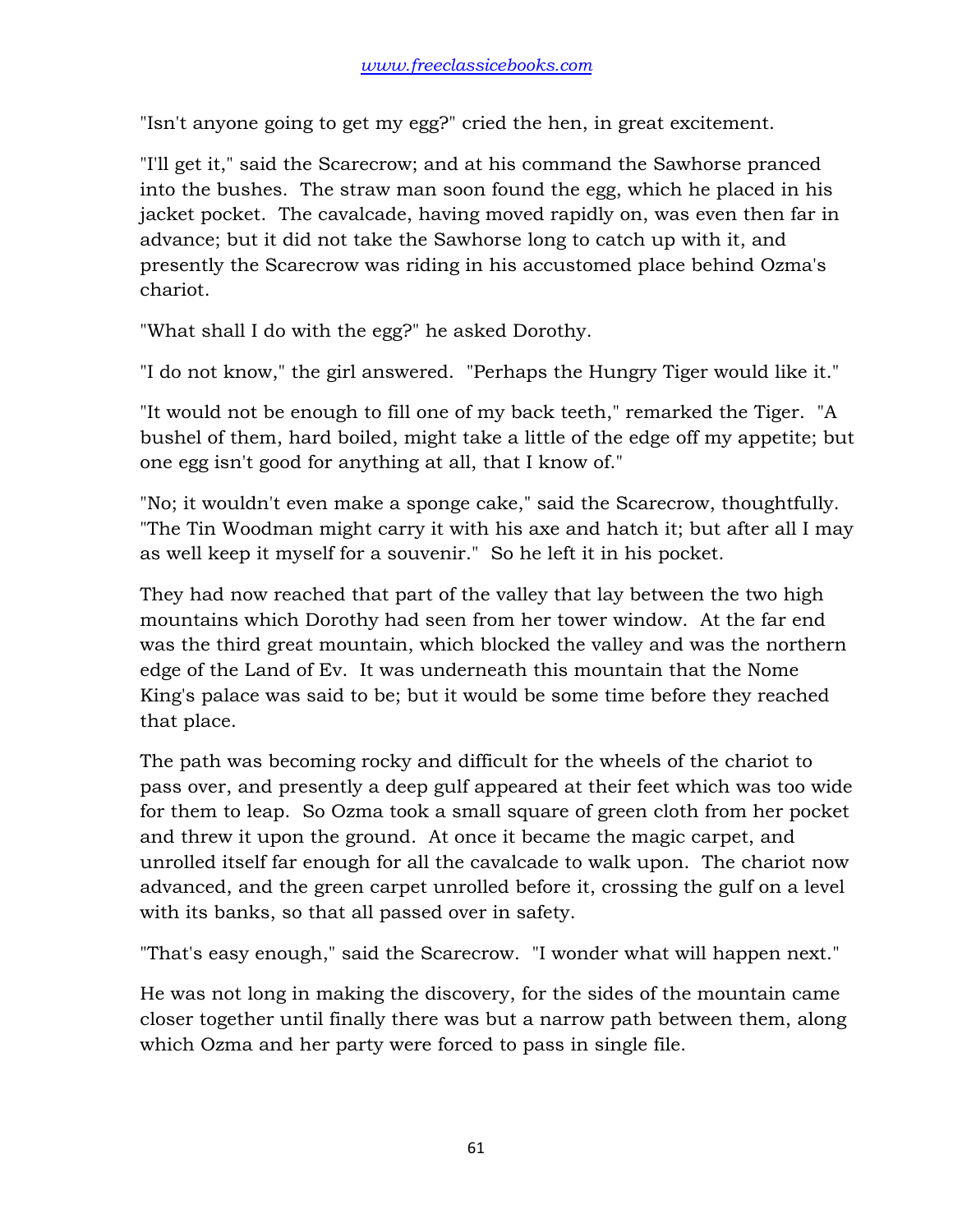"Isn't anyone going to get my egg?" cried the hen, in great excitement.

"I'll get it," said the Scarecrow; and at his command the Sawhorse pranced into the bushes. The straw man soon found the egg, which he placed in his jacket pocket. The cavalcade, having moved rapidly on, was even then far in advance; but it did not take the Sawhorse long to catch up with it, and presently the Scarecrow was riding in his accustomed place behind Ozma's chariot.

"What shall I do with the egg?" he asked Dorothy.

"I do not know," the girl answered. "Perhaps the Hungry Tiger would like it."

"It would not be enough to fill one of my back teeth," remarked the Tiger. "A bushel of them, hard boiled, might take a little of the edge off my appetite; but one egg isn't good for anything at all, that I know of."

"No; it wouldn't even make a sponge cake," said the Scarecrow, thoughtfully. "The Tin Woodman might carry it with his axe and hatch it; but after all I may as well keep it myself for a souvenir." So he left it in his pocket.

They had now reached that part of the valley that lay between the two high mountains which Dorothy had seen from her tower window. At the far end was the third great mountain, which blocked the valley and was the northern edge of the Land of Ev. It was underneath this mountain that the Nome King's palace was said to be; but it would be some time before they reached that place.

The path was becoming rocky and difficult for the wheels of the chariot to pass over, and presently a deep gulf appeared at their feet which was too wide for them to leap. So Ozma took a small square of green cloth from her pocket and threw it upon the ground. At once it became the magic carpet, and unrolled itself far enough for all the cavalcade to walk upon. The chariot now advanced, and the green carpet unrolled before it, crossing the gulf on a level with its banks, so that all passed over in safety.

"That's easy enough," said the Scarecrow. "I wonder what will happen next."

He was not long in making the discovery, for the sides of the mountain came closer together until finally there was but a narrow path between them, along which Ozma and her party were forced to pass in single file.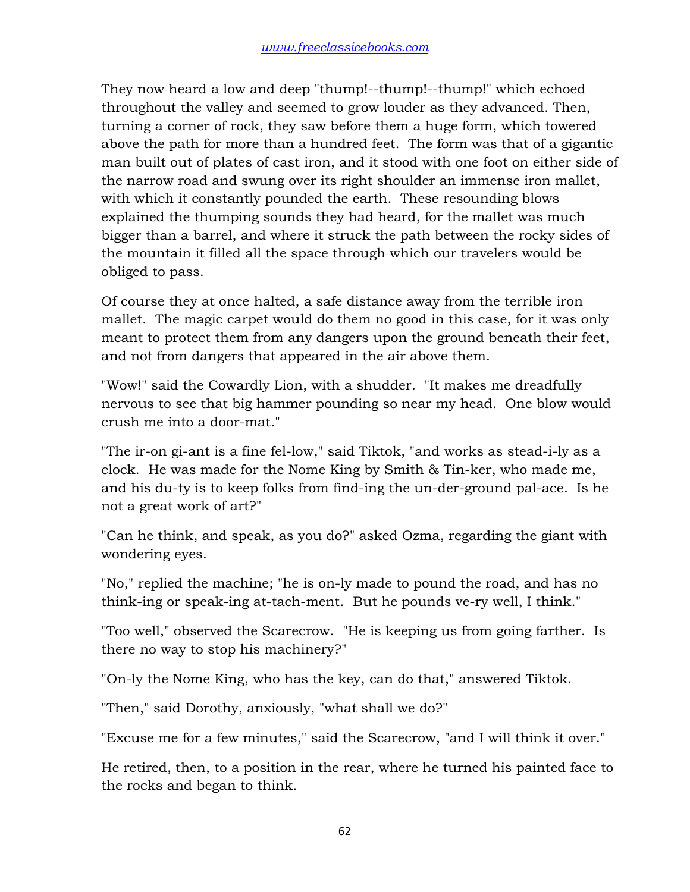They now heard a low and deep "thump!--thump!--thump!" which echoed throughout the valley and seemed to grow louder as they advanced. Then, turning a corner of rock, they saw before them a huge form, which towered above the path for more than a hundred feet. The form was that of a gigantic man built out of plates of cast iron, and it stood with one foot on either side of the narrow road and swung over its right shoulder an immense iron mallet, with which it constantly pounded the earth. These resounding blows explained the thumping sounds they had heard, for the mallet was much bigger than a barrel, and where it struck the path between the rocky sides of the mountain it filled all the space through which our travelers would be obliged to pass.

Of course they at once halted, a safe distance away from the terrible iron mallet. The magic carpet would do them no good in this case, for it was only meant to protect them from any dangers upon the ground beneath their feet, and not from dangers that appeared in the air above them.

"Wow!" said the Cowardly Lion, with a shudder. "It makes me dreadfully nervous to see that big hammer pounding so near my head. One blow would crush me into a door-mat."

"The ir-on gi-ant is a fine fel-low," said Tiktok, "and works as stead-i-ly as a clock. He was made for the Nome King by Smith & Tin-ker, who made me, and his du-ty is to keep folks from find-ing the un-der-ground pal-ace. Is he not a great work of art?"

"Can he think, and speak, as you do?" asked Ozma, regarding the giant with wondering eyes.

"No," replied the machine; "he is on-ly made to pound the road, and has no think-ing or speak-ing at-tach-ment. But he pounds ve-ry well, I think."

"Too well," observed the Scarecrow. "He is keeping us from going farther. Is there no way to stop his machinery?"

"On-ly the Nome King, who has the key, can do that," answered Tiktok.

"Then," said Dorothy, anxiously, "what shall we do?"

"Excuse me for a few minutes," said the Scarecrow, "and I will think it over."

He retired, then, to a position in the rear, where he turned his painted face to the rocks and began to think.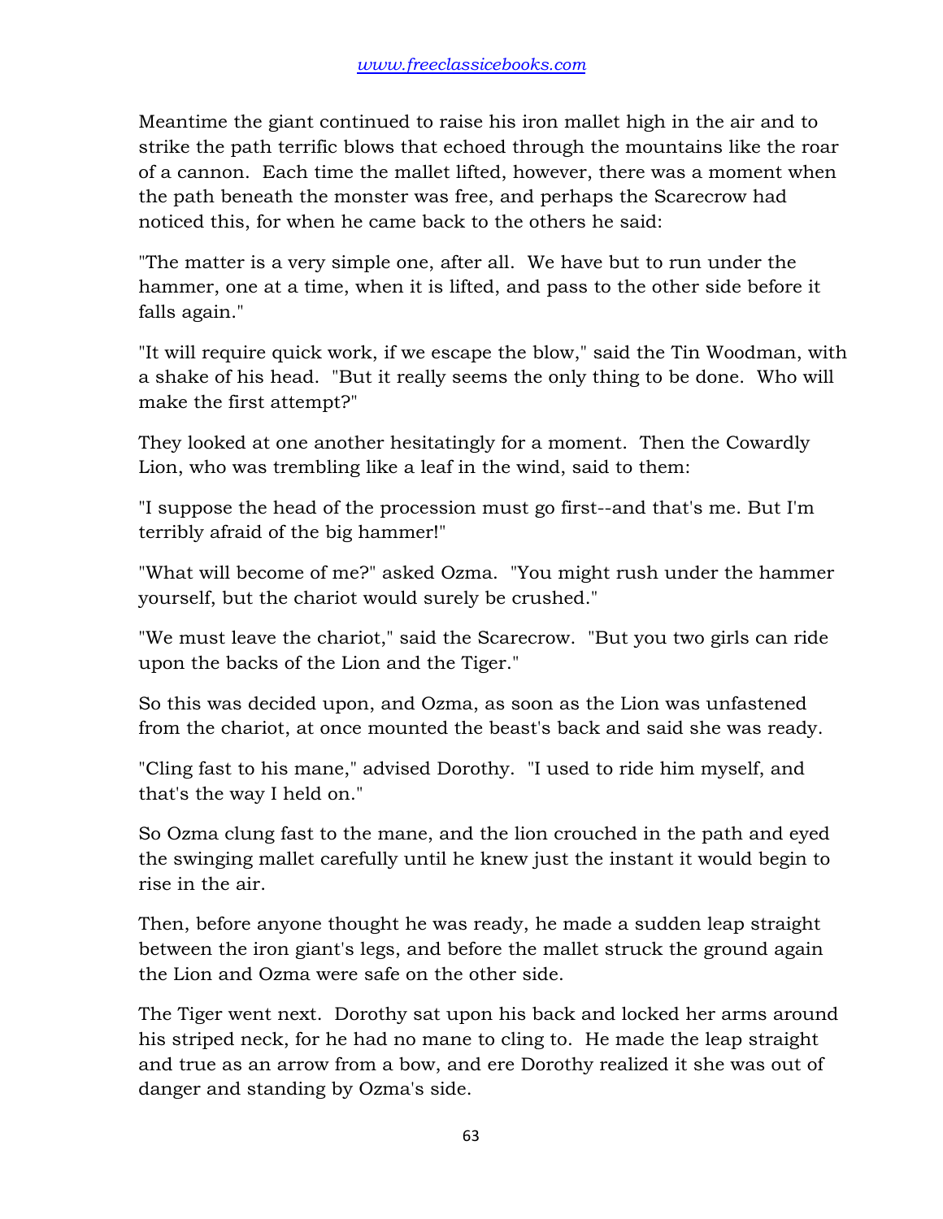Meantime the giant continued to raise his iron mallet high in the air and to strike the path terrific blows that echoed through the mountains like the roar of a cannon. Each time the mallet lifted, however, there was a moment when the path beneath the monster was free, and perhaps the Scarecrow had noticed this, for when he came back to the others he said:

"The matter is a very simple one, after all. We have but to run under the hammer, one at a time, when it is lifted, and pass to the other side before it falls again."

"It will require quick work, if we escape the blow," said the Tin Woodman, with a shake of his head. "But it really seems the only thing to be done. Who will make the first attempt?"

They looked at one another hesitatingly for a moment. Then the Cowardly Lion, who was trembling like a leaf in the wind, said to them:

"I suppose the head of the procession must go first--and that's me. But I'm terribly afraid of the big hammer!"

"What will become of me?" asked Ozma. "You might rush under the hammer yourself, but the chariot would surely be crushed."

"We must leave the chariot," said the Scarecrow. "But you two girls can ride upon the backs of the Lion and the Tiger."

So this was decided upon, and Ozma, as soon as the Lion was unfastened from the chariot, at once mounted the beast's back and said she was ready.

"Cling fast to his mane," advised Dorothy. "I used to ride him myself, and that's the way I held on."

So Ozma clung fast to the mane, and the lion crouched in the path and eyed the swinging mallet carefully until he knew just the instant it would begin to rise in the air.

Then, before anyone thought he was ready, he made a sudden leap straight between the iron giant's legs, and before the mallet struck the ground again the Lion and Ozma were safe on the other side.

The Tiger went next. Dorothy sat upon his back and locked her arms around his striped neck, for he had no mane to cling to. He made the leap straight and true as an arrow from a bow, and ere Dorothy realized it she was out of danger and standing by Ozma's side.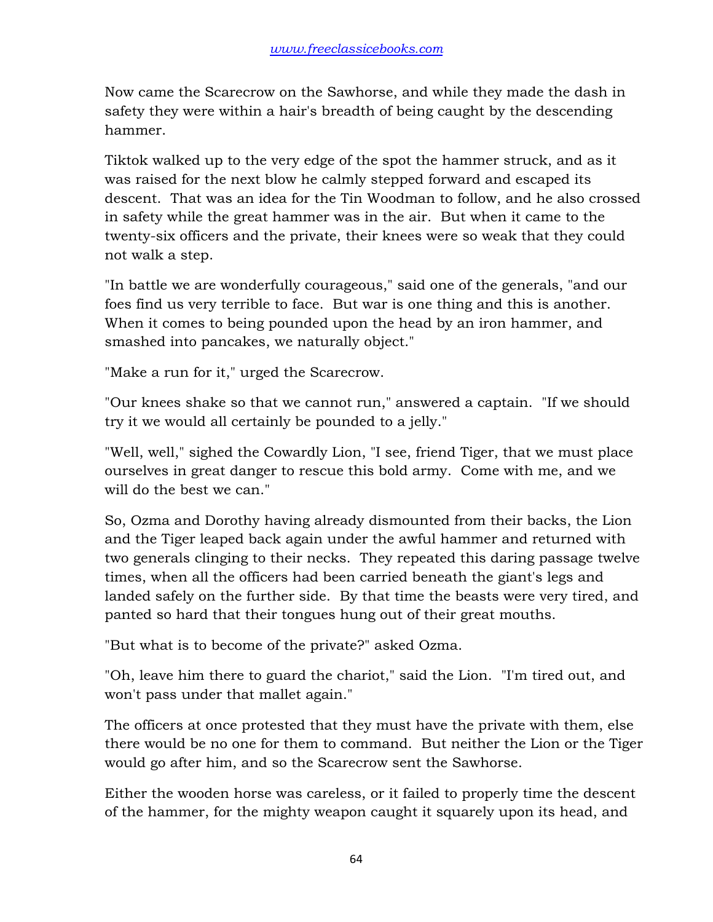Now came the Scarecrow on the Sawhorse, and while they made the dash in safety they were within a hair's breadth of being caught by the descending hammer.

Tiktok walked up to the very edge of the spot the hammer struck, and as it was raised for the next blow he calmly stepped forward and escaped its descent. That was an idea for the Tin Woodman to follow, and he also crossed in safety while the great hammer was in the air. But when it came to the twenty-six officers and the private, their knees were so weak that they could not walk a step.

"In battle we are wonderfully courageous," said one of the generals, "and our foes find us very terrible to face. But war is one thing and this is another. When it comes to being pounded upon the head by an iron hammer, and smashed into pancakes, we naturally object."

"Make a run for it," urged the Scarecrow.

"Our knees shake so that we cannot run," answered a captain. "If we should try it we would all certainly be pounded to a jelly."

"Well, well," sighed the Cowardly Lion, "I see, friend Tiger, that we must place ourselves in great danger to rescue this bold army. Come with me, and we will do the best we can."

So, Ozma and Dorothy having already dismounted from their backs, the Lion and the Tiger leaped back again under the awful hammer and returned with two generals clinging to their necks. They repeated this daring passage twelve times, when all the officers had been carried beneath the giant's legs and landed safely on the further side. By that time the beasts were very tired, and panted so hard that their tongues hung out of their great mouths.

"But what is to become of the private?" asked Ozma.

"Oh, leave him there to guard the chariot," said the Lion. "I'm tired out, and won't pass under that mallet again."

The officers at once protested that they must have the private with them, else there would be no one for them to command. But neither the Lion or the Tiger would go after him, and so the Scarecrow sent the Sawhorse.

Either the wooden horse was careless, or it failed to properly time the descent of the hammer, for the mighty weapon caught it squarely upon its head, and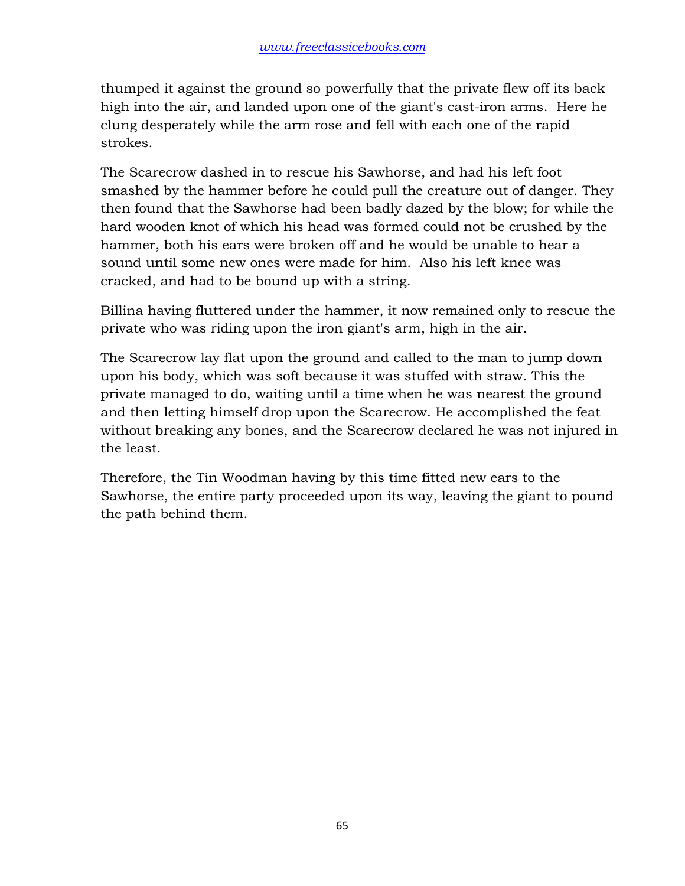thumped it against the ground so powerfully that the private flew off its back high into the air, and landed upon one of the giant's cast-iron arms. Here he clung desperately while the arm rose and fell with each one of the rapid strokes.

The Scarecrow dashed in to rescue his Sawhorse, and had his left foot smashed by the hammer before he could pull the creature out of danger. They then found that the Sawhorse had been badly dazed by the blow; for while the hard wooden knot of which his head was formed could not be crushed by the hammer, both his ears were broken off and he would be unable to hear a sound until some new ones were made for him. Also his left knee was cracked, and had to be bound up with a string.

Billina having fluttered under the hammer, it now remained only to rescue the private who was riding upon the iron giant's arm, high in the air.

The Scarecrow lay flat upon the ground and called to the man to jump down upon his body, which was soft because it was stuffed with straw. This the private managed to do, waiting until a time when he was nearest the ground and then letting himself drop upon the Scarecrow. He accomplished the feat without breaking any bones, and the Scarecrow declared he was not injured in the least.

Therefore, the Tin Woodman having by this time fitted new ears to the Sawhorse, the entire party proceeded upon its way, leaving the giant to pound the path behind them.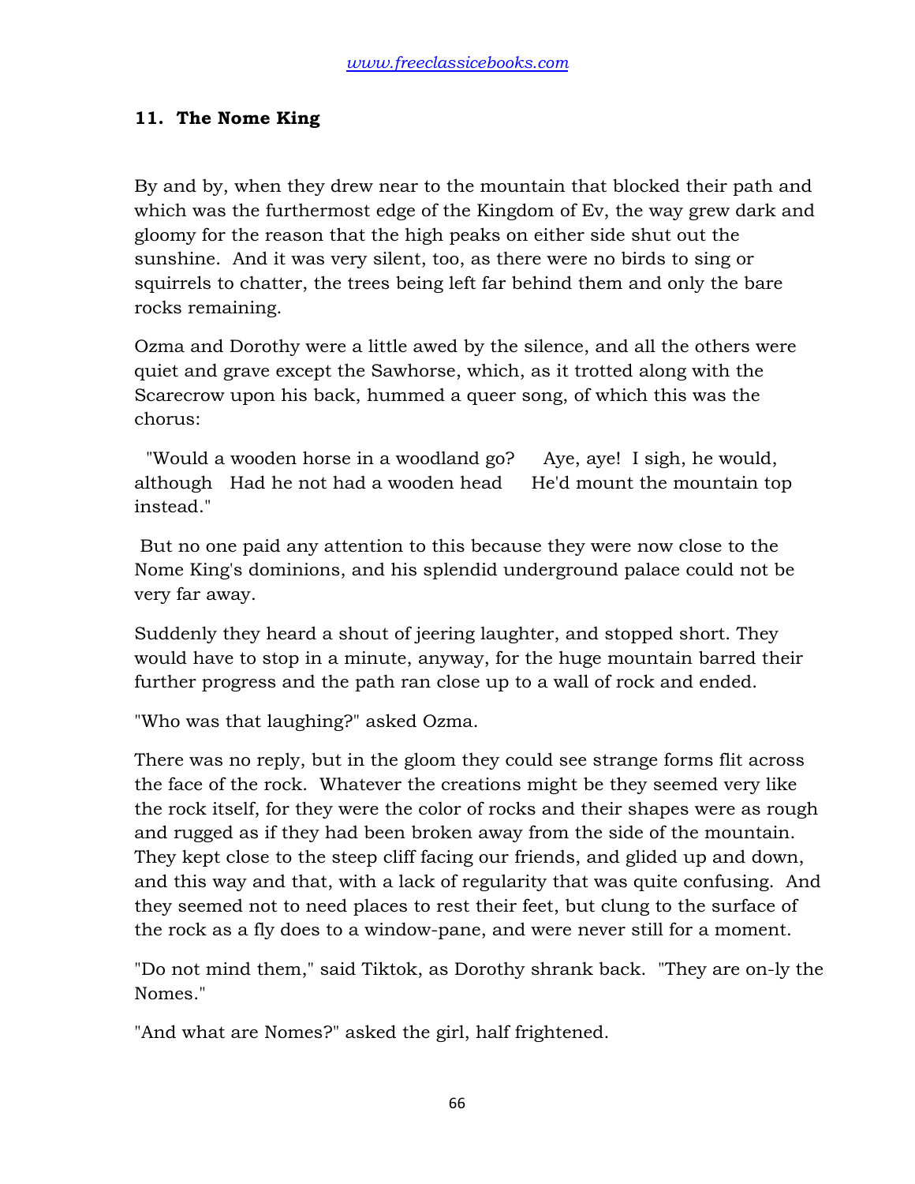## 11. The Nome King

By and by, when they drew near to the mountain that blocked their path and which was the furthermost edge of the Kingdom of Ev, the way grew dark and gloomy for the reason that the high peaks on either side shut out the sunshine. And it was very silent, too, as there were no birds to sing or squirrels to chatter, the trees being left far behind them and only the bare rocks remaining.

Ozma and Dorothy were a little awed by the silence, and all the others were quiet and grave except the Sawhorse, which, as it trotted along with the Scarecrow upon his back, hummed a queer song, of which this was the chorus:

"Would a wooden horse in a woodland go? Aye, aye! I sigh, he would, although Had he not had a wooden head He'd mount the mountain top instead."

But no one paid any attention to this because they were now close to the Nome King's dominions, and his splendid underground palace could not be very far away.

Suddenly they heard a shout of jeering laughter, and stopped short. They would have to stop in a minute, anyway, for the huge mountain barred their further progress and the path ran close up to a wall of rock and ended.

"Who was that laughing?" asked Ozma.

There was no reply, but in the gloom they could see strange forms flit across the face of the rock. Whatever the creations might be they seemed very like the rock itself, for they were the color of rocks and their shapes were as rough and rugged as if they had been broken away from the side of the mountain. They kept close to the steep cliff facing our friends, and glided up and down, and this way and that, with a lack of regularity that was quite confusing. And they seemed not to need places to rest their feet, but clung to the surface of the rock as a fly does to a window-pane, and were never still for a moment.

"Do not mind them," said Tiktok, as Dorothy shrank back. "They are on-ly the Nomes."

"And what are Nomes?" asked the girl, half frightened.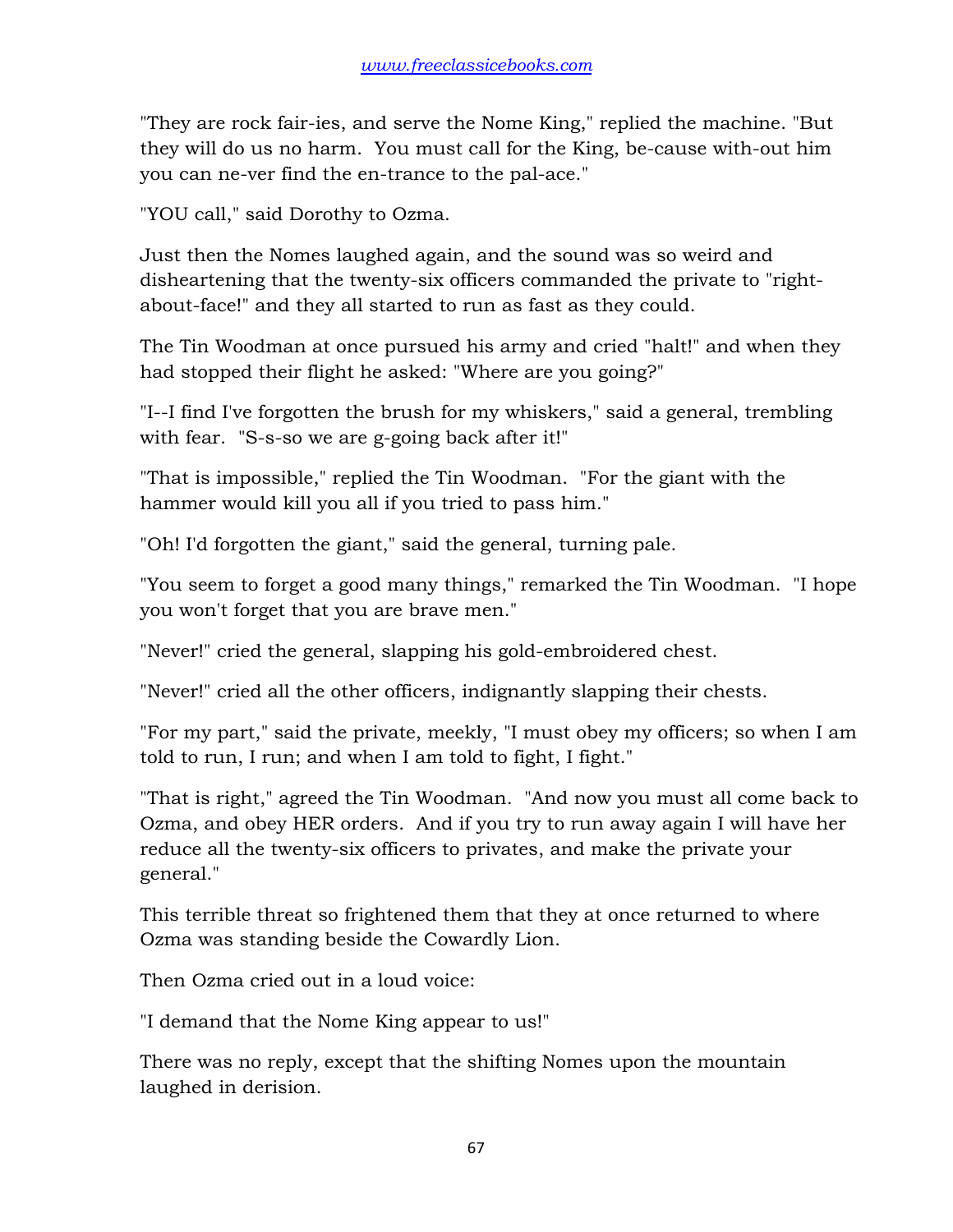"They are rock fair-ies, and serve the Nome King," replied the machine. "But they will do us no harm. You must call for the King, be-cause with-out him you can ne-ver find the en-trance to the pal-ace."

"YOU call," said Dorothy to Ozma.

Just then the Nomes laughed again, and the sound was so weird and disheartening that the twenty-six officers commanded the private to "right-about-face!" and they all started to run as fast as they could.

The Tin Woodman at once pursued his army and cried "halt!" and when they had stopped their flight he asked: "Where are you going?"

"I--I find I've forgotten the brush for my whiskers," said a general, trembling with fear. "S-s-so we are g-going back after it!"

"That is impossible," replied the Tin Woodman. "For the giant with the hammer would kill you all if you tried to pass him."

"Oh! I'd forgotten the giant," said the general, turning pale.

"You seem to forget a good many things," remarked the Tin Woodman. "I hope you won't forget that you are brave men."

"Never!" cried the general, slapping his gold-embroidered chest.

"Never!" cried all the other officers, indignantly slapping their chests.

"For my part," said the private, meekly, "I must obey my officers; so when I am told to run, I run; and when I am told to fight, I fight."

"That is right," agreed the Tin Woodman. "And now you must all come back to Ozma, and obey HER orders. And if you try to run away again I will have her reduce all the twenty-six officers to privates, and make the private your general."

This terrible threat so frightened them that they at once returned to where Ozma was standing beside the Cowardly Lion.

Then Ozma cried out in a loud voice:

"I demand that the Nome King appear to us!"

There was no reply, except that the shifting Nomes upon the mountain laughed in derision.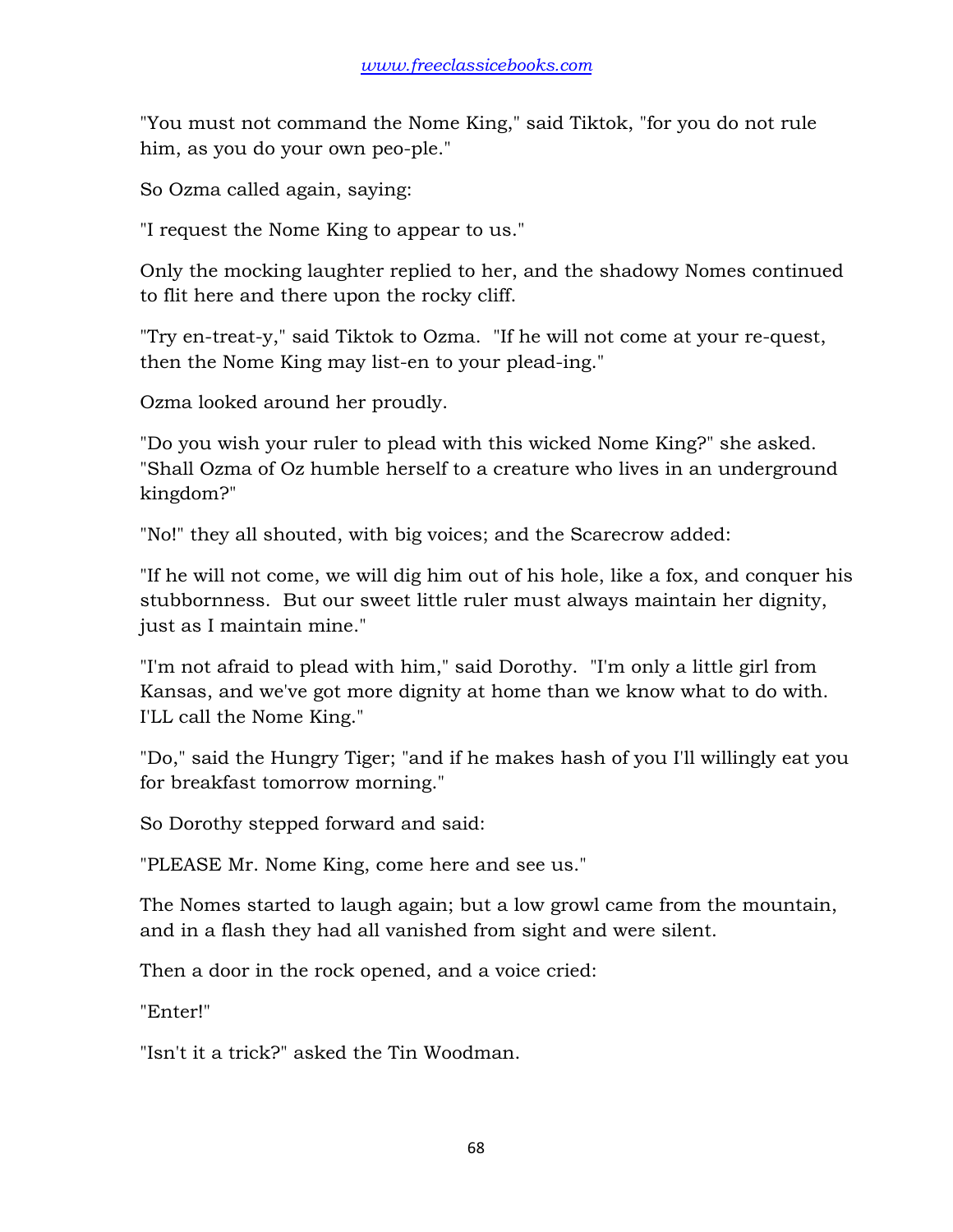"You must not command the Nome King," said Tiktok, "for you do not rule him, as you do your own peo-ple."

So Ozma called again, saying:

"I request the Nome King to appear to us."

Only the mocking laughter replied to her, and the shadowy Nomes continued to flit here and there upon the rocky cliff.

"Try en-treat-y," said Tiktok to Ozma. "If he will not come at your re-quest, then the Nome King may list-en to your plead-ing."

Ozma looked around her proudly.

"Do you wish your ruler to plead with this wicked Nome King?" she asked. "Shall Ozma of Oz humble herself to a creature who lives in an underground kingdom?"

"No!" they all shouted, with big voices; and the Scarecrow added:

"If he will not come, we will dig him out of his hole, like a fox, and conquer his stubbornness. But our sweet little ruler must always maintain her dignity, just as I maintain mine."

"I'm not afraid to plead with him," said Dorothy. "I'm only a little girl from Kansas, and we've got more dignity at home than we know what to do with. I'LL call the Nome King."

"Do," said the Hungry Tiger; "and if he makes hash of you I'll willingly eat you for breakfast tomorrow morning."

So Dorothy stepped forward and said:

"PLEASE Mr. Nome King, come here and see us."

The Nomes started to laugh again; but a low growl came from the mountain, and in a flash they had all vanished from sight and were silent.

Then a door in the rock opened, and a voice cried:

"Enter!"

"Isn't it a trick?" asked the Tin Woodman.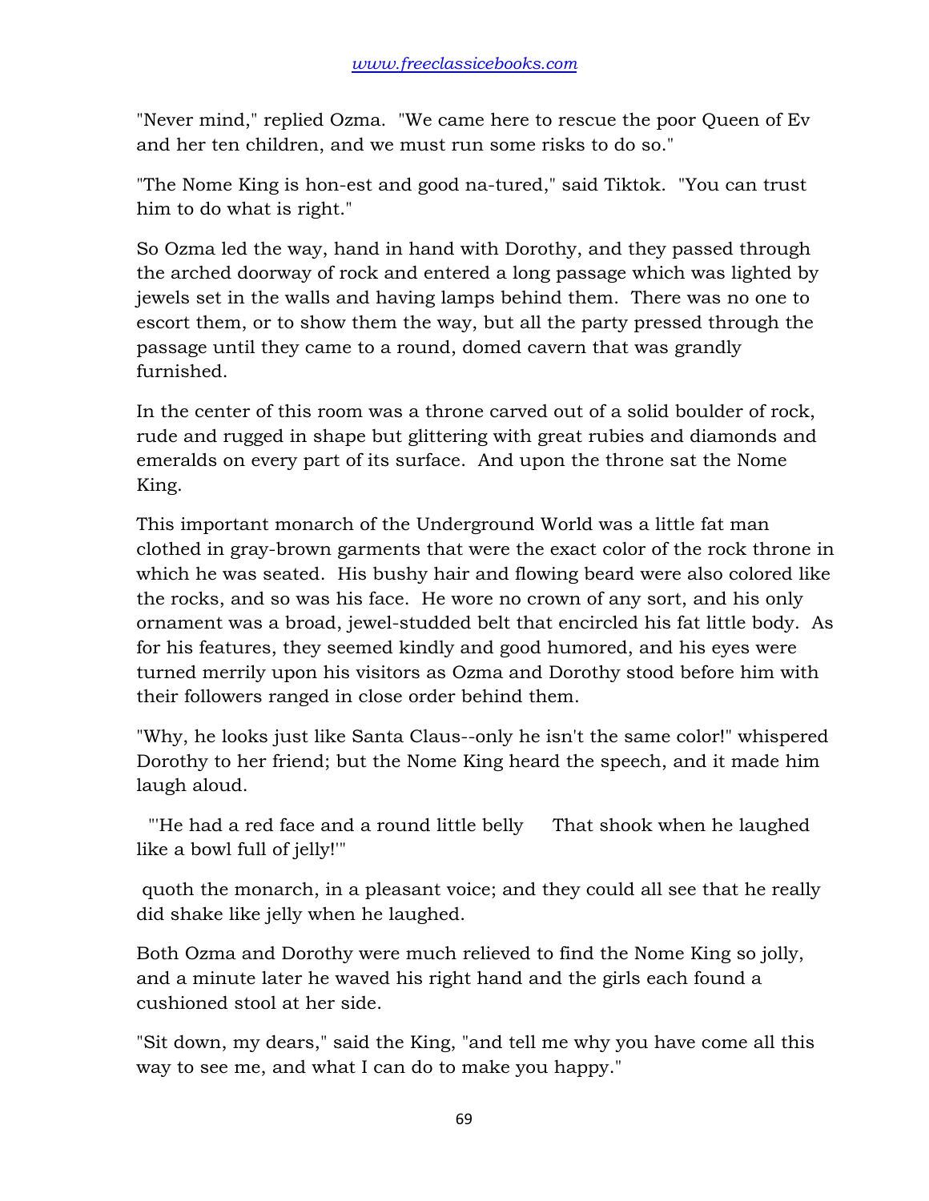"Never mind," replied Ozma. "We came here to rescue the poor Queen of Ev and her ten children, and we must run some risks to do so."

"The Nome King is hon-est and good na-tured," said Tiktok. "You can trust him to do what is right."

So Ozma led the way, hand in hand with Dorothy, and they passed through the arched doorway of rock and entered a long passage which was lighted by jewels set in the walls and having lamps behind them. There was no one to escort them, or to show them the way, but all the party pressed through the passage until they came to a round, domed cavern that was grandly furnished.

In the center of this room was a throne carved out of a solid boulder of rock, rude and rugged in shape but glittering with great rubies and diamonds and emeralds on every part of its surface. And upon the throne sat the Nome King.

This important monarch of the Underground World was a little fat man clothed in gray-brown garments that were the exact color of the rock throne in which he was seated. His bushy hair and flowing beard were also colored like the rocks, and so was his face. He wore no crown of any sort, and his only ornament was a broad, jewel-studded belt that encircled his fat little body. As for his features, they seemed kindly and good humored, and his eyes were turned merrily upon his visitors as Ozma and Dorothy stood before him with their followers ranged in close order behind them.

"Why, he looks just like Santa Claus--only he isn't the same color!" whispered Dorothy to her friend; but the Nome King heard the speech, and it made him laugh aloud.

"'He had a red face and a round little belly That shook when he laughed like a bowl full of jelly!'"

quoth the monarch, in a pleasant voice; and they could all see that he really did shake like jelly when he laughed.

Both Ozma and Dorothy were much relieved to find the Nome King so jolly, and a minute later he waved his right hand and the girls each found a cushioned stool at her side.

"Sit down, my dears," said the King, "and tell me why you have come all this way to see me, and what I can do to make you happy."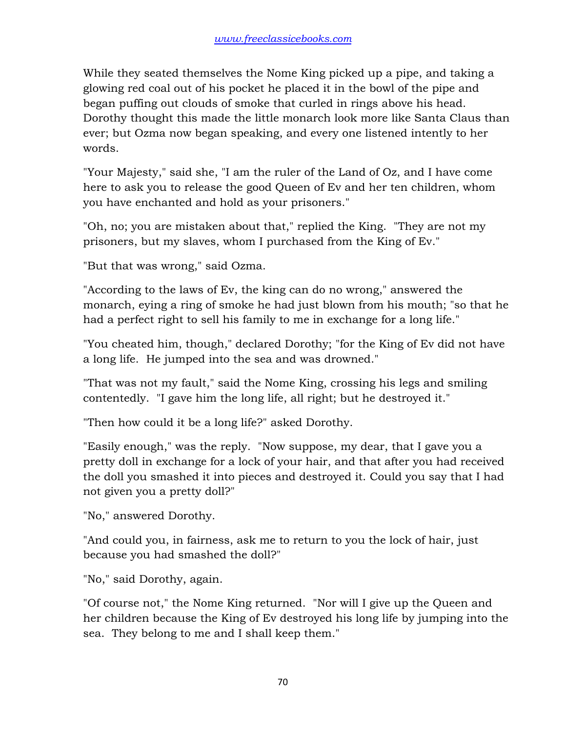While they seated themselves the Nome King picked up a pipe, and taking a glowing red coal out of his pocket he placed it in the bowl of the pipe and began puffing out clouds of smoke that curled in rings above his head. Dorothy thought this made the little monarch look more like Santa Claus than ever; but Ozma now began speaking, and every one listened intently to her words.

"Your Majesty," said she, "I am the ruler of the Land of Oz, and I have come here to ask you to release the good Queen of Ev and her ten children, whom you have enchanted and hold as your prisoners."

"Oh, no; you are mistaken about that," replied the King. "They are not my prisoners, but my slaves, whom I purchased from the King of Ev."

"But that was wrong," said Ozma.

"According to the laws of Ev, the king can do no wrong," answered the monarch, eying a ring of smoke he had just blown from his mouth; "so that he had a perfect right to sell his family to me in exchange for a long life."

"You cheated him, though," declared Dorothy; "for the King of Ev did not have a long life. He jumped into the sea and was drowned."

"That was not my fault," said the Nome King, crossing his legs and smiling contentedly. "I gave him the long life, all right; but he destroyed it."

"Then how could it be a long life?" asked Dorothy.

"Easily enough," was the reply. "Now suppose, my dear, that I gave you a pretty doll in exchange for a lock of your hair, and that after you had received the doll you smashed it into pieces and destroyed it. Could you say that I had not given you a pretty doll?"

"No," answered Dorothy.

"And could you, in fairness, ask me to return to you the lock of hair, just because you had smashed the doll?"

"No," said Dorothy, again.

"Of course not," the Nome King returned. "Nor will I give up the Queen and her children because the King of Ev destroyed his long life by jumping into the sea. They belong to me and I shall keep them."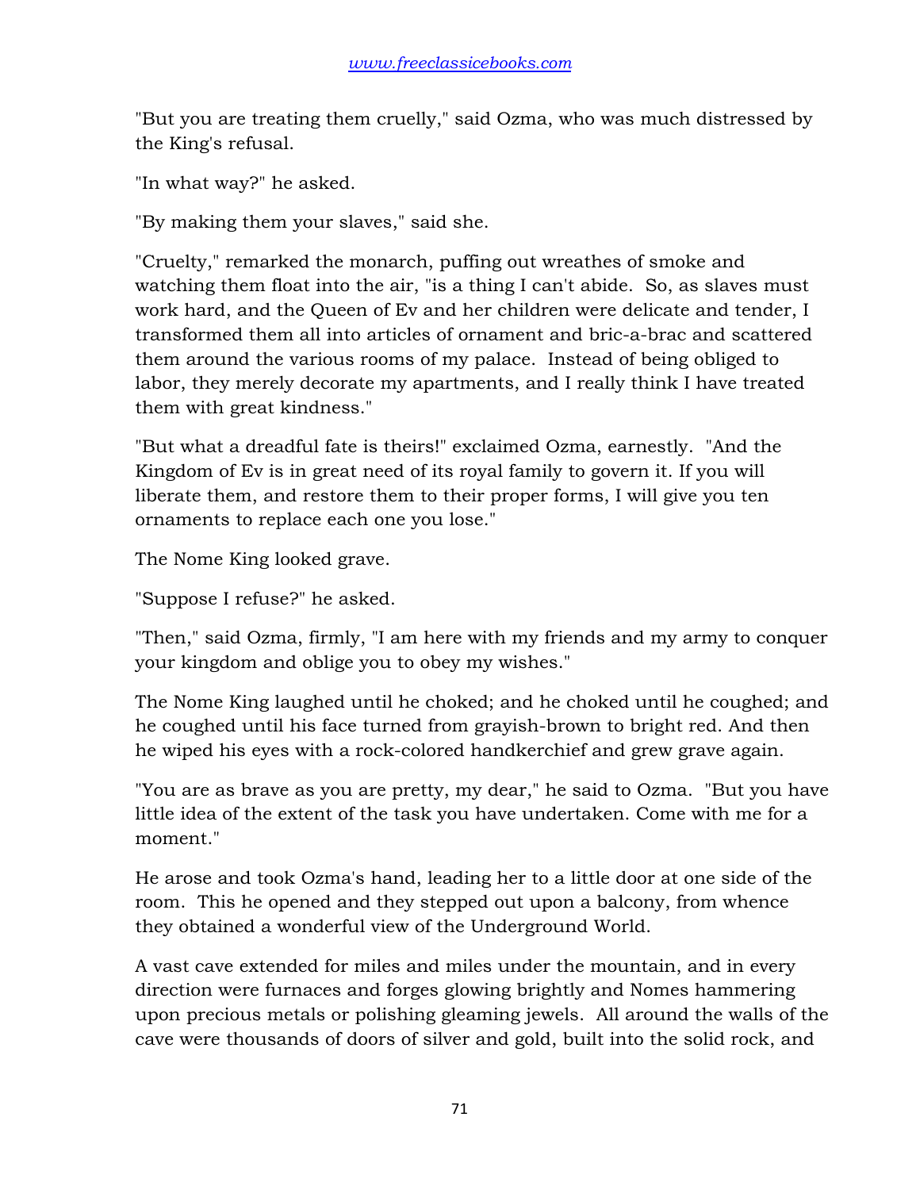"But you are treating them cruelly," said Ozma, who was much distressed by the King's refusal.

"In what way?" he asked.

"By making them your slaves," said she.

"Cruelty," remarked the monarch, puffing out wreathes of smoke and watching them float into the air, "is a thing I can't abide. So, as slaves must work hard, and the Queen of Ev and her children were delicate and tender, I transformed them all into articles of ornament and bric-a-brac and scattered them around the various rooms of my palace. Instead of being obliged to labor, they merely decorate my apartments, and I really think I have treated them with great kindness."

"But what a dreadful fate is theirs!" exclaimed Ozma, earnestly. "And the Kingdom of Ev is in great need of its royal family to govern it. If you will liberate them, and restore them to their proper forms, I will give you ten ornaments to replace each one you lose."

The Nome King looked grave.

"Suppose I refuse?" he asked.

"Then," said Ozma, firmly, "I am here with my friends and my army to conquer your kingdom and oblige you to obey my wishes."

The Nome King laughed until he choked; and he choked until he coughed; and he coughed until his face turned from grayish-brown to bright red. And then he wiped his eyes with a rock-colored handkerchief and grew grave again.

"You are as brave as you are pretty, my dear," he said to Ozma. "But you have little idea of the extent of the task you have undertaken. Come with me for a moment."

He arose and took Ozma's hand, leading her to a little door at one side of the room. This he opened and they stepped out upon a balcony, from whence they obtained a wonderful view of the Underground World.

A vast cave extended for miles and miles under the mountain, and in every direction were furnaces and forges glowing brightly and Nomes hammering upon precious metals or polishing gleaming jewels. All around the walls of the cave were thousands of doors of silver and gold, built into the solid rock, and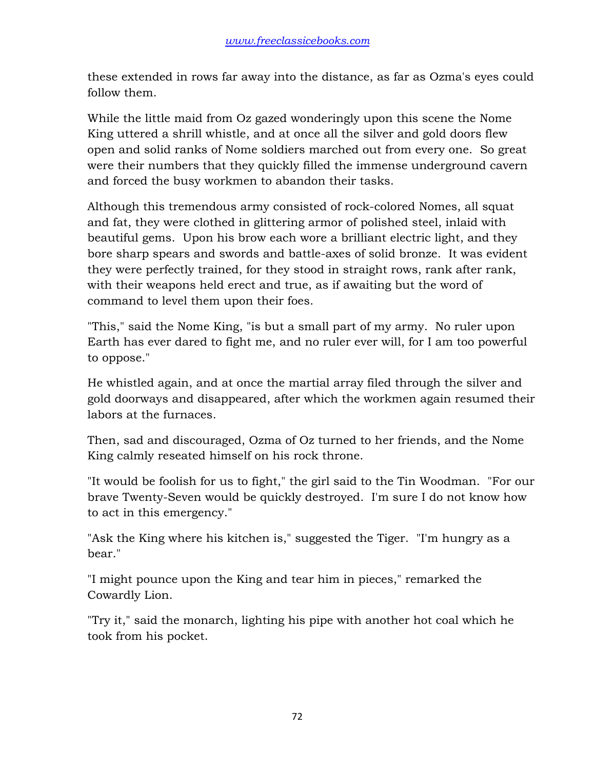these extended in rows far away into the distance, as far as Ozma's eyes could follow them.

While the little maid from Oz gazed wonderingly upon this scene the Nome King uttered a shrill whistle, and at once all the silver and gold doors flew open and solid ranks of Nome soldiers marched out from every one. So great were their numbers that they quickly filled the immense underground cavern and forced the busy workmen to abandon their tasks.

Although this tremendous army consisted of rock-colored Nomes, all squat and fat, they were clothed in glittering armor of polished steel, inlaid with beautiful gems. Upon his brow each wore a brilliant electric light, and they bore sharp spears and swords and battle-axes of solid bronze. It was evident they were perfectly trained, for they stood in straight rows, rank after rank, with their weapons held erect and true, as if awaiting but the word of command to level them upon their foes.

"This," said the Nome King, "is but a small part of my army. No ruler upon Earth has ever dared to fight me, and no ruler ever will, for I am too powerful to oppose."

He whistled again, and at once the martial array filed through the silver and gold doorways and disappeared, after which the workmen again resumed their labors at the furnaces.

Then, sad and discouraged, Ozma of Oz turned to her friends, and the Nome King calmly reseated himself on his rock throne.

"It would be foolish for us to fight," the girl said to the Tin Woodman. "For our brave Twenty-Seven would be quickly destroyed. I'm sure I do not know how to act in this emergency."

"Ask the King where his kitchen is," suggested the Tiger. "I'm hungry as a bear."

"I might pounce upon the King and tear him in pieces," remarked the Cowardly Lion.

"Try it," said the monarch, lighting his pipe with another hot coal which he took from his pocket.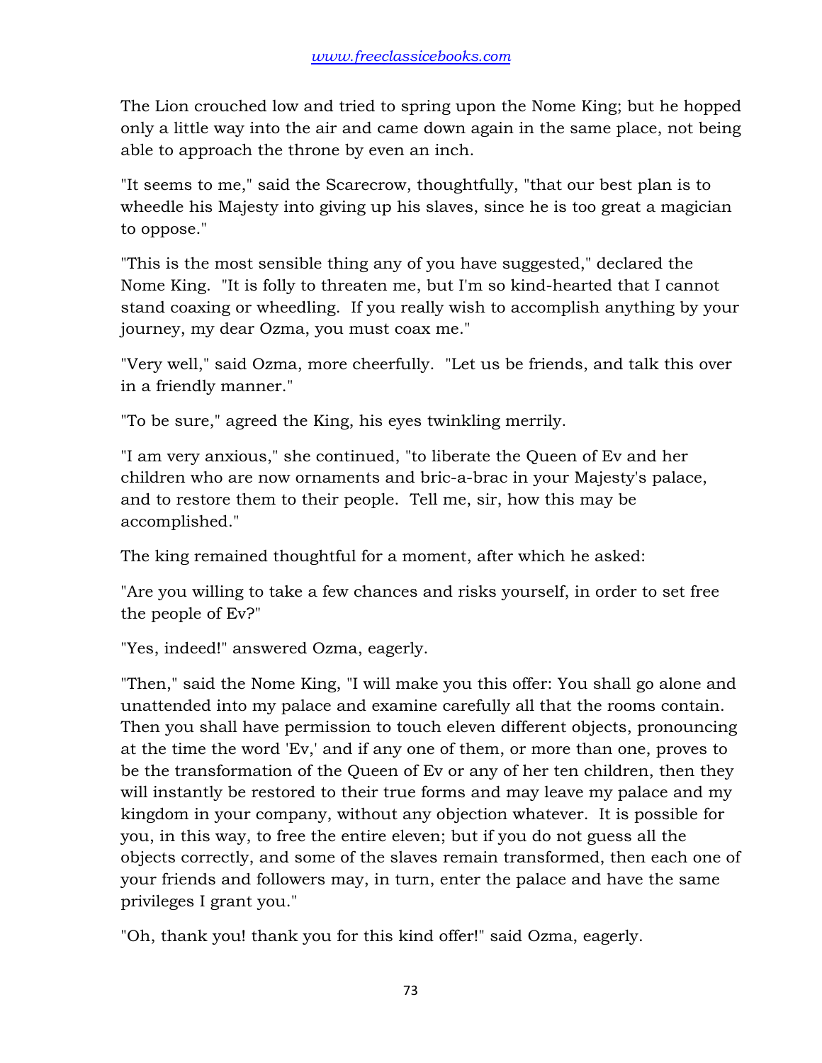The Lion crouched low and tried to spring upon the Nome King; but he hopped only a little way into the air and came down again in the same place, not being able to approach the throne by even an inch.

"It seems to me," said the Scarecrow, thoughtfully, "that our best plan is to wheedle his Majesty into giving up his slaves, since he is too great a magician to oppose."

"This is the most sensible thing any of you have suggested," declared the Nome King. "It is folly to threaten me, but I'm so kind-hearted that I cannot stand coaxing or wheedling. If you really wish to accomplish anything by your journey, my dear Ozma, you must coax me."

"Very well," said Ozma, more cheerfully. "Let us be friends, and talk this over in a friendly manner."

"To be sure," agreed the King, his eyes twinkling merrily.

"I am very anxious," she continued, "to liberate the Queen of Ev and her children who are now ornaments and bric-a-brac in your Majesty's palace, and to restore them to their people. Tell me, sir, how this may be accomplished."

The king remained thoughtful for a moment, after which he asked:

"Are you willing to take a few chances and risks yourself, in order to set free the people of Ev?"

"Yes, indeed!" answered Ozma, eagerly.

"Then," said the Nome King, "I will make you this offer: You shall go alone and unattended into my palace and examine carefully all that the rooms contain. Then you shall have permission to touch eleven different objects, pronouncing at the time the word 'Ev,' and if any one of them, or more than one, proves to be the transformation of the Queen of Ev or any of her ten children, then they will instantly be restored to their true forms and may leave my palace and my kingdom in your company, without any objection whatever. It is possible for you, in this way, to free the entire eleven; but if you do not guess all the objects correctly, and some of the slaves remain transformed, then each one of your friends and followers may, in turn, enter the palace and have the same privileges I grant you."

"Oh, thank you! thank you for this kind offer!" said Ozma, eagerly.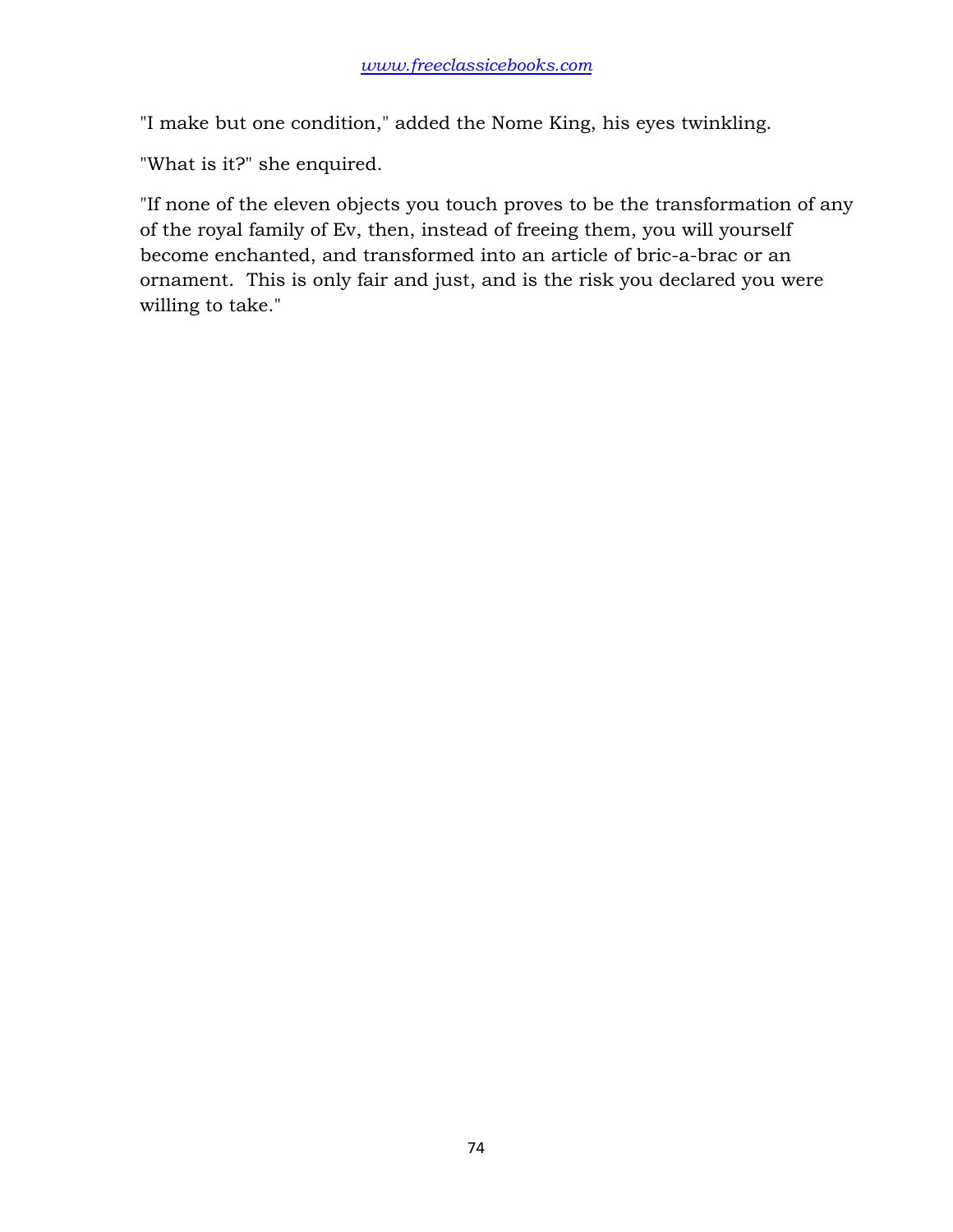"I make but one condition," added the Nome King, his eyes twinkling.

"What is it?" she enquired.

"If none of the eleven objects you touch proves to be the transformation of any of the royal family of Ev, then, instead of freeing them, you will yourself become enchanted, and transformed into an article of bric-a-brac or an ornament. This is only fair and just, and is the risk you declared you were willing to take."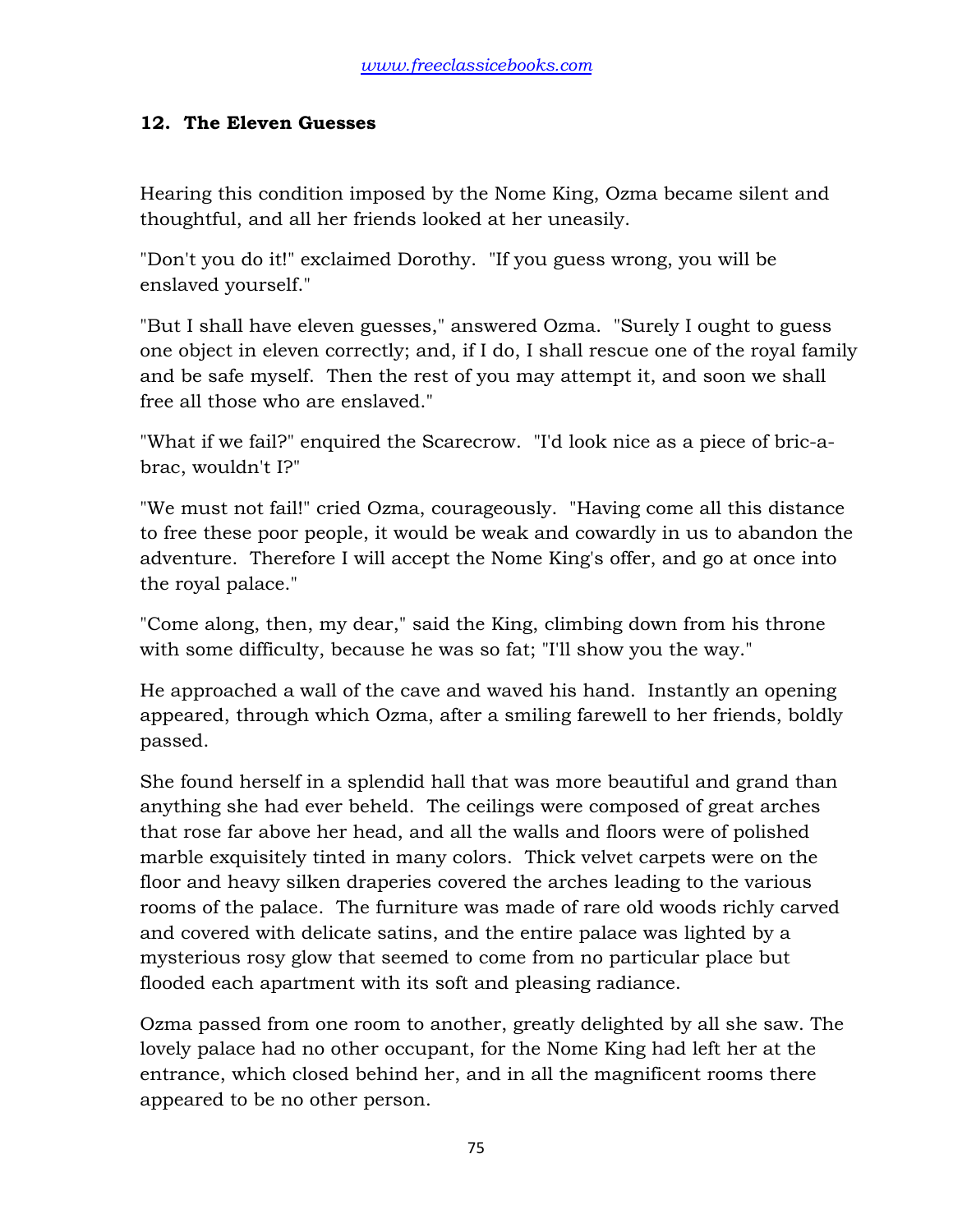## 12. The Eleven Guesses

Hearing this condition imposed by the Nome King, Ozma became silent and thoughtful, and all her friends looked at her uneasily.

"Don't you do it!" exclaimed Dorothy. "If you guess wrong, you will be enslaved yourself."

"But I shall have eleven guesses," answered Ozma. "Surely I ought to guess one object in eleven correctly; and, if I do, I shall rescue one of the royal family and be safe myself. Then the rest of you may attempt it, and soon we shall free all those who are enslaved."

"What if we fail?" enquired the Scarecrow. "I'd look nice as a piece of bric-a-brac, wouldn't I?"

"We must not fail!" cried Ozma, courageously. "Having come all this distance to free these poor people, it would be weak and cowardly in us to abandon the adventure. Therefore I will accept the Nome King's offer, and go at once into the royal palace."

"Come along, then, my dear," said the King, climbing down from his throne with some difficulty, because he was so fat; "I'll show you the way."

He approached a wall of the cave and waved his hand. Instantly an opening appeared, through which Ozma, after a smiling farewell to her friends, boldly passed.

She found herself in a splendid hall that was more beautiful and grand than anything she had ever beheld. The ceilings were composed of great arches that rose far above her head, and all the walls and floors were of polished marble exquisitely tinted in many colors. Thick velvet carpets were on the floor and heavy silken draperies covered the arches leading to the various rooms of the palace. The furniture was made of rare old woods richly carved and covered with delicate satins, and the entire palace was lighted by a mysterious rosy glow that seemed to come from no particular place but flooded each apartment with its soft and pleasing radiance.

Ozma passed from one room to another, greatly delighted by all she saw. The lovely palace had no other occupant, for the Nome King had left her at the entrance, which closed behind her, and in all the magnificent rooms there appeared to be no other person.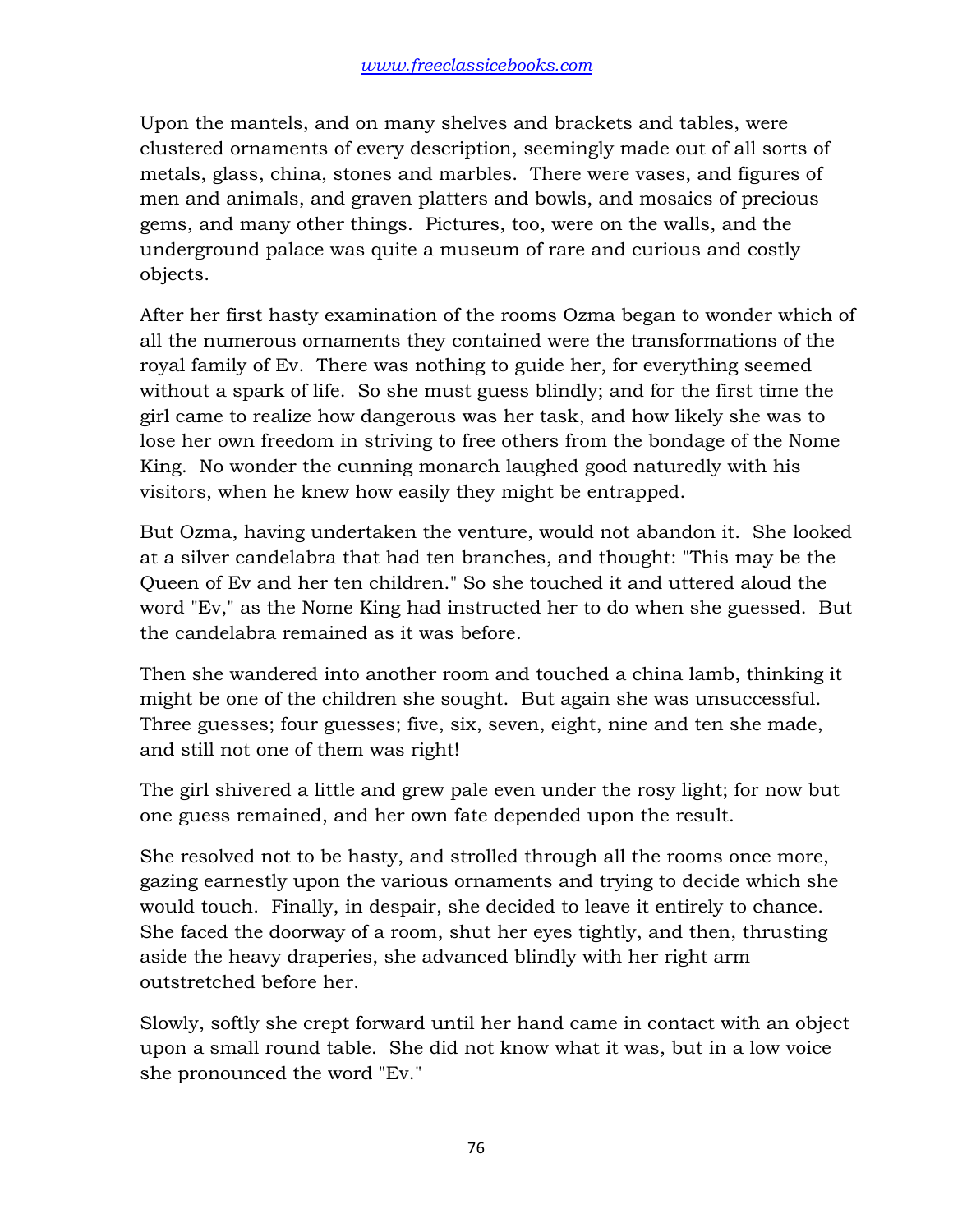Upon the mantels, and on many shelves and brackets and tables, were clustered ornaments of every description, seemingly made out of all sorts of metals, glass, china, stones and marbles. There were vases, and figures of men and animals, and graven platters and bowls, and mosaics of precious gems, and many other things. Pictures, too, were on the walls, and the underground palace was quite a museum of rare and curious and costly objects.

After her first hasty examination of the rooms Ozma began to wonder which of all the numerous ornaments they contained were the transformations of the royal family of Ev. There was nothing to guide her, for everything seemed without a spark of life. So she must guess blindly; and for the first time the girl came to realize how dangerous was her task, and how likely she was to lose her own freedom in striving to free others from the bondage of the Nome King. No wonder the cunning monarch laughed good naturedly with his visitors, when he knew how easily they might be entrapped.

But Ozma, having undertaken the venture, would not abandon it. She looked at a silver candelabra that had ten branches, and thought: "This may be the Queen of Ev and her ten children." So she touched it and uttered aloud the word "Ev," as the Nome King had instructed her to do when she guessed. But the candelabra remained as it was before.

Then she wandered into another room and touched a china lamb, thinking it might be one of the children she sought. But again she was unsuccessful. Three guesses; four guesses; five, six, seven, eight, nine and ten she made, and still not one of them was right!

The girl shivered a little and grew pale even under the rosy light; for now but one guess remained, and her own fate depended upon the result.

She resolved not to be hasty, and strolled through all the rooms once more, gazing earnestly upon the various ornaments and trying to decide which she would touch. Finally, in despair, she decided to leave it entirely to chance. She faced the doorway of a room, shut her eyes tightly, and then, thrusting aside the heavy draperies, she advanced blindly with her right arm outstretched before her.

Slowly, softly she crept forward until her hand came in contact with an object upon a small round table. She did not know what it was, but in a low voice she pronounced the word "Ev."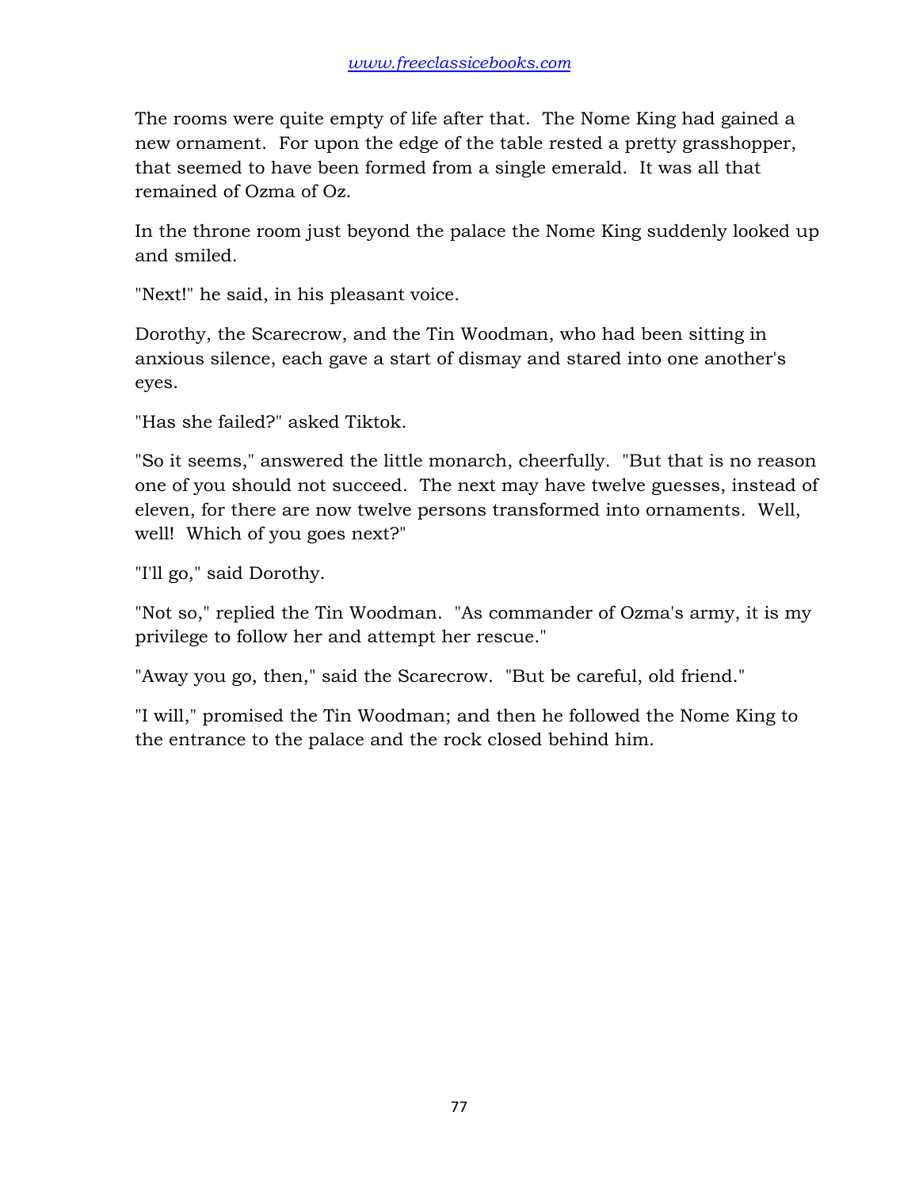The rooms were quite empty of life after that. The Nome King had gained a new ornament. For upon the edge of the table rested a pretty grasshopper, that seemed to have been formed from a single emerald. It was all that remained of Ozma of Oz.

In the throne room just beyond the palace the Nome King suddenly looked up and smiled.

"Next!" he said, in his pleasant voice.

Dorothy, the Scarecrow, and the Tin Woodman, who had been sitting in anxious silence, each gave a start of dismay and stared into one another's eyes.

"Has she failed?" asked Tiktok.

"So it seems," answered the little monarch, cheerfully. "But that is no reason one of you should not succeed. The next may have twelve guesses, instead of eleven, for there are now twelve persons transformed into ornaments. Well, well! Which of you goes next?"

"I'll go," said Dorothy.

"Not so," replied the Tin Woodman. "As commander of Ozma's army, it is my privilege to follow her and attempt her rescue."

"Away you go, then," said the Scarecrow. "But be careful, old friend."

"I will," promised the Tin Woodman; and then he followed the Nome King to the entrance to the palace and the rock closed behind him.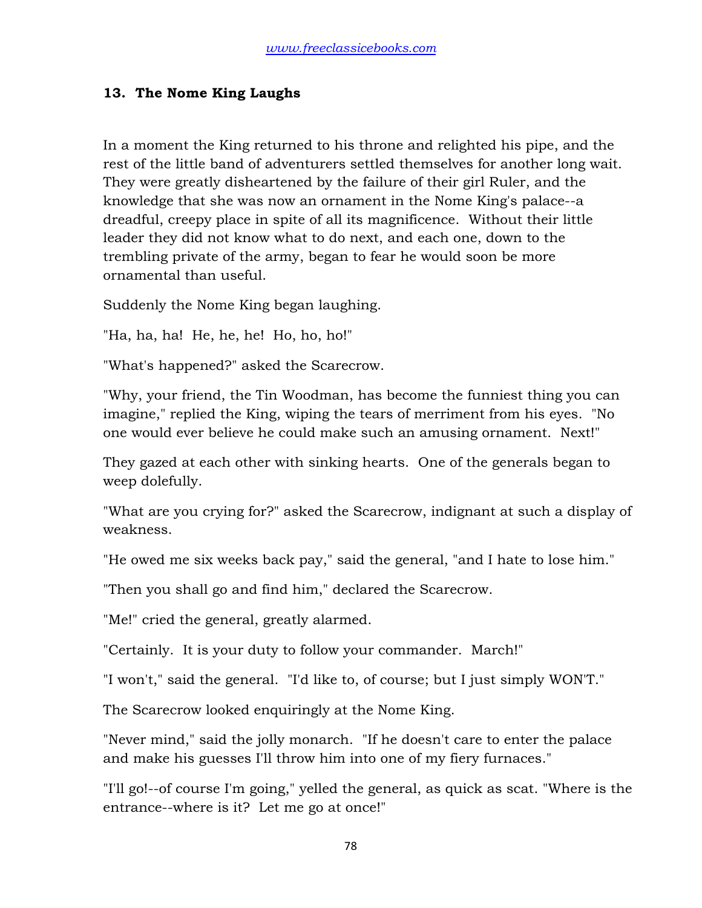## 13. The Nome King Laughs

In a moment the King returned to his throne and relighted his pipe, and the rest of the little band of adventurers settled themselves for another long wait. They were greatly disheartened by the failure of their girl Ruler, and the knowledge that she was now an ornament in the Nome King's palace--a dreadful, creepy place in spite of all its magnificence. Without their little leader they did not know what to do next, and each one, down to the trembling private of the army, began to fear he would soon be more ornamental than useful.

Suddenly the Nome King began laughing.

"Ha, ha, ha! He, he, he! Ho, ho, ho!"

"What's happened?" asked the Scarecrow.

"Why, your friend, the Tin Woodman, has become the funniest thing you can imagine," replied the King, wiping the tears of merriment from his eyes. "No one would ever believe he could make such an amusing ornament. Next!"

They gazed at each other with sinking hearts. One of the generals began to weep dolefully.

"What are you crying for?" asked the Scarecrow, indignant at such a display of weakness.

"He owed me six weeks back pay," said the general, "and I hate to lose him."

"Then you shall go and find him," declared the Scarecrow.

"Me!" cried the general, greatly alarmed.

"Certainly. It is your duty to follow your commander. March!"

"I won't," said the general. "I'd like to, of course; but I just simply WON'T."

The Scarecrow looked enquiringly at the Nome King.

"Never mind," said the jolly monarch. "If he doesn't care to enter the palace and make his guesses I'll throw him into one of my fiery furnaces."

"I'll go!--of course I'm going," yelled the general, as quick as scat. "Where is the entrance--where is it? Let me go at once!"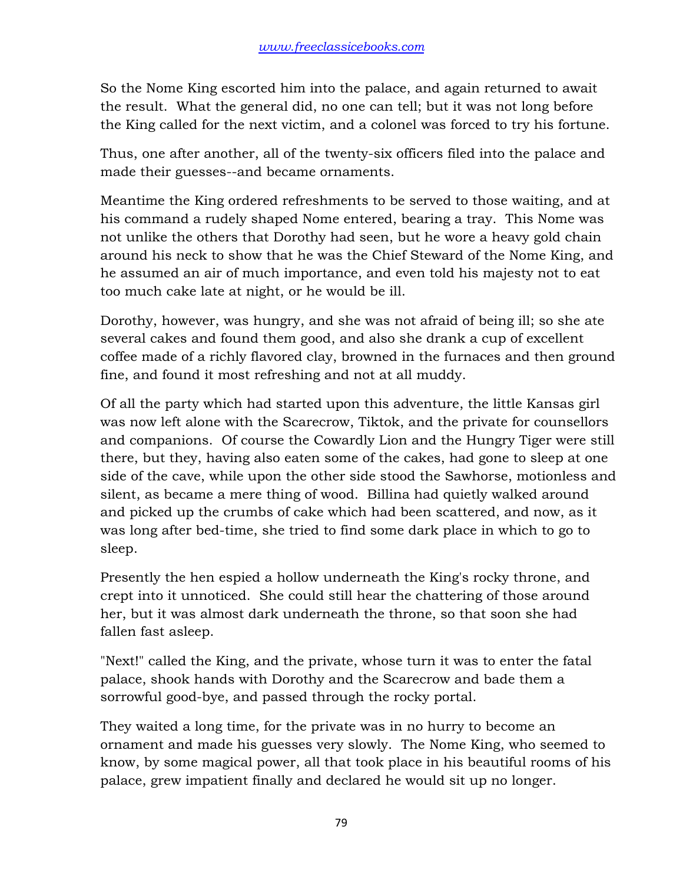So the Nome King escorted him into the palace, and again returned to await the result. What the general did, no one can tell; but it was not long before the King called for the next victim, and a colonel was forced to try his fortune.

Thus, one after another, all of the twenty-six officers filed into the palace and made their guesses--and became ornaments.

Meantime the King ordered refreshments to be served to those waiting, and at his command a rudely shaped Nome entered, bearing a tray. This Nome was not unlike the others that Dorothy had seen, but he wore a heavy gold chain around his neck to show that he was the Chief Steward of the Nome King, and he assumed an air of much importance, and even told his majesty not to eat too much cake late at night, or he would be ill.

Dorothy, however, was hungry, and she was not afraid of being ill; so she ate several cakes and found them good, and also she drank a cup of excellent coffee made of a richly flavored clay, browned in the furnaces and then ground fine, and found it most refreshing and not at all muddy.

Of all the party which had started upon this adventure, the little Kansas girl was now left alone with the Scarecrow, Tiktok, and the private for counsellors and companions. Of course the Cowardly Lion and the Hungry Tiger were still there, but they, having also eaten some of the cakes, had gone to sleep at one side of the cave, while upon the other side stood the Sawhorse, motionless and silent, as became a mere thing of wood. Billina had quietly walked around and picked up the crumbs of cake which had been scattered, and now, as it was long after bed-time, she tried to find some dark place in which to go to sleep.

Presently the hen espied a hollow underneath the King's rocky throne, and crept into it unnoticed. She could still hear the chattering of those around her, but it was almost dark underneath the throne, so that soon she had fallen fast asleep.

"Next!" called the King, and the private, whose turn it was to enter the fatal palace, shook hands with Dorothy and the Scarecrow and bade them a sorrowful good-bye, and passed through the rocky portal.

They waited a long time, for the private was in no hurry to become an ornament and made his guesses very slowly. The Nome King, who seemed to know, by some magical power, all that took place in his beautiful rooms of his palace, grew impatient finally and declared he would sit up no longer.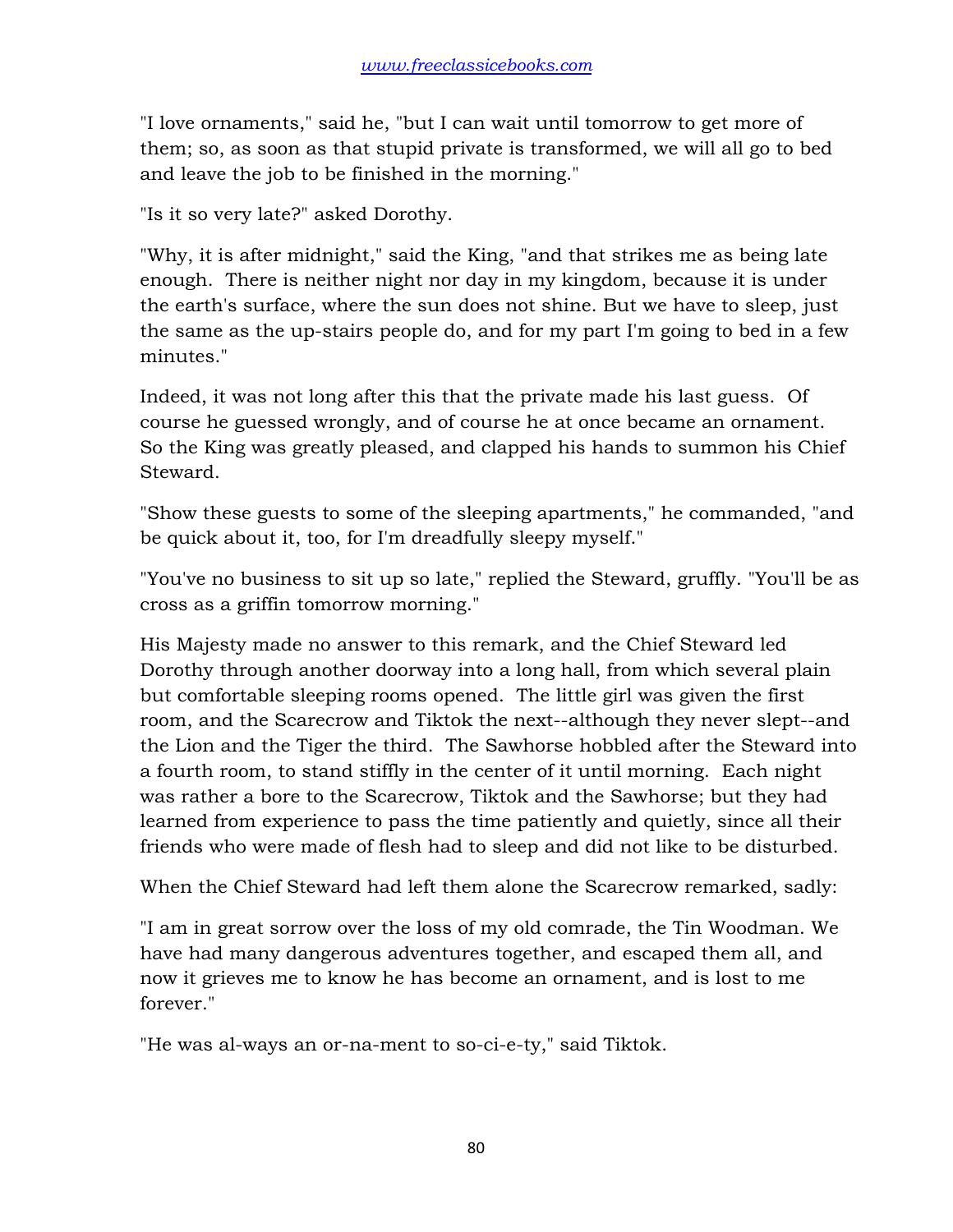"I love ornaments," said he, "but I can wait until tomorrow to get more of them; so, as soon as that stupid private is transformed, we will all go to bed and leave the job to be finished in the morning."

"Is it so very late?" asked Dorothy.

"Why, it is after midnight," said the King, "and that strikes me as being late enough. There is neither night nor day in my kingdom, because it is under the earth's surface, where the sun does not shine. But we have to sleep, just the same as the up-stairs people do, and for my part I'm going to bed in a few minutes."

Indeed, it was not long after this that the private made his last guess. Of course he guessed wrongly, and of course he at once became an ornament. So the King was greatly pleased, and clapped his hands to summon his Chief Steward.

"Show these guests to some of the sleeping apartments," he commanded, "and be quick about it, too, for I'm dreadfully sleepy myself."

"You've no business to sit up so late," replied the Steward, gruffly. "You'll be as cross as a griffin tomorrow morning."

His Majesty made no answer to this remark, and the Chief Steward led Dorothy through another doorway into a long hall, from which several plain but comfortable sleeping rooms opened. The little girl was given the first room, and the Scarecrow and Tiktok the next--although they never slept--and the Lion and the Tiger the third. The Sawhorse hobbled after the Steward into a fourth room, to stand stiffly in the center of it until morning. Each night was rather a bore to the Scarecrow, Tiktok and the Sawhorse; but they had learned from experience to pass the time patiently and quietly, since all their friends who were made of flesh had to sleep and did not like to be disturbed.

When the Chief Steward had left them alone the Scarecrow remarked, sadly:

"I am in great sorrow over the loss of my old comrade, the Tin Woodman. We have had many dangerous adventures together, and escaped them all, and now it grieves me to know he has become an ornament, and is lost to me forever."

"He was al-ways an or-na-ment to so-ci-e-ty," said Tiktok.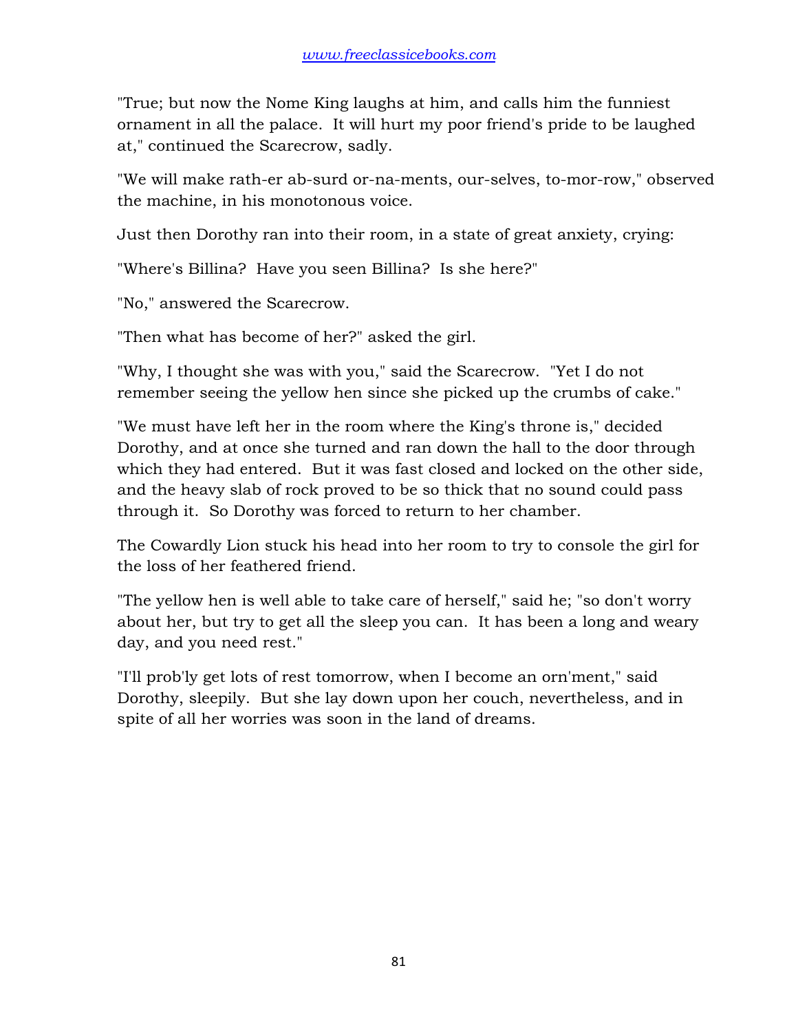"True; but now the Nome King laughs at him, and calls him the funniest ornament in all the palace. It will hurt my poor friend's pride to be laughed at," continued the Scarecrow, sadly.

"We will make rath-er ab-surd or-na-ments, our-selves, to-mor-row," observed the machine, in his monotonous voice.

Just then Dorothy ran into their room, in a state of great anxiety, crying:

"Where's Billina? Have you seen Billina? Is she here?"

"No," answered the Scarecrow.

"Then what has become of her?" asked the girl.

"Why, I thought she was with you," said the Scarecrow. "Yet I do not remember seeing the yellow hen since she picked up the crumbs of cake."

"We must have left her in the room where the King's throne is," decided Dorothy, and at once she turned and ran down the hall to the door through which they had entered. But it was fast closed and locked on the other side, and the heavy slab of rock proved to be so thick that no sound could pass through it. So Dorothy was forced to return to her chamber.

The Cowardly Lion stuck his head into her room to try to console the girl for the loss of her feathered friend.

"The yellow hen is well able to take care of herself," said he; "so don't worry about her, but try to get all the sleep you can. It has been a long and weary day, and you need rest."

"I'll prob'ly get lots of rest tomorrow, when I become an orn'ment," said Dorothy, sleepily. But she lay down upon her couch, nevertheless, and in spite of all her worries was soon in the land of dreams.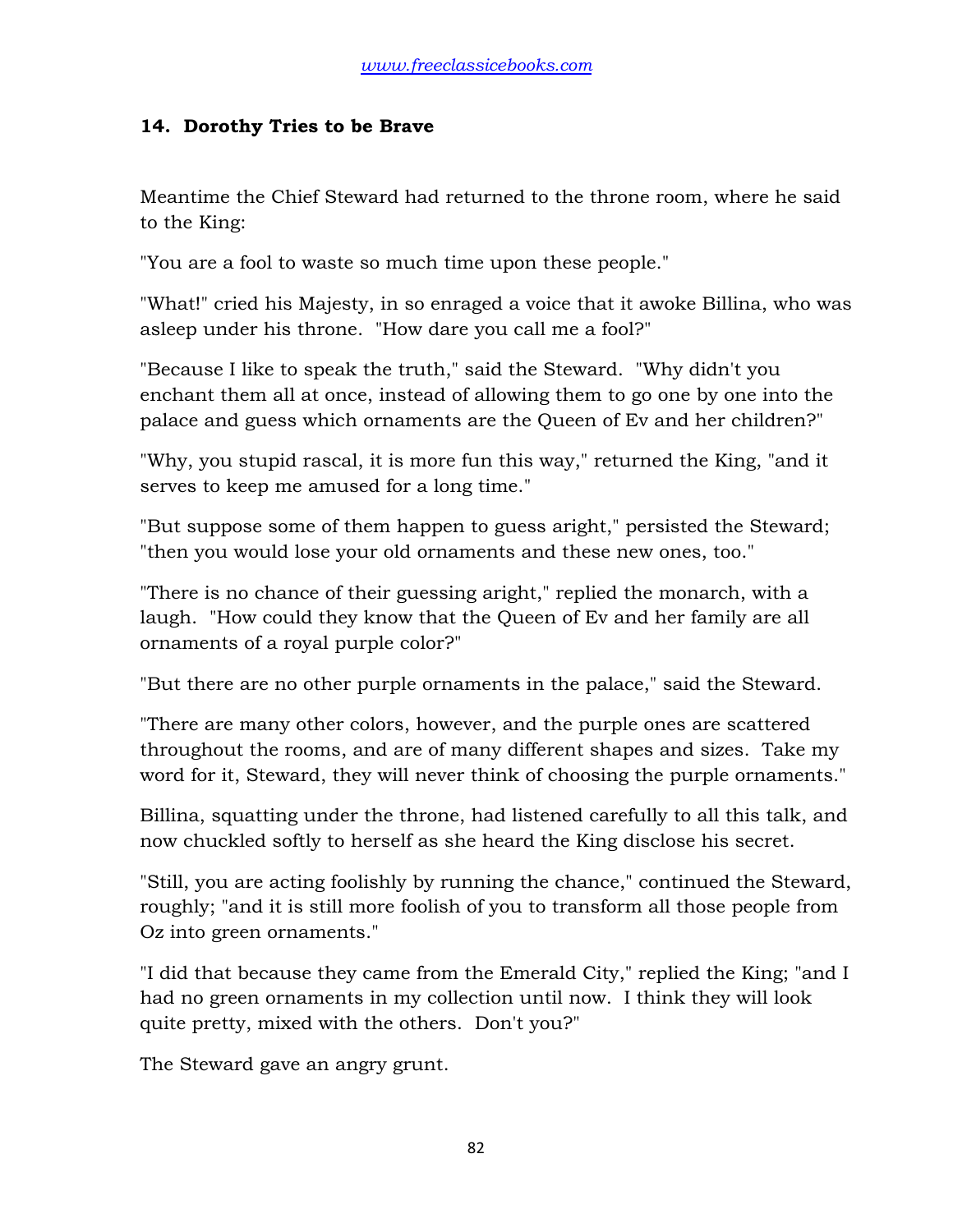## 14. Dorothy Tries to be Brave

Meantime the Chief Steward had returned to the throne room, where he said to the King:

"You are a fool to waste so much time upon these people."

"What!" cried his Majesty, in so enraged a voice that it awoke Billina, who was asleep under his throne. "How dare you call me a fool?"

"Because I like to speak the truth," said the Steward. "Why didn't you enchant them all at once, instead of allowing them to go one by one into the palace and guess which ornaments are the Queen of Ev and her children?"

"Why, you stupid rascal, it is more fun this way," returned the King, "and it serves to keep me amused for a long time."

"But suppose some of them happen to guess aright," persisted the Steward; "then you would lose your old ornaments and these new ones, too."

"There is no chance of their guessing aright," replied the monarch, with a laugh. "How could they know that the Queen of Ev and her family are all ornaments of a royal purple color?"

"But there are no other purple ornaments in the palace," said the Steward.

"There are many other colors, however, and the purple ones are scattered throughout the rooms, and are of many different shapes and sizes. Take my word for it, Steward, they will never think of choosing the purple ornaments."

Billina, squatting under the throne, had listened carefully to all this talk, and now chuckled softly to herself as she heard the King disclose his secret.

"Still, you are acting foolishly by running the chance," continued the Steward, roughly; "and it is still more foolish of you to transform all those people from Oz into green ornaments."

"I did that because they came from the Emerald City," replied the King; "and I had no green ornaments in my collection until now. I think they will look quite pretty, mixed with the others. Don't you?"

The Steward gave an angry grunt.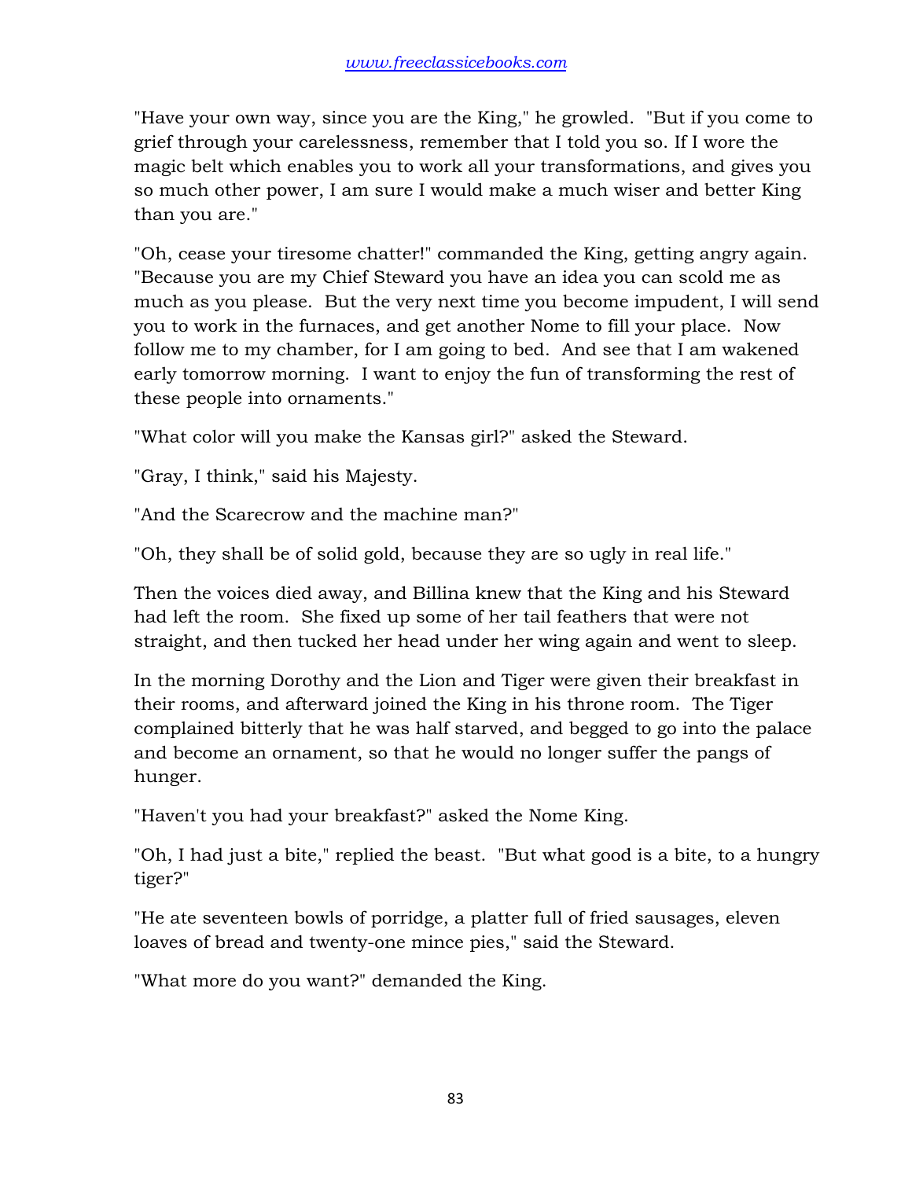"Have your own way, since you are the King," he growled. "But if you come to grief through your carelessness, remember that I told you so. If I wore the magic belt which enables you to work all your transformations, and gives you so much other power, I am sure I would make a much wiser and better King than you are."

"Oh, cease your tiresome chatter!" commanded the King, getting angry again. "Because you are my Chief Steward you have an idea you can scold me as much as you please. But the very next time you become impudent, I will send you to work in the furnaces, and get another Nome to fill your place. Now follow me to my chamber, for I am going to bed. And see that I am wakened early tomorrow morning. I want to enjoy the fun of transforming the rest of these people into ornaments."

"What color will you make the Kansas girl?" asked the Steward.

"Gray, I think," said his Majesty.

"And the Scarecrow and the machine man?"

"Oh, they shall be of solid gold, because they are so ugly in real life."

Then the voices died away, and Billina knew that the King and his Steward had left the room. She fixed up some of her tail feathers that were not straight, and then tucked her head under her wing again and went to sleep.

In the morning Dorothy and the Lion and Tiger were given their breakfast in their rooms, and afterward joined the King in his throne room. The Tiger complained bitterly that he was half starved, and begged to go into the palace and become an ornament, so that he would no longer suffer the pangs of hunger.

"Haven't you had your breakfast?" asked the Nome King.

"Oh, I had just a bite," replied the beast. "But what good is a bite, to a hungry tiger?"

"He ate seventeen bowls of porridge, a platter full of fried sausages, eleven loaves of bread and twenty-one mince pies," said the Steward.

"What more do you want?" demanded the King.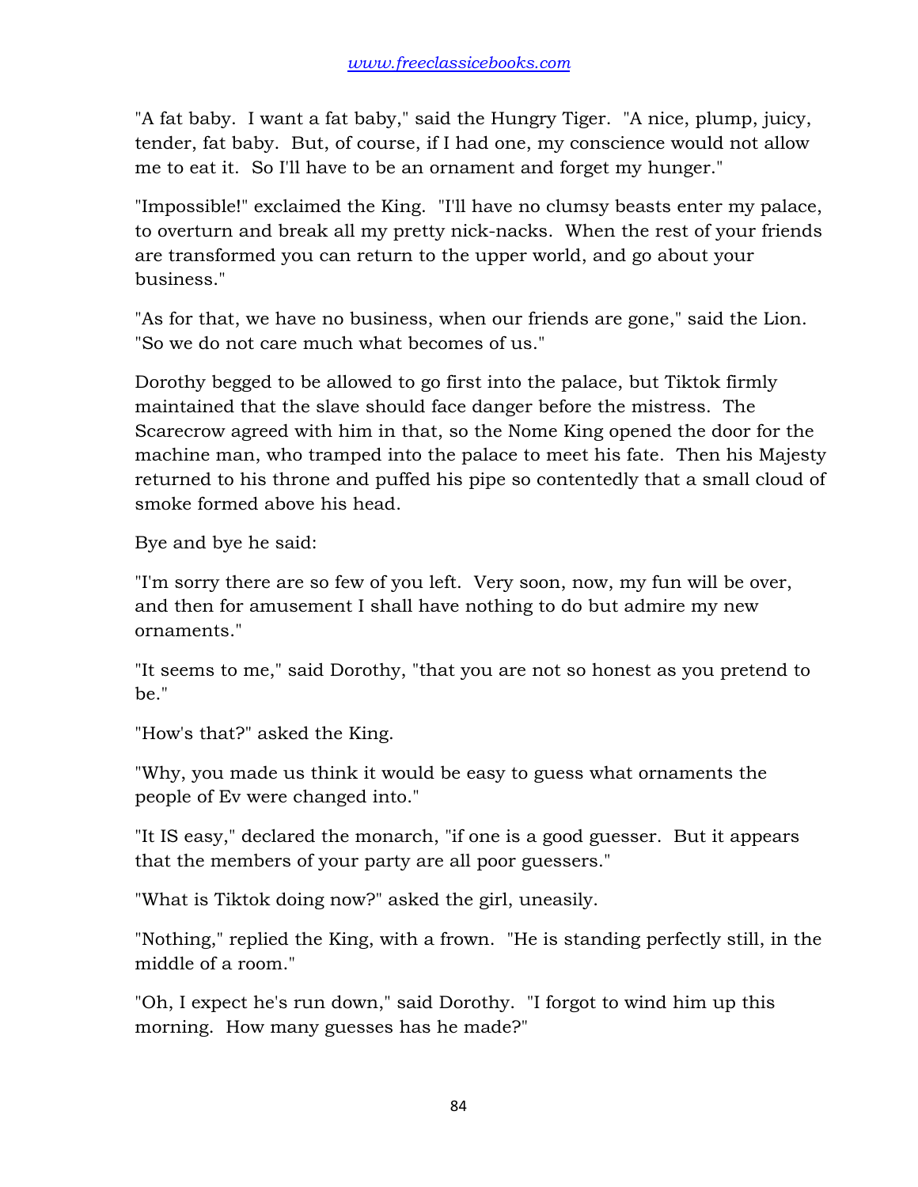"A fat baby. I want a fat baby," said the Hungry Tiger. "A nice, plump, juicy, tender, fat baby. But, of course, if I had one, my conscience would not allow me to eat it. So I'll have to be an ornament and forget my hunger."

"Impossible!" exclaimed the King. "I'll have no clumsy beasts enter my palace, to overturn and break all my pretty nick-nacks. When the rest of your friends are transformed you can return to the upper world, and go about your business."

"As for that, we have no business, when our friends are gone," said the Lion. "So we do not care much what becomes of us."

Dorothy begged to be allowed to go first into the palace, but Tiktok firmly maintained that the slave should face danger before the mistress. The Scarecrow agreed with him in that, so the Nome King opened the door for the machine man, who tramped into the palace to meet his fate. Then his Majesty returned to his throne and puffed his pipe so contentedly that a small cloud of smoke formed above his head.

Bye and bye he said:

"I'm sorry there are so few of you left. Very soon, now, my fun will be over, and then for amusement I shall have nothing to do but admire my new ornaments."

"It seems to me," said Dorothy, "that you are not so honest as you pretend to be."

"How's that?" asked the King.

"Why, you made us think it would be easy to guess what ornaments the people of Ev were changed into."

"It IS easy," declared the monarch, "if one is a good guesser. But it appears that the members of your party are all poor guessers."

"What is Tiktok doing now?" asked the girl, uneasily.

"Nothing," replied the King, with a frown. "He is standing perfectly still, in the middle of a room."

"Oh, I expect he's run down," said Dorothy. "I forgot to wind him up this morning. How many guesses has he made?"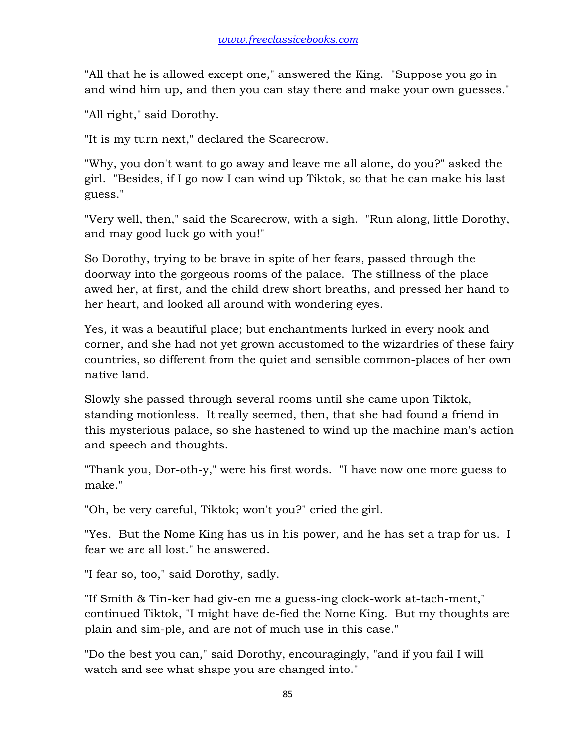"All that he is allowed except one," answered the King. "Suppose you go in and wind him up, and then you can stay there and make your own guesses."

"All right," said Dorothy.

"It is my turn next," declared the Scarecrow.

"Why, you don't want to go away and leave me all alone, do you?" asked the girl. "Besides, if I go now I can wind up Tiktok, so that he can make his last guess."

"Very well, then," said the Scarecrow, with a sigh. "Run along, little Dorothy, and may good luck go with you!"

So Dorothy, trying to be brave in spite of her fears, passed through the doorway into the gorgeous rooms of the palace. The stillness of the place awed her, at first, and the child drew short breaths, and pressed her hand to her heart, and looked all around with wondering eyes.

Yes, it was a beautiful place; but enchantments lurked in every nook and corner, and she had not yet grown accustomed to the wizardries of these fairy countries, so different from the quiet and sensible common-places of her own native land.

Slowly she passed through several rooms until she came upon Tiktok, standing motionless. It really seemed, then, that she had found a friend in this mysterious palace, so she hastened to wind up the machine man's action and speech and thoughts.

"Thank you, Dor-oth-y," were his first words. "I have now one more guess to make."

"Oh, be very careful, Tiktok; won't you?" cried the girl.

"Yes. But the Nome King has us in his power, and he has set a trap for us. I fear we are all lost." he answered.

"I fear so, too," said Dorothy, sadly.

"If Smith & Tin-ker had giv-en me a guess-ing clock-work at-tach-ment," continued Tiktok, "I might have de-fied the Nome King. But my thoughts are plain and sim-ple, and are not of much use in this case."

"Do the best you can," said Dorothy, encouragingly, "and if you fail I will watch and see what shape you are changed into."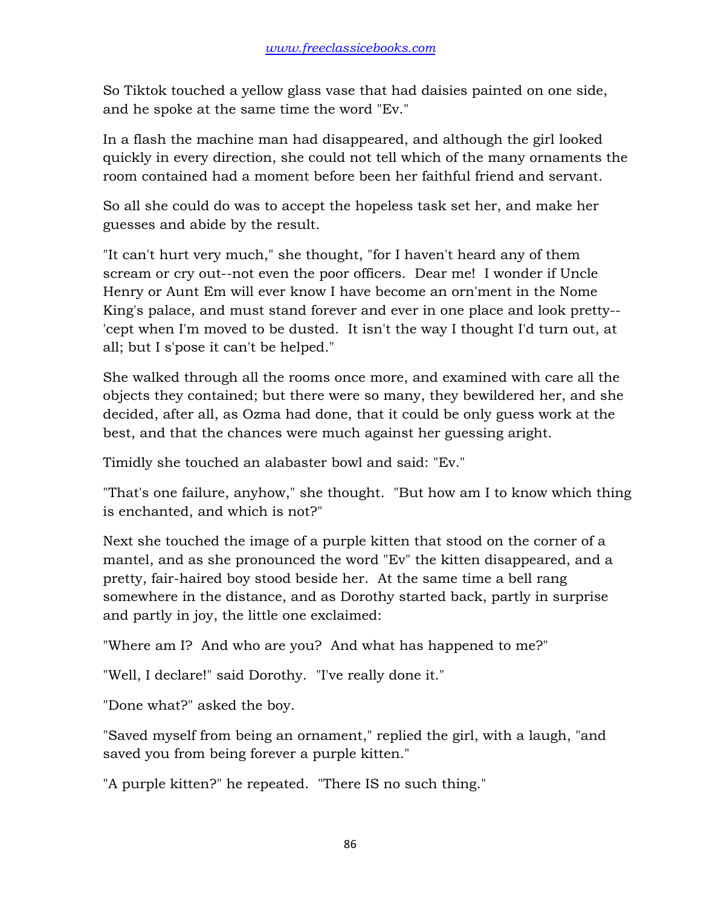So Tiktok touched a yellow glass vase that had daisies painted on one side, and he spoke at the same time the word "Ev."

In a flash the machine man had disappeared, and although the girl looked quickly in every direction, she could not tell which of the many ornaments the room contained had a moment before been her faithful friend and servant.

So all she could do was to accept the hopeless task set her, and make her guesses and abide by the result.

"It can't hurt very much," she thought, "for I haven't heard any of them scream or cry out--not even the poor officers. Dear me! I wonder if Uncle Henry or Aunt Em will ever know I have become an orn'ment in the Nome King's palace, and must stand forever and ever in one place and look pretty--'cept when I'm moved to be dusted. It isn't the way I thought I'd turn out, at all; but I s'pose it can't be helped."

She walked through all the rooms once more, and examined with care all the objects they contained; but there were so many, they bewildered her, and she decided, after all, as Ozma had done, that it could be only guess work at the best, and that the chances were much against her guessing aright.

Timidly she touched an alabaster bowl and said: "Ev."

"That's one failure, anyhow," she thought. "But how am I to know which thing is enchanted, and which is not?"

Next she touched the image of a purple kitten that stood on the corner of a mantel, and as she pronounced the word "Ev" the kitten disappeared, and a pretty, fair-haired boy stood beside her. At the same time a bell rang somewhere in the distance, and as Dorothy started back, partly in surprise and partly in joy, the little one exclaimed:

"Where am I? And who are you? And what has happened to me?"

"Well, I declare!" said Dorothy. "I've really done it."

"Done what?" asked the boy.

"Saved myself from being an ornament," replied the girl, with a laugh, "and saved you from being forever a purple kitten."

"A purple kitten?" he repeated. "There IS no such thing."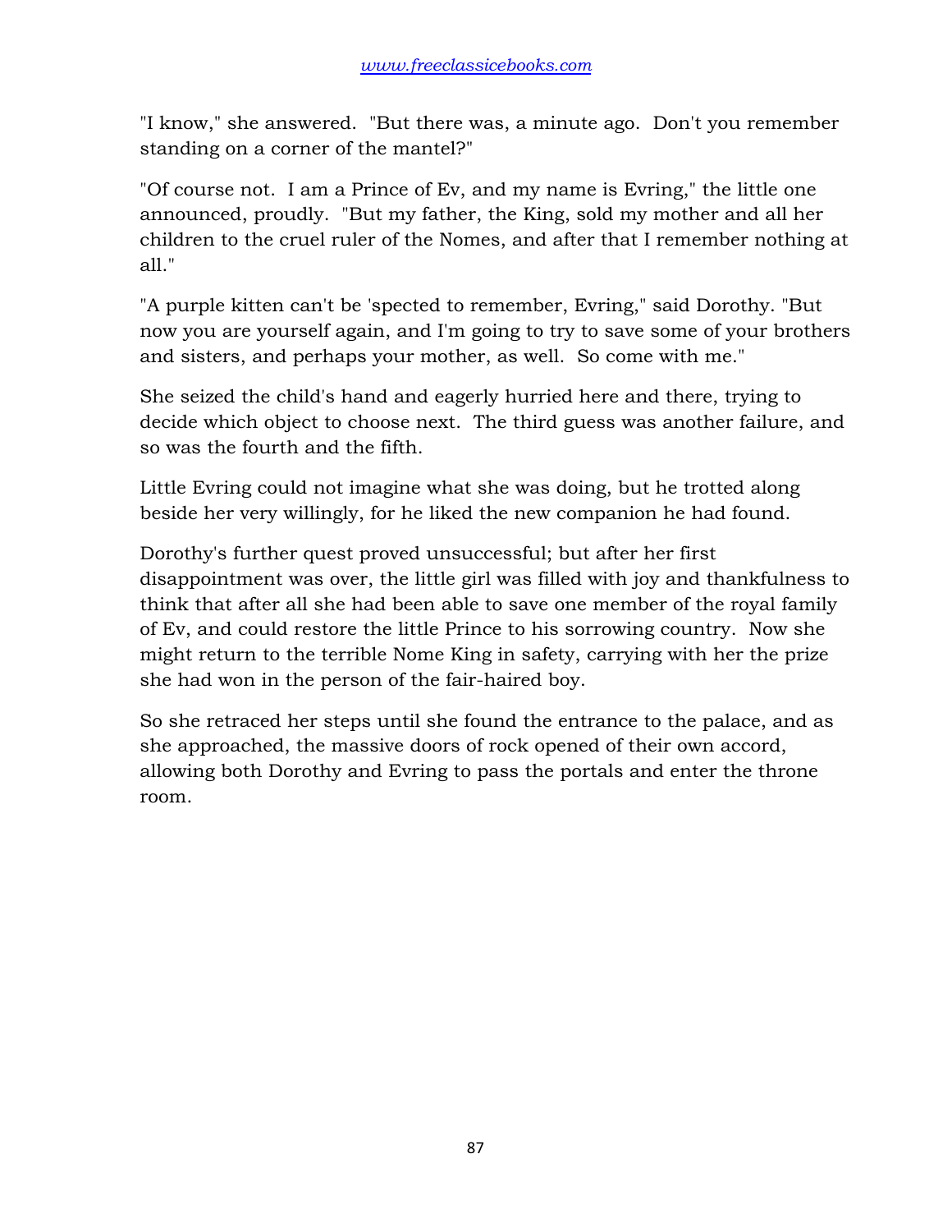"I know," she answered. "But there was, a minute ago. Don't you remember standing on a corner of the mantel?"

"Of course not. I am a Prince of Ev, and my name is Evring," the little one announced, proudly. "But my father, the King, sold my mother and all her children to the cruel ruler of the Nomes, and after that I remember nothing at all."

"A purple kitten can't be 'spected to remember, Evring," said Dorothy. "But now you are yourself again, and I'm going to try to save some of your brothers and sisters, and perhaps your mother, as well. So come with me."

She seized the child's hand and eagerly hurried here and there, trying to decide which object to choose next. The third guess was another failure, and so was the fourth and the fifth.

Little Evring could not imagine what she was doing, but he trotted along beside her very willingly, for he liked the new companion he had found.

Dorothy's further quest proved unsuccessful; but after her first disappointment was over, the little girl was filled with joy and thankfulness to think that after all she had been able to save one member of the royal family of Ev, and could restore the little Prince to his sorrowing country. Now she might return to the terrible Nome King in safety, carrying with her the prize she had won in the person of the fair-haired boy.

So she retraced her steps until she found the entrance to the palace, and as she approached, the massive doors of rock opened of their own accord, allowing both Dorothy and Evring to pass the portals and enter the throne room.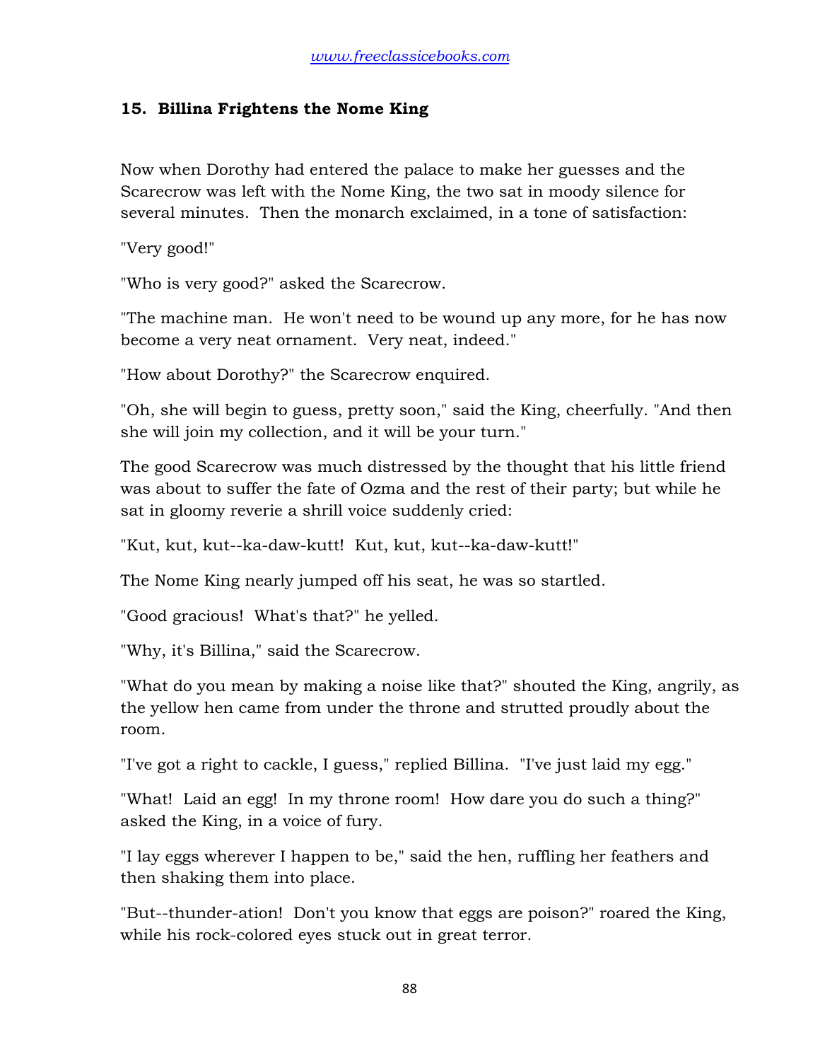### 15. Billina Frightens the Nome King

Now when Dorothy had entered the palace to make her guesses and the Scarecrow was left with the Nome King, the two sat in moody silence for several minutes. Then the monarch exclaimed, in a tone of satisfaction:

"Very good!"

"Who is very good?" asked the Scarecrow.

"The machine man. He won't need to be wound up any more, for he has now become a very neat ornament. Very neat, indeed."

"How about Dorothy?" the Scarecrow enquired.

"Oh, she will begin to guess, pretty soon," said the King, cheerfully. "And then she will join my collection, and it will be your turn."

The good Scarecrow was much distressed by the thought that his little friend was about to suffer the fate of Ozma and the rest of their party; but while he sat in gloomy reverie a shrill voice suddenly cried:

"Kut, kut, kut--ka-daw-kutt! Kut, kut, kut--ka-daw-kutt!"

The Nome King nearly jumped off his seat, he was so startled.

"Good gracious! What's that?" he yelled.

"Why, it's Billina," said the Scarecrow.

"What do you mean by making a noise like that?" shouted the King, angrily, as the yellow hen came from under the throne and strutted proudly about the room.

"I've got a right to cackle, I guess," replied Billina. "I've just laid my egg."

"What! Laid an egg! In my throne room! How dare you do such a thing?" asked the King, in a voice of fury.

"I lay eggs wherever I happen to be," said the hen, ruffling her feathers and then shaking them into place.

"But--thunder-ation! Don't you know that eggs are poison?" roared the King, while his rock-colored eyes stuck out in great terror.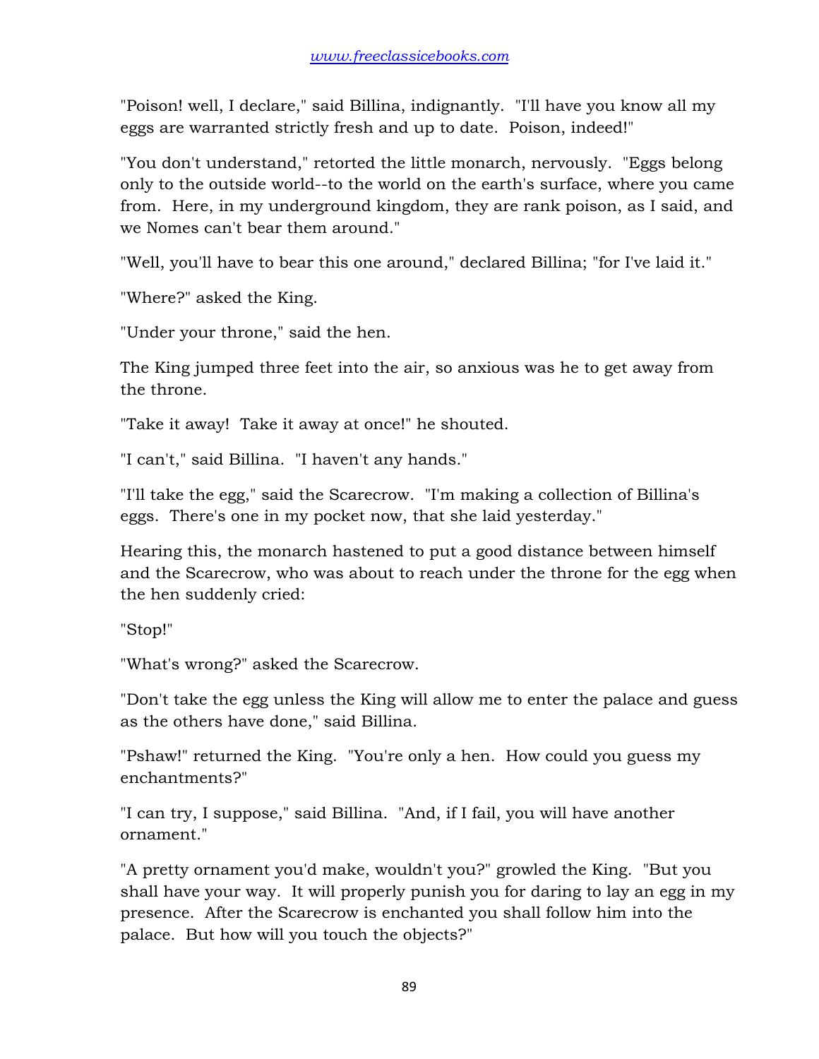"Poison! well, I declare," said Billina, indignantly. "I'll have you know all my eggs are warranted strictly fresh and up to date. Poison, indeed!"

"You don't understand," retorted the little monarch, nervously. "Eggs belong only to the outside world--to the world on the earth's surface, where you came from. Here, in my underground kingdom, they are rank poison, as I said, and we Nomes can't bear them around."

"Well, you'll have to bear this one around," declared Billina; "for I've laid it."

"Where?" asked the King.

"Under your throne," said the hen.

The King jumped three feet into the air, so anxious was he to get away from the throne.

"Take it away! Take it away at once!" he shouted.

"I can't," said Billina. "I haven't any hands."

"I'll take the egg," said the Scarecrow. "I'm making a collection of Billina's eggs. There's one in my pocket now, that she laid yesterday."

Hearing this, the monarch hastened to put a good distance between himself and the Scarecrow, who was about to reach under the throne for the egg when the hen suddenly cried:

"Stop!"

"What's wrong?" asked the Scarecrow.

"Don't take the egg unless the King will allow me to enter the palace and guess as the others have done," said Billina.

"Pshaw!" returned the King. "You're only a hen. How could you guess my enchantments?"

"I can try, I suppose," said Billina. "And, if I fail, you will have another ornament."

"A pretty ornament you'd make, wouldn't you?" growled the King. "But you shall have your way. It will properly punish you for daring to lay an egg in my presence. After the Scarecrow is enchanted you shall follow him into the palace. But how will you touch the objects?"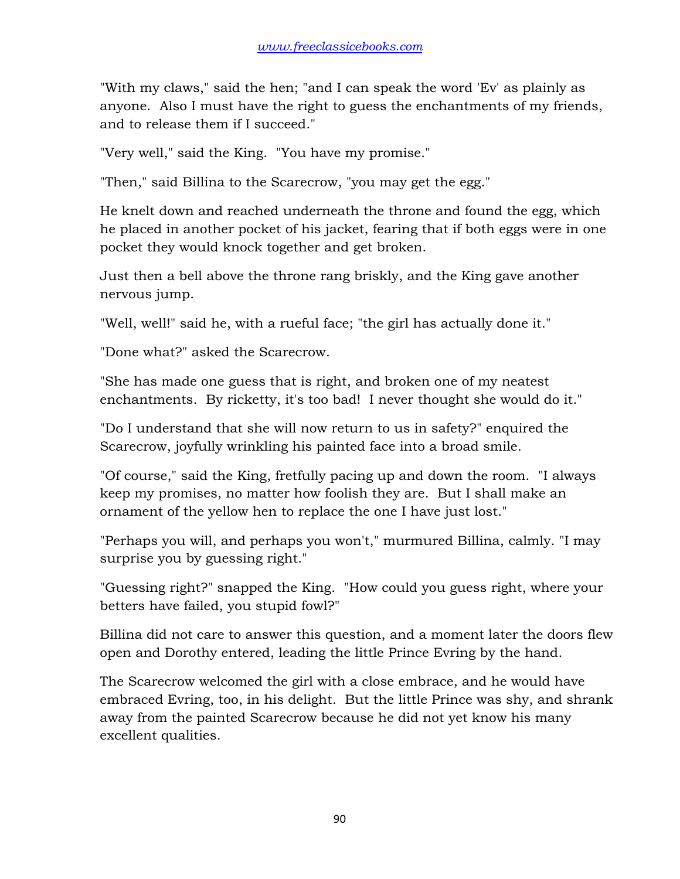"With my claws," said the hen; "and I can speak the word 'Ev' as plainly as anyone. Also I must have the right to guess the enchantments of my friends, and to release them if I succeed."

"Very well," said the King. "You have my promise."

"Then," said Billina to the Scarecrow, "you may get the egg."

He knelt down and reached underneath the throne and found the egg, which he placed in another pocket of his jacket, fearing that if both eggs were in one pocket they would knock together and get broken.

Just then a bell above the throne rang briskly, and the King gave another nervous jump.

"Well, well!" said he, with a rueful face; "the girl has actually done it."

"Done what?" asked the Scarecrow.

"She has made one guess that is right, and broken one of my neatest enchantments. By ricketty, it's too bad! I never thought she would do it."

"Do I understand that she will now return to us in safety?" enquired the Scarecrow, joyfully wrinkling his painted face into a broad smile.

"Of course," said the King, fretfully pacing up and down the room. "I always keep my promises, no matter how foolish they are. But I shall make an ornament of the yellow hen to replace the one I have just lost."

"Perhaps you will, and perhaps you won't," murmured Billina, calmly. "I may surprise you by guessing right."

"Guessing right?" snapped the King. "How could you guess right, where your betters have failed, you stupid fowl?"

Billina did not care to answer this question, and a moment later the doors flew open and Dorothy entered, leading the little Prince Evring by the hand.

The Scarecrow welcomed the girl with a close embrace, and he would have embraced Evring, too, in his delight. But the little Prince was shy, and shrank away from the painted Scarecrow because he did not yet know his many excellent qualities.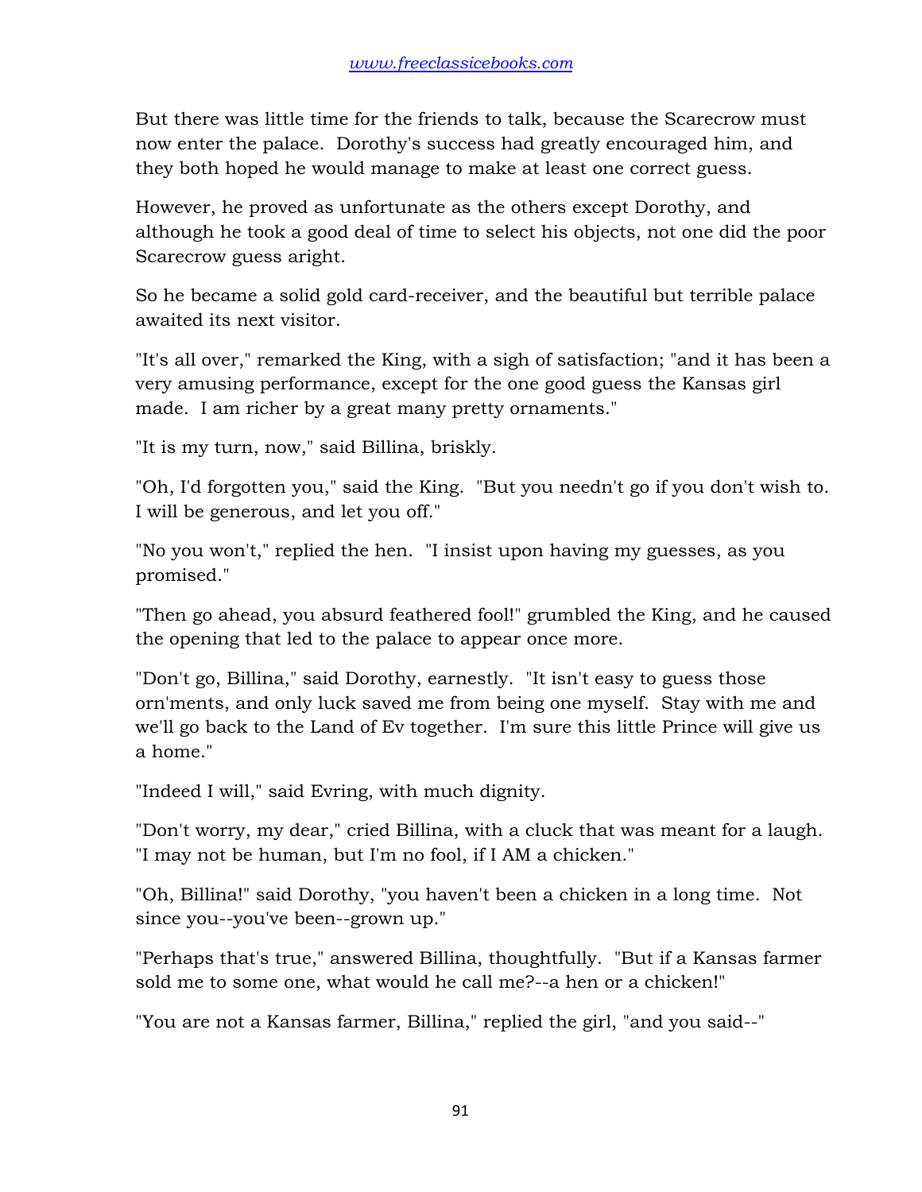But there was little time for the friends to talk, because the Scarecrow must now enter the palace. Dorothy's success had greatly encouraged him, and they both hoped he would manage to make at least one correct guess.

However, he proved as unfortunate as the others except Dorothy, and although he took a good deal of time to select his objects, not one did the poor Scarecrow guess aright.

So he became a solid gold card-receiver, and the beautiful but terrible palace awaited its next visitor.

"It's all over," remarked the King, with a sigh of satisfaction; "and it has been a very amusing performance, except for the one good guess the Kansas girl made. I am richer by a great many pretty ornaments."

"It is my turn, now," said Billina, briskly.

"Oh, I'd forgotten you," said the King. "But you needn't go if you don't wish to. I will be generous, and let you off."

"No you won't," replied the hen. "I insist upon having my guesses, as you promised."

"Then go ahead, you absurd feathered fool!" grumbled the King, and he caused the opening that led to the palace to appear once more.

"Don't go, Billina," said Dorothy, earnestly. "It isn't easy to guess those orn'ments, and only luck saved me from being one myself. Stay with me and we'll go back to the Land of Ev together. I'm sure this little Prince will give us a home."

"Indeed I will," said Evring, with much dignity.

"Don't worry, my dear," cried Billina, with a cluck that was meant for a laugh. "I may not be human, but I'm no fool, if I AM a chicken."

"Oh, Billina!" said Dorothy, "you haven't been a chicken in a long time. Not since you--you've been--grown up."

"Perhaps that's true," answered Billina, thoughtfully. "But if a Kansas farmer sold me to some one, what would he call me?--a hen or a chicken!"

"You are not a Kansas farmer, Billina," replied the girl, "and you said--"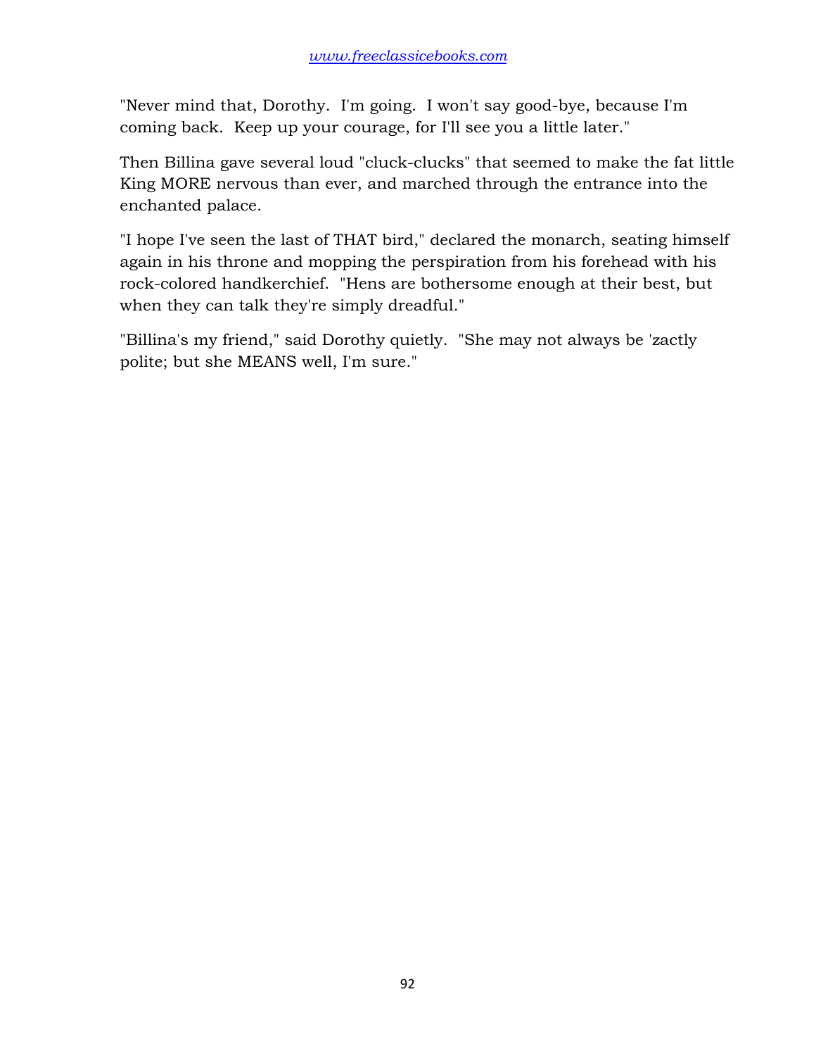"Never mind that, Dorothy. I'm going. I won't say good-bye, because I'm coming back. Keep up your courage, for I'll see you a little later."

Then Billina gave several loud "cluck-clucks" that seemed to make the fat little King MORE nervous than ever, and marched through the entrance into the enchanted palace.

"I hope I've seen the last of THAT bird," declared the monarch, seating himself again in his throne and mopping the perspiration from his forehead with his rock-colored handkerchief. "Hens are bothersome enough at their best, but when they can talk they're simply dreadful."

"Billina's my friend," said Dorothy quietly. "She may not always be 'zactly polite; but she MEANS well, I'm sure."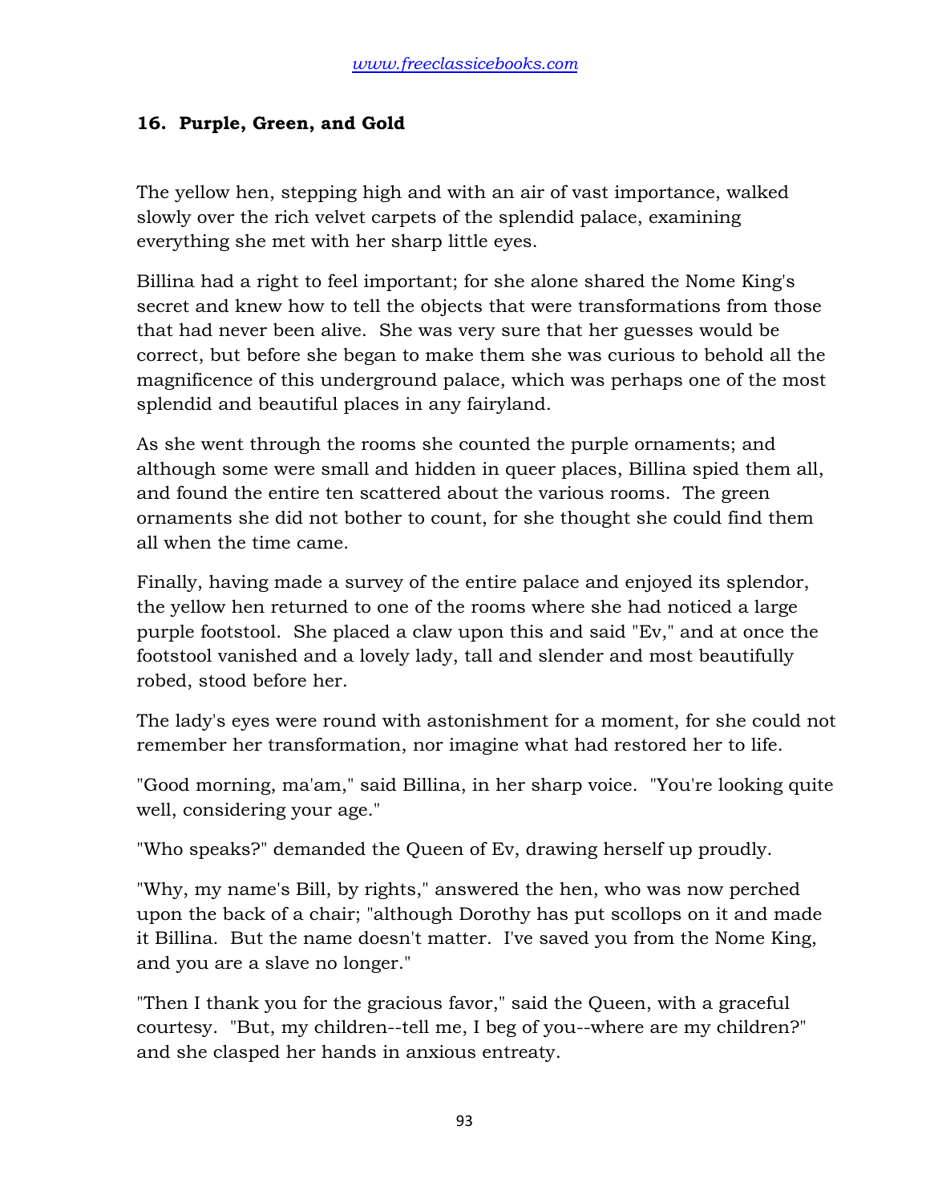## 16. Purple, Green, and Gold

The yellow hen, stepping high and with an air of vast importance, walked slowly over the rich velvet carpets of the splendid palace, examining everything she met with her sharp little eyes.

Billina had a right to feel important; for she alone shared the Nome King's secret and knew how to tell the objects that were transformations from those that had never been alive. She was very sure that her guesses would be correct, but before she began to make them she was curious to behold all the magnificence of this underground palace, which was perhaps one of the most splendid and beautiful places in any fairyland.

As she went through the rooms she counted the purple ornaments; and although some were small and hidden in queer places, Billina spied them all, and found the entire ten scattered about the various rooms. The green ornaments she did not bother to count, for she thought she could find them all when the time came.

Finally, having made a survey of the entire palace and enjoyed its splendor, the yellow hen returned to one of the rooms where she had noticed a large purple footstool. She placed a claw upon this and said "Ev," and at once the footstool vanished and a lovely lady, tall and slender and most beautifully robed, stood before her.

The lady's eyes were round with astonishment for a moment, for she could not remember her transformation, nor imagine what had restored her to life.

"Good morning, ma'am," said Billina, in her sharp voice. "You're looking quite well, considering your age."

"Who speaks?" demanded the Queen of Ev, drawing herself up proudly.

"Why, my name's Bill, by rights," answered the hen, who was now perched upon the back of a chair; "although Dorothy has put scollops on it and made it Billina. But the name doesn't matter. I've saved you from the Nome King, and you are a slave no longer."

"Then I thank you for the gracious favor," said the Queen, with a graceful courtesy. "But, my children--tell me, I beg of you--where are my children?" and she clasped her hands in anxious entreaty.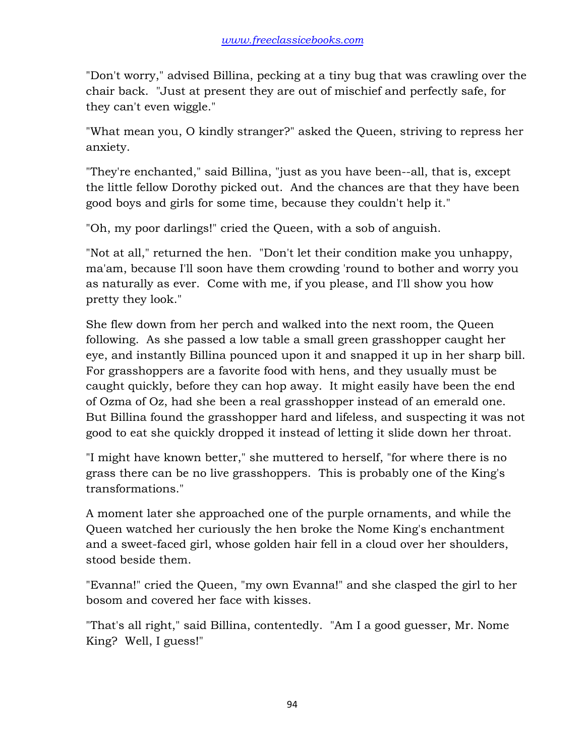"Don't worry," advised Billina, pecking at a tiny bug that was crawling over the chair back. "Just at present they are out of mischief and perfectly safe, for they can't even wiggle."

"What mean you, O kindly stranger?" asked the Queen, striving to repress her anxiety.

"They're enchanted," said Billina, "just as you have been--all, that is, except the little fellow Dorothy picked out. And the chances are that they have been good boys and girls for some time, because they couldn't help it."

"Oh, my poor darlings!" cried the Queen, with a sob of anguish.

"Not at all," returned the hen. "Don't let their condition make you unhappy, ma'am, because I'll soon have them crowding 'round to bother and worry you as naturally as ever. Come with me, if you please, and I'll show you how pretty they look."

She flew down from her perch and walked into the next room, the Queen following. As she passed a low table a small green grasshopper caught her eye, and instantly Billina pounced upon it and snapped it up in her sharp bill. For grasshoppers are a favorite food with hens, and they usually must be caught quickly, before they can hop away. It might easily have been the end of Ozma of Oz, had she been a real grasshopper instead of an emerald one. But Billina found the grasshopper hard and lifeless, and suspecting it was not good to eat she quickly dropped it instead of letting it slide down her throat.

"I might have known better," she muttered to herself, "for where there is no grass there can be no live grasshoppers. This is probably one of the King's transformations."

A moment later she approached one of the purple ornaments, and while the Queen watched her curiously the hen broke the Nome King's enchantment and a sweet-faced girl, whose golden hair fell in a cloud over her shoulders, stood beside them.

"Evanna!" cried the Queen, "my own Evanna!" and she clasped the girl to her bosom and covered her face with kisses.

"That's all right," said Billina, contentedly. "Am I a good guesser, Mr. Nome King? Well, I guess!"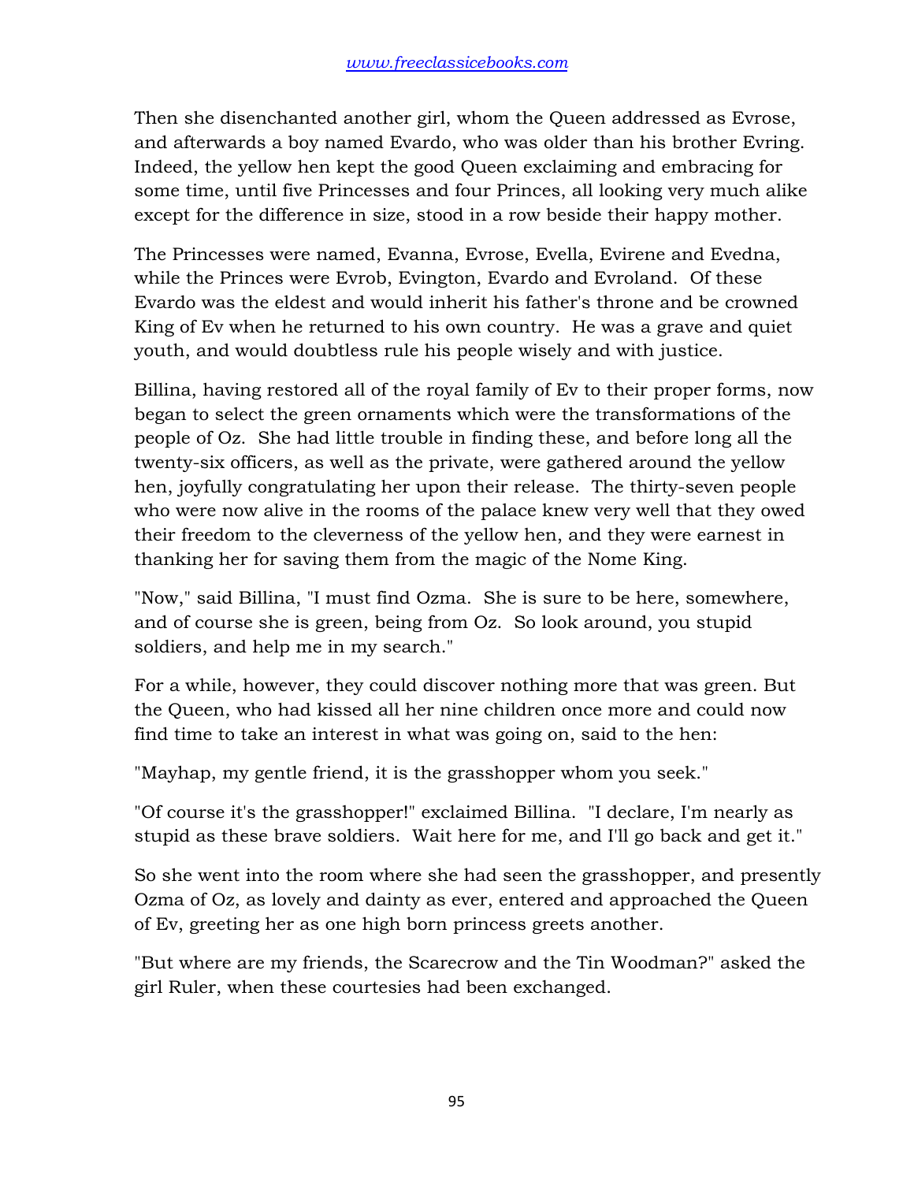Then she disenchanted another girl, whom the Queen addressed as Evrose, and afterwards a boy named Evardo, who was older than his brother Evring. Indeed, the yellow hen kept the good Queen exclaiming and embracing for some time, until five Princesses and four Princes, all looking very much alike except for the difference in size, stood in a row beside their happy mother.

The Princesses were named, Evanna, Evrose, Evella, Evirene and Evedna, while the Princes were Evrob, Evington, Evardo and Evroland. Of these Evardo was the eldest and would inherit his father's throne and be crowned King of Ev when he returned to his own country. He was a grave and quiet youth, and would doubtless rule his people wisely and with justice.

Billina, having restored all of the royal family of Ev to their proper forms, now began to select the green ornaments which were the transformations of the people of Oz. She had little trouble in finding these, and before long all the twenty-six officers, as well as the private, were gathered around the yellow hen, joyfully congratulating her upon their release. The thirty-seven people who were now alive in the rooms of the palace knew very well that they owed their freedom to the cleverness of the yellow hen, and they were earnest in thanking her for saving them from the magic of the Nome King.

"Now," said Billina, "I must find Ozma. She is sure to be here, somewhere, and of course she is green, being from Oz. So look around, you stupid soldiers, and help me in my search."

For a while, however, they could discover nothing more that was green. But the Queen, who had kissed all her nine children once more and could now find time to take an interest in what was going on, said to the hen:

"Mayhap, my gentle friend, it is the grasshopper whom you seek."

"Of course it's the grasshopper!" exclaimed Billina. "I declare, I'm nearly as stupid as these brave soldiers. Wait here for me, and I'll go back and get it."

So she went into the room where she had seen the grasshopper, and presently Ozma of Oz, as lovely and dainty as ever, entered and approached the Queen of Ev, greeting her as one high born princess greets another.

"But where are my friends, the Scarecrow and the Tin Woodman?" asked the girl Ruler, when these courtesies had been exchanged.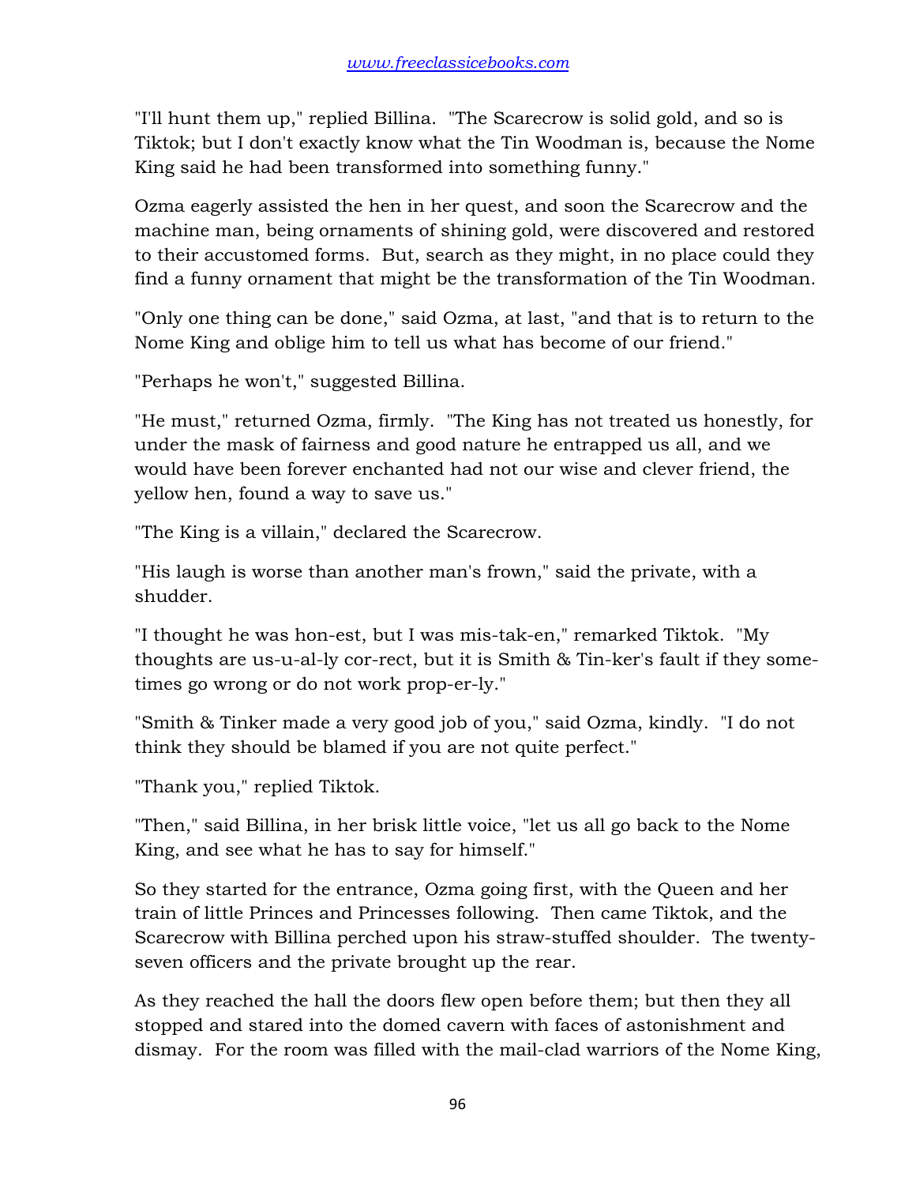"I'll hunt them up," replied Billina. "The Scarecrow is solid gold, and so is Tiktok; but I don't exactly know what the Tin Woodman is, because the Nome King said he had been transformed into something funny."

Ozma eagerly assisted the hen in her quest, and soon the Scarecrow and the machine man, being ornaments of shining gold, were discovered and restored to their accustomed forms. But, search as they might, in no place could they find a funny ornament that might be the transformation of the Tin Woodman.

"Only one thing can be done," said Ozma, at last, "and that is to return to the Nome King and oblige him to tell us what has become of our friend."

"Perhaps he won't," suggested Billina.

"He must," returned Ozma, firmly. "The King has not treated us honestly, for under the mask of fairness and good nature he entrapped us all, and we would have been forever enchanted had not our wise and clever friend, the yellow hen, found a way to save us."

"The King is a villain," declared the Scarecrow.

"His laugh is worse than another man's frown," said the private, with a shudder.

"I thought he was hon-est, but I was mis-tak-en," remarked Tiktok. "My thoughts are us-u-al-ly cor-rect, but it is Smith & Tin-ker's fault if they some-times go wrong or do not work prop-er-ly."

"Smith & Tinker made a very good job of you," said Ozma, kindly. "I do not think they should be blamed if you are not quite perfect."

"Thank you," replied Tiktok.

"Then," said Billina, in her brisk little voice, "let us all go back to the Nome King, and see what he has to say for himself."

So they started for the entrance, Ozma going first, with the Queen and her train of little Princes and Princesses following. Then came Tiktok, and the Scarecrow with Billina perched upon his straw-stuffed shoulder. The twenty-seven officers and the private brought up the rear.

As they reached the hall the doors flew open before them; but then they all stopped and stared into the domed cavern with faces of astonishment and dismay. For the room was filled with the mail-clad warriors of the Nome King,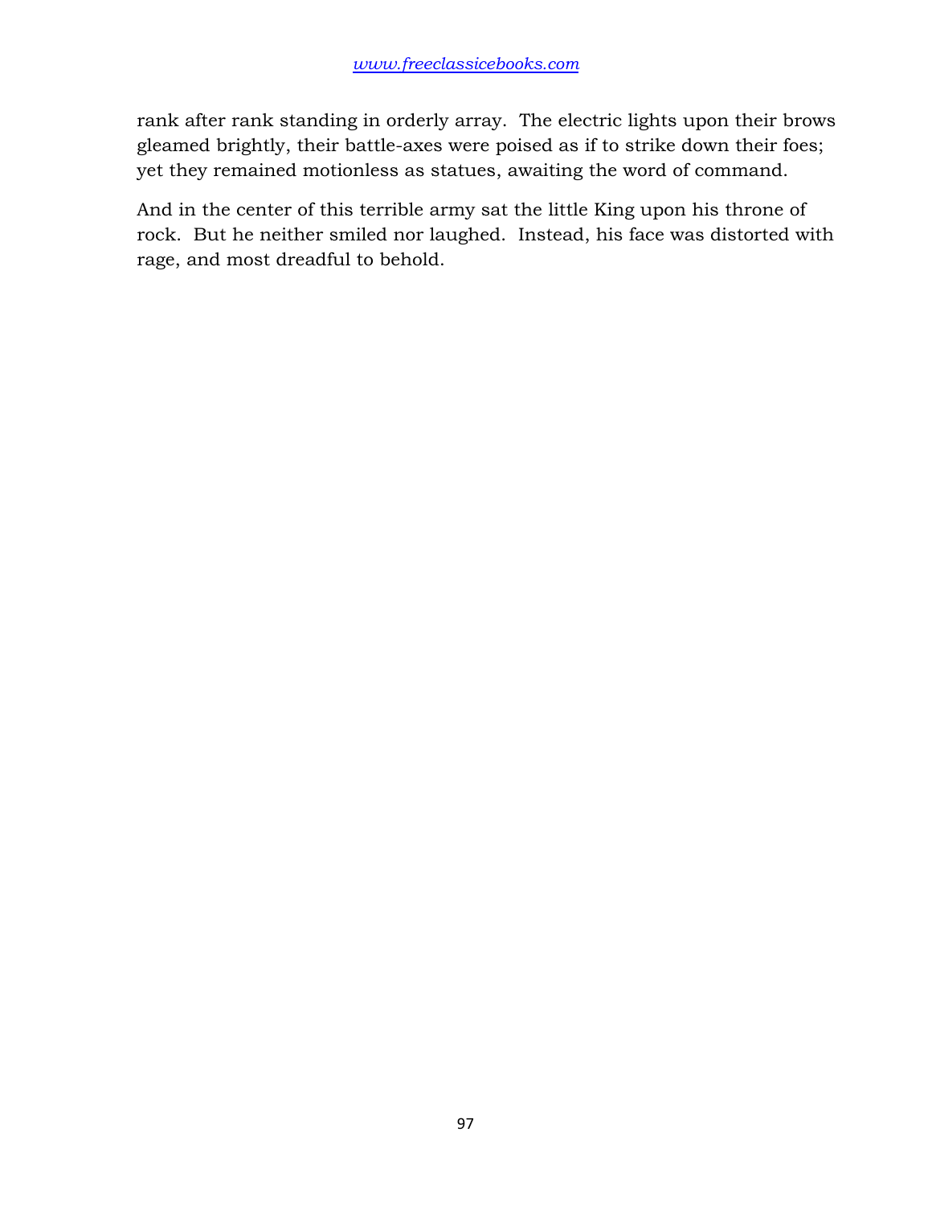rank after rank standing in orderly array. The electric lights upon their brows gleamed brightly, their battle-axes were poised as if to strike down their foes; yet they remained motionless as statues, awaiting the word of command.

And in the center of this terrible army sat the little King upon his throne of rock. But he neither smiled nor laughed. Instead, his face was distorted with rage, and most dreadful to behold.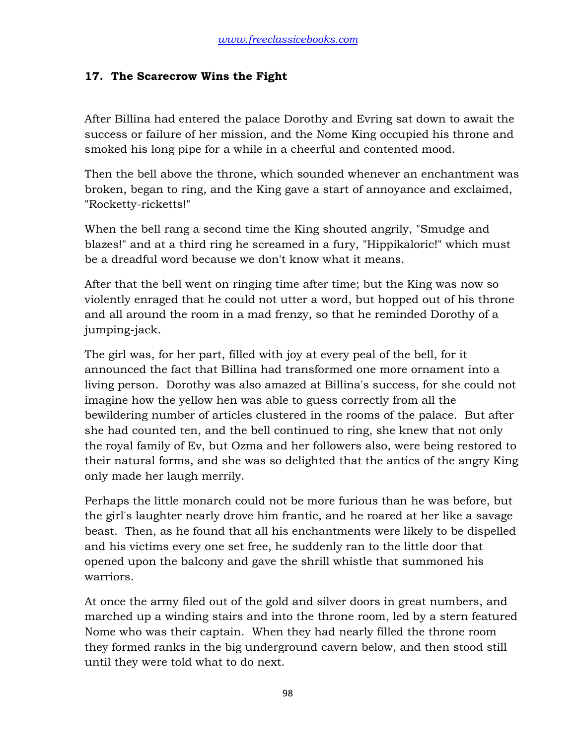### 17. The Scarecrow Wins the Fight

After Billina had entered the palace Dorothy and Evring sat down to await the success or failure of her mission, and the Nome King occupied his throne and smoked his long pipe for a while in a cheerful and contented mood.

Then the bell above the throne, which sounded whenever an enchantment was broken, began to ring, and the King gave a start of annoyance and exclaimed, "Rocketty-ricketts!"

When the bell rang a second time the King shouted angrily, "Smudge and blazes!" and at a third ring he screamed in a fury, "Hippikaloric!" which must be a dreadful word because we don't know what it means.

After that the bell went on ringing time after time; but the King was now so violently enraged that he could not utter a word, but hopped out of his throne and all around the room in a mad frenzy, so that he reminded Dorothy of a jumping-jack.

The girl was, for her part, filled with joy at every peal of the bell, for it announced the fact that Billina had transformed one more ornament into a living person. Dorothy was also amazed at Billina's success, for she could not imagine how the yellow hen was able to guess correctly from all the bewildering number of articles clustered in the rooms of the palace. But after she had counted ten, and the bell continued to ring, she knew that not only the royal family of Ev, but Ozma and her followers also, were being restored to their natural forms, and she was so delighted that the antics of the angry King only made her laugh merrily.

Perhaps the little monarch could not be more furious than he was before, but the girl's laughter nearly drove him frantic, and he roared at her like a savage beast. Then, as he found that all his enchantments were likely to be dispelled and his victims every one set free, he suddenly ran to the little door that opened upon the balcony and gave the shrill whistle that summoned his warriors.

At once the army filed out of the gold and silver doors in great numbers, and marched up a winding stairs and into the throne room, led by a stern featured Nome who was their captain. When they had nearly filled the throne room they formed ranks in the big underground cavern below, and then stood still until they were told what to do next.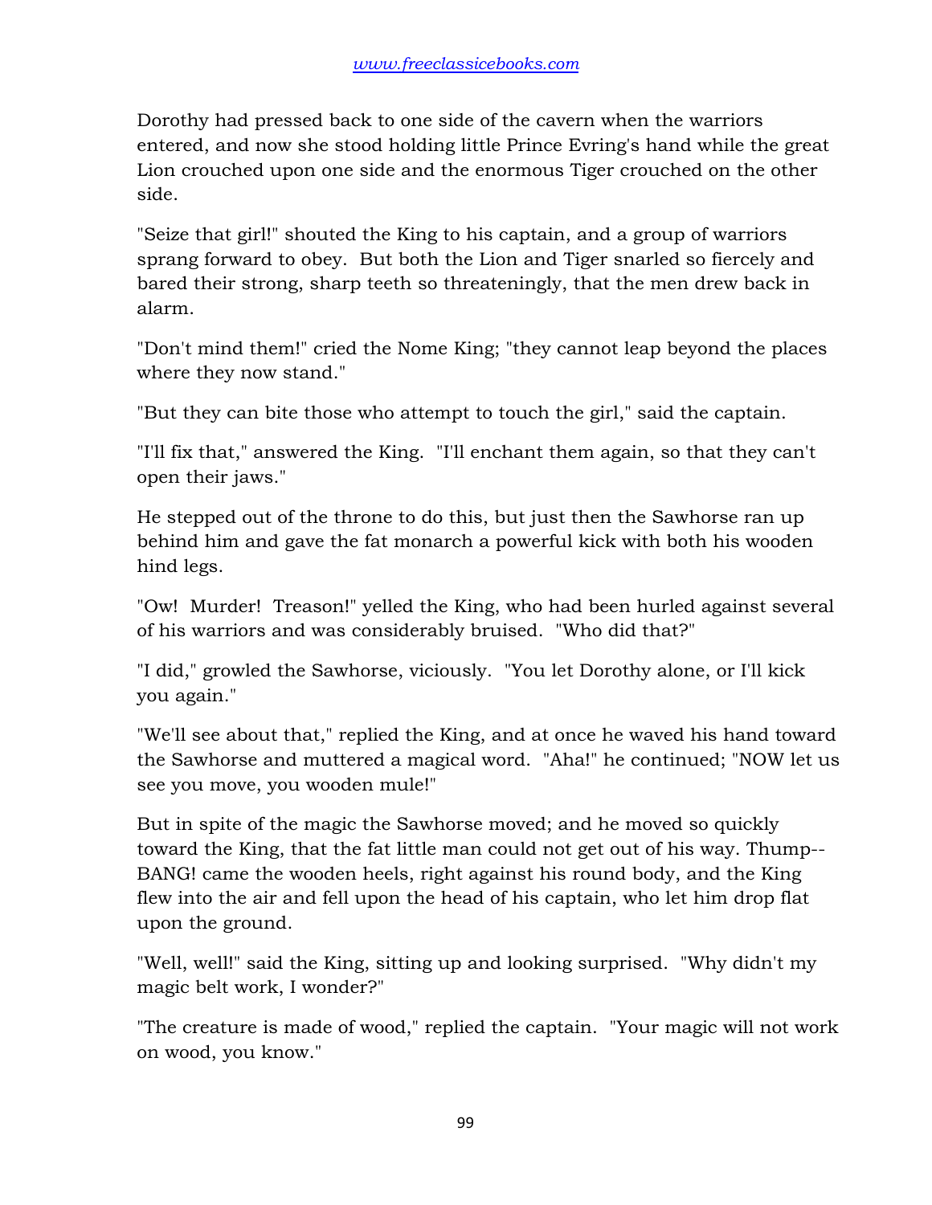Dorothy had pressed back to one side of the cavern when the warriors entered, and now she stood holding little Prince Evring's hand while the great Lion crouched upon one side and the enormous Tiger crouched on the other side.

"Seize that girl!" shouted the King to his captain, and a group of warriors sprang forward to obey. But both the Lion and Tiger snarled so fiercely and bared their strong, sharp teeth so threateningly, that the men drew back in alarm.

"Don't mind them!" cried the Nome King; "they cannot leap beyond the places where they now stand."

"But they can bite those who attempt to touch the girl," said the captain.

"I'll fix that," answered the King. "I'll enchant them again, so that they can't open their jaws."

He stepped out of the throne to do this, but just then the Sawhorse ran up behind him and gave the fat monarch a powerful kick with both his wooden hind legs.

"Ow! Murder! Treason!" yelled the King, who had been hurled against several of his warriors and was considerably bruised. "Who did that?"

"I did," growled the Sawhorse, viciously. "You let Dorothy alone, or I'll kick you again."

"We'll see about that," replied the King, and at once he waved his hand toward the Sawhorse and muttered a magical word. "Aha!" he continued; "NOW let us see you move, you wooden mule!"

But in spite of the magic the Sawhorse moved; and he moved so quickly toward the King, that the fat little man could not get out of his way. Thump--BANG! came the wooden heels, right against his round body, and the King flew into the air and fell upon the head of his captain, who let him drop flat upon the ground.

"Well, well!" said the King, sitting up and looking surprised. "Why didn't my magic belt work, I wonder?"

"The creature is made of wood," replied the captain. "Your magic will not work on wood, you know."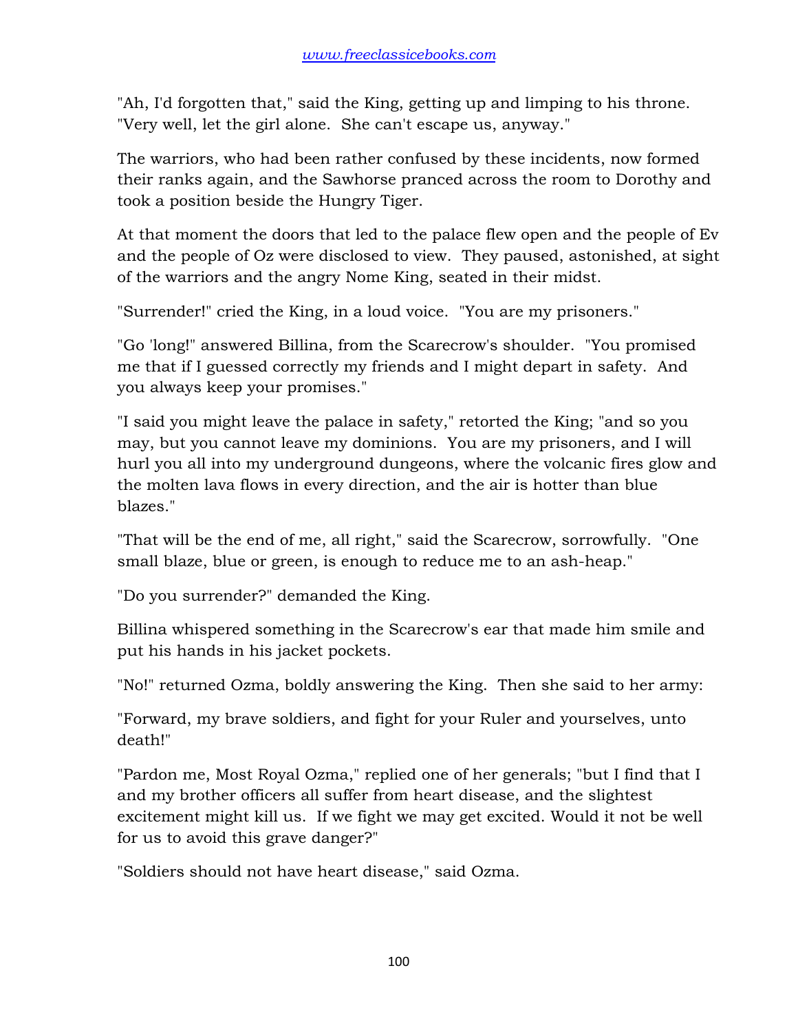"Ah, I'd forgotten that," said the King, getting up and limping to his throne. "Very well, let the girl alone. She can't escape us, anyway."

The warriors, who had been rather confused by these incidents, now formed their ranks again, and the Sawhorse pranced across the room to Dorothy and took a position beside the Hungry Tiger.

At that moment the doors that led to the palace flew open and the people of Ev and the people of Oz were disclosed to view. They paused, astonished, at sight of the warriors and the angry Nome King, seated in their midst.

"Surrender!" cried the King, in a loud voice. "You are my prisoners."

"Go 'long!" answered Billina, from the Scarecrow's shoulder. "You promised me that if I guessed correctly my friends and I might depart in safety. And you always keep your promises."

"I said you might leave the palace in safety," retorted the King; "and so you may, but you cannot leave my dominions. You are my prisoners, and I will hurl you all into my underground dungeons, where the volcanic fires glow and the molten lava flows in every direction, and the air is hotter than blue blazes."

"That will be the end of me, all right," said the Scarecrow, sorrowfully. "One small blaze, blue or green, is enough to reduce me to an ash-heap."

"Do you surrender?" demanded the King.

Billina whispered something in the Scarecrow's ear that made him smile and put his hands in his jacket pockets.

"No!" returned Ozma, boldly answering the King. Then she said to her army:

"Forward, my brave soldiers, and fight for your Ruler and yourselves, unto death!"

"Pardon me, Most Royal Ozma," replied one of her generals; "but I find that I and my brother officers all suffer from heart disease, and the slightest excitement might kill us. If we fight we may get excited. Would it not be well for us to avoid this grave danger?"

"Soldiers should not have heart disease," said Ozma.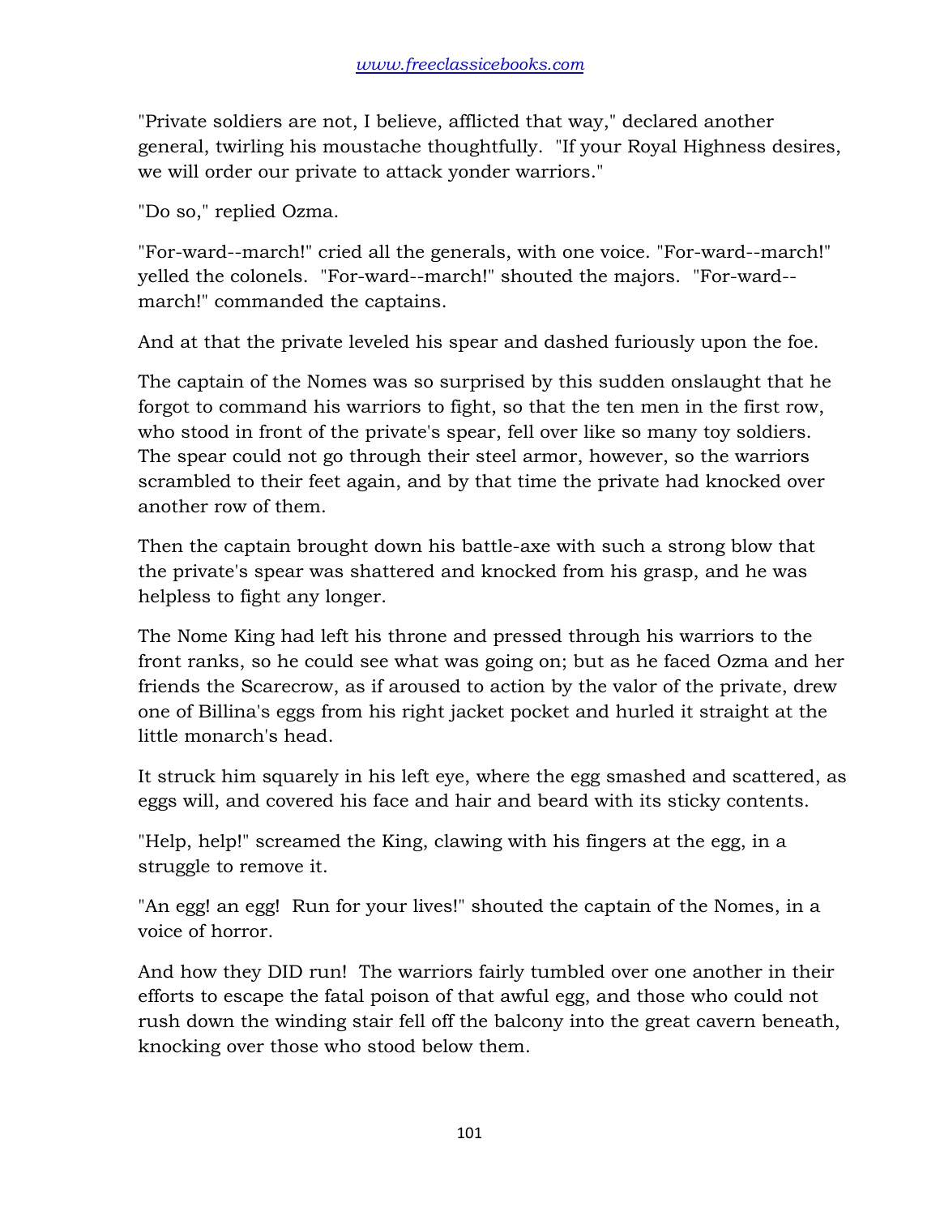"Private soldiers are not, I believe, afflicted that way," declared another general, twirling his moustache thoughtfully. "If your Royal Highness desires, we will order our private to attack yonder warriors."

"Do so," replied Ozma.

"For-ward--march!" cried all the generals, with one voice. "For-ward--march!" yelled the colonels. "For-ward--march!" shouted the majors. "For-ward--march!" commanded the captains.

And at that the private leveled his spear and dashed furiously upon the foe.

The captain of the Nomes was so surprised by this sudden onslaught that he forgot to command his warriors to fight, so that the ten men in the first row, who stood in front of the private's spear, fell over like so many toy soldiers. The spear could not go through their steel armor, however, so the warriors scrambled to their feet again, and by that time the private had knocked over another row of them.

Then the captain brought down his battle-axe with such a strong blow that the private's spear was shattered and knocked from his grasp, and he was helpless to fight any longer.

The Nome King had left his throne and pressed through his warriors to the front ranks, so he could see what was going on; but as he faced Ozma and her friends the Scarecrow, as if aroused to action by the valor of the private, drew one of Billina's eggs from his right jacket pocket and hurled it straight at the little monarch's head.

It struck him squarely in his left eye, where the egg smashed and scattered, as eggs will, and covered his face and hair and beard with its sticky contents.

"Help, help!" screamed the King, clawing with his fingers at the egg, in a struggle to remove it.

"An egg! an egg! Run for your lives!" shouted the captain of the Nomes, in a voice of horror.

And how they DID run! The warriors fairly tumbled over one another in their efforts to escape the fatal poison of that awful egg, and those who could not rush down the winding stair fell off the balcony into the great cavern beneath, knocking over those who stood below them.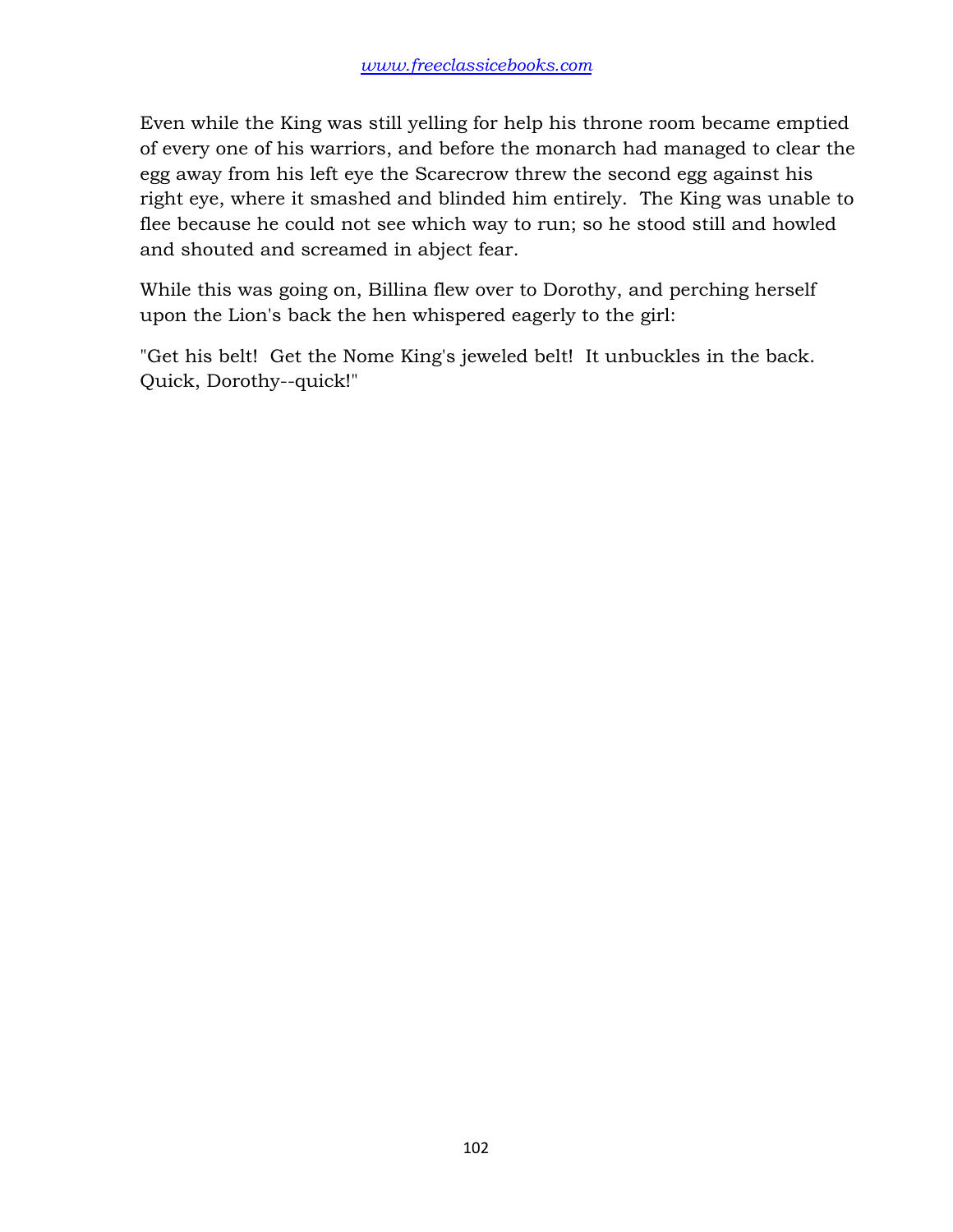Even while the King was still yelling for help his throne room became emptied of every one of his warriors, and before the monarch had managed to clear the egg away from his left eye the Scarecrow threw the second egg against his right eye, where it smashed and blinded him entirely. The King was unable to flee because he could not see which way to run; so he stood still and howled and shouted and screamed in abject fear.

While this was going on, Billina flew over to Dorothy, and perching herself upon the Lion's back the hen whispered eagerly to the girl:

"Get his belt! Get the Nome King's jeweled belt! It unbuckles in the back. Quick, Dorothy--quick!"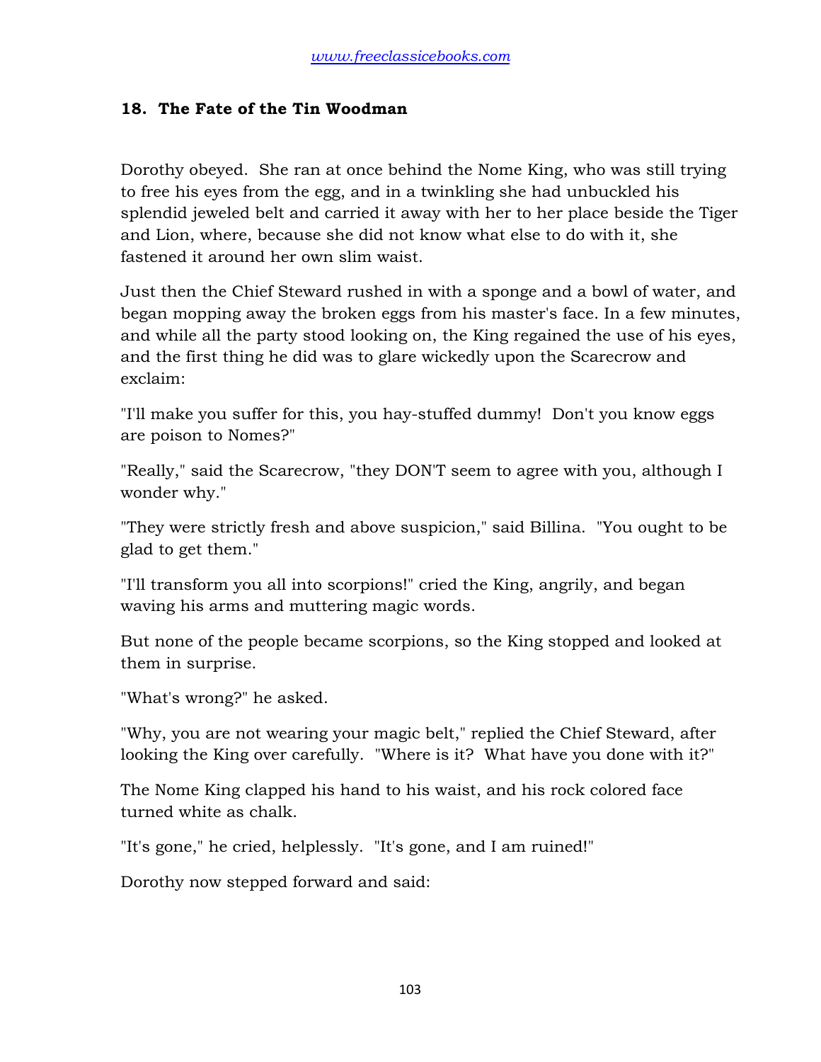## 18. The Fate of the Tin Woodman

Dorothy obeyed. She ran at once behind the Nome King, who was still trying to free his eyes from the egg, and in a twinkling she had unbuckled his splendid jeweled belt and carried it away with her to her place beside the Tiger and Lion, where, because she did not know what else to do with it, she fastened it around her own slim waist.

Just then the Chief Steward rushed in with a sponge and a bowl of water, and began mopping away the broken eggs from his master's face. In a few minutes, and while all the party stood looking on, the King regained the use of his eyes, and the first thing he did was to glare wickedly upon the Scarecrow and exclaim:

"I'll make you suffer for this, you hay-stuffed dummy! Don't you know eggs are poison to Nomes?"

"Really," said the Scarecrow, "they DON'T seem to agree with you, although I wonder why."

"They were strictly fresh and above suspicion," said Billina. "You ought to be glad to get them."

"I'll transform you all into scorpions!" cried the King, angrily, and began waving his arms and muttering magic words.

But none of the people became scorpions, so the King stopped and looked at them in surprise.

"What's wrong?" he asked.

"Why, you are not wearing your magic belt," replied the Chief Steward, after looking the King over carefully. "Where is it? What have you done with it?"

The Nome King clapped his hand to his waist, and his rock colored face turned white as chalk.

"It's gone," he cried, helplessly. "It's gone, and I am ruined!"

Dorothy now stepped forward and said: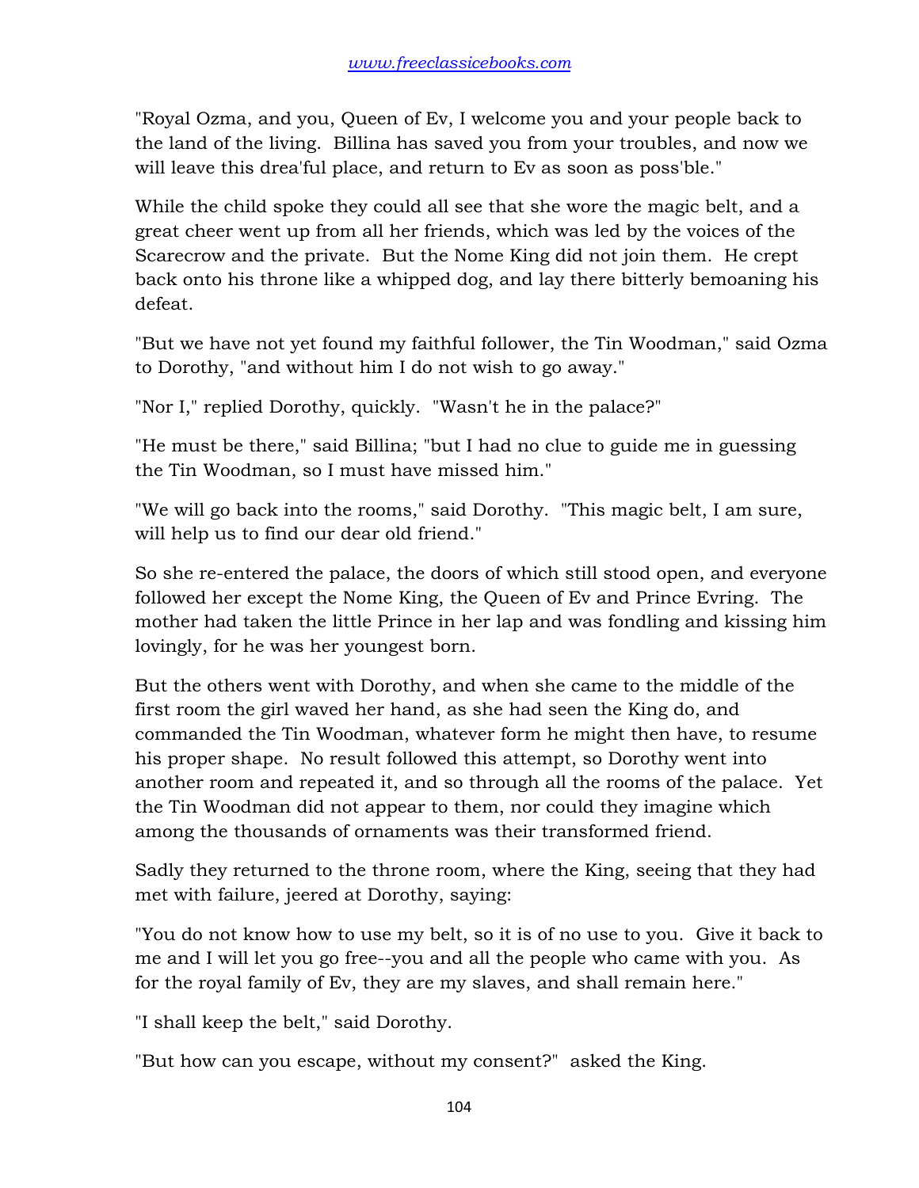"Royal Ozma, and you, Queen of Ev, I welcome you and your people back to the land of the living. Billina has saved you from your troubles, and now we will leave this drea'ful place, and return to Ev as soon as poss'ble."

While the child spoke they could all see that she wore the magic belt, and a great cheer went up from all her friends, which was led by the voices of the Scarecrow and the private. But the Nome King did not join them. He crept back onto his throne like a whipped dog, and lay there bitterly bemoaning his defeat.

"But we have not yet found my faithful follower, the Tin Woodman," said Ozma to Dorothy, "and without him I do not wish to go away."

"Nor I," replied Dorothy, quickly. "Wasn't he in the palace?"

"He must be there," said Billina; "but I had no clue to guide me in guessing the Tin Woodman, so I must have missed him."

"We will go back into the rooms," said Dorothy. "This magic belt, I am sure, will help us to find our dear old friend."

So she re-entered the palace, the doors of which still stood open, and everyone followed her except the Nome King, the Queen of Ev and Prince Evring. The mother had taken the little Prince in her lap and was fondling and kissing him lovingly, for he was her youngest born.

But the others went with Dorothy, and when she came to the middle of the first room the girl waved her hand, as she had seen the King do, and commanded the Tin Woodman, whatever form he might then have, to resume his proper shape. No result followed this attempt, so Dorothy went into another room and repeated it, and so through all the rooms of the palace. Yet the Tin Woodman did not appear to them, nor could they imagine which among the thousands of ornaments was their transformed friend.

Sadly they returned to the throne room, where the King, seeing that they had met with failure, jeered at Dorothy, saying:

"You do not know how to use my belt, so it is of no use to you. Give it back to me and I will let you go free--you and all the people who came with you. As for the royal family of Ev, they are my slaves, and shall remain here."

"I shall keep the belt," said Dorothy.

"But how can you escape, without my consent?" asked the King.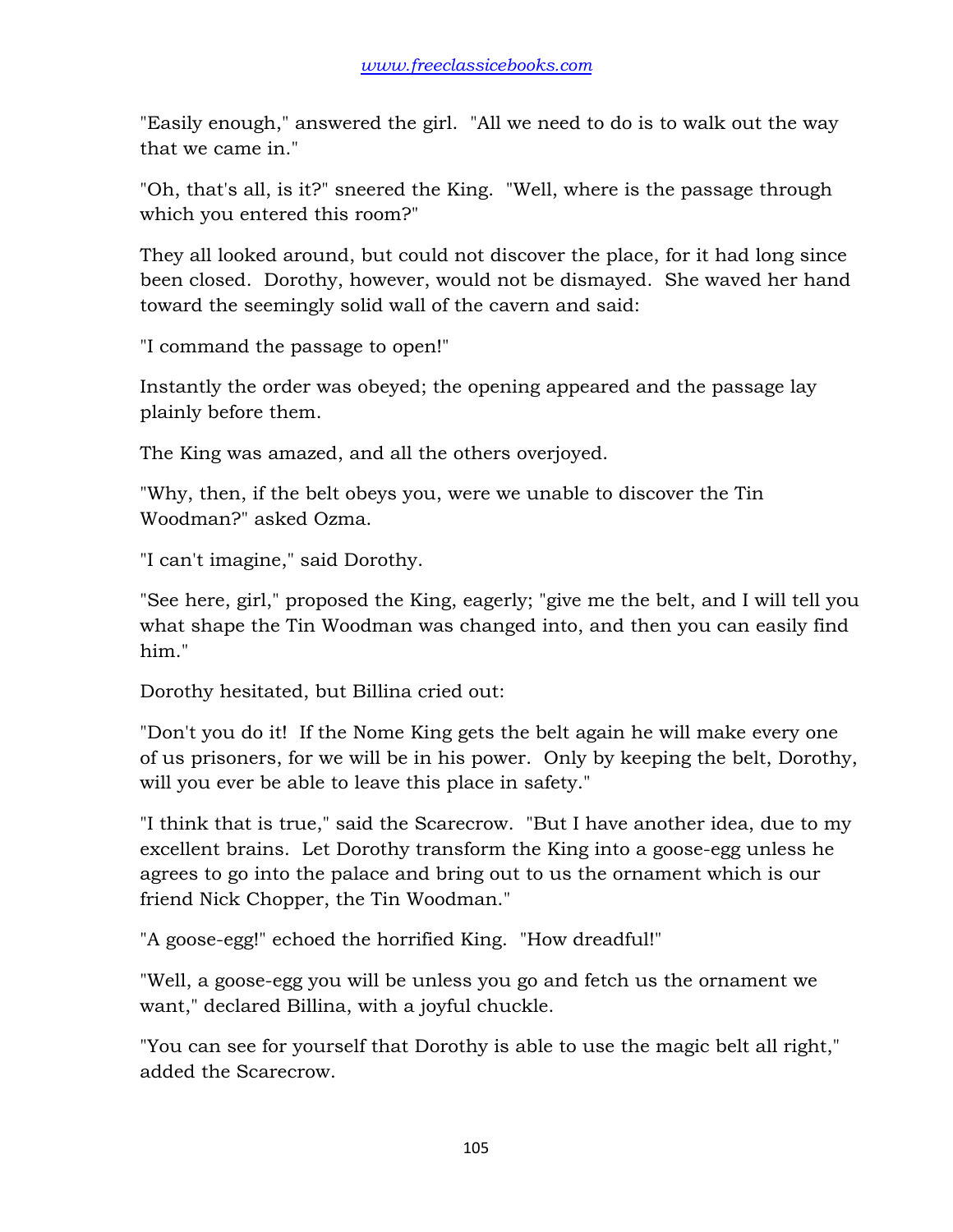"Easily enough," answered the girl. "All we need to do is to walk out the way that we came in."

"Oh, that's all, is it?" sneered the King. "Well, where is the passage through which you entered this room?"

They all looked around, but could not discover the place, for it had long since been closed. Dorothy, however, would not be dismayed. She waved her hand toward the seemingly solid wall of the cavern and said:

"I command the passage to open!"

Instantly the order was obeyed; the opening appeared and the passage lay plainly before them.

The King was amazed, and all the others overjoyed.

"Why, then, if the belt obeys you, were we unable to discover the Tin Woodman?" asked Ozma.

"I can't imagine," said Dorothy.

"See here, girl," proposed the King, eagerly; "give me the belt, and I will tell you what shape the Tin Woodman was changed into, and then you can easily find him."

Dorothy hesitated, but Billina cried out:

"Don't you do it! If the Nome King gets the belt again he will make every one of us prisoners, for we will be in his power. Only by keeping the belt, Dorothy, will you ever be able to leave this place in safety."

"I think that is true," said the Scarecrow. "But I have another idea, due to my excellent brains. Let Dorothy transform the King into a goose-egg unless he agrees to go into the palace and bring out to us the ornament which is our friend Nick Chopper, the Tin Woodman."

"A goose-egg!" echoed the horrified King. "How dreadful!"

"Well, a goose-egg you will be unless you go and fetch us the ornament we want," declared Billina, with a joyful chuckle.

"You can see for yourself that Dorothy is able to use the magic belt all right," added the Scarecrow.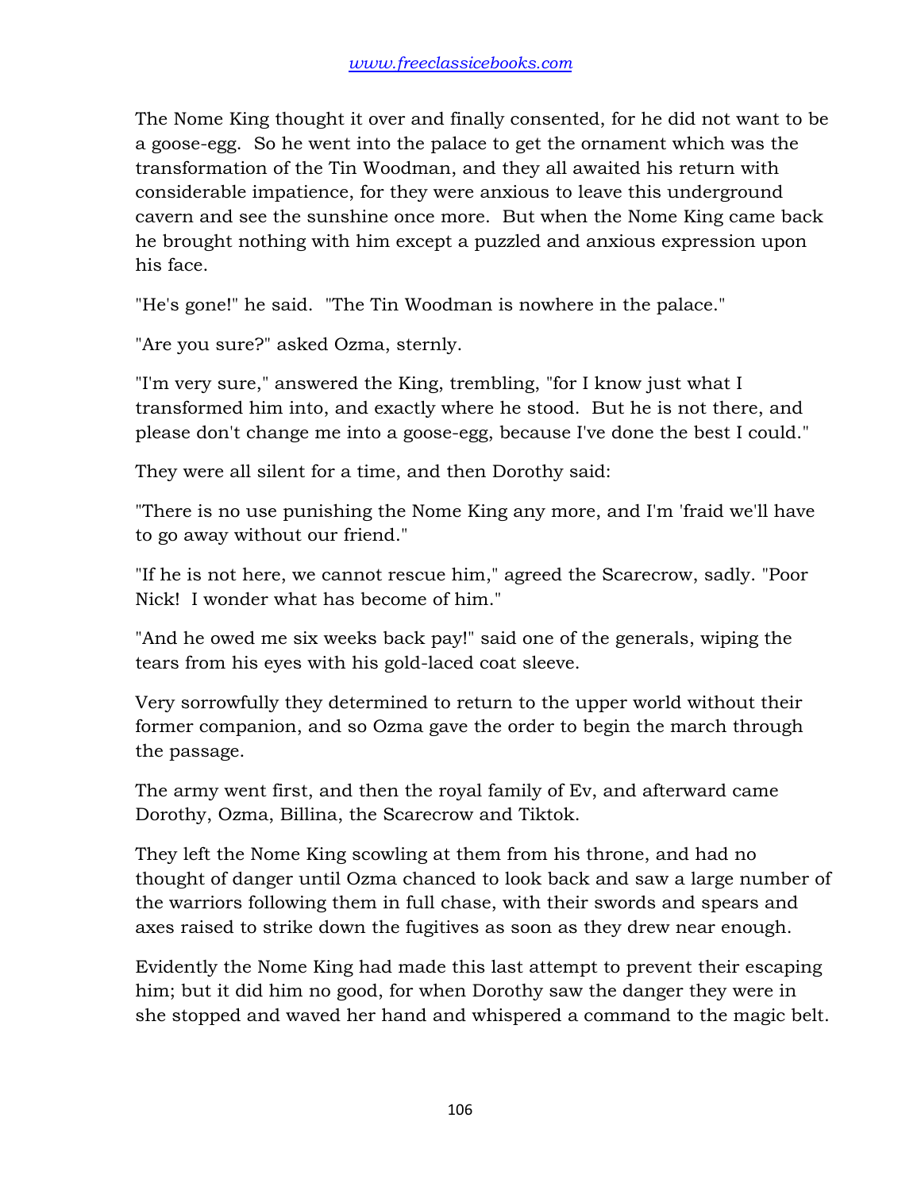The Nome King thought it over and finally consented, for he did not want to be a goose-egg. So he went into the palace to get the ornament which was the transformation of the Tin Woodman, and they all awaited his return with considerable impatience, for they were anxious to leave this underground cavern and see the sunshine once more. But when the Nome King came back he brought nothing with him except a puzzled and anxious expression upon his face.

"He's gone!" he said. "The Tin Woodman is nowhere in the palace."

"Are you sure?" asked Ozma, sternly.

"I'm very sure," answered the King, trembling, "for I know just what I transformed him into, and exactly where he stood. But he is not there, and please don't change me into a goose-egg, because I've done the best I could."

They were all silent for a time, and then Dorothy said:

"There is no use punishing the Nome King any more, and I'm 'fraid we'll have to go away without our friend."

"If he is not here, we cannot rescue him," agreed the Scarecrow, sadly. "Poor Nick! I wonder what has become of him."

"And he owed me six weeks back pay!" said one of the generals, wiping the tears from his eyes with his gold-laced coat sleeve.

Very sorrowfully they determined to return to the upper world without their former companion, and so Ozma gave the order to begin the march through the passage.

The army went first, and then the royal family of Ev, and afterward came Dorothy, Ozma, Billina, the Scarecrow and Tiktok.

They left the Nome King scowling at them from his throne, and had no thought of danger until Ozma chanced to look back and saw a large number of the warriors following them in full chase, with their swords and spears and axes raised to strike down the fugitives as soon as they drew near enough.

Evidently the Nome King had made this last attempt to prevent their escaping him; but it did him no good, for when Dorothy saw the danger they were in she stopped and waved her hand and whispered a command to the magic belt.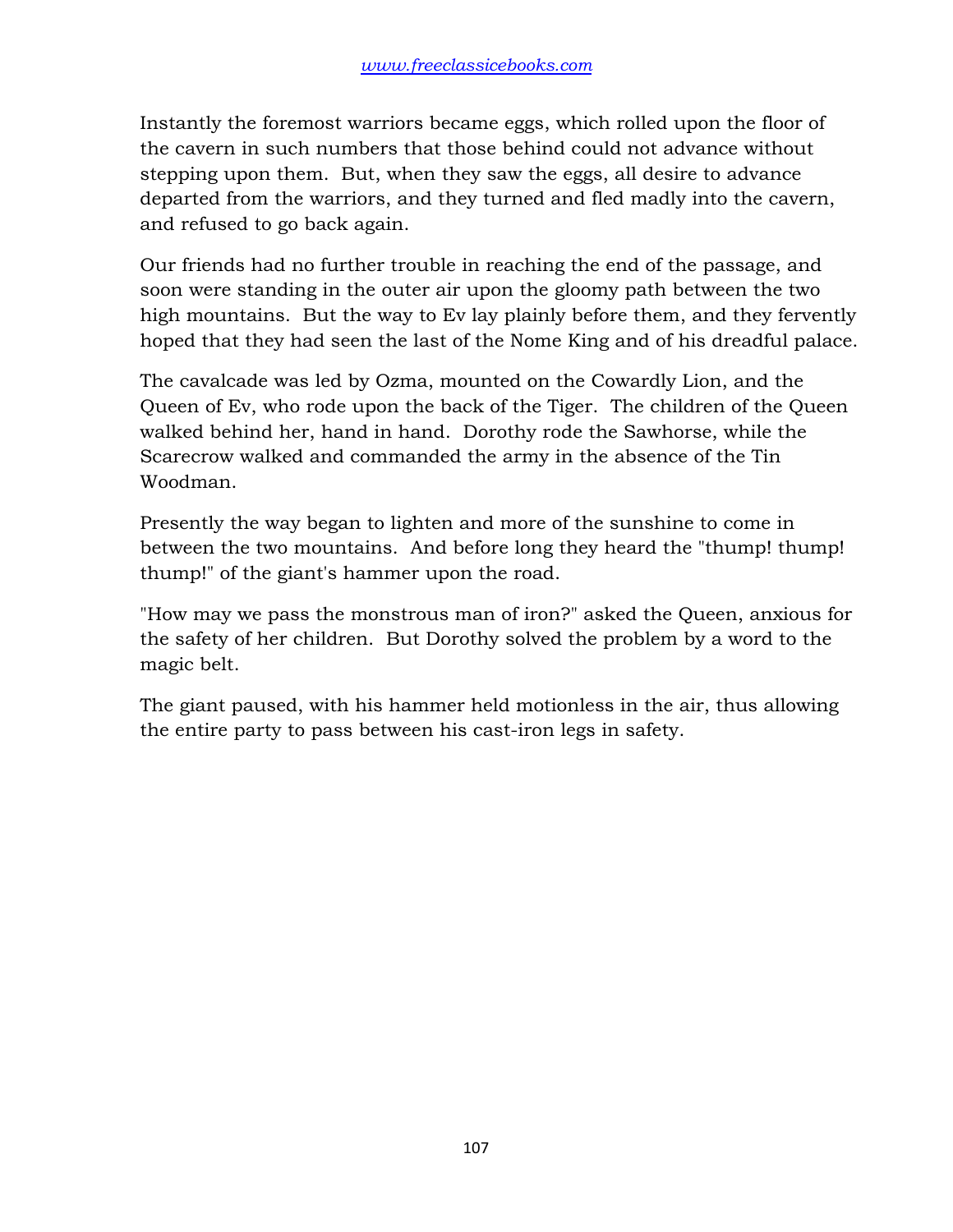Instantly the foremost warriors became eggs, which rolled upon the floor of the cavern in such numbers that those behind could not advance without stepping upon them. But, when they saw the eggs, all desire to advance departed from the warriors, and they turned and fled madly into the cavern, and refused to go back again.

Our friends had no further trouble in reaching the end of the passage, and soon were standing in the outer air upon the gloomy path between the two high mountains. But the way to Ev lay plainly before them, and they fervently hoped that they had seen the last of the Nome King and of his dreadful palace.

The cavalcade was led by Ozma, mounted on the Cowardly Lion, and the Queen of Ev, who rode upon the back of the Tiger. The children of the Queen walked behind her, hand in hand. Dorothy rode the Sawhorse, while the Scarecrow walked and commanded the army in the absence of the Tin Woodman.

Presently the way began to lighten and more of the sunshine to come in between the two mountains. And before long they heard the "thump! thump! thump!" of the giant's hammer upon the road.

"How may we pass the monstrous man of iron?" asked the Queen, anxious for the safety of her children. But Dorothy solved the problem by a word to the magic belt.

The giant paused, with his hammer held motionless in the air, thus allowing the entire party to pass between his cast-iron legs in safety.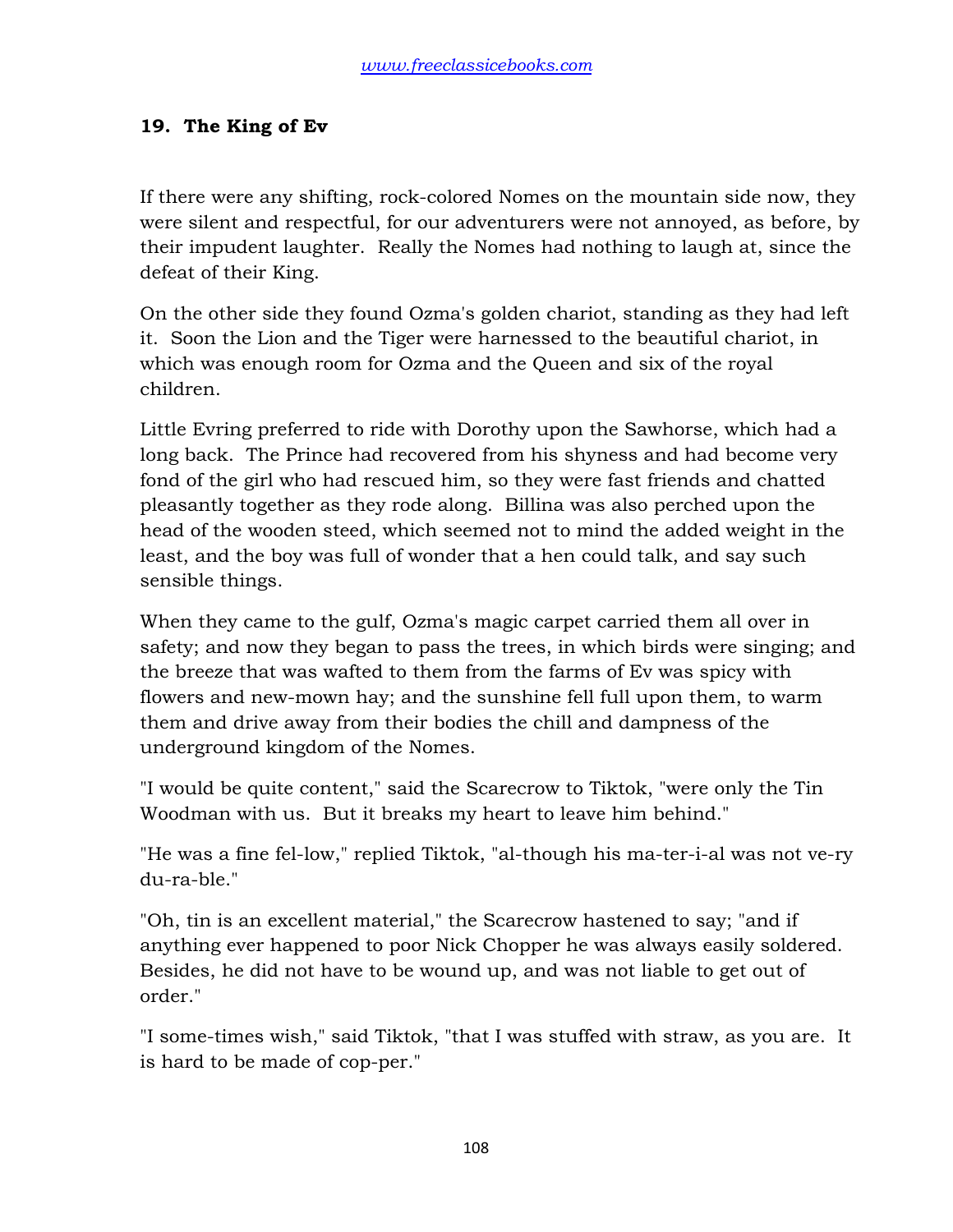## 19. The King of Ev

If there were any shifting, rock-colored Nomes on the mountain side now, they were silent and respectful, for our adventurers were not annoyed, as before, by their impudent laughter. Really the Nomes had nothing to laugh at, since the defeat of their King.

On the other side they found Ozma's golden chariot, standing as they had left it. Soon the Lion and the Tiger were harnessed to the beautiful chariot, in which was enough room for Ozma and the Queen and six of the royal children.

Little Evring preferred to ride with Dorothy upon the Sawhorse, which had a long back. The Prince had recovered from his shyness and had become very fond of the girl who had rescued him, so they were fast friends and chatted pleasantly together as they rode along. Billina was also perched upon the head of the wooden steed, which seemed not to mind the added weight in the least, and the boy was full of wonder that a hen could talk, and say such sensible things.

When they came to the gulf, Ozma's magic carpet carried them all over in safety; and now they began to pass the trees, in which birds were singing; and the breeze that was wafted to them from the farms of Ev was spicy with flowers and new-mown hay; and the sunshine fell full upon them, to warm them and drive away from their bodies the chill and dampness of the underground kingdom of the Nomes.

"I would be quite content," said the Scarecrow to Tiktok, "were only the Tin Woodman with us. But it breaks my heart to leave him behind."

"He was a fine fel-low," replied Tiktok, "al-though his ma-ter-i-al was not ve-ry du-ra-ble."

"Oh, tin is an excellent material," the Scarecrow hastened to say; "and if anything ever happened to poor Nick Chopper he was always easily soldered. Besides, he did not have to be wound up, and was not liable to get out of order."

"I some-times wish," said Tiktok, "that I was stuffed with straw, as you are. It is hard to be made of cop-per."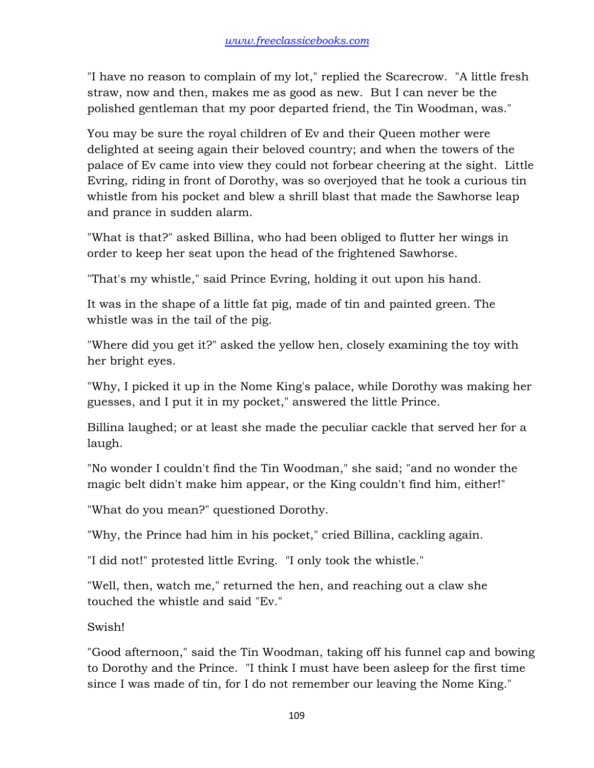"I have no reason to complain of my lot," replied the Scarecrow. "A little fresh straw, now and then, makes me as good as new. But I can never be the polished gentleman that my poor departed friend, the Tin Woodman, was."

You may be sure the royal children of Ev and their Queen mother were delighted at seeing again their beloved country; and when the towers of the palace of Ev came into view they could not forbear cheering at the sight. Little Evring, riding in front of Dorothy, was so overjoyed that he took a curious tin whistle from his pocket and blew a shrill blast that made the Sawhorse leap and prance in sudden alarm.

"What is that?" asked Billina, who had been obliged to flutter her wings in order to keep her seat upon the head of the frightened Sawhorse.

"That's my whistle," said Prince Evring, holding it out upon his hand.

It was in the shape of a little fat pig, made of tin and painted green. The whistle was in the tail of the pig.

"Where did you get it?" asked the yellow hen, closely examining the toy with her bright eyes.

"Why, I picked it up in the Nome King's palace, while Dorothy was making her guesses, and I put it in my pocket," answered the little Prince.

Billina laughed; or at least she made the peculiar cackle that served her for a laugh.

"No wonder I couldn't find the Tin Woodman," she said; "and no wonder the magic belt didn't make him appear, or the King couldn't find him, either!"

"What do you mean?" questioned Dorothy.

"Why, the Prince had him in his pocket," cried Billina, cackling again.

"I did not!" protested little Evring. "I only took the whistle."

"Well, then, watch me," returned the hen, and reaching out a claw she touched the whistle and said "Ev."

Swish!

"Good afternoon," said the Tin Woodman, taking off his funnel cap and bowing to Dorothy and the Prince. "I think I must have been asleep for the first time since I was made of tin, for I do not remember our leaving the Nome King."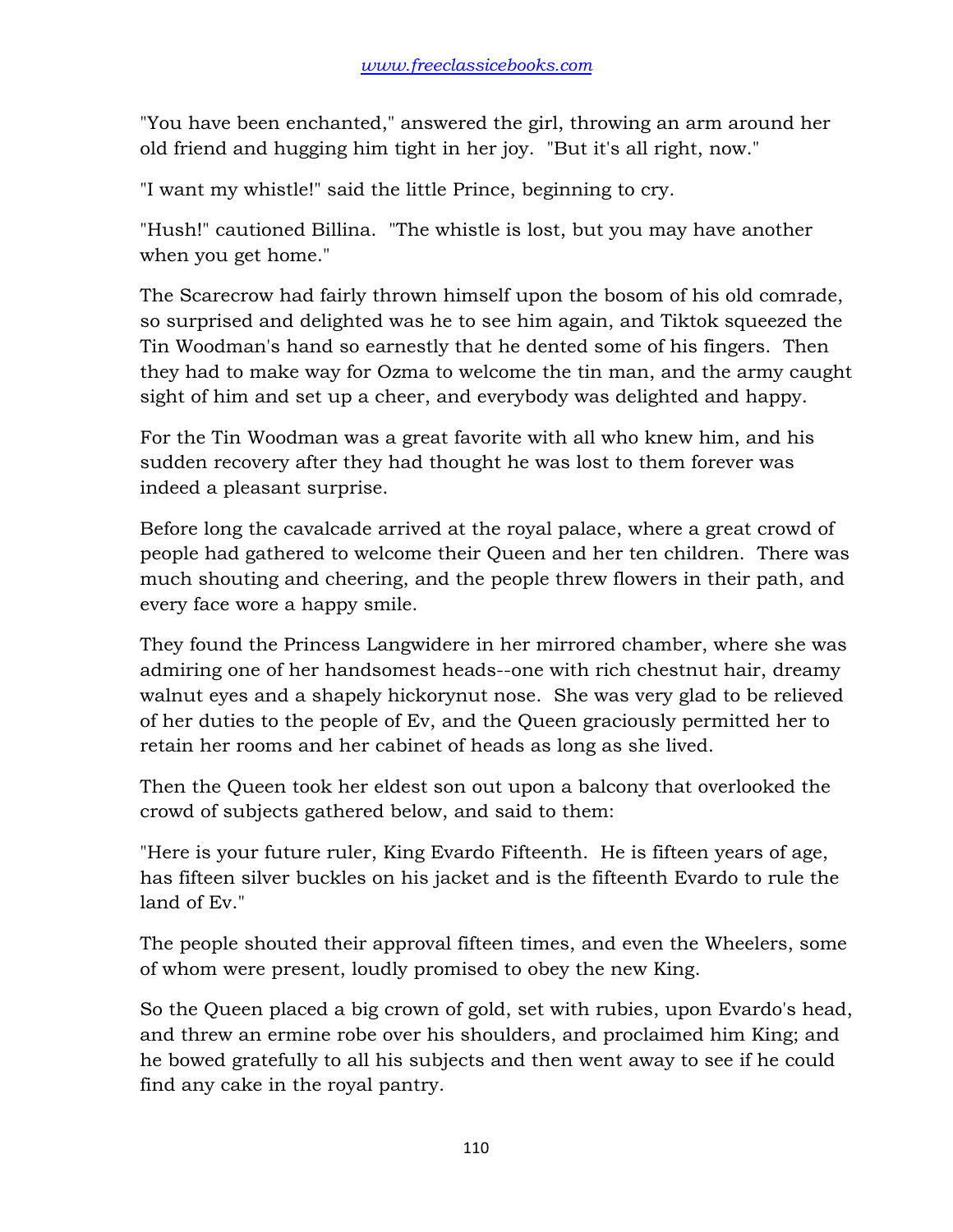"You have been enchanted," answered the girl, throwing an arm around her old friend and hugging him tight in her joy. "But it's all right, now."

"I want my whistle!" said the little Prince, beginning to cry.

"Hush!" cautioned Billina. "The whistle is lost, but you may have another when you get home."

The Scarecrow had fairly thrown himself upon the bosom of his old comrade, so surprised and delighted was he to see him again, and Tiktok squeezed the Tin Woodman's hand so earnestly that he dented some of his fingers. Then they had to make way for Ozma to welcome the tin man, and the army caught sight of him and set up a cheer, and everybody was delighted and happy.

For the Tin Woodman was a great favorite with all who knew him, and his sudden recovery after they had thought he was lost to them forever was indeed a pleasant surprise.

Before long the cavalcade arrived at the royal palace, where a great crowd of people had gathered to welcome their Queen and her ten children. There was much shouting and cheering, and the people threw flowers in their path, and every face wore a happy smile.

They found the Princess Langwidere in her mirrored chamber, where she was admiring one of her handsomest heads--one with rich chestnut hair, dreamy walnut eyes and a shapely hickorynut nose. She was very glad to be relieved of her duties to the people of Ev, and the Queen graciously permitted her to retain her rooms and her cabinet of heads as long as she lived.

Then the Queen took her eldest son out upon a balcony that overlooked the crowd of subjects gathered below, and said to them:

"Here is your future ruler, King Evardo Fifteenth. He is fifteen years of age, has fifteen silver buckles on his jacket and is the fifteenth Evardo to rule the land of Ev."

The people shouted their approval fifteen times, and even the Wheelers, some of whom were present, loudly promised to obey the new King.

So the Queen placed a big crown of gold, set with rubies, upon Evardo's head, and threw an ermine robe over his shoulders, and proclaimed him King; and he bowed gratefully to all his subjects and then went away to see if he could find any cake in the royal pantry.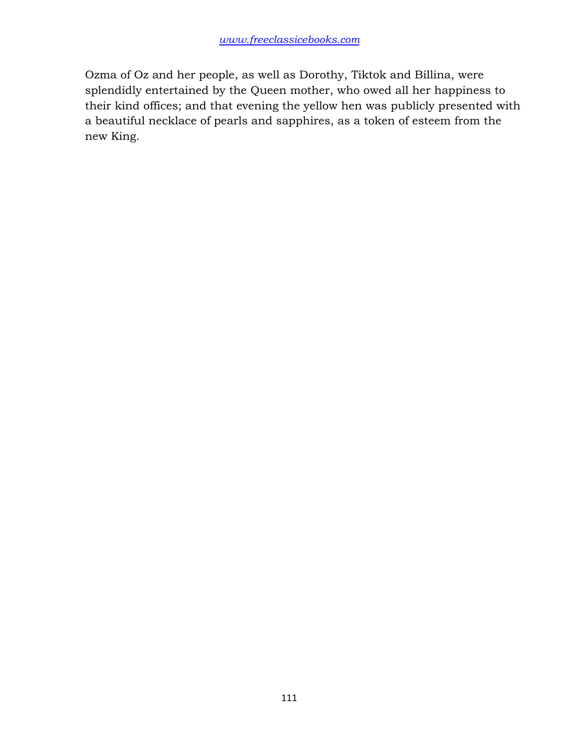Ozma of Oz and her people, as well as Dorothy, Tiktok and Billina, were splendidly entertained by the Queen mother, who owed all her happiness to their kind offices; and that evening the yellow hen was publicly presented with a beautiful necklace of pearls and sapphires, as a token of esteem from the new King.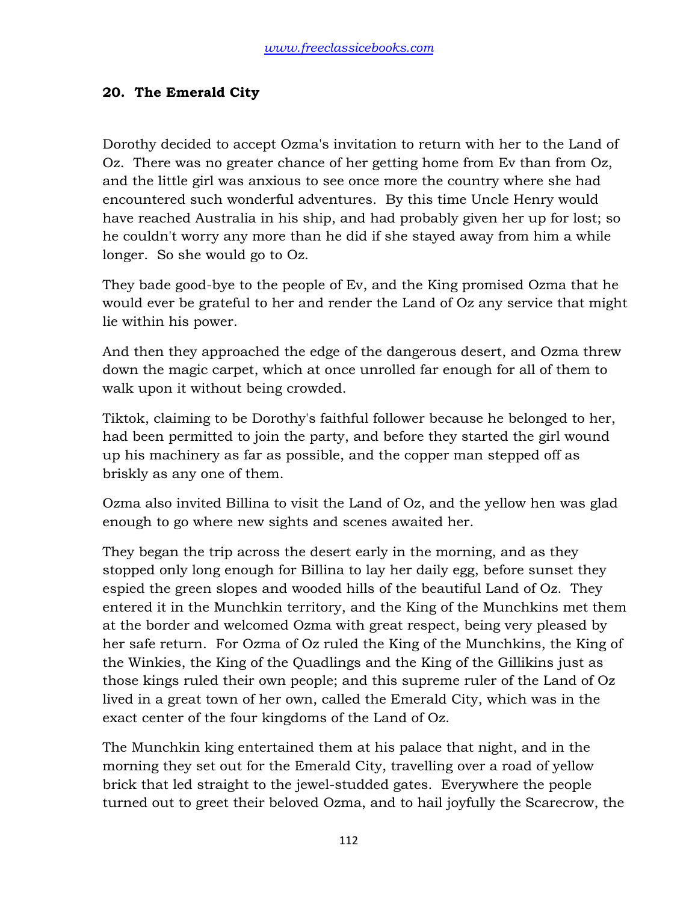## 20. The Emerald City

Dorothy decided to accept Ozma's invitation to return with her to the Land of Oz. There was no greater chance of her getting home from Ev than from Oz, and the little girl was anxious to see once more the country where she had encountered such wonderful adventures. By this time Uncle Henry would have reached Australia in his ship, and had probably given her up for lost; so he couldn't worry any more than he did if she stayed away from him a while longer. So she would go to Oz.

They bade good-bye to the people of Ev, and the King promised Ozma that he would ever be grateful to her and render the Land of Oz any service that might lie within his power.

And then they approached the edge of the dangerous desert, and Ozma threw down the magic carpet, which at once unrolled far enough for all of them to walk upon it without being crowded.

Tiktok, claiming to be Dorothy's faithful follower because he belonged to her, had been permitted to join the party, and before they started the girl wound up his machinery as far as possible, and the copper man stepped off as briskly as any one of them.

Ozma also invited Billina to visit the Land of Oz, and the yellow hen was glad enough to go where new sights and scenes awaited her.

They began the trip across the desert early in the morning, and as they stopped only long enough for Billina to lay her daily egg, before sunset they espied the green slopes and wooded hills of the beautiful Land of Oz. They entered it in the Munchkin territory, and the King of the Munchkins met them at the border and welcomed Ozma with great respect, being very pleased by her safe return. For Ozma of Oz ruled the King of the Munchkins, the King of the Winkies, the King of the Quadlings and the King of the Gillikins just as those kings ruled their own people; and this supreme ruler of the Land of Oz lived in a great town of her own, called the Emerald City, which was in the exact center of the four kingdoms of the Land of Oz.

The Munchkin king entertained them at his palace that night, and in the morning they set out for the Emerald City, travelling over a road of yellow brick that led straight to the jewel-studded gates. Everywhere the people turned out to greet their beloved Ozma, and to hail joyfully the Scarecrow, the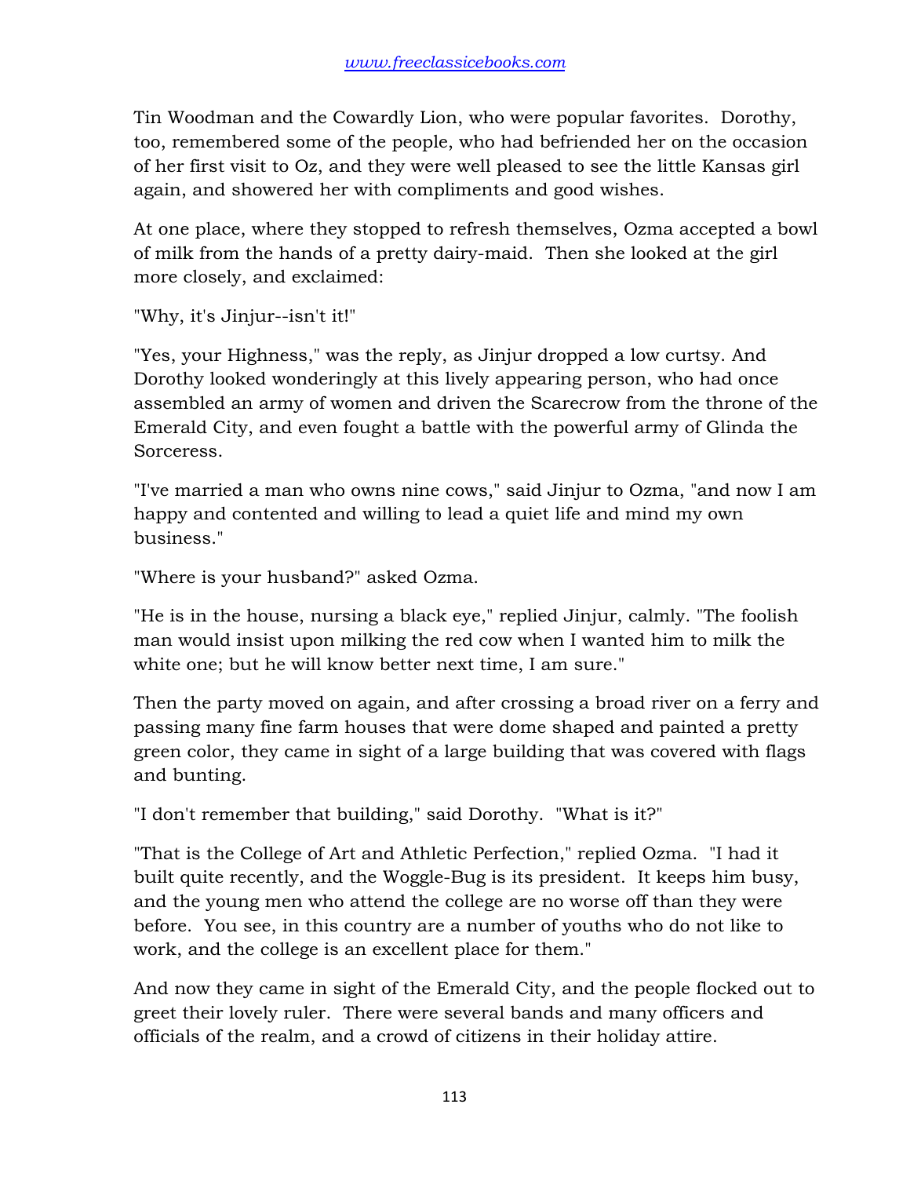Tin Woodman and the Cowardly Lion, who were popular favorites. Dorothy, too, remembered some of the people, who had befriended her on the occasion of her first visit to Oz, and they were well pleased to see the little Kansas girl again, and showered her with compliments and good wishes.

At one place, where they stopped to refresh themselves, Ozma accepted a bowl of milk from the hands of a pretty dairy-maid. Then she looked at the girl more closely, and exclaimed:

"Why, it's Jinjur--isn't it!"

"Yes, your Highness," was the reply, as Jinjur dropped a low curtsy. And Dorothy looked wonderingly at this lively appearing person, who had once assembled an army of women and driven the Scarecrow from the throne of the Emerald City, and even fought a battle with the powerful army of Glinda the Sorceress.

"I've married a man who owns nine cows," said Jinjur to Ozma, "and now I am happy and contented and willing to lead a quiet life and mind my own business."

"Where is your husband?" asked Ozma.

"He is in the house, nursing a black eye," replied Jinjur, calmly. "The foolish man would insist upon milking the red cow when I wanted him to milk the white one; but he will know better next time, I am sure."

Then the party moved on again, and after crossing a broad river on a ferry and passing many fine farm houses that were dome shaped and painted a pretty green color, they came in sight of a large building that was covered with flags and bunting.

"I don't remember that building," said Dorothy. "What is it?"

"That is the College of Art and Athletic Perfection," replied Ozma. "I had it built quite recently, and the Woggle-Bug is its president. It keeps him busy, and the young men who attend the college are no worse off than they were before. You see, in this country are a number of youths who do not like to work, and the college is an excellent place for them."

And now they came in sight of the Emerald City, and the people flocked out to greet their lovely ruler. There were several bands and many officers and officials of the realm, and a crowd of citizens in their holiday attire.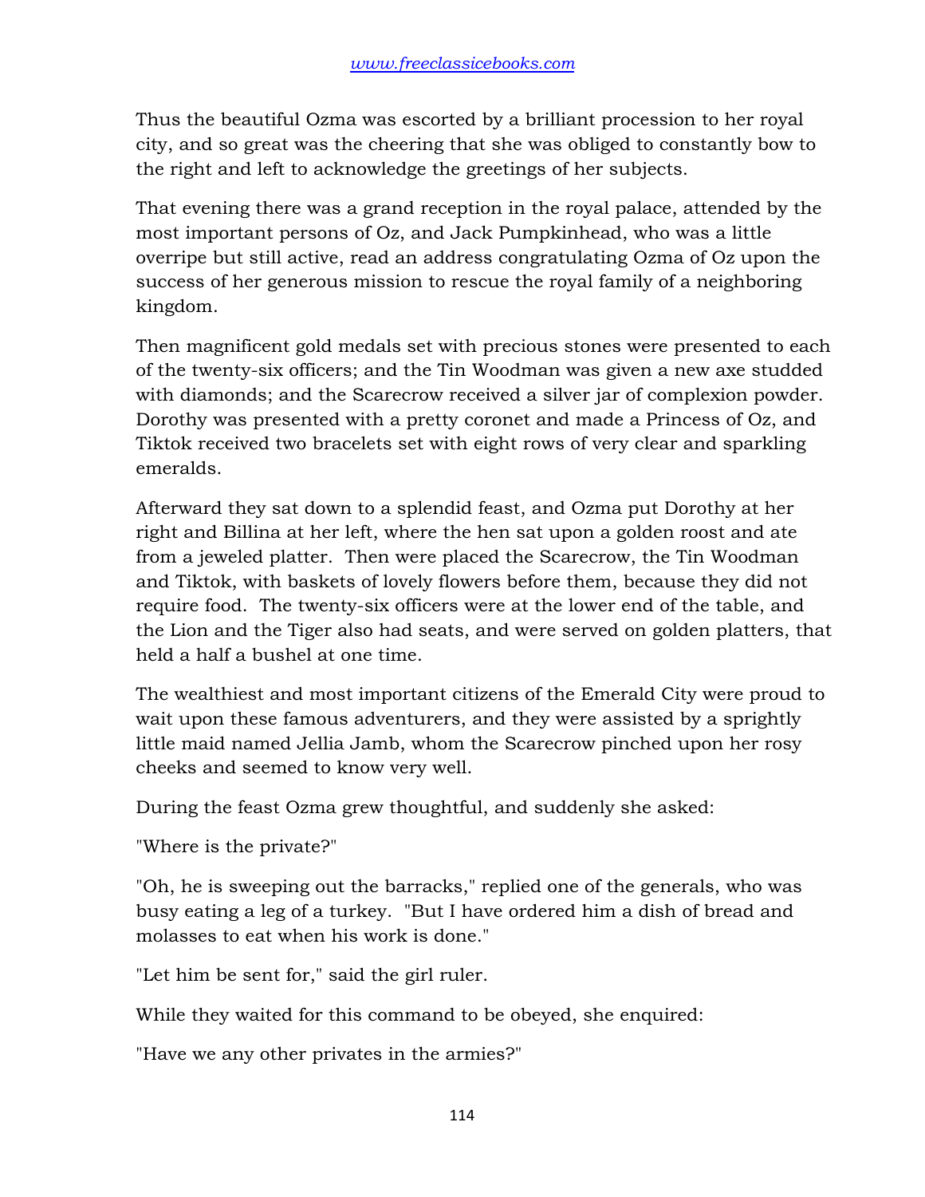Thus the beautiful Ozma was escorted by a brilliant procession to her royal city, and so great was the cheering that she was obliged to constantly bow to the right and left to acknowledge the greetings of her subjects.

That evening there was a grand reception in the royal palace, attended by the most important persons of Oz, and Jack Pumpkinhead, who was a little overripe but still active, read an address congratulating Ozma of Oz upon the success of her generous mission to rescue the royal family of a neighboring kingdom.

Then magnificent gold medals set with precious stones were presented to each of the twenty-six officers; and the Tin Woodman was given a new axe studded with diamonds; and the Scarecrow received a silver jar of complexion powder. Dorothy was presented with a pretty coronet and made a Princess of Oz, and Tiktok received two bracelets set with eight rows of very clear and sparkling emeralds.

Afterward they sat down to a splendid feast, and Ozma put Dorothy at her right and Billina at her left, where the hen sat upon a golden roost and ate from a jeweled platter. Then were placed the Scarecrow, the Tin Woodman and Tiktok, with baskets of lovely flowers before them, because they did not require food. The twenty-six officers were at the lower end of the table, and the Lion and the Tiger also had seats, and were served on golden platters, that held a half a bushel at one time.

The wealthiest and most important citizens of the Emerald City were proud to wait upon these famous adventurers, and they were assisted by a sprightly little maid named Jellia Jamb, whom the Scarecrow pinched upon her rosy cheeks and seemed to know very well.

During the feast Ozma grew thoughtful, and suddenly she asked:

"Where is the private?"

"Oh, he is sweeping out the barracks," replied one of the generals, who was busy eating a leg of a turkey. "But I have ordered him a dish of bread and molasses to eat when his work is done."

"Let him be sent for," said the girl ruler.

While they waited for this command to be obeyed, she enquired:

"Have we any other privates in the armies?"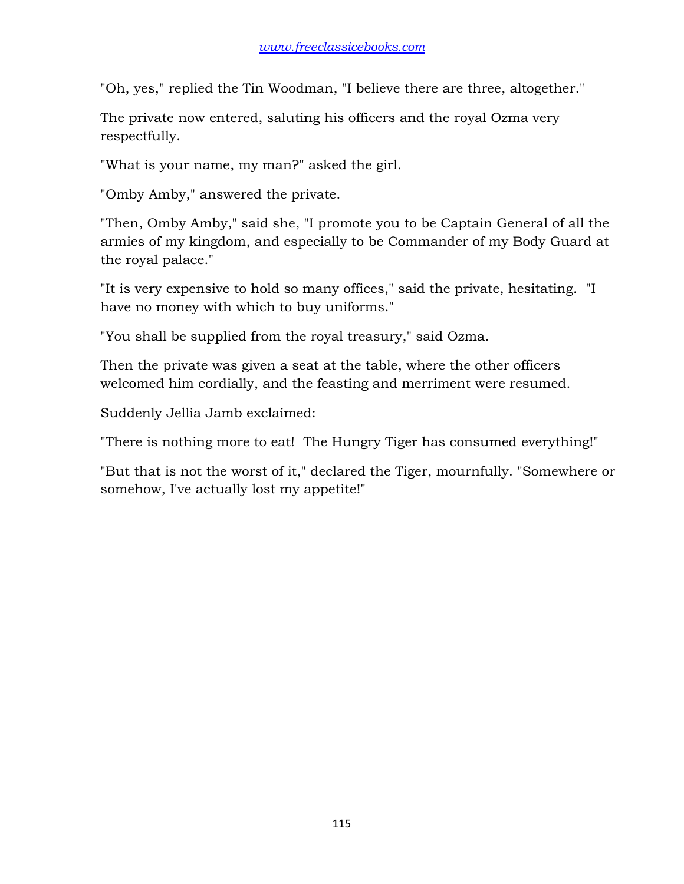"Oh, yes," replied the Tin Woodman, "I believe there are three, altogether."

The private now entered, saluting his officers and the royal Ozma very respectfully.

"What is your name, my man?" asked the girl.

"Omby Amby," answered the private.

"Then, Omby Amby," said she, "I promote you to be Captain General of all the armies of my kingdom, and especially to be Commander of my Body Guard at the royal palace."

"It is very expensive to hold so many offices," said the private, hesitating. "I have no money with which to buy uniforms."

"You shall be supplied from the royal treasury," said Ozma.

Then the private was given a seat at the table, where the other officers welcomed him cordially, and the feasting and merriment were resumed.

Suddenly Jellia Jamb exclaimed:

"There is nothing more to eat! The Hungry Tiger has consumed everything!"

"But that is not the worst of it," declared the Tiger, mournfully. "Somewhere or somehow, I've actually lost my appetite!"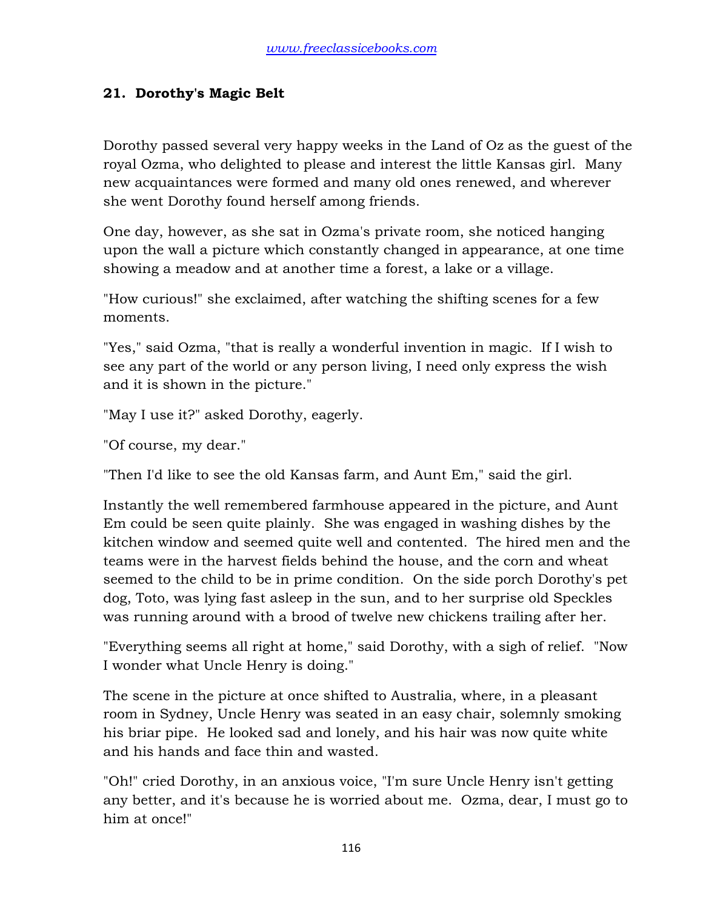## 21. Dorothy's Magic Belt

Dorothy passed several very happy weeks in the Land of Oz as the guest of the royal Ozma, who delighted to please and interest the little Kansas girl. Many new acquaintances were formed and many old ones renewed, and wherever she went Dorothy found herself among friends.

One day, however, as she sat in Ozma's private room, she noticed hanging upon the wall a picture which constantly changed in appearance, at one time showing a meadow and at another time a forest, a lake or a village.

"How curious!" she exclaimed, after watching the shifting scenes for a few moments.

"Yes," said Ozma, "that is really a wonderful invention in magic. If I wish to see any part of the world or any person living, I need only express the wish and it is shown in the picture."

"May I use it?" asked Dorothy, eagerly.

"Of course, my dear."

"Then I'd like to see the old Kansas farm, and Aunt Em," said the girl.

Instantly the well remembered farmhouse appeared in the picture, and Aunt Em could be seen quite plainly. She was engaged in washing dishes by the kitchen window and seemed quite well and contented. The hired men and the teams were in the harvest fields behind the house, and the corn and wheat seemed to the child to be in prime condition. On the side porch Dorothy's pet dog, Toto, was lying fast asleep in the sun, and to her surprise old Speckles was running around with a brood of twelve new chickens trailing after her.

"Everything seems all right at home," said Dorothy, with a sigh of relief. "Now I wonder what Uncle Henry is doing."

The scene in the picture at once shifted to Australia, where, in a pleasant room in Sydney, Uncle Henry was seated in an easy chair, solemnly smoking his briar pipe. He looked sad and lonely, and his hair was now quite white and his hands and face thin and wasted.

"Oh!" cried Dorothy, in an anxious voice, "I'm sure Uncle Henry isn't getting any better, and it's because he is worried about me. Ozma, dear, I must go to him at once!"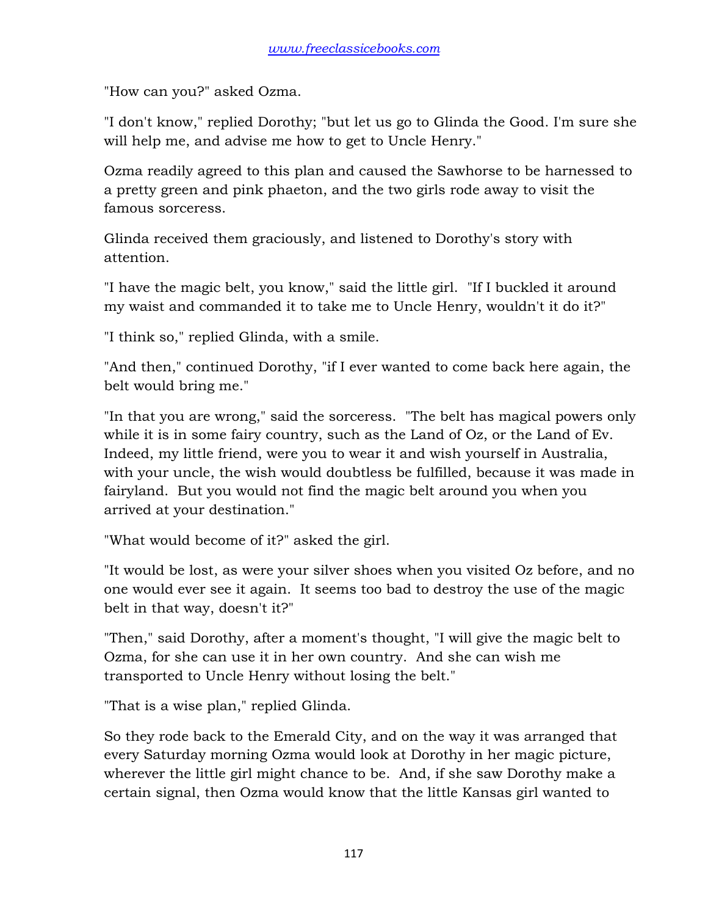"How can you?" asked Ozma.

"I don't know," replied Dorothy; "but let us go to Glinda the Good. I'm sure she will help me, and advise me how to get to Uncle Henry."

Ozma readily agreed to this plan and caused the Sawhorse to be harnessed to a pretty green and pink phaeton, and the two girls rode away to visit the famous sorceress.

Glinda received them graciously, and listened to Dorothy's story with attention.

"I have the magic belt, you know," said the little girl. "If I buckled it around my waist and commanded it to take me to Uncle Henry, wouldn't it do it?"

"I think so," replied Glinda, with a smile.

"And then," continued Dorothy, "if I ever wanted to come back here again, the belt would bring me."

"In that you are wrong," said the sorceress. "The belt has magical powers only while it is in some fairy country, such as the Land of Oz, or the Land of Ev. Indeed, my little friend, were you to wear it and wish yourself in Australia, with your uncle, the wish would doubtless be fulfilled, because it was made in fairyland. But you would not find the magic belt around you when you arrived at your destination."

"What would become of it?" asked the girl.

"It would be lost, as were your silver shoes when you visited Oz before, and no one would ever see it again. It seems too bad to destroy the use of the magic belt in that way, doesn't it?"

"Then," said Dorothy, after a moment's thought, "I will give the magic belt to Ozma, for she can use it in her own country. And she can wish me transported to Uncle Henry without losing the belt."

"That is a wise plan," replied Glinda.

So they rode back to the Emerald City, and on the way it was arranged that every Saturday morning Ozma would look at Dorothy in her magic picture, wherever the little girl might chance to be. And, if she saw Dorothy make a certain signal, then Ozma would know that the little Kansas girl wanted to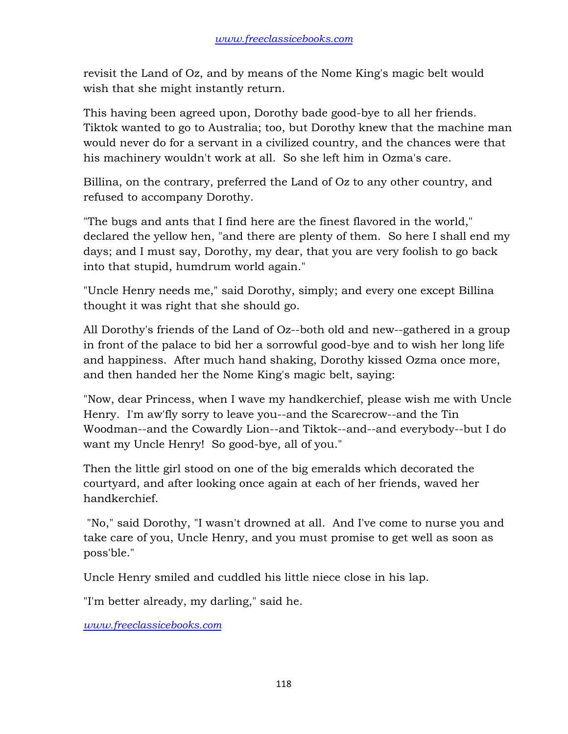revisit the Land of Oz, and by means of the Nome King's magic belt would wish that she might instantly return.

This having been agreed upon, Dorothy bade good-bye to all her friends. Tiktok wanted to go to Australia; too, but Dorothy knew that the machine man would never do for a servant in a civilized country, and the chances were that his machinery wouldn't work at all. So she left him in Ozma's care.

Billina, on the contrary, preferred the Land of Oz to any other country, and refused to accompany Dorothy.

"The bugs and ants that I find here are the finest flavored in the world," declared the yellow hen, "and there are plenty of them. So here I shall end my days; and I must say, Dorothy, my dear, that you are very foolish to go back into that stupid, humdrum world again."

"Uncle Henry needs me," said Dorothy, simply; and every one except Billina thought it was right that she should go.

All Dorothy's friends of the Land of Oz--both old and new--gathered in a group in front of the palace to bid her a sorrowful good-bye and to wish her long life and happiness. After much hand shaking, Dorothy kissed Ozma once more, and then handed her the Nome King's magic belt, saying:

"Now, dear Princess, when I wave my handkerchief, please wish me with Uncle Henry. I'm aw'fly sorry to leave you--and the Scarecrow--and the Tin Woodman--and the Cowardly Lion--and Tiktok--and--and everybody--but I do want my Uncle Henry! So good-bye, all of you."

Then the little girl stood on one of the big emeralds which decorated the courtyard, and after looking once again at each of her friends, waved her handkerchief.

"No," said Dorothy, "I wasn't drowned at all. And I've come to nurse you and take care of you, Uncle Henry, and you must promise to get well as soon as poss'ble."

Uncle Henry smiled and cuddled his little niece close in his lap.

"I'm better already, my darling," said he.